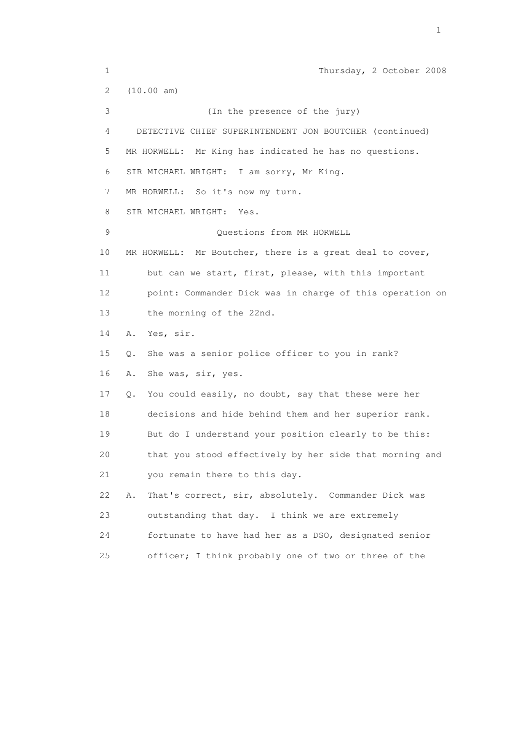Thursday, 2 October 2008

(10.00 am)

(In the presence of the jury)

DETECTIVE CHIEF SUPERINTENDENT JON BOUTCHER (continued)

MR HORWELL: Mr King has indicated he has no questions.

SIR MICHAEL WRIGHT: I am sorry, Mr King.

MR HORWELL: So it's now my turn.

SIR MICHAEL WRIGHT: Yes.

Questions from MR HORWELL

MR HORWELL: Mr Boutcher, there is a great deal to cover, but can we start, first, please, with this important point: Commander Dick was in charge of this operation on the morning of the 22nd.

A. Yes, sir.

Q. She was a senior police officer to you in rank?

A. She was, sir, yes.

Q. You could easily, no doubt, say that these were her decisions and hide behind them and her superior rank. But do I understand your position clearly to be this: that you stood effectively by her side that morning and you remain there to this day.

A. That's correct, sir, absolutely. Commander Dick was outstanding that day. I think we are extremely fortunate to have had her as a DSO, designated senior officer; I think probably one of two or three of the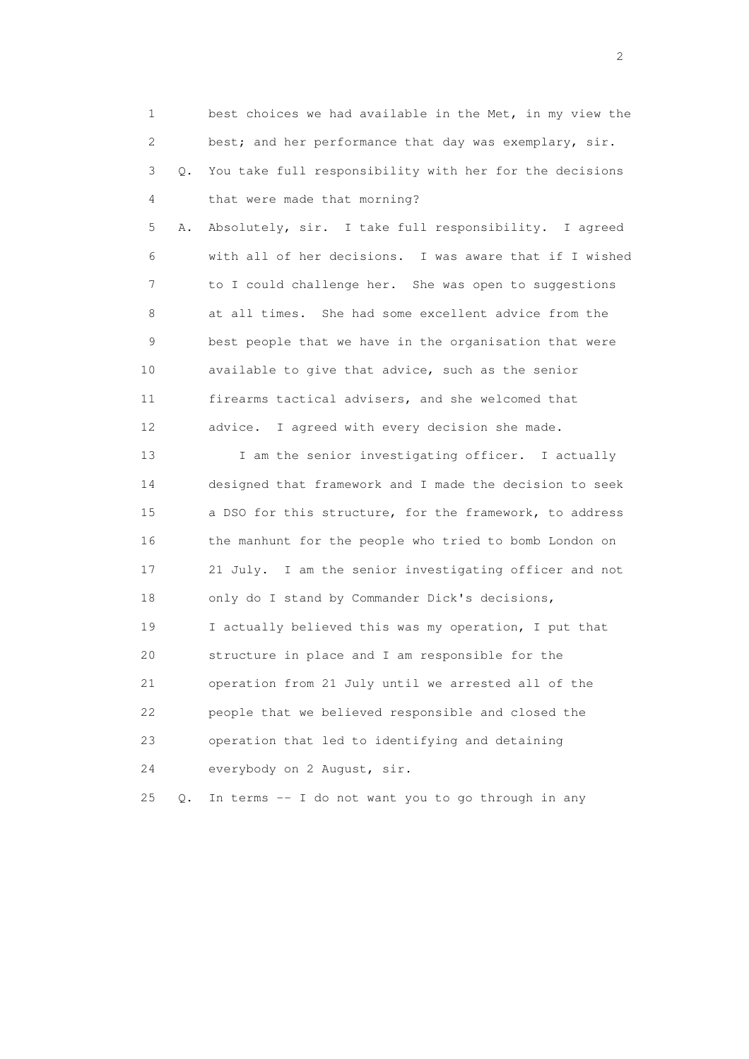1 best choices we had available in the Met, in my view the
2 best; and her performance that day was exemplary, sir.
3 Q. You take full responsibility with her for the decisions
4 that were made that morning?
5 A. Absolutely, sir. I take full responsibility. I agreed
6 with all of her decisions. I was aware that if I wished
7 to I could challenge her. She was open to suggestions
8 at all times. She had some excellent advice from the
9 best people that we have in the organisation that were
10 available to give that advice, such as the senior
11 firearms tactical advisers, and she welcomed that
12 advice. I agreed with every decision she made.
13 I am the senior investigating officer. I actually
14 designed that framework and I made the decision to seek
15 a DSO for this structure, for the framework, to address
16 the manhunt for the people who tried to bomb London on
17 21 July. I am the senior investigating officer and not
18 only do I stand by Commander Dick's decisions,
19 I actually believed this was my operation, I put that
20 structure in place and I am responsible for the
21 operation from 21 July until we arrested all of the
22 people that we believed responsible and closed the
23 operation that led to identifying and detaining
24 everybody on 2 August, sir.
25 Q. In terms -- I do not want you to go through in any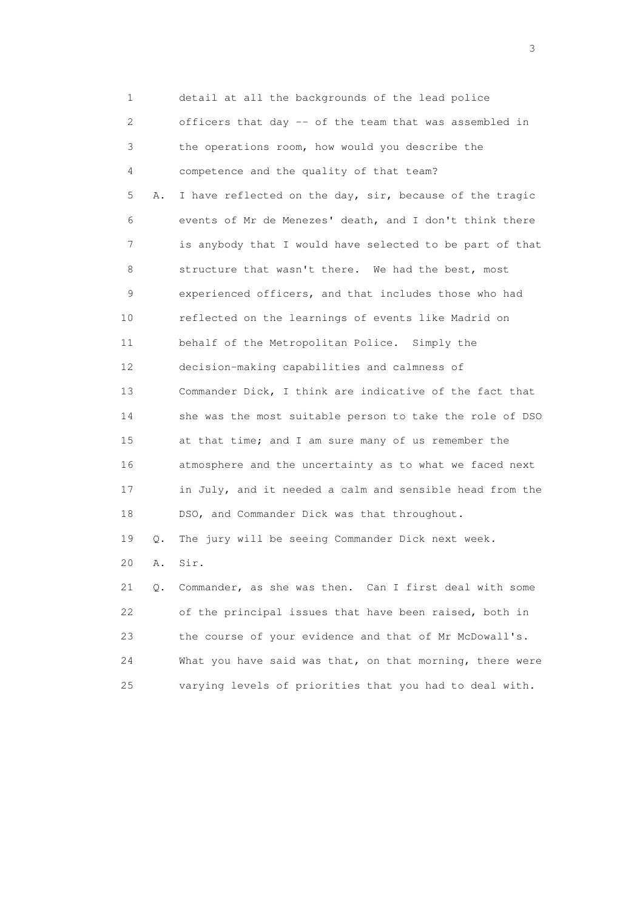1 detail at all the backgrounds of the lead police
2 officers that day -- of the team that was assembled in
3 the operations room, how would you describe the
4 competence and the quality of that team?
5 A. I have reflected on the day, sir, because of the tragic
6 events of Mr de Menezes' death, and I don't think there
7 is anybody that I would have selected to be part of that
8 structure that wasn't there. We had the best, most
9 experienced officers, and that includes those who had
10 reflected on the learnings of events like Madrid on
11 behalf of the Metropolitan Police. Simply the
12 decision-making capabilities and calmness of
13 Commander Dick, I think are indicative of the fact that
14 she was the most suitable person to take the role of DSO
15 at that time; and I am sure many of us remember the
16 atmosphere and the uncertainty as to what we faced next
17 in July, and it needed a calm and sensible head from the
18 DSO, and Commander Dick was that throughout.
19 Q. The jury will be seeing Commander Dick next week.
20 A. Sir.
21 Q. Commander, as she was then. Can I first deal with some
22 of the principal issues that have been raised, both in
23 the course of your evidence and that of Mr McDowall's.
24 What you have said was that, on that morning, there were
25 varying levels of priorities that you had to deal with.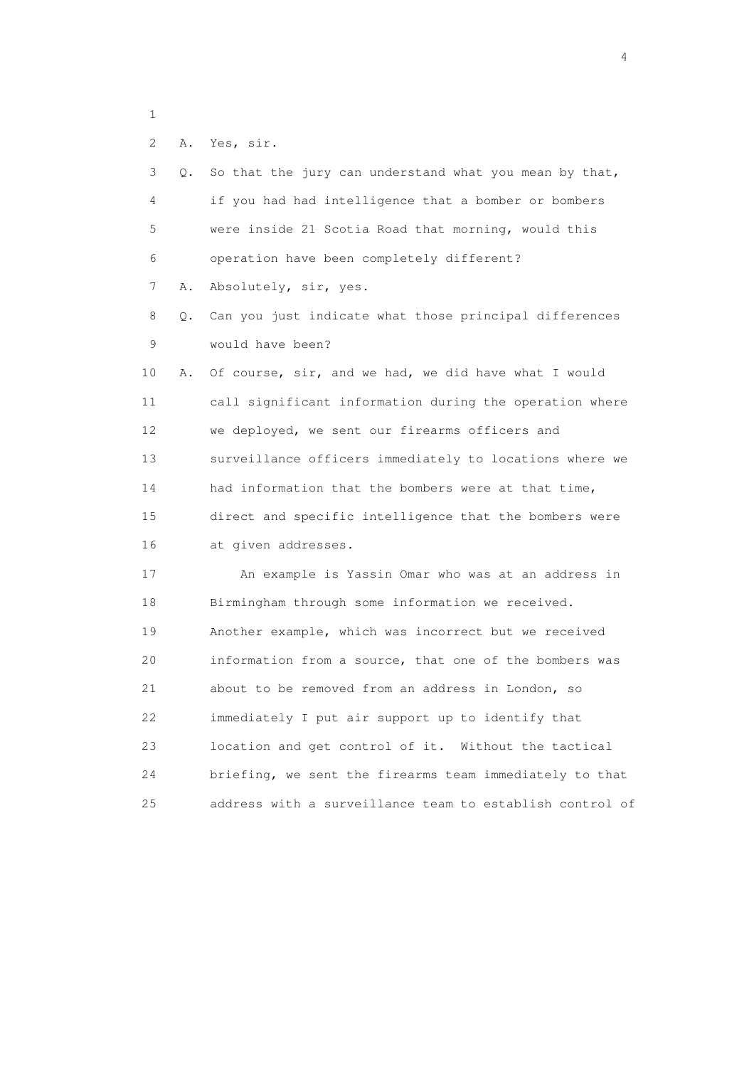1

2 A. Yes, sir.

3 Q. So that the jury can understand what you mean by that,

4 if you had had intelligence that a bomber or bombers

5 were inside 21 Scotia Road that morning, would this

6 operation have been completely different?

7 A. Absolutely, sir, yes.

8 Q. Can you just indicate what those principal differences

9 would have been?

10 A. Of course, sir, and we had, we did have what I would

11 call significant information during the operation where

12 we deployed, we sent our firearms officers and

13 surveillance officers immediately to locations where we

14 had information that the bombers were at that time,

15 direct and specific intelligence that the bombers were

16 at given addresses.

17 An example is Yassin Omar who was at an address in

18 Birmingham through some information we received.

19 Another example, which was incorrect but we received

20 information from a source, that one of the bombers was

21 about to be removed from an address in London, so

22 immediately I put air support up to identify that

23 location and get control of it. Without the tactical

24 briefing, we sent the firearms team immediately to that

25 address with a surveillance team to establish control of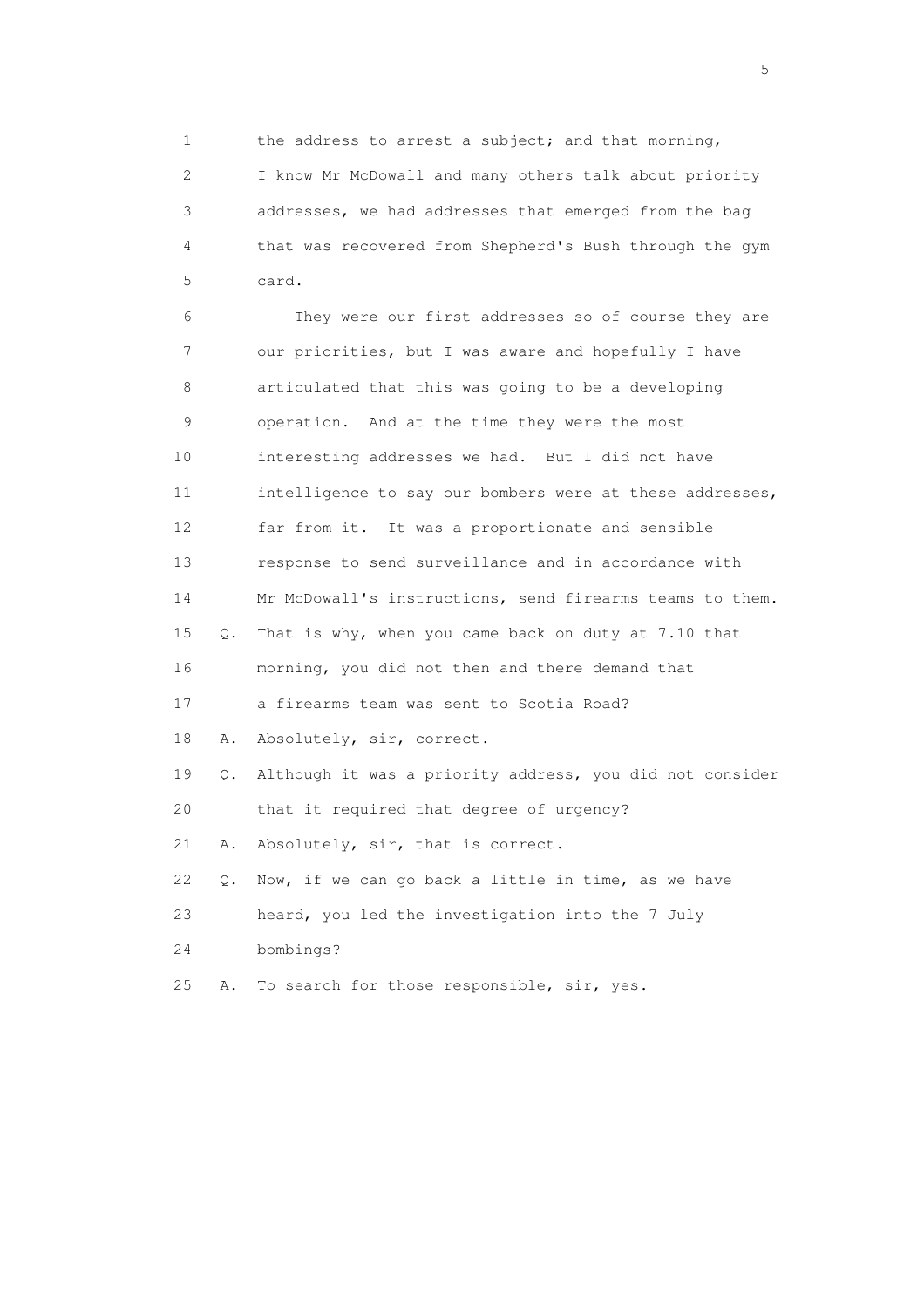1 the address to arrest a subject; and that morning,
2 I know Mr McDowall and many others talk about priority
3 addresses, we had addresses that emerged from the bag
4 that was recovered from Shepherd's Bush through the gym
5 card.

6 They were our first addresses so of course they are
7 our priorities, but I was aware and hopefully I have
8 articulated that this was going to be a developing
9 operation. And at the time they were the most
10 interesting addresses we had. But I did not have
11 intelligence to say our bombers were at these addresses,
12 far from it. It was a proportionate and sensible
13 response to send surveillance and in accordance with
14 Mr McDowall's instructions, send firearms teams to them.

15 Q. That is why, when you came back on duty at 7.10 that
16 morning, you did not then and there demand that
17 a firearms team was sent to Scotia Road?

18 A. Absolutely, sir, correct.

19 Q. Although it was a priority address, you did not consider
20 that it required that degree of urgency?

21 A. Absolutely, sir, that is correct.

22 Q. Now, if we can go back a little in time, as we have
23 heard, you led the investigation into the 7 July
24 bombings?

25 A. To search for those responsible, sir, yes.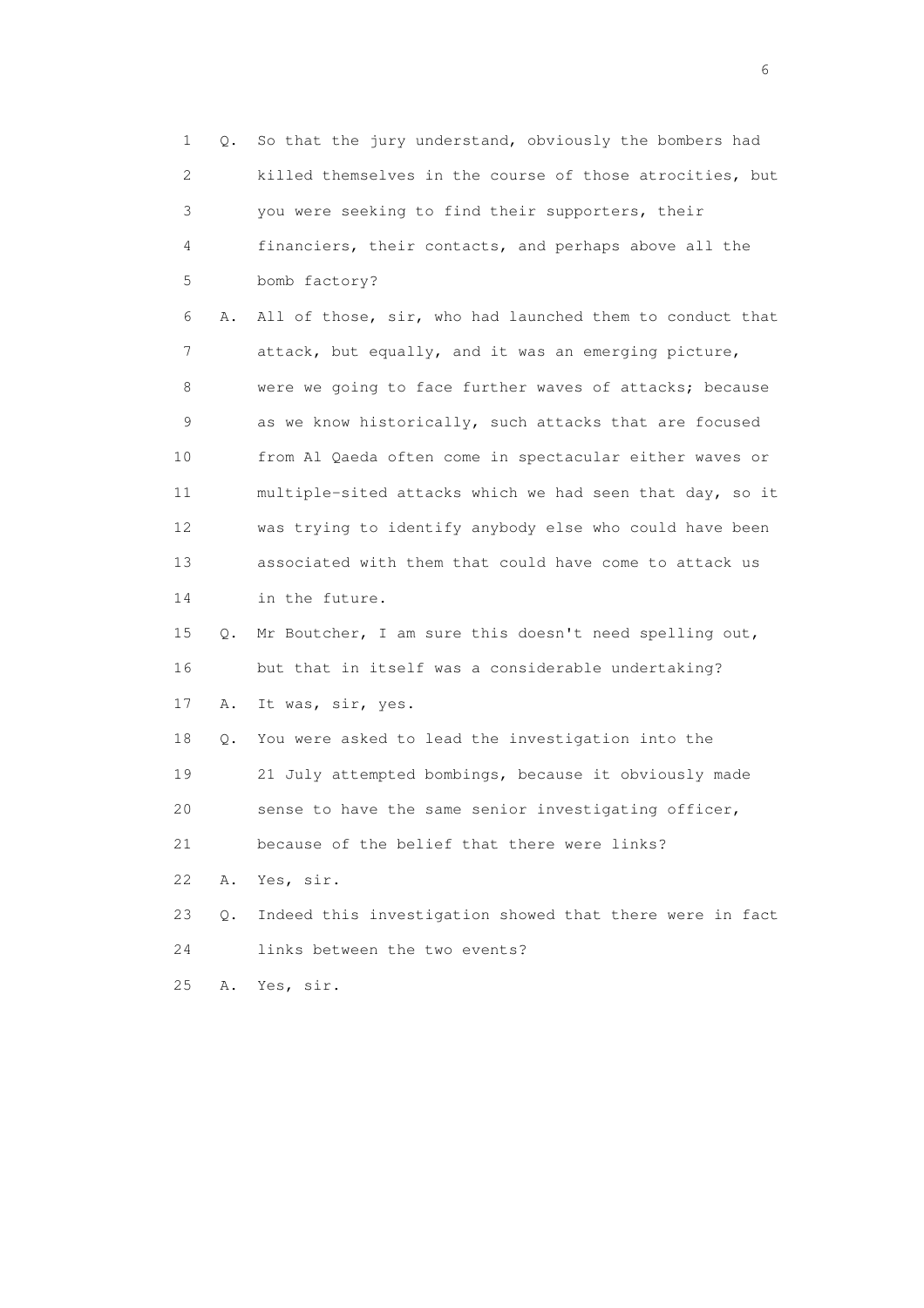1 Q. So that the jury understand, obviously the bombers had
2 killed themselves in the course of those atrocities, but
3 you were seeking to find their supporters, their
4 financiers, their contacts, and perhaps above all the
5 bomb factory?

6 A. All of those, sir, who had launched them to conduct that
7 attack, but equally, and it was an emerging picture,
8 were we going to face further waves of attacks; because
9 as we know historically, such attacks that are focused
10 from Al Qaeda often come in spectacular either waves or
11 multiple-sited attacks which we had seen that day, so it
12 was trying to identify anybody else who could have been
13 associated with them that could have come to attack us
14 in the future.

15 Q. Mr Boutcher, I am sure this doesn't need spelling out,
16 but that in itself was a considerable undertaking?

17 A. It was, sir, yes.

18 Q. You were asked to lead the investigation into the
19 21 July attempted bombings, because it obviously made
20 sense to have the same senior investigating officer,
21 because of the belief that there were links?

22 A. Yes, sir.

23 Q. Indeed this investigation showed that there were in fact
24 links between the two events?

25 A. Yes, sir.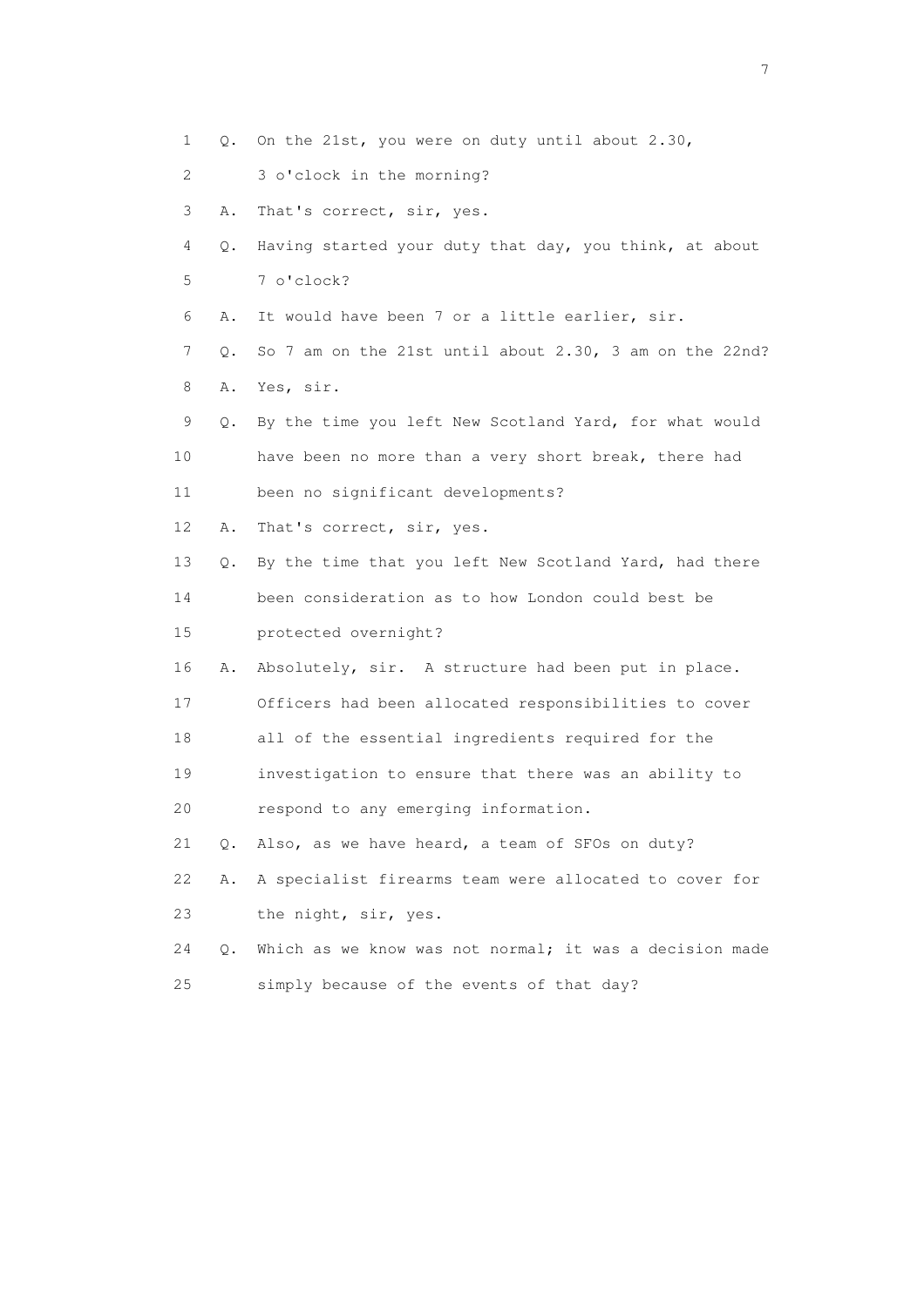1 Q. On the 21st, you were on duty until about 2.30,

2 3 o'clock in the morning?

3 A. That's correct, sir, yes.

4 Q. Having started your duty that day, you think, at about

5 7 o'clock?

6 A. It would have been 7 or a little earlier, sir.

7 Q. So 7 am on the 21st until about 2.30, 3 am on the 22nd?

8 A. Yes, sir.

9 Q. By the time you left New Scotland Yard, for what would

10 have been no more than a very short break, there had

11 been no significant developments?

12 A. That's correct, sir, yes.

13 Q. By the time that you left New Scotland Yard, had there

14 been consideration as to how London could best be

15 protected overnight?

16 A. Absolutely, sir. A structure had been put in place.

17 Officers had been allocated responsibilities to cover

18 all of the essential ingredients required for the

19 investigation to ensure that there was an ability to

20 respond to any emerging information.

21 Q. Also, as we have heard, a team of SFOs on duty?

22 A. A specialist firearms team were allocated to cover for

23 the night, sir, yes.

24 Q. Which as we know was not normal; it was a decision made

25 simply because of the events of that day?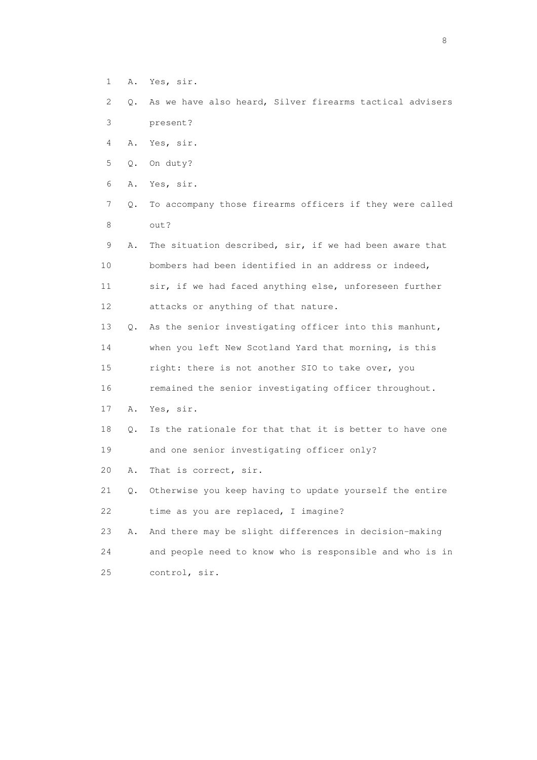1 A. Yes, sir.

2 Q. As we have also heard, Silver firearms tactical advisers

3 present?

4 A. Yes, sir.

5 Q. On duty?

6 A. Yes, sir.

7 Q. To accompany those firearms officers if they were called

8 out?

9 A. The situation described, sir, if we had been aware that

10 bombers had been identified in an address or indeed,

11 sir, if we had faced anything else, unforeseen further

12 attacks or anything of that nature.

13 Q. As the senior investigating officer into this manhunt,

14 when you left New Scotland Yard that morning, is this

15 right: there is not another SIO to take over, you

16 remained the senior investigating officer throughout.

17 A. Yes, sir.

18 Q. Is the rationale for that that it is better to have one

19 and one senior investigating officer only?

20 A. That is correct, sir.

21 Q. Otherwise you keep having to update yourself the entire

22 time as you are replaced, I imagine?

23 A. And there may be slight differences in decision-making

24 and people need to know who is responsible and who is in

25 control, sir.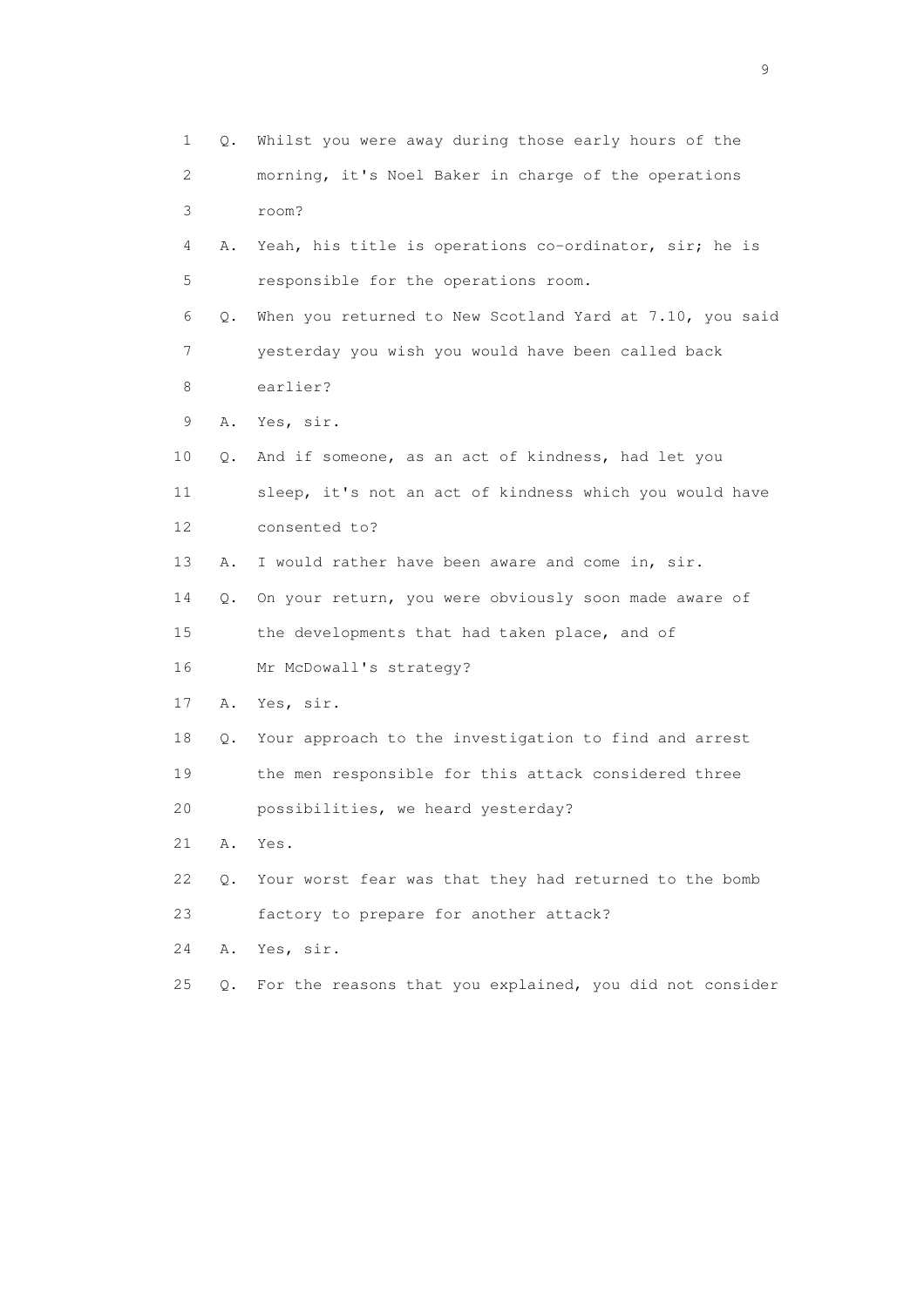1 Q. Whilst you were away during those early hours of the
2 morning, it's Noel Baker in charge of the operations
3 room?
4 A. Yeah, his title is operations co-ordinator, sir; he is
5 responsible for the operations room.
6 Q. When you returned to New Scotland Yard at 7.10, you said
7 yesterday you wish you would have been called back
8 earlier?
9 A. Yes, sir.
10 Q. And if someone, as an act of kindness, had let you
11 sleep, it's not an act of kindness which you would have
12 consented to?
13 A. I would rather have been aware and come in, sir.
14 Q. On your return, you were obviously soon made aware of
15 the developments that had taken place, and of
16 Mr McDowall's strategy?
17 A. Yes, sir.
18 Q. Your approach to the investigation to find and arrest
19 the men responsible for this attack considered three
20 possibilities, we heard yesterday?
21 A. Yes.
22 Q. Your worst fear was that they had returned to the bomb
23 factory to prepare for another attack?
24 A. Yes, sir.
25 Q. For the reasons that you explained, you did not consider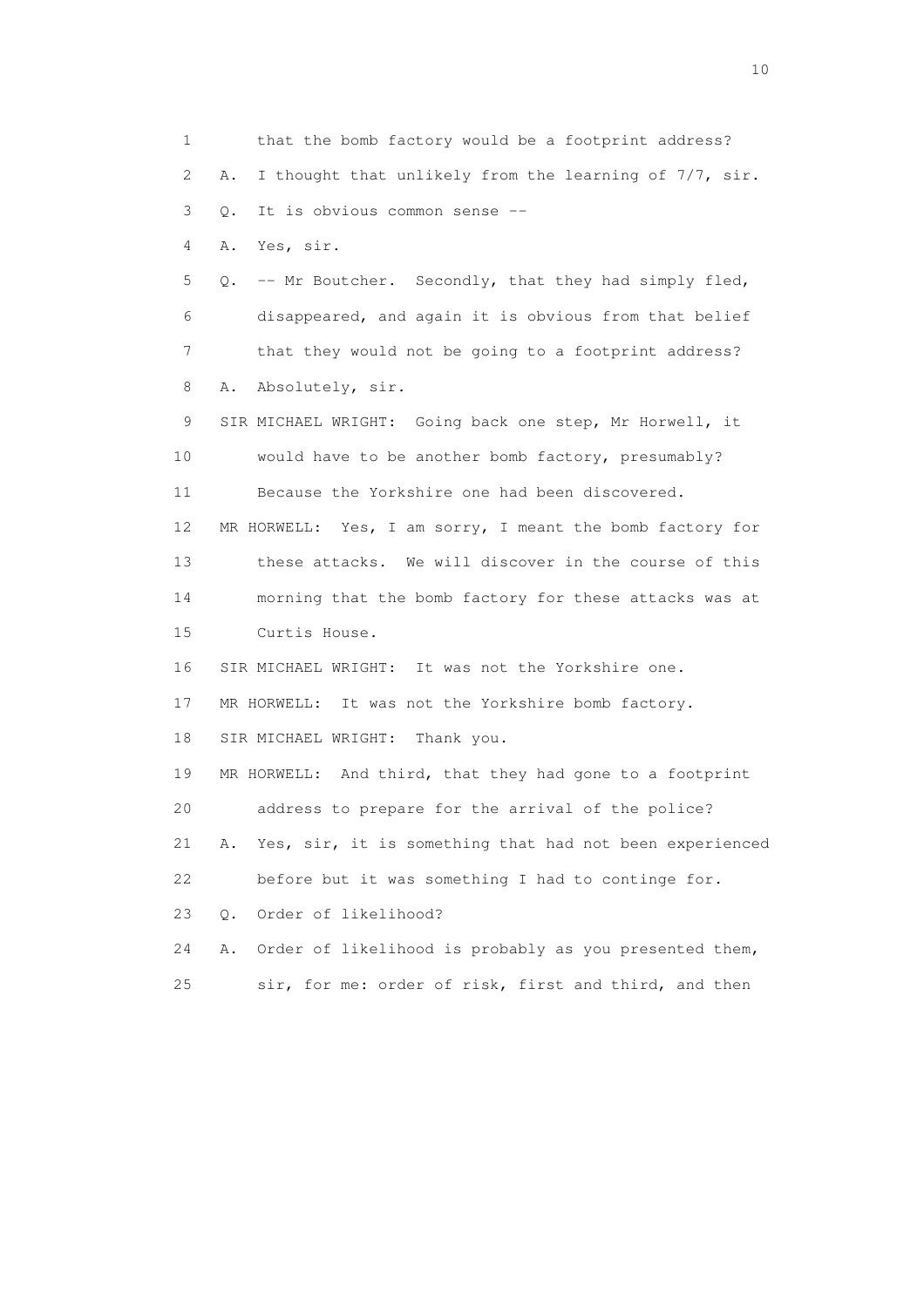1 that the bomb factory would be a footprint address?

2 A. I thought that unlikely from the learning of 7/7, sir.

3 Q. It is obvious common sense --

4 A. Yes, sir.

5 Q. -- Mr Boutcher. Secondly, that they had simply fled,

6 disappeared, and again it is obvious from that belief

7 that they would not be going to a footprint address?

8 A. Absolutely, sir.

9 SIR MICHAEL WRIGHT: Going back one step, Mr Horwell, it

10 would have to be another bomb factory, presumably?

11 Because the Yorkshire one had been discovered.

12 MR HORWELL: Yes, I am sorry, I meant the bomb factory for

13 these attacks. We will discover in the course of this

14 morning that the bomb factory for these attacks was at

15 Curtis House.

16 SIR MICHAEL WRIGHT: It was not the Yorkshire one.

17 MR HORWELL: It was not the Yorkshire bomb factory.

18 SIR MICHAEL WRIGHT: Thank you.

19 MR HORWELL: And third, that they had gone to a footprint

20 address to prepare for the arrival of the police?

21 A. Yes, sir, it is something that had not been experienced

22 before but it was something I had to continge for.

23 Q. Order of likelihood?

24 A. Order of likelihood is probably as you presented them,

25 sir, for me: order of risk, first and third, and then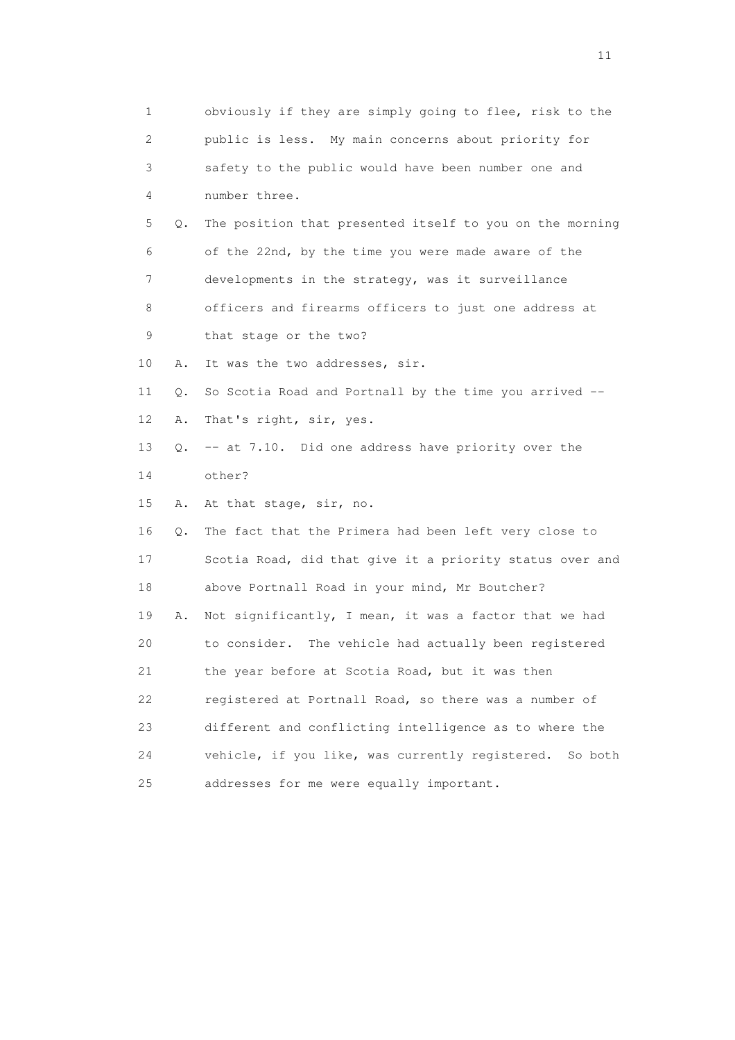1 obviously if they are simply going to flee, risk to the
2 public is less. My main concerns about priority for
3 safety to the public would have been number one and
4 number three.

5 Q. The position that presented itself to you on the morning
6 of the 22nd, by the time you were made aware of the
7 developments in the strategy, was it surveillance
8 officers and firearms officers to just one address at
9 that stage or the two?

10 A. It was the two addresses, sir.

11 Q. So Scotia Road and Portnall by the time you arrived --

12 A. That's right, sir, yes.

13 Q. -- at 7.10. Did one address have priority over the
14 other?

15 A. At that stage, sir, no.

16 Q. The fact that the Primera had been left very close to
17 Scotia Road, did that give it a priority status over and
18 above Portnall Road in your mind, Mr Boutcher?

19 A. Not significantly, I mean, it was a factor that we had
20 to consider. The vehicle had actually been registered
21 the year before at Scotia Road, but it was then
22 registered at Portnall Road, so there was a number of
23 different and conflicting intelligence as to where the
24 vehicle, if you like, was currently registered. So both
25 addresses for me were equally important.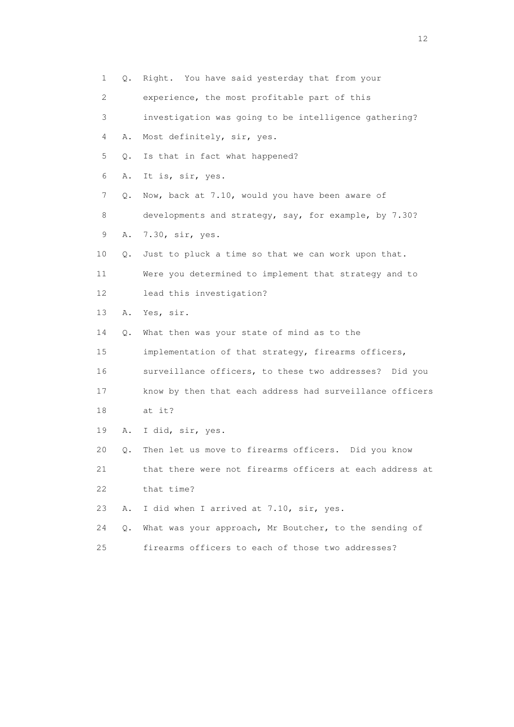1 Q. Right. You have said yesterday that from your
2 experience, the most profitable part of this
3 investigation was going to be intelligence gathering?
4 A. Most definitely, sir, yes.
5 Q. Is that in fact what happened?
6 A. It is, sir, yes.
7 Q. Now, back at 7.10, would you have been aware of
8 developments and strategy, say, for example, by 7.30?
9 A. 7.30, sir, yes.
10 Q. Just to pluck a time so that we can work upon that.
11 Were you determined to implement that strategy and to
12 lead this investigation?
13 A. Yes, sir.
14 Q. What then was your state of mind as to the
15 implementation of that strategy, firearms officers,
16 surveillance officers, to these two addresses? Did you
17 know by then that each address had surveillance officers
18 at it?
19 A. I did, sir, yes.
20 Q. Then let us move to firearms officers. Did you know
21 that there were not firearms officers at each address at
22 that time?
23 A. I did when I arrived at 7.10, sir, yes.
24 Q. What was your approach, Mr Boutcher, to the sending of
25 firearms officers to each of those two addresses?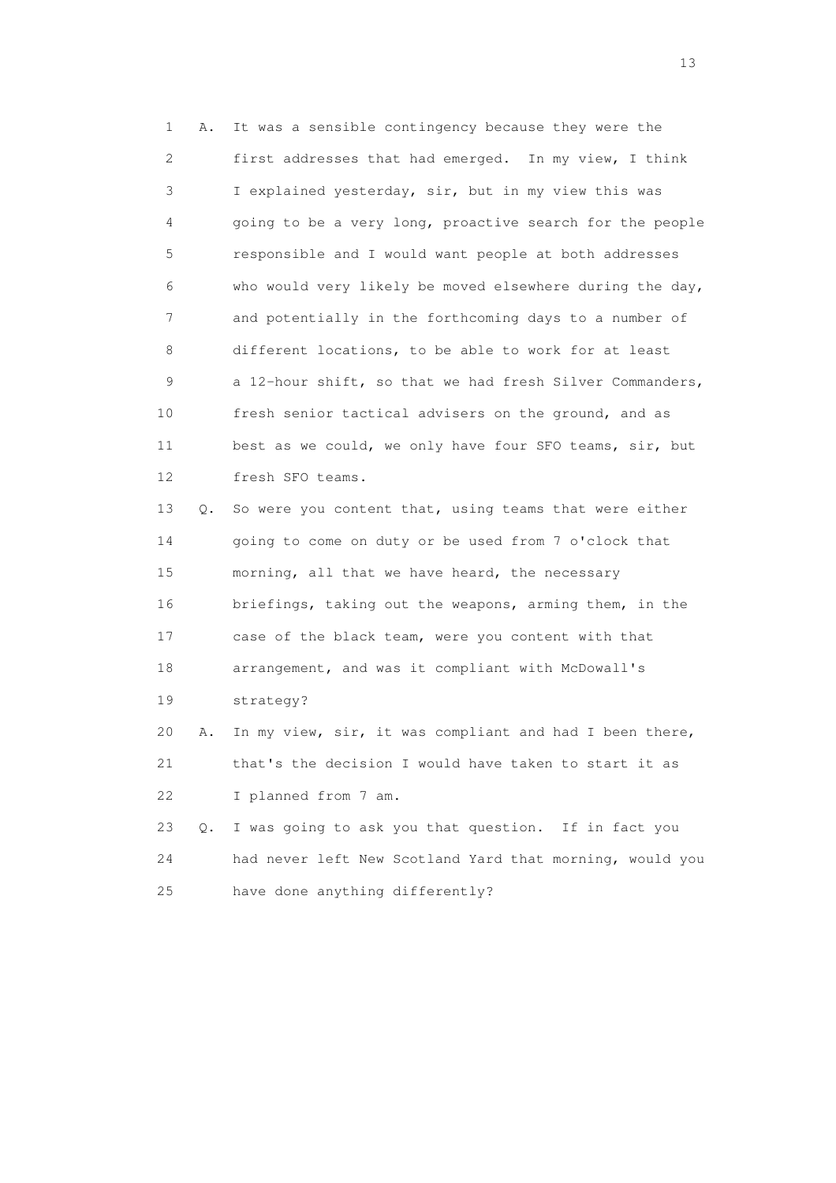1 A. It was a sensible contingency because they were the
2 first addresses that had emerged. In my view, I think
3 I explained yesterday, sir, but in my view this was
4 going to be a very long, proactive search for the people
5 responsible and I would want people at both addresses
6 who would very likely be moved elsewhere during the day,
7 and potentially in the forthcoming days to a number of
8 different locations, to be able to work for at least
9 a 12-hour shift, so that we had fresh Silver Commanders,
10 fresh senior tactical advisers on the ground, and as
11 best as we could, we only have four SFO teams, sir, but
12 fresh SFO teams.

13 Q. So were you content that, using teams that were either
14 going to come on duty or be used from 7 o'clock that
15 morning, all that we have heard, the necessary
16 briefings, taking out the weapons, arming them, in the
17 case of the black team, were you content with that
18 arrangement, and was it compliant with McDowall's
19 strategy?

20 A. In my view, sir, it was compliant and had I been there,
21 that's the decision I would have taken to start it as
22 I planned from 7 am.

23 Q. I was going to ask you that question. If in fact you
24 had never left New Scotland Yard that morning, would you
25 have done anything differently?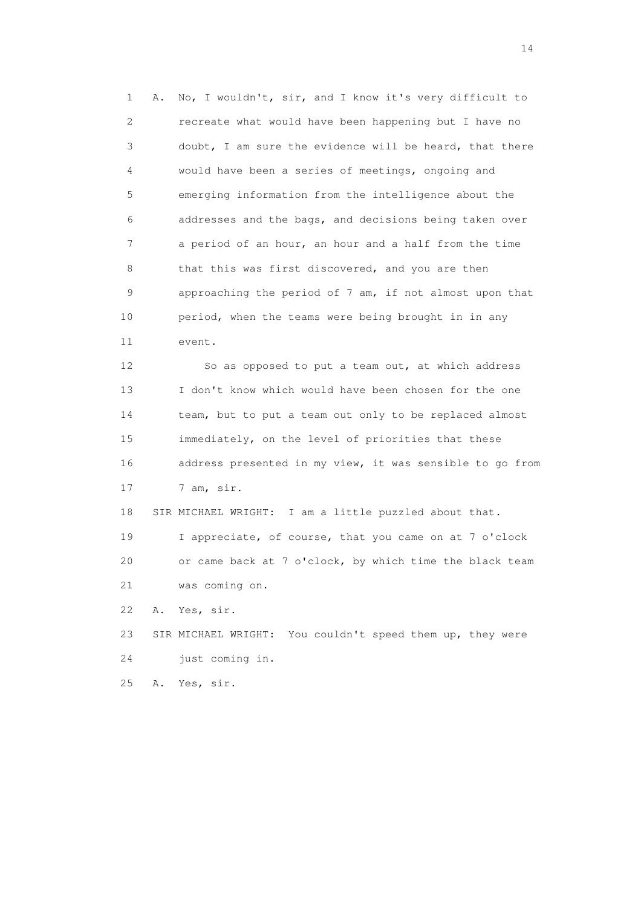1 A. No, I wouldn't, sir, and I know it's very difficult to
2 recreate what would have been happening but I have no
3 doubt, I am sure the evidence will be heard, that there
4 would have been a series of meetings, ongoing and
5 emerging information from the intelligence about the
6 addresses and the bags, and decisions being taken over
7 a period of an hour, an hour and a half from the time
8 that this was first discovered, and you are then
9 approaching the period of 7 am, if not almost upon that
10 period, when the teams were being brought in in any
11 event.

12 So as opposed to put a team out, at which address
13 I don't know which would have been chosen for the one
14 team, but to put a team out only to be replaced almost
15 immediately, on the level of priorities that these
16 address presented in my view, it was sensible to go from
17 7 am, sir.

18 SIR MICHAEL WRIGHT: I am a little puzzled about that.
19 I appreciate, of course, that you came on at 7 o'clock
20 or came back at 7 o'clock, by which time the black team
21 was coming on.

22 A. Yes, sir.

23 SIR MICHAEL WRIGHT: You couldn't speed them up, they were
24 just coming in.

25 A. Yes, sir.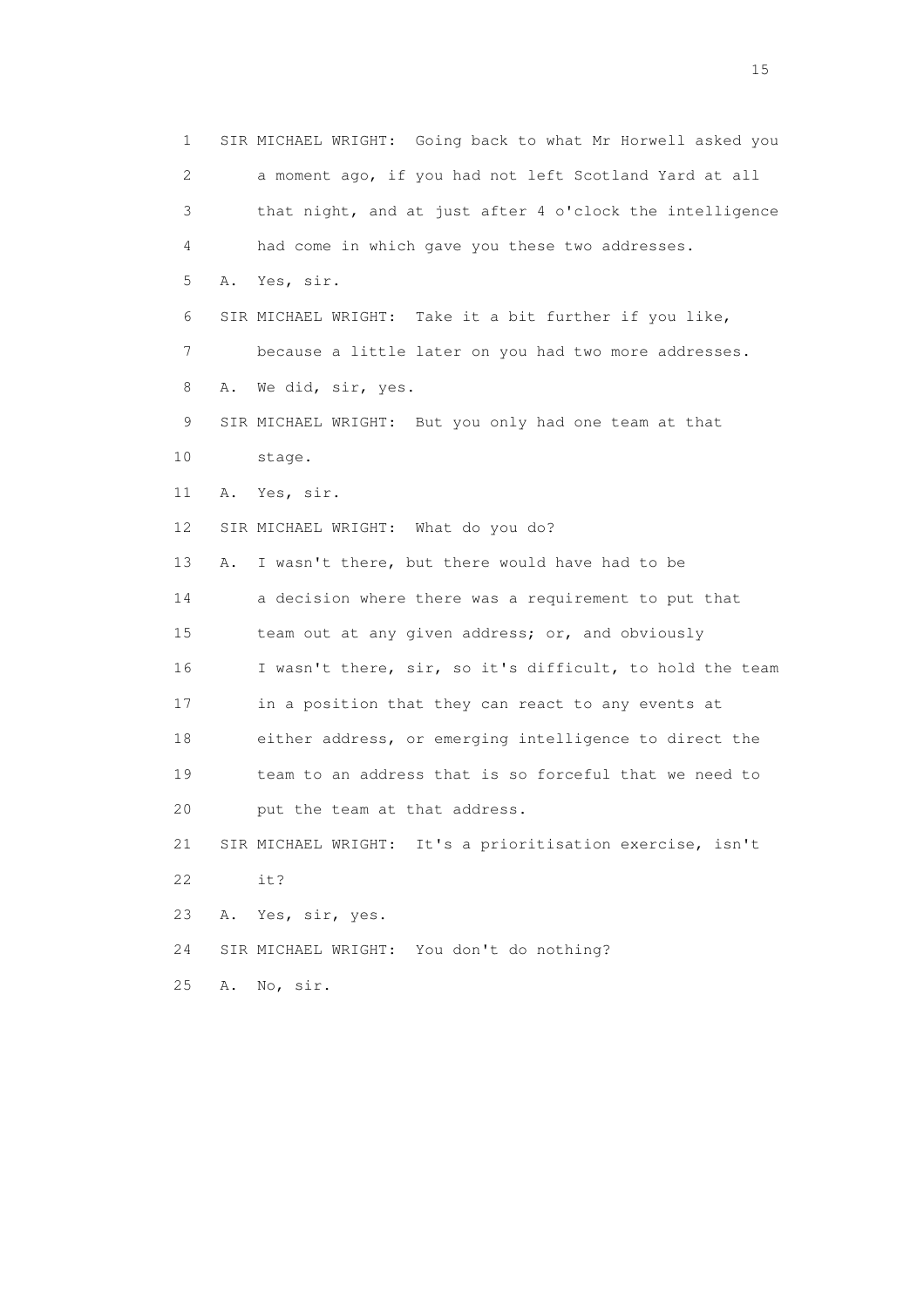1 SIR MICHAEL WRIGHT: Going back to what Mr Horwell asked you
2 a moment ago, if you had not left Scotland Yard at all
3 that night, and at just after 4 o'clock the intelligence
4 had come in which gave you these two addresses.
5 A. Yes, sir.
6 SIR MICHAEL WRIGHT: Take it a bit further if you like,
7 because a little later on you had two more addresses.
8 A. We did, sir, yes.
9 SIR MICHAEL WRIGHT: But you only had one team at that
10 stage.
11 A. Yes, sir.
12 SIR MICHAEL WRIGHT: What do you do?
13 A. I wasn't there, but there would have had to be
14 a decision where there was a requirement to put that
15 team out at any given address; or, and obviously
16 I wasn't there, sir, so it's difficult, to hold the team
17 in a position that they can react to any events at
18 either address, or emerging intelligence to direct the
19 team to an address that is so forceful that we need to
20 put the team at that address.
21 SIR MICHAEL WRIGHT: It's a prioritisation exercise, isn't
22 it?
23 A. Yes, sir, yes.
24 SIR MICHAEL WRIGHT: You don't do nothing?
25 A. No, sir.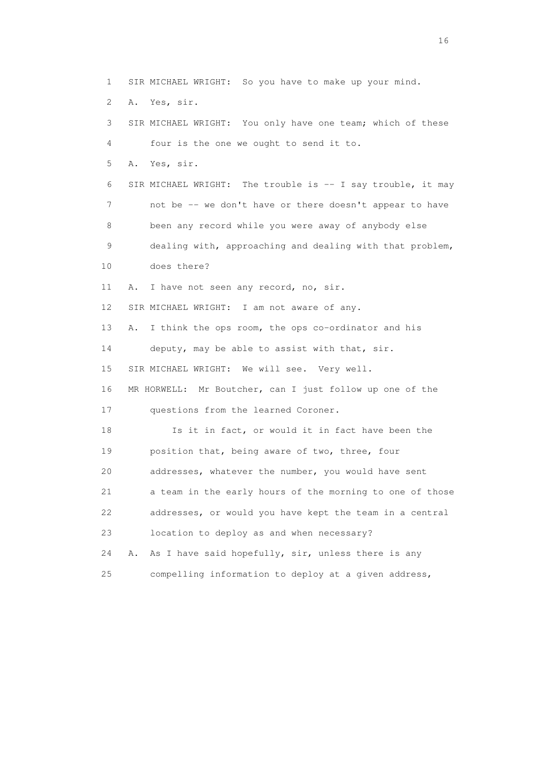1 SIR MICHAEL WRIGHT: So you have to make up your mind.

2 A. Yes, sir.

3 SIR MICHAEL WRIGHT: You only have one team; which of these

4 four is the one we ought to send it to.

5 A. Yes, sir.

6 SIR MICHAEL WRIGHT: The trouble is -- I say trouble, it may

7 not be -- we don't have or there doesn't appear to have

8 been any record while you were away of anybody else

9 dealing with, approaching and dealing with that problem,

10 does there?

11 A. I have not seen any record, no, sir.

12 SIR MICHAEL WRIGHT: I am not aware of any.

13 A. I think the ops room, the ops co-ordinator and his

14 deputy, may be able to assist with that, sir.

15 SIR MICHAEL WRIGHT: We will see. Very well.

16 MR HORWELL: Mr Boutcher, can I just follow up one of the

17 questions from the learned Coroner.

18 Is it in fact, or would it in fact have been the

19 position that, being aware of two, three, four

20 addresses, whatever the number, you would have sent

21 a team in the early hours of the morning to one of those

22 addresses, or would you have kept the team in a central

23 location to deploy as and when necessary?

24 A. As I have said hopefully, sir, unless there is any

25 compelling information to deploy at a given address,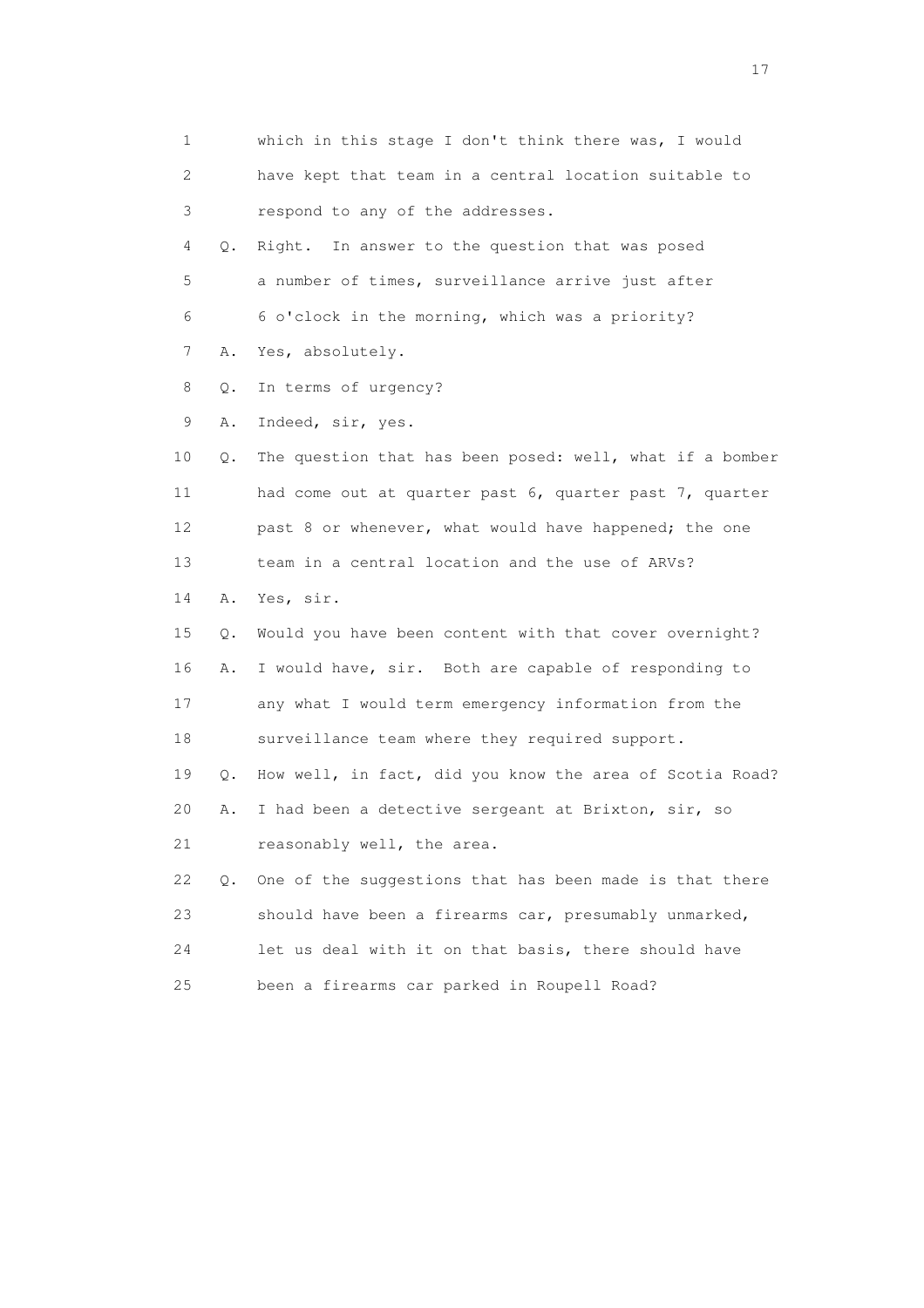1 which in this stage I don't think there was, I would
2 have kept that team in a central location suitable to
3 respond to any of the addresses.
4 Q. Right. In answer to the question that was posed
5 a number of times, surveillance arrive just after
6 6 o'clock in the morning, which was a priority?
7 A. Yes, absolutely.
8 Q. In terms of urgency?
9 A. Indeed, sir, yes.
10 Q. The question that has been posed: well, what if a bomber
11 had come out at quarter past 6, quarter past 7, quarter
12 past 8 or whenever, what would have happened; the one
13 team in a central location and the use of ARVs?
14 A. Yes, sir.
15 Q. Would you have been content with that cover overnight?
16 A. I would have, sir. Both are capable of responding to
17 any what I would term emergency information from the
18 surveillance team where they required support.
19 Q. How well, in fact, did you know the area of Scotia Road?
20 A. I had been a detective sergeant at Brixton, sir, so
21 reasonably well, the area.
22 Q. One of the suggestions that has been made is that there
23 should have been a firearms car, presumably unmarked,
24 let us deal with it on that basis, there should have
25 been a firearms car parked in Roupell Road?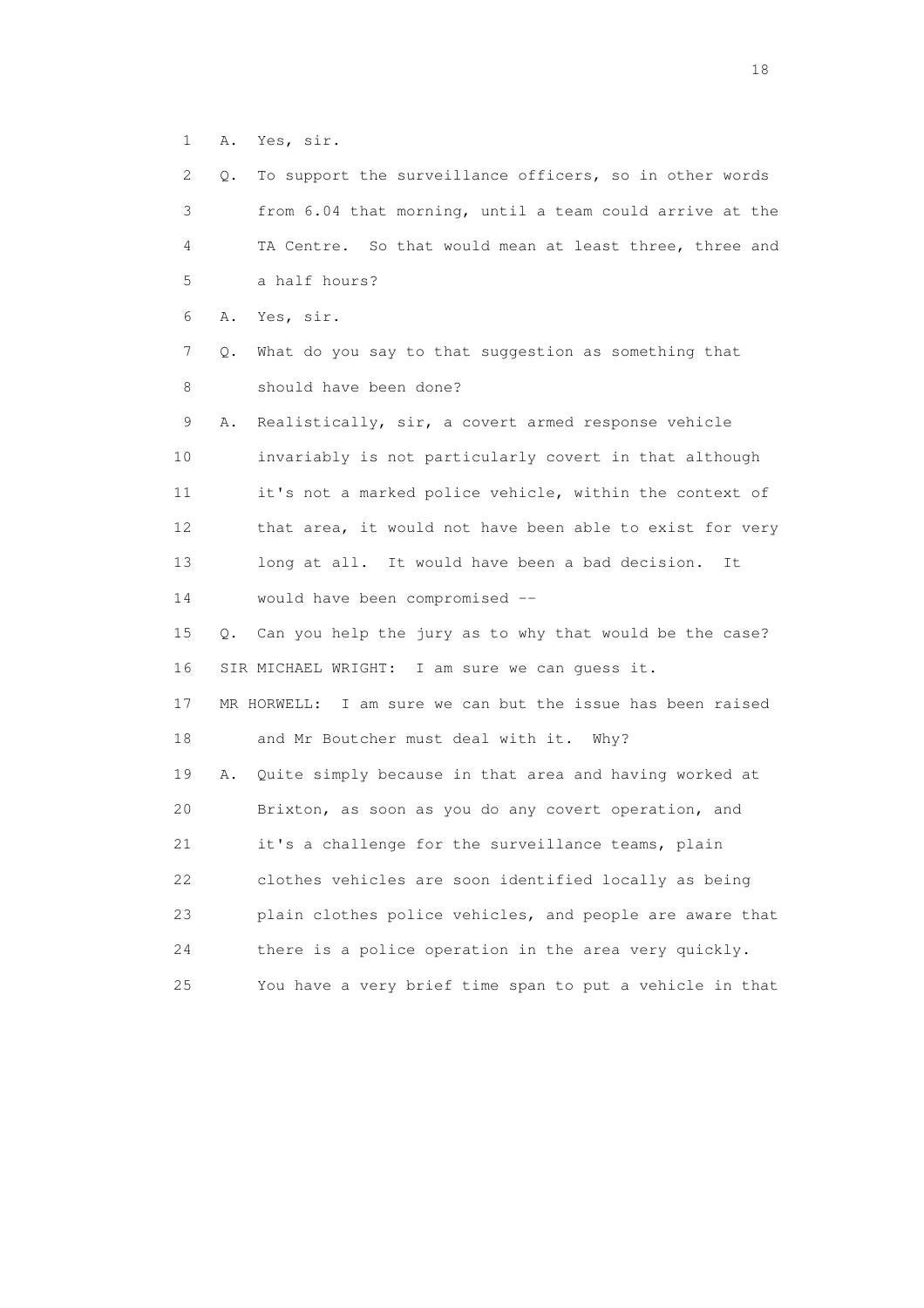1 A. Yes, sir.

2 Q. To support the surveillance officers, so in other words

3 from 6.04 that morning, until a team could arrive at the

4 TA Centre. So that would mean at least three, three and

5 a half hours?

6 A. Yes, sir.

7 Q. What do you say to that suggestion as something that

8 should have been done?

9 A. Realistically, sir, a covert armed response vehicle

10 invariably is not particularly covert in that although

11 it's not a marked police vehicle, within the context of

12 that area, it would not have been able to exist for very

13 long at all. It would have been a bad decision. It

14 would have been compromised --

15 Q. Can you help the jury as to why that would be the case?

16 SIR MICHAEL WRIGHT: I am sure we can guess it.

17 MR HORWELL: I am sure we can but the issue has been raised

18 and Mr Boutcher must deal with it. Why?

19 A. Quite simply because in that area and having worked at

20 Brixton, as soon as you do any covert operation, and

21 it's a challenge for the surveillance teams, plain

22 clothes vehicles are soon identified locally as being

23 plain clothes police vehicles, and people are aware that

24 there is a police operation in the area very quickly.

25 You have a very brief time span to put a vehicle in that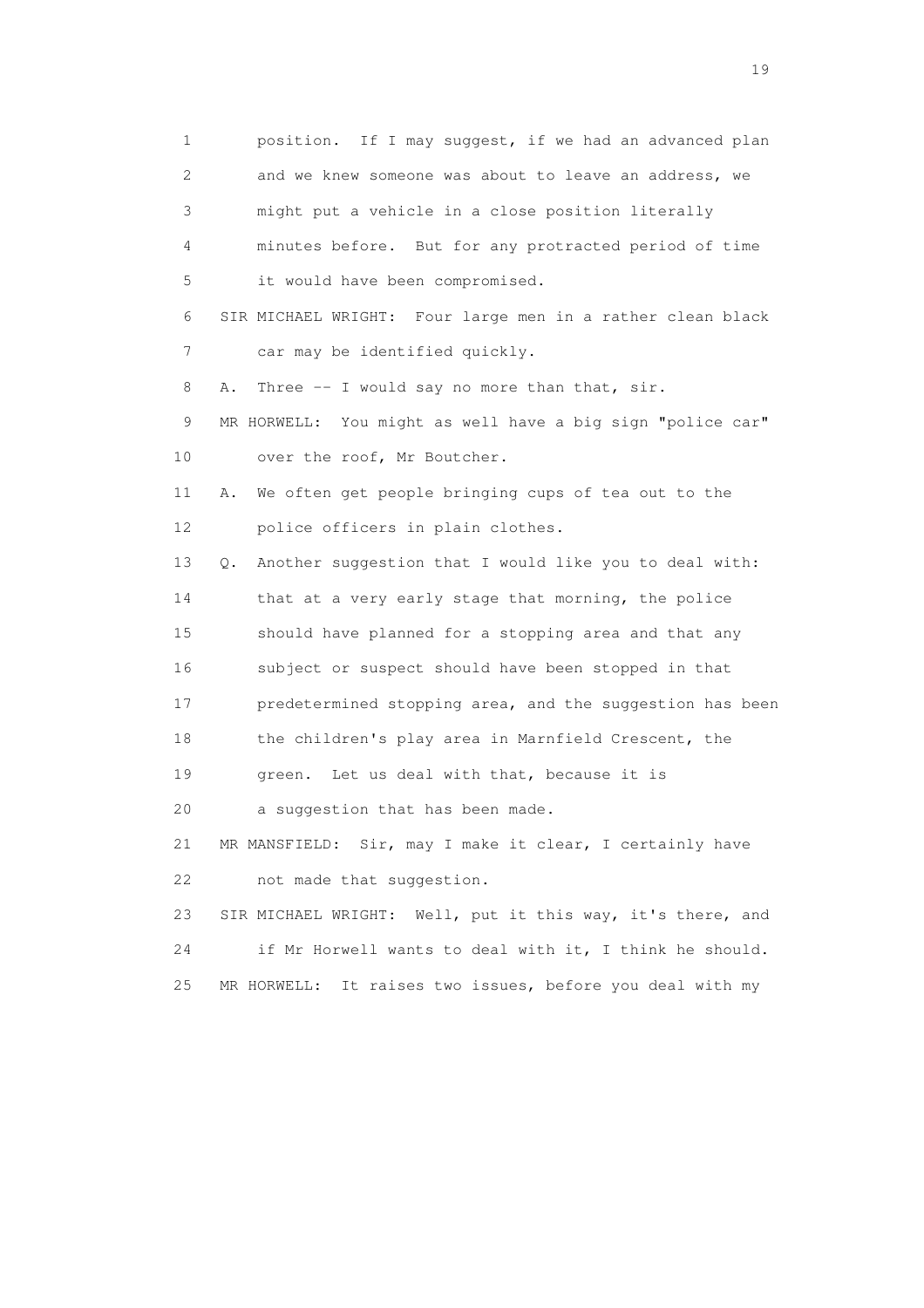1 position. If I may suggest, if we had an advanced plan
2 and we knew someone was about to leave an address, we
3 might put a vehicle in a close position literally
4 minutes before. But for any protracted period of time
5 it would have been compromised.

6 SIR MICHAEL WRIGHT: Four large men in a rather clean black
7 car may be identified quickly.

8 A. Three -- I would say no more than that, sir.

9 MR HORWELL: You might as well have a big sign "police car"
10 over the roof, Mr Boutcher.

11 A. We often get people bringing cups of tea out to the
12 police officers in plain clothes.

13 Q. Another suggestion that I would like you to deal with:
14 that at a very early stage that morning, the police
15 should have planned for a stopping area and that any
16 subject or suspect should have been stopped in that
17 predetermined stopping area, and the suggestion has been
18 the children's play area in Marnfield Crescent, the
19 green. Let us deal with that, because it is
20 a suggestion that has been made.

21 MR MANSFIELD: Sir, may I make it clear, I certainly have
22 not made that suggestion.

23 SIR MICHAEL WRIGHT: Well, put it this way, it's there, and
24 if Mr Horwell wants to deal with it, I think he should.

25 MR HORWELL: It raises two issues, before you deal with my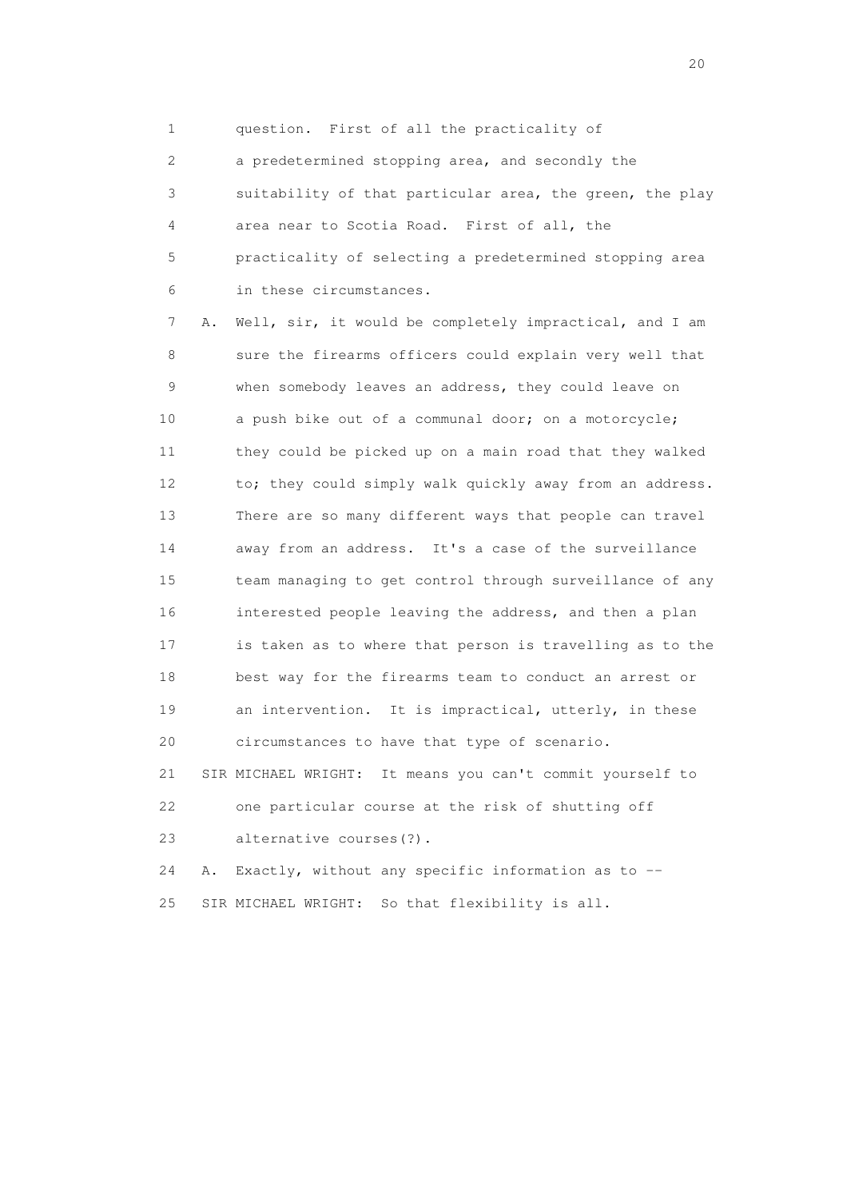1 question. First of all the practicality of
2 a predetermined stopping area, and secondly the
3 suitability of that particular area, the green, the play
4 area near to Scotia Road. First of all, the
5 practicality of selecting a predetermined stopping area
6 in these circumstances.

7 A. Well, sir, it would be completely impractical, and I am
8 sure the firearms officers could explain very well that
9 when somebody leaves an address, they could leave on
10 a push bike out of a communal door; on a motorcycle;
11 they could be picked up on a main road that they walked
12 to; they could simply walk quickly away from an address.
13 There are so many different ways that people can travel
14 away from an address. It's a case of the surveillance
15 team managing to get control through surveillance of any
16 interested people leaving the address, and then a plan
17 is taken as to where that person is travelling as to the
18 best way for the firearms team to conduct an arrest or
19 an intervention. It is impractical, utterly, in these
20 circumstances to have that type of scenario.

21 SIR MICHAEL WRIGHT: It means you can't commit yourself to
22 one particular course at the risk of shutting off
23 alternative courses(?).

24 A. Exactly, without any specific information as to --

25 SIR MICHAEL WRIGHT: So that flexibility is all.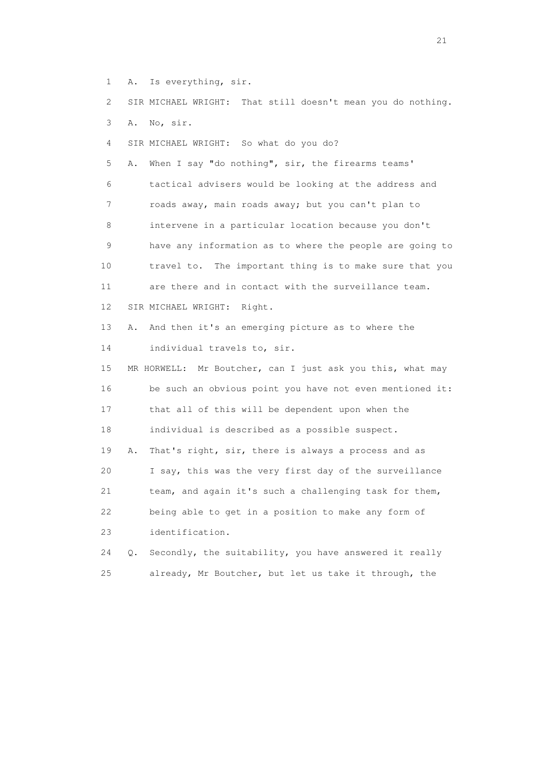1 A. Is everything, sir.

2 SIR MICHAEL WRIGHT: That still doesn't mean you do nothing.

3 A. No, sir.

4 SIR MICHAEL WRIGHT: So what do you do?

5 A. When I say "do nothing", sir, the firearms teams'

6 tactical advisers would be looking at the address and

7 roads away, main roads away; but you can't plan to

8 intervene in a particular location because you don't

9 have any information as to where the people are going to

10 travel to. The important thing is to make sure that you

11 are there and in contact with the surveillance team.

12 SIR MICHAEL WRIGHT: Right.

13 A. And then it's an emerging picture as to where the

14 individual travels to, sir.

15 MR HORWELL: Mr Boutcher, can I just ask you this, what may

16 be such an obvious point you have not even mentioned it:

17 that all of this will be dependent upon when the

18 individual is described as a possible suspect.

19 A. That's right, sir, there is always a process and as

20 I say, this was the very first day of the surveillance

21 team, and again it's such a challenging task for them,

22 being able to get in a position to make any form of

23 identification.

24 Q. Secondly, the suitability, you have answered it really

25 already, Mr Boutcher, but let us take it through, the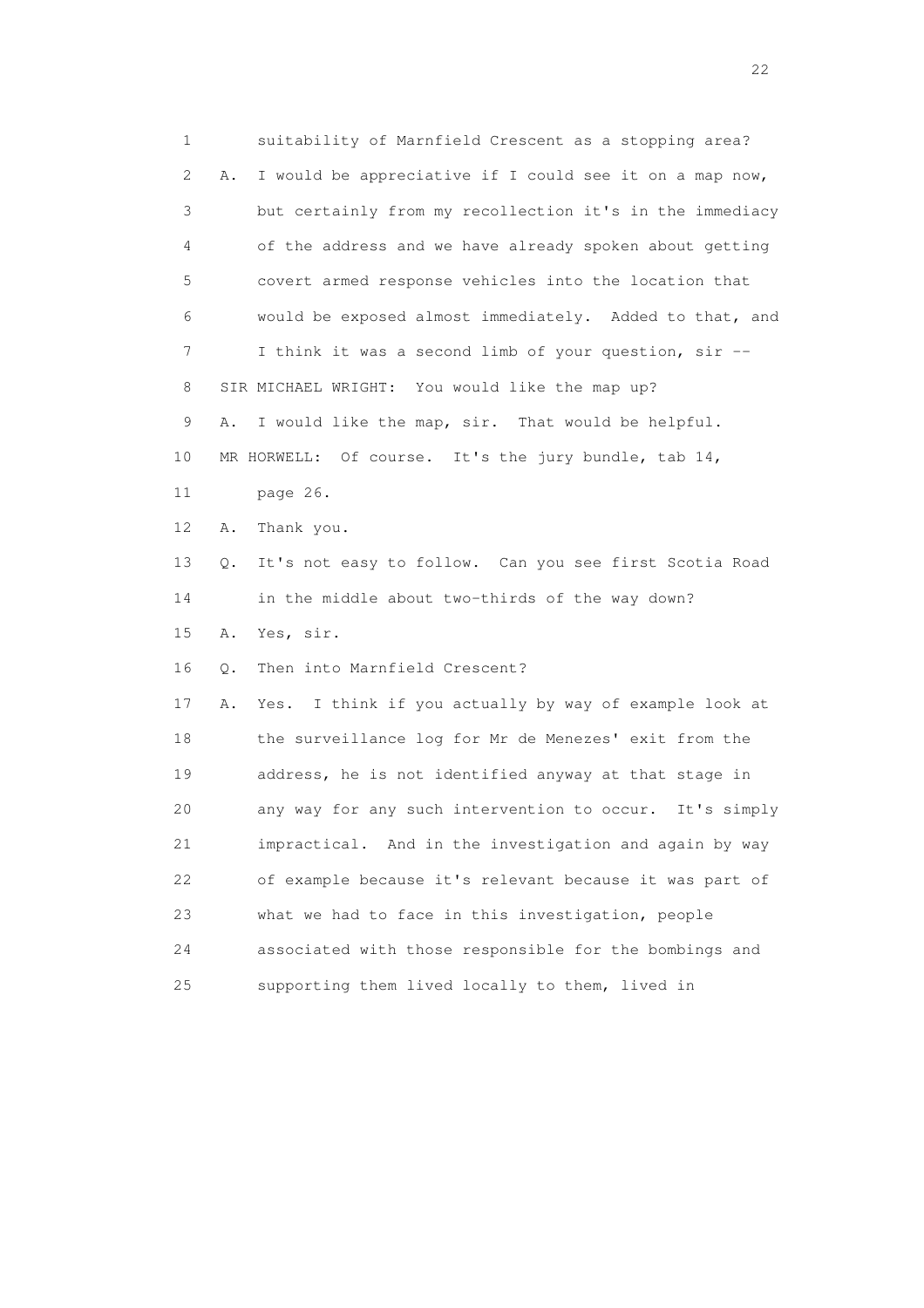1 suitability of Marnfield Crescent as a stopping area?
2 A. I would be appreciative if I could see it on a map now,
3 but certainly from my recollection it's in the immediacy
4 of the address and we have already spoken about getting
5 covert armed response vehicles into the location that
6 would be exposed almost immediately. Added to that, and
7 I think it was a second limb of your question, sir --
8 SIR MICHAEL WRIGHT: You would like the map up?
9 A. I would like the map, sir. That would be helpful.
10 MR HORWELL: Of course. It's the jury bundle, tab 14,
11 page 26.
12 A. Thank you.
13 Q. It's not easy to follow. Can you see first Scotia Road
14 in the middle about two-thirds of the way down?
15 A. Yes, sir.
16 Q. Then into Marnfield Crescent?
17 A. Yes. I think if you actually by way of example look at
18 the surveillance log for Mr de Menezes' exit from the
19 address, he is not identified anyway at that stage in
20 any way for any such intervention to occur. It's simply
21 impractical. And in the investigation and again by way
22 of example because it's relevant because it was part of
23 what we had to face in this investigation, people
24 associated with those responsible for the bombings and
25 supporting them lived locally to them, lived in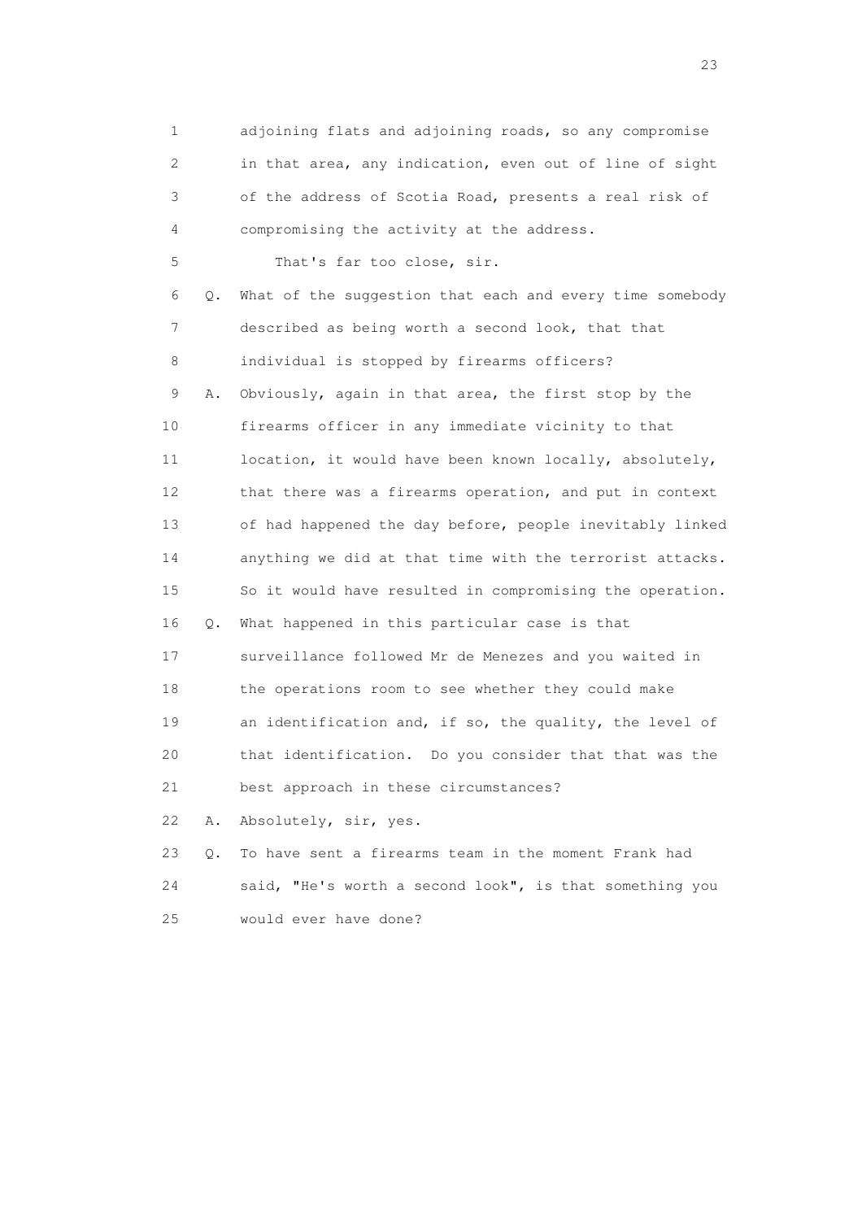1 adjoining flats and adjoining roads, so any compromise
2 in that area, any indication, even out of line of sight
3 of the address of Scotia Road, presents a real risk of
4 compromising the activity at the address.

5 That's far too close, sir.

6 Q. What of the suggestion that each and every time somebody
7 described as being worth a second look, that that
8 individual is stopped by firearms officers?

9 A. Obviously, again in that area, the first stop by the
10 firearms officer in any immediate vicinity to that
11 location, it would have been known locally, absolutely,
12 that there was a firearms operation, and put in context
13 of had happened the day before, people inevitably linked
14 anything we did at that time with the terrorist attacks.
15 So it would have resulted in compromising the operation.

16 Q. What happened in this particular case is that
17 surveillance followed Mr de Menezes and you waited in
18 the operations room to see whether they could make
19 an identification and, if so, the quality, the level of
20 that identification. Do you consider that that was the
21 best approach in these circumstances?

22 A. Absolutely, sir, yes.

23 Q. To have sent a firearms team in the moment Frank had
24 said, "He's worth a second look", is that something you
25 would ever have done?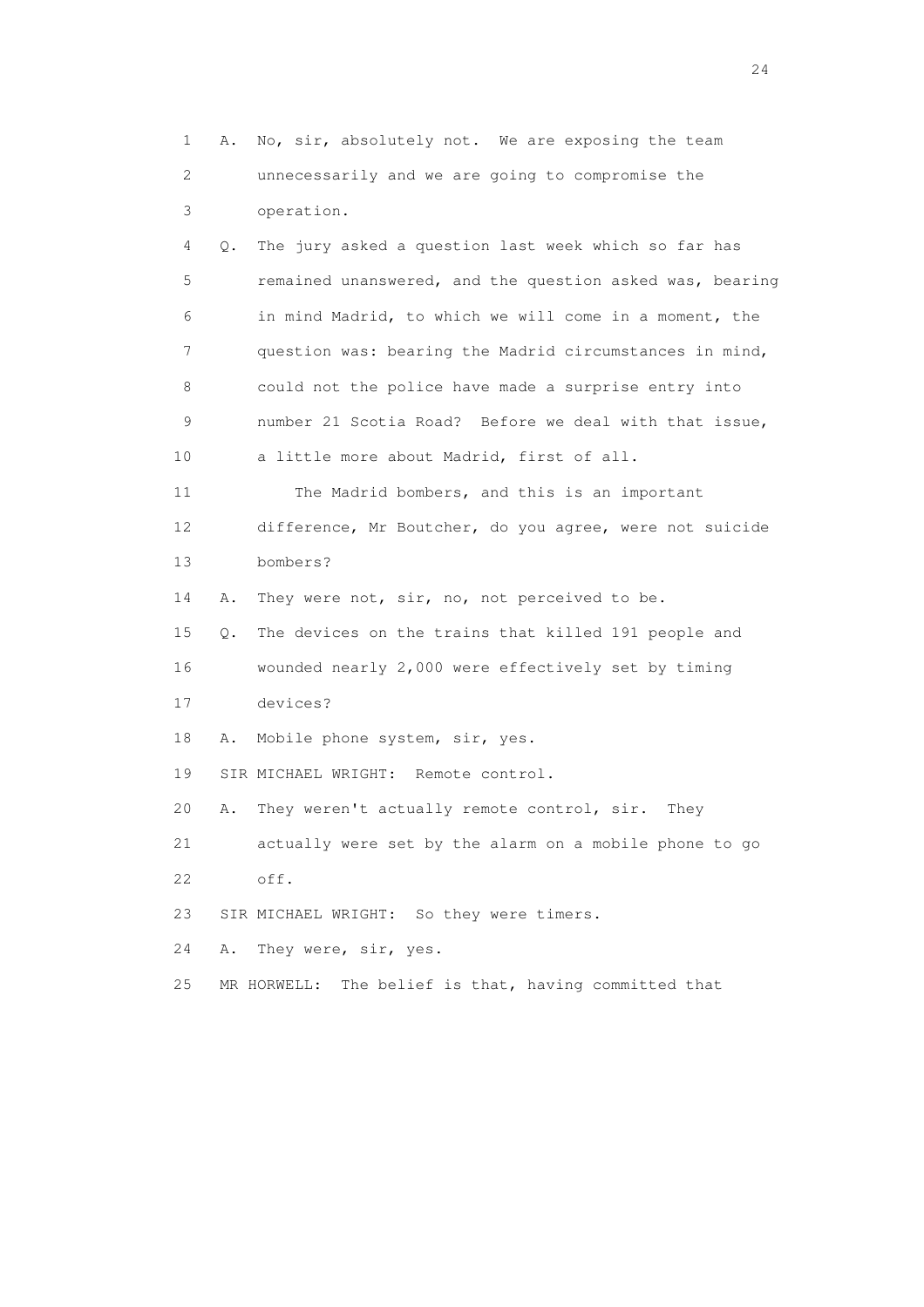1 A. No, sir, absolutely not. We are exposing the team
2 unnecessarily and we are going to compromise the
3 operation.
4 Q. The jury asked a question last week which so far has
5 remained unanswered, and the question asked was, bearing
6 in mind Madrid, to which we will come in a moment, the
7 question was: bearing the Madrid circumstances in mind,
8 could not the police have made a surprise entry into
9 number 21 Scotia Road? Before we deal with that issue,
10 a little more about Madrid, first of all.
11 The Madrid bombers, and this is an important
12 difference, Mr Boutcher, do you agree, were not suicide
13 bombers?
14 A. They were not, sir, no, not perceived to be.
15 Q. The devices on the trains that killed 191 people and
16 wounded nearly 2,000 were effectively set by timing
17 devices?
18 A. Mobile phone system, sir, yes.
19 SIR MICHAEL WRIGHT: Remote control.
20 A. They weren't actually remote control, sir. They
21 actually were set by the alarm on a mobile phone to go
22 off.
23 SIR MICHAEL WRIGHT: So they were timers.
24 A. They were, sir, yes.
25 MR HORWELL: The belief is that, having committed that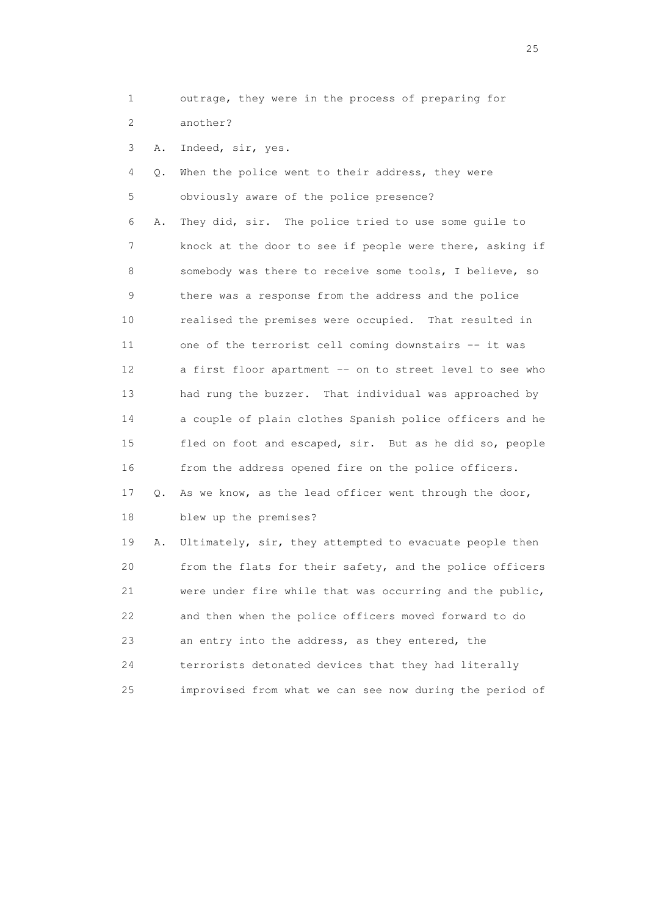1 outrage, they were in the process of preparing for
2 another?

3 A. Indeed, sir, yes.

4 Q. When the police went to their address, they were
5 obviously aware of the police presence?

6 A. They did, sir. The police tried to use some guile to
7 knock at the door to see if people were there, asking if
8 somebody was there to receive some tools, I believe, so
9 there was a response from the address and the police
10 realised the premises were occupied. That resulted in
11 one of the terrorist cell coming downstairs -- it was
12 a first floor apartment -- on to street level to see who
13 had rung the buzzer. That individual was approached by
14 a couple of plain clothes Spanish police officers and he
15 fled on foot and escaped, sir. But as he did so, people
16 from the address opened fire on the police officers.

17 Q. As we know, as the lead officer went through the door,
18 blew up the premises?

19 A. Ultimately, sir, they attempted to evacuate people then
20 from the flats for their safety, and the police officers
21 were under fire while that was occurring and the public,
22 and then when the police officers moved forward to do
23 an entry into the address, as they entered, the
24 terrorists detonated devices that they had literally
25 improvised from what we can see now during the period of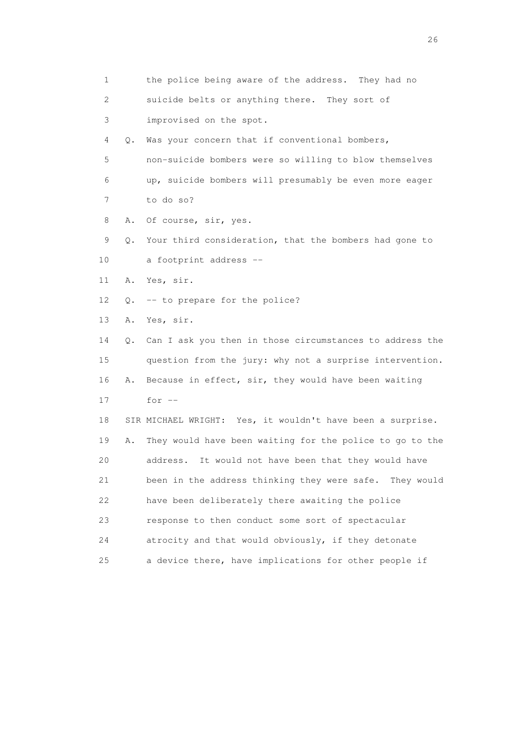1 the police being aware of the address. They had no
2 suicide belts or anything there. They sort of
3 improvised on the spot.
4 Q. Was your concern that if conventional bombers,
5 non-suicide bombers were so willing to blow themselves
6 up, suicide bombers will presumably be even more eager
7 to do so?
8 A. Of course, sir, yes.
9 Q. Your third consideration, that the bombers had gone to
10 a footprint address --
11 A. Yes, sir.
12 Q. -- to prepare for the police?
13 A. Yes, sir.
14 Q. Can I ask you then in those circumstances to address the
15 question from the jury: why not a surprise intervention.
16 A. Because in effect, sir, they would have been waiting
17 for --
18 SIR MICHAEL WRIGHT: Yes, it wouldn't have been a surprise.
19 A. They would have been waiting for the police to go to the
20 address. It would not have been that they would have
21 been in the address thinking they were safe. They would
22 have been deliberately there awaiting the police
23 response to then conduct some sort of spectacular
24 atrocity and that would obviously, if they detonate
25 a device there, have implications for other people if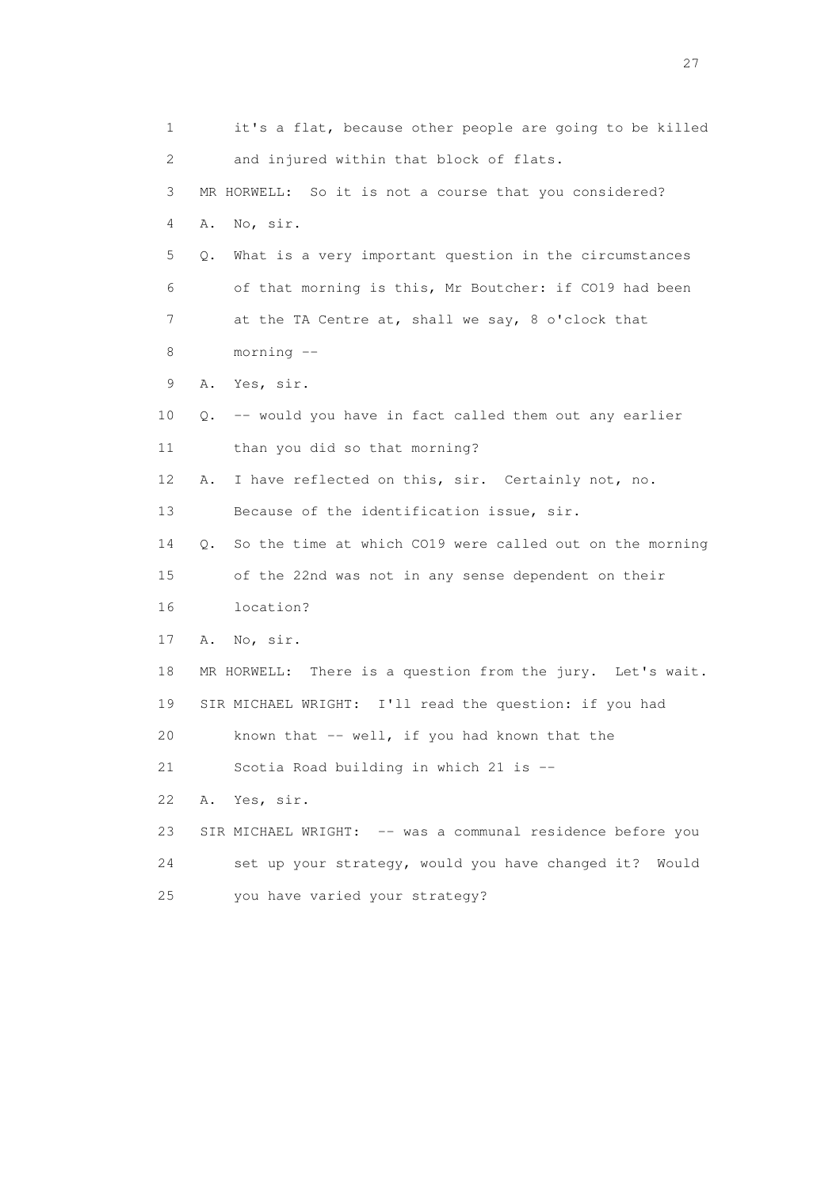1 it's a flat, because other people are going to be killed
2 and injured within that block of flats.
3 MR HORWELL: So it is not a course that you considered?
4 A. No, sir.
5 Q. What is a very important question in the circumstances
6 of that morning is this, Mr Boutcher: if CO19 had been
7 at the TA Centre at, shall we say, 8 o'clock that
8 morning --
9 A. Yes, sir.
10 Q. -- would you have in fact called them out any earlier
11 than you did so that morning?
12 A. I have reflected on this, sir. Certainly not, no.
13 Because of the identification issue, sir.
14 Q. So the time at which CO19 were called out on the morning
15 of the 22nd was not in any sense dependent on their
16 location?
17 A. No, sir.
18 MR HORWELL: There is a question from the jury. Let's wait.
19 SIR MICHAEL WRIGHT: I'll read the question: if you had
20 known that -- well, if you had known that the
21 Scotia Road building in which 21 is --
22 A. Yes, sir.
23 SIR MICHAEL WRIGHT: -- was a communal residence before you
24 set up your strategy, would you have changed it? Would
25 you have varied your strategy?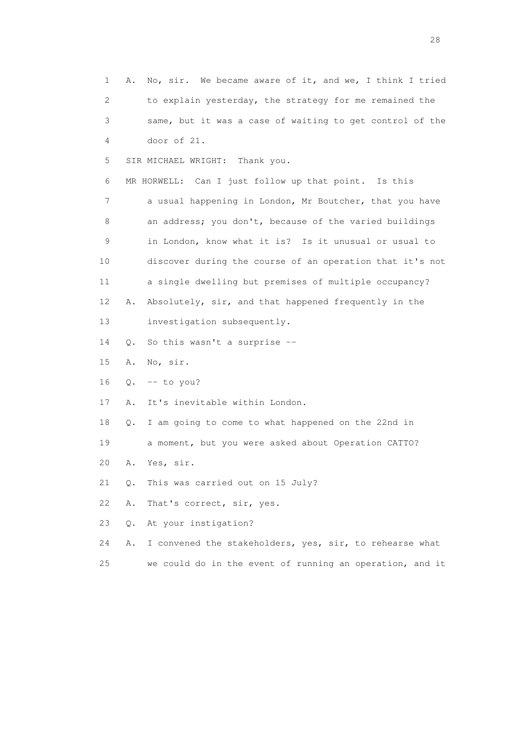1 A. No, sir. We became aware of it, and we, I think I tried
2 to explain yesterday, the strategy for me remained the
3 same, but it was a case of waiting to get control of the
4 door of 21.

5 SIR MICHAEL WRIGHT: Thank you.

6 MR HORWELL: Can I just follow up that point. Is this
7 a usual happening in London, Mr Boutcher, that you have
8 an address; you don't, because of the varied buildings
9 in London, know what it is? Is it unusual or usual to
10 discover during the course of an operation that it's not
11 a single dwelling but premises of multiple occupancy?

12 A. Absolutely, sir, and that happened frequently in the
13 investigation subsequently.

14 Q. So this wasn't a surprise --

15 A. No, sir.

16 Q. -- to you?

17 A. It's inevitable within London.

18 Q. I am going to come to what happened on the 22nd in
19 a moment, but you were asked about Operation CATTO?

20 A. Yes, sir.

21 Q. This was carried out on 15 July?

22 A. That's correct, sir, yes.

23 Q. At your instigation?

24 A. I convened the stakeholders, yes, sir, to rehearse what
25 we could do in the event of running an operation, and it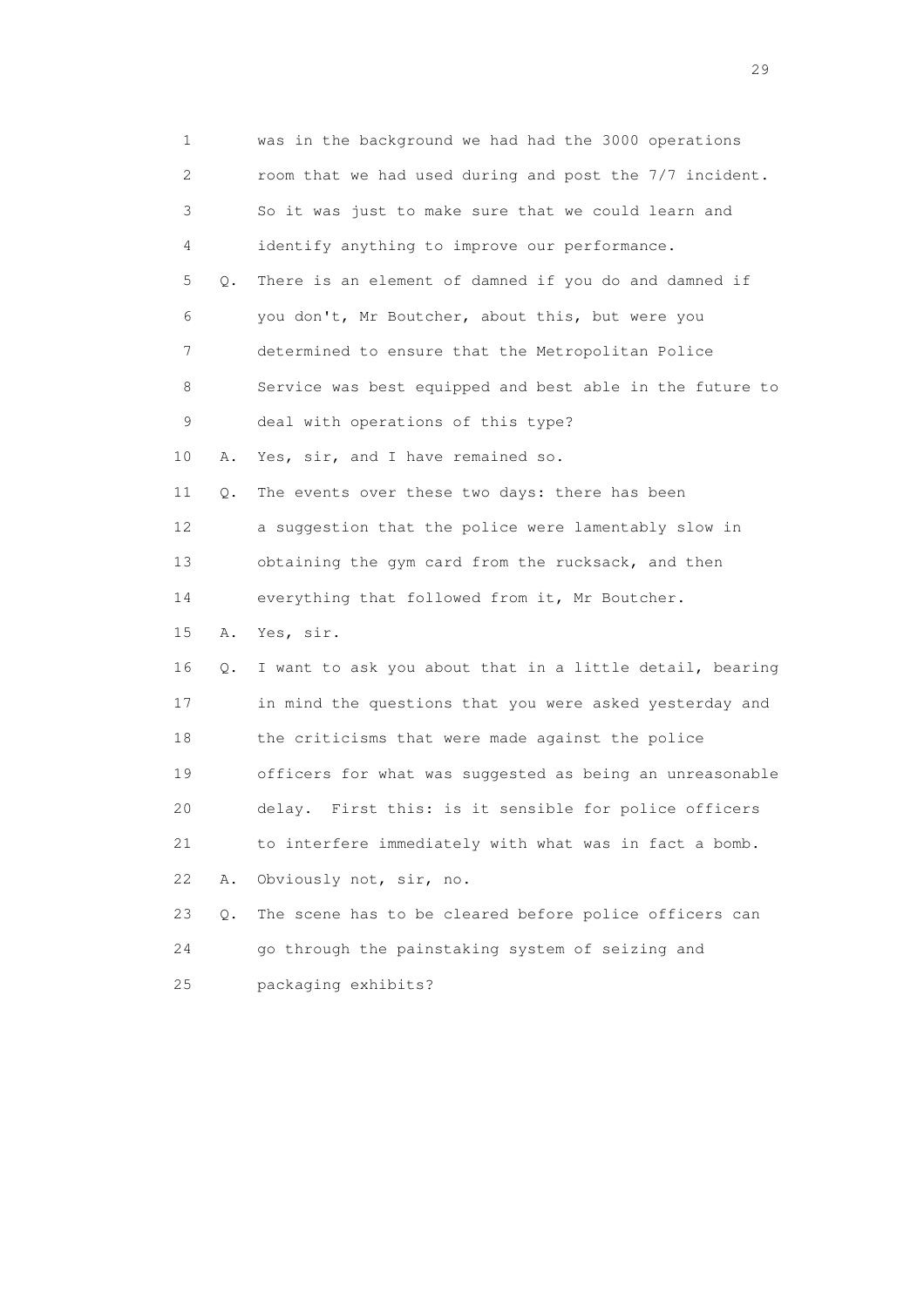1 was in the background we had had the 3000 operations
2 room that we had used during and post the 7/7 incident.
3 So it was just to make sure that we could learn and
4 identify anything to improve our performance.
5 Q. There is an element of damned if you do and damned if
6 you don't, Mr Boutcher, about this, but were you
7 determined to ensure that the Metropolitan Police
8 Service was best equipped and best able in the future to
9 deal with operations of this type?
10 A. Yes, sir, and I have remained so.
11 Q. The events over these two days: there has been
12 a suggestion that the police were lamentably slow in
13 obtaining the gym card from the rucksack, and then
14 everything that followed from it, Mr Boutcher.
15 A. Yes, sir.
16 Q. I want to ask you about that in a little detail, bearing
17 in mind the questions that you were asked yesterday and
18 the criticisms that were made against the police
19 officers for what was suggested as being an unreasonable
20 delay. First this: is it sensible for police officers
21 to interfere immediately with what was in fact a bomb.
22 A. Obviously not, sir, no.
23 Q. The scene has to be cleared before police officers can
24 go through the painstaking system of seizing and
25 packaging exhibits?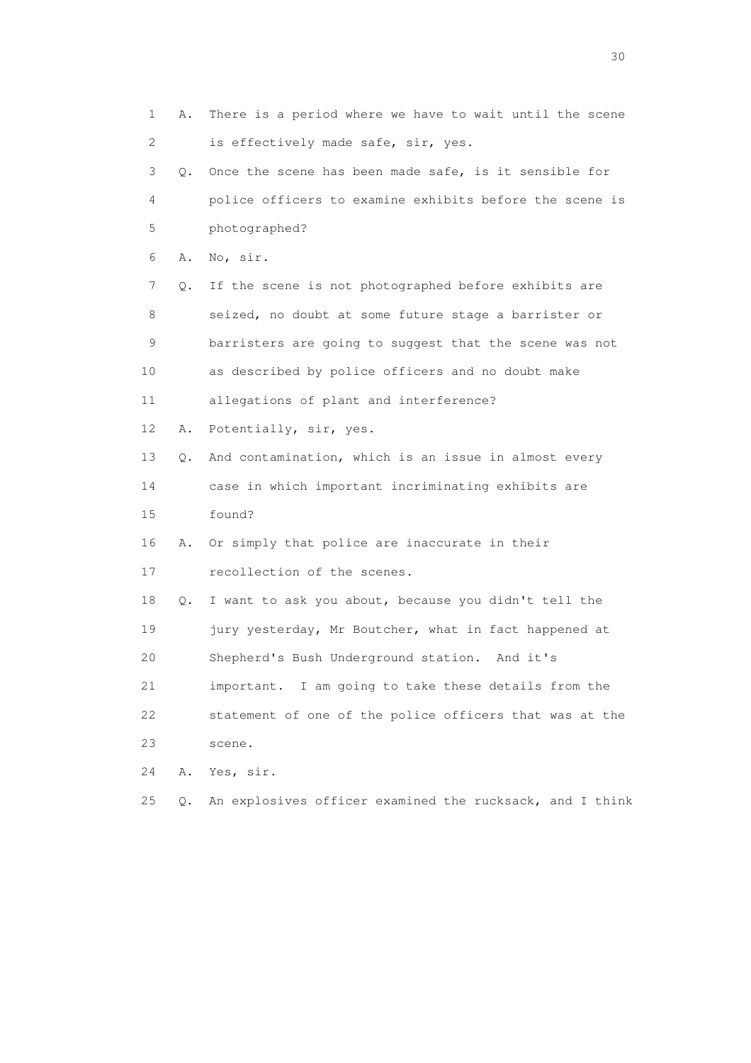1 A. There is a period where we have to wait until the scene
2 is effectively made safe, sir, yes.
3 Q. Once the scene has been made safe, is it sensible for
4 police officers to examine exhibits before the scene is
5 photographed?
6 A. No, sir.
7 Q. If the scene is not photographed before exhibits are
8 seized, no doubt at some future stage a barrister or
9 barristers are going to suggest that the scene was not
10 as described by police officers and no doubt make
11 allegations of plant and interference?
12 A. Potentially, sir, yes.
13 Q. And contamination, which is an issue in almost every
14 case in which important incriminating exhibits are
15 found?
16 A. Or simply that police are inaccurate in their
17 recollection of the scenes.
18 Q. I want to ask you about, because you didn't tell the
19 jury yesterday, Mr Boutcher, what in fact happened at
20 Shepherd's Bush Underground station. And it's
21 important. I am going to take these details from the
22 statement of one of the police officers that was at the
23 scene.
24 A. Yes, sir.
25 Q. An explosives officer examined the rucksack, and I think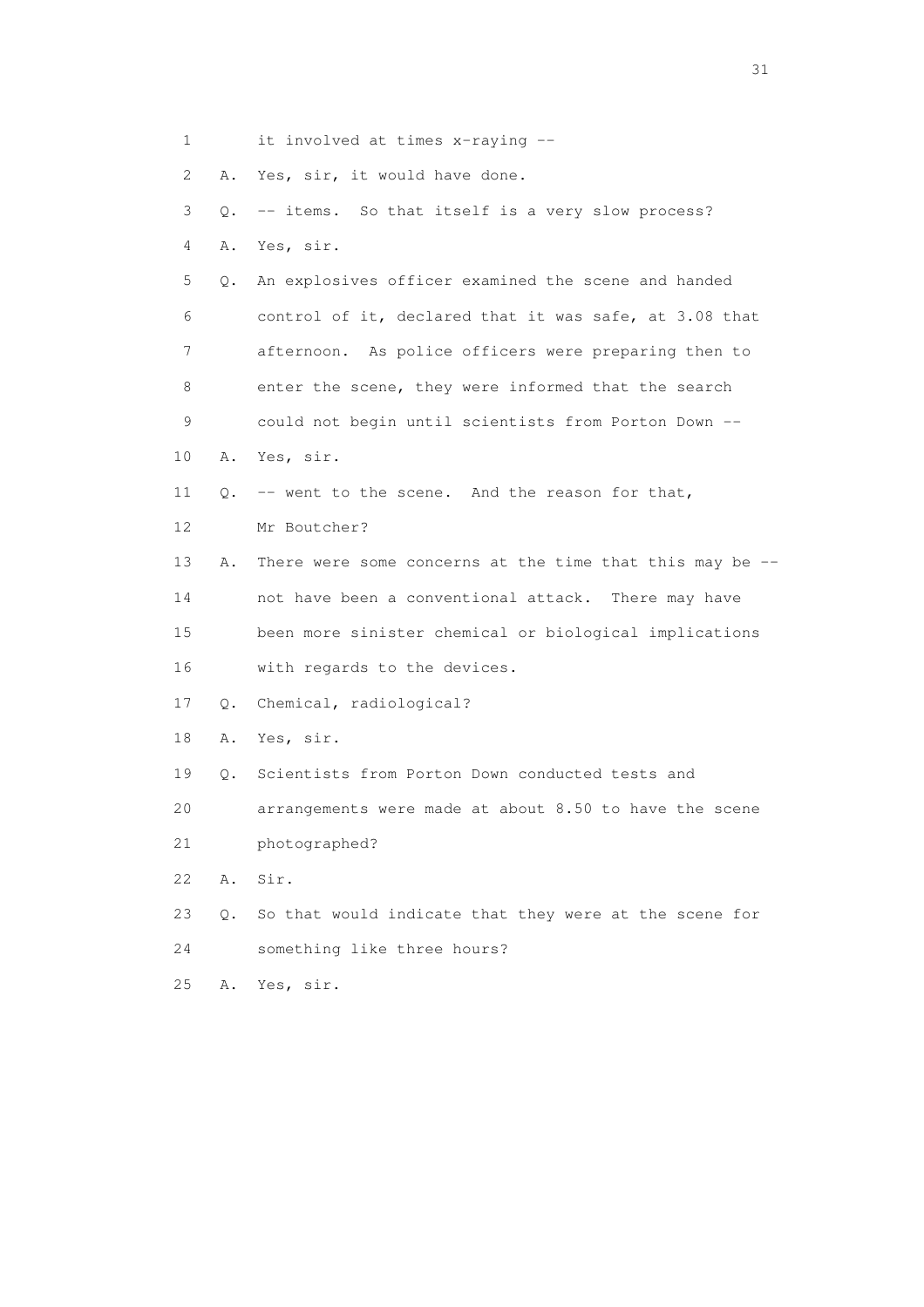1 it involved at times x-raying --

2 A. Yes, sir, it would have done.

3 Q. -- items. So that itself is a very slow process?

4 A. Yes, sir.

5 Q. An explosives officer examined the scene and handed

6 control of it, declared that it was safe, at 3.08 that

7 afternoon. As police officers were preparing then to

8 enter the scene, they were informed that the search

9 could not begin until scientists from Porton Down --

10 A. Yes, sir.

11 Q. -- went to the scene. And the reason for that,

12 Mr Boutcher?

13 A. There were some concerns at the time that this may be --

14 not have been a conventional attack. There may have

15 been more sinister chemical or biological implications

16 with regards to the devices.

17 Q. Chemical, radiological?

18 A. Yes, sir.

19 Q. Scientists from Porton Down conducted tests and

20 arrangements were made at about 8.50 to have the scene

21 photographed?

22 A. Sir.

23 Q. So that would indicate that they were at the scene for

24 something like three hours?

25 A. Yes, sir.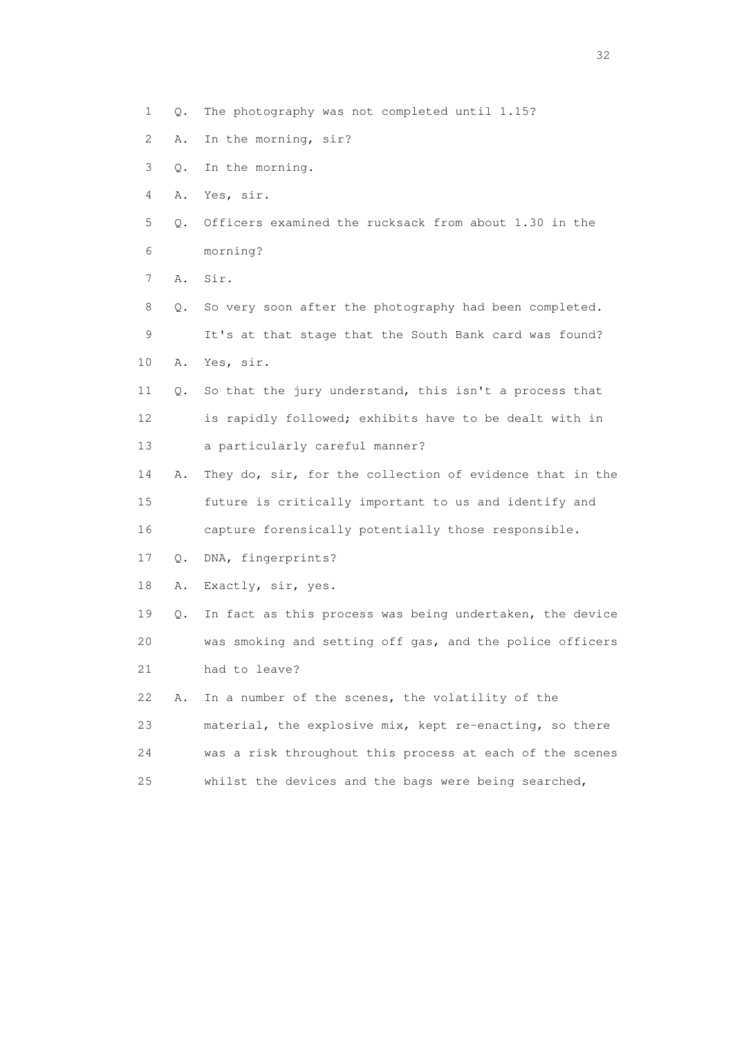1 Q. The photography was not completed until 1.15?

2 A. In the morning, sir?

3 Q. In the morning.

4 A. Yes, sir.

5 Q. Officers examined the rucksack from about 1.30 in the

6 morning?

7 A. Sir.

8 Q. So very soon after the photography had been completed.

9 It's at that stage that the South Bank card was found?

10 A. Yes, sir.

11 Q. So that the jury understand, this isn't a process that

12 is rapidly followed; exhibits have to be dealt with in

13 a particularly careful manner?

14 A. They do, sir, for the collection of evidence that in the

15 future is critically important to us and identify and

16 capture forensically potentially those responsible.

17 Q. DNA, fingerprints?

18 A. Exactly, sir, yes.

19 Q. In fact as this process was being undertaken, the device

20 was smoking and setting off gas, and the police officers

21 had to leave?

22 A. In a number of the scenes, the volatility of the

23 material, the explosive mix, kept re-enacting, so there

24 was a risk throughout this process at each of the scenes

25 whilst the devices and the bags were being searched,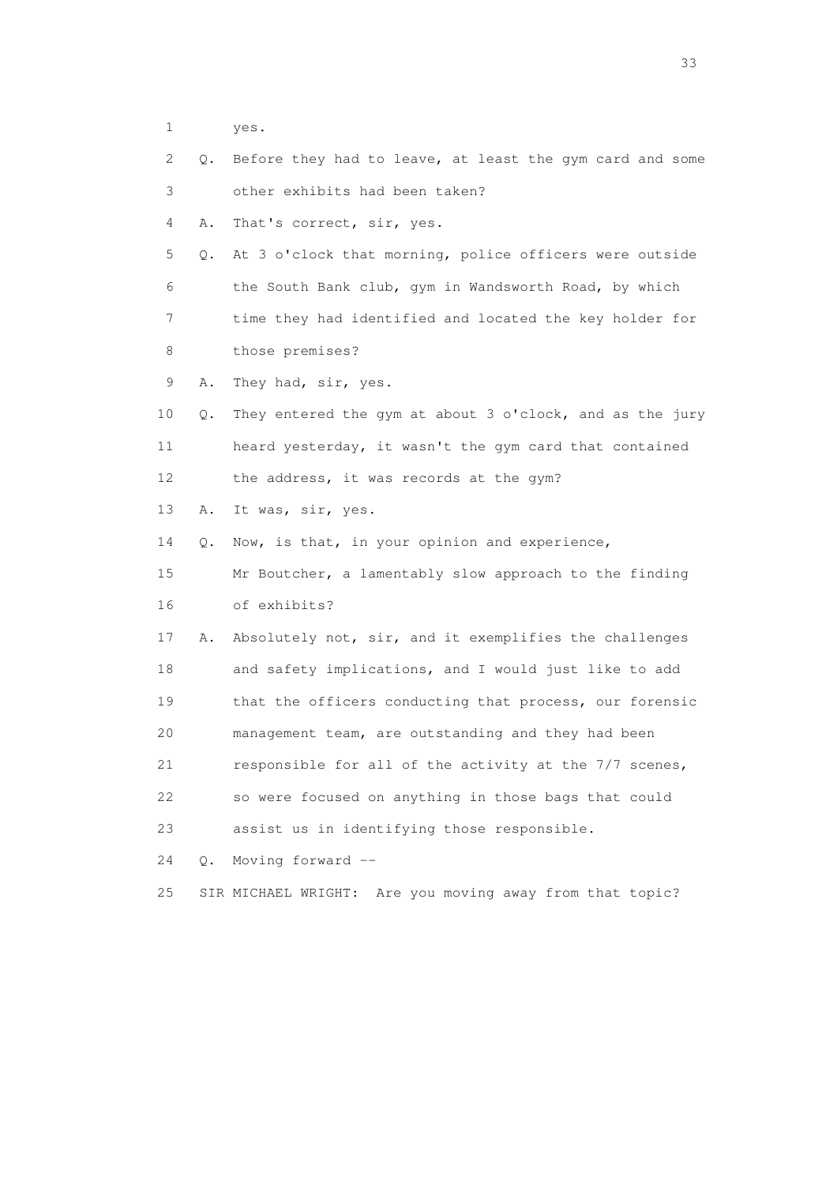1 yes.

2 Q. Before they had to leave, at least the gym card and some

3 other exhibits had been taken?

4 A. That's correct, sir, yes.

5 Q. At 3 o'clock that morning, police officers were outside

6 the South Bank club, gym in Wandsworth Road, by which

7 time they had identified and located the key holder for

8 those premises?

9 A. They had, sir, yes.

10 Q. They entered the gym at about 3 o'clock, and as the jury

11 heard yesterday, it wasn't the gym card that contained

12 the address, it was records at the gym?

13 A. It was, sir, yes.

14 Q. Now, is that, in your opinion and experience,

15 Mr Boutcher, a lamentably slow approach to the finding

16 of exhibits?

17 A. Absolutely not, sir, and it exemplifies the challenges

18 and safety implications, and I would just like to add

19 that the officers conducting that process, our forensic

20 management team, are outstanding and they had been

21 responsible for all of the activity at the 7/7 scenes,

22 so were focused on anything in those bags that could

23 assist us in identifying those responsible.

24 Q. Moving forward --

25 SIR MICHAEL WRIGHT: Are you moving away from that topic?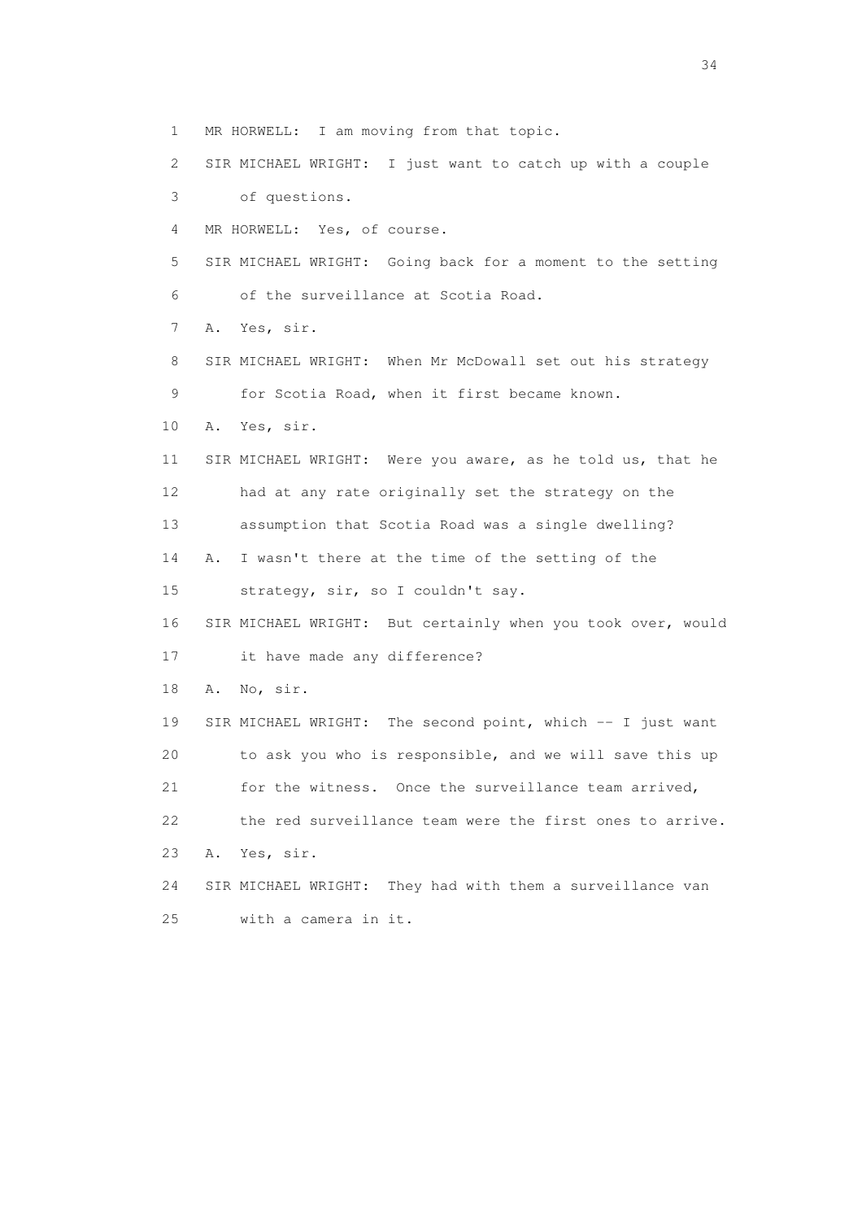1 MR HORWELL: I am moving from that topic.

2 SIR MICHAEL WRIGHT: I just want to catch up with a couple

3 of questions.

4 MR HORWELL: Yes, of course.

5 SIR MICHAEL WRIGHT: Going back for a moment to the setting

6 of the surveillance at Scotia Road.

7 A. Yes, sir.

8 SIR MICHAEL WRIGHT: When Mr McDowall set out his strategy

9 for Scotia Road, when it first became known.

10 A. Yes, sir.

11 SIR MICHAEL WRIGHT: Were you aware, as he told us, that he

12 had at any rate originally set the strategy on the

13 assumption that Scotia Road was a single dwelling?

14 A. I wasn't there at the time of the setting of the

15 strategy, sir, so I couldn't say.

16 SIR MICHAEL WRIGHT: But certainly when you took over, would

17 it have made any difference?

18 A. No, sir.

19 SIR MICHAEL WRIGHT: The second point, which -- I just want

20 to ask you who is responsible, and we will save this up

21 for the witness. Once the surveillance team arrived,

22 the red surveillance team were the first ones to arrive.

23 A. Yes, sir.

24 SIR MICHAEL WRIGHT: They had with them a surveillance van

25 with a camera in it.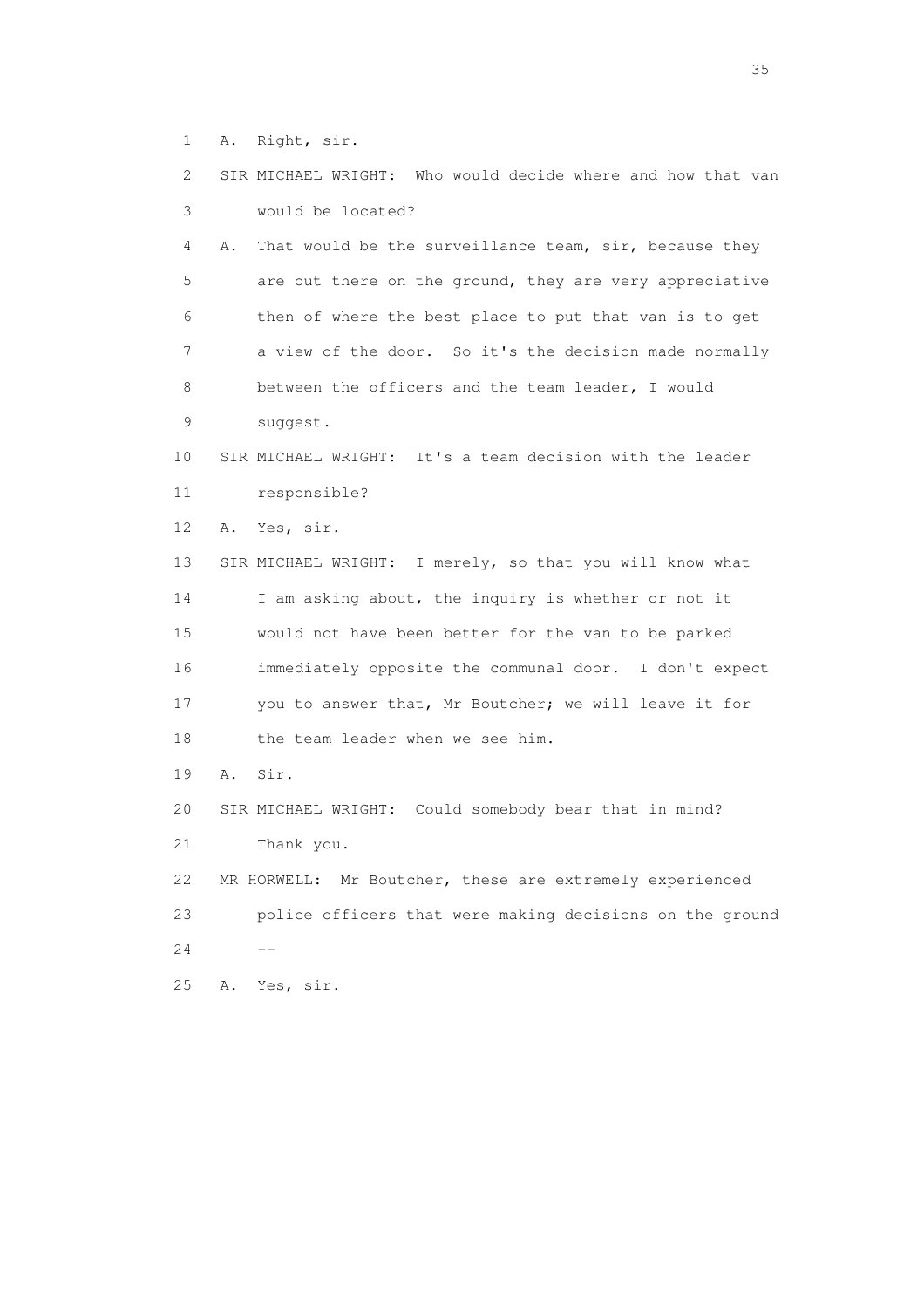1 A. Right, sir.

2 SIR MICHAEL WRIGHT: Who would decide where and how that van

3 would be located?

4 A. That would be the surveillance team, sir, because they

5 are out there on the ground, they are very appreciative

6 then of where the best place to put that van is to get

7 a view of the door. So it's the decision made normally

8 between the officers and the team leader, I would

9 suggest.

10 SIR MICHAEL WRIGHT: It's a team decision with the leader

11 responsible?

12 A. Yes, sir.

13 SIR MICHAEL WRIGHT: I merely, so that you will know what

14 I am asking about, the inquiry is whether or not it

15 would not have been better for the van to be parked

16 immediately opposite the communal door. I don't expect

17 you to answer that, Mr Boutcher; we will leave it for

18 the team leader when we see him.

19 A. Sir.

20 SIR MICHAEL WRIGHT: Could somebody bear that in mind?

21 Thank you.

22 MR HORWELL: Mr Boutcher, these are extremely experienced

23 police officers that were making decisions on the ground

24 --

25 A. Yes, sir.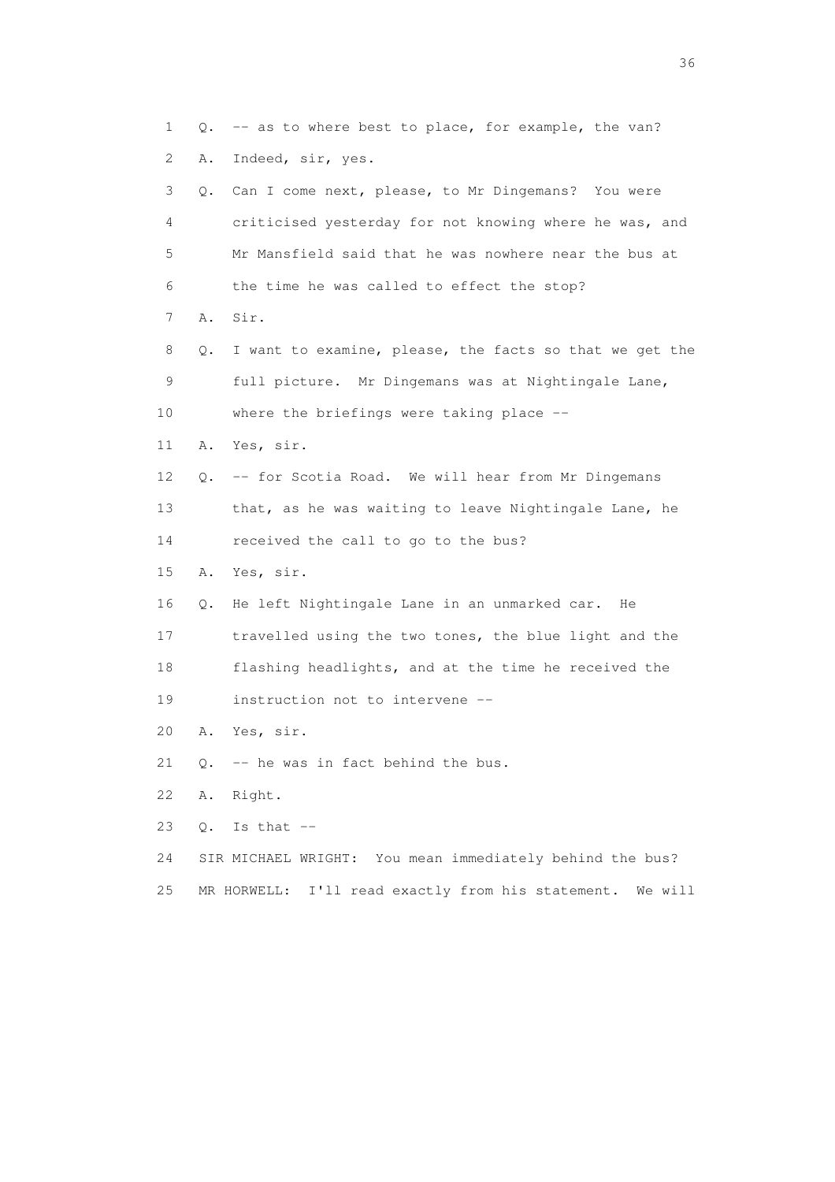1 Q. -- as to where best to place, for example, the van?

2 A. Indeed, sir, yes.

3 Q. Can I come next, please, to Mr Dingemans? You were

4 criticised yesterday for not knowing where he was, and

5 Mr Mansfield said that he was nowhere near the bus at

6 the time he was called to effect the stop?

7 A. Sir.

8 Q. I want to examine, please, the facts so that we get the

9 full picture. Mr Dingemans was at Nightingale Lane,

10 where the briefings were taking place --

11 A. Yes, sir.

12 Q. -- for Scotia Road. We will hear from Mr Dingemans

13 that, as he was waiting to leave Nightingale Lane, he

14 received the call to go to the bus?

15 A. Yes, sir.

16 Q. He left Nightingale Lane in an unmarked car. He

17 travelled using the two tones, the blue light and the

18 flashing headlights, and at the time he received the

19 instruction not to intervene --

20 A. Yes, sir.

21 Q. -- he was in fact behind the bus.

22 A. Right.

23 Q. Is that --

24 SIR MICHAEL WRIGHT: You mean immediately behind the bus?

25 MR HORWELL: I'll read exactly from his statement. We will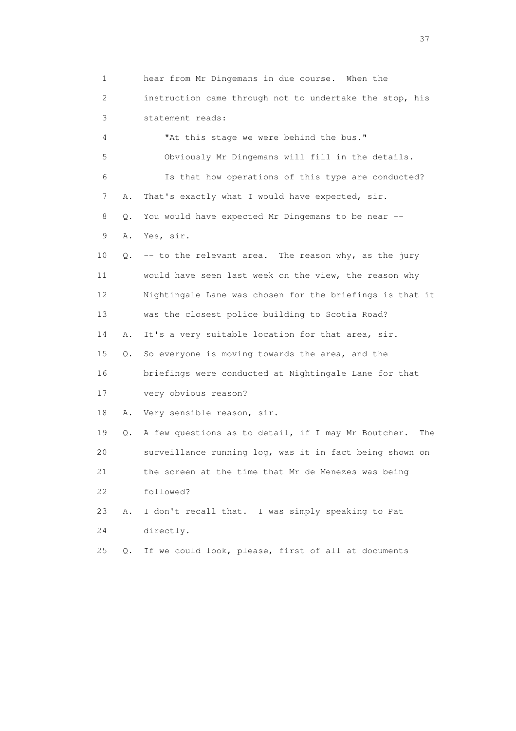1 hear from Mr Dingemans in due course. When the
2 instruction came through not to undertake the stop, his
3 statement reads:
4 "At this stage we were behind the bus."
5 Obviously Mr Dingemans will fill in the details.
6 Is that how operations of this type are conducted?
7 A. That's exactly what I would have expected, sir.
8 Q. You would have expected Mr Dingemans to be near --
9 A. Yes, sir.
10 Q. -- to the relevant area. The reason why, as the jury
11 would have seen last week on the view, the reason why
12 Nightingale Lane was chosen for the briefings is that it
13 was the closest police building to Scotia Road?
14 A. It's a very suitable location for that area, sir.
15 Q. So everyone is moving towards the area, and the
16 briefings were conducted at Nightingale Lane for that
17 very obvious reason?
18 A. Very sensible reason, sir.
19 Q. A few questions as to detail, if I may Mr Boutcher. The
20 surveillance running log, was it in fact being shown on
21 the screen at the time that Mr de Menezes was being
22 followed?
23 A. I don't recall that. I was simply speaking to Pat
24 directly.
25 Q. If we could look, please, first of all at documents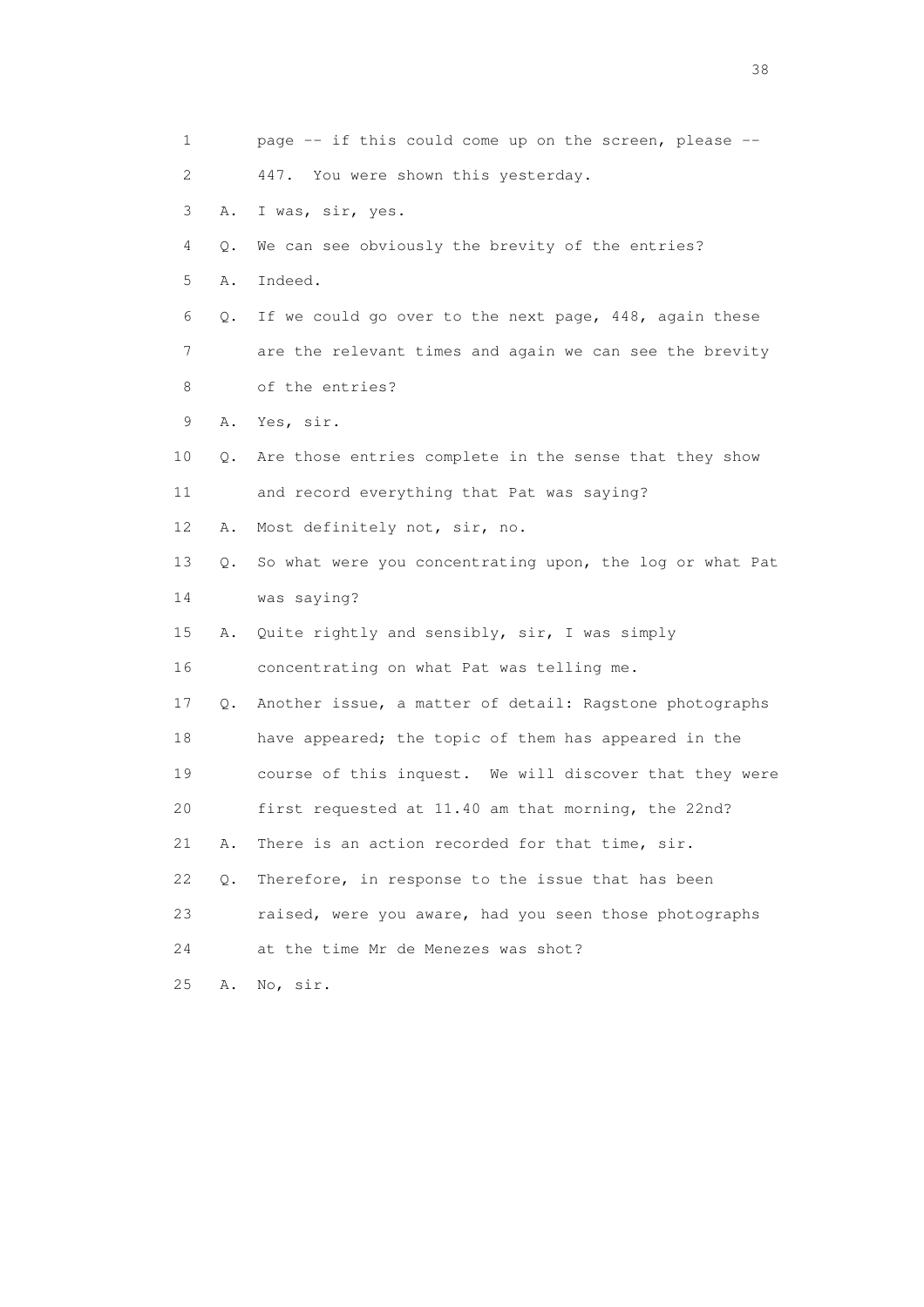1 page -- if this could come up on the screen, please --
2 447. You were shown this yesterday.
3 A. I was, sir, yes.
4 Q. We can see obviously the brevity of the entries?
5 A. Indeed.
6 Q. If we could go over to the next page, 448, again these
7 are the relevant times and again we can see the brevity
8 of the entries?
9 A. Yes, sir.
10 Q. Are those entries complete in the sense that they show
11 and record everything that Pat was saying?
12 A. Most definitely not, sir, no.
13 Q. So what were you concentrating upon, the log or what Pat
14 was saying?
15 A. Quite rightly and sensibly, sir, I was simply
16 concentrating on what Pat was telling me.
17 Q. Another issue, a matter of detail: Ragstone photographs
18 have appeared; the topic of them has appeared in the
19 course of this inquest. We will discover that they were
20 first requested at 11.40 am that morning, the 22nd?
21 A. There is an action recorded for that time, sir.
22 Q. Therefore, in response to the issue that has been
23 raised, were you aware, had you seen those photographs
24 at the time Mr de Menezes was shot?
25 A. No, sir.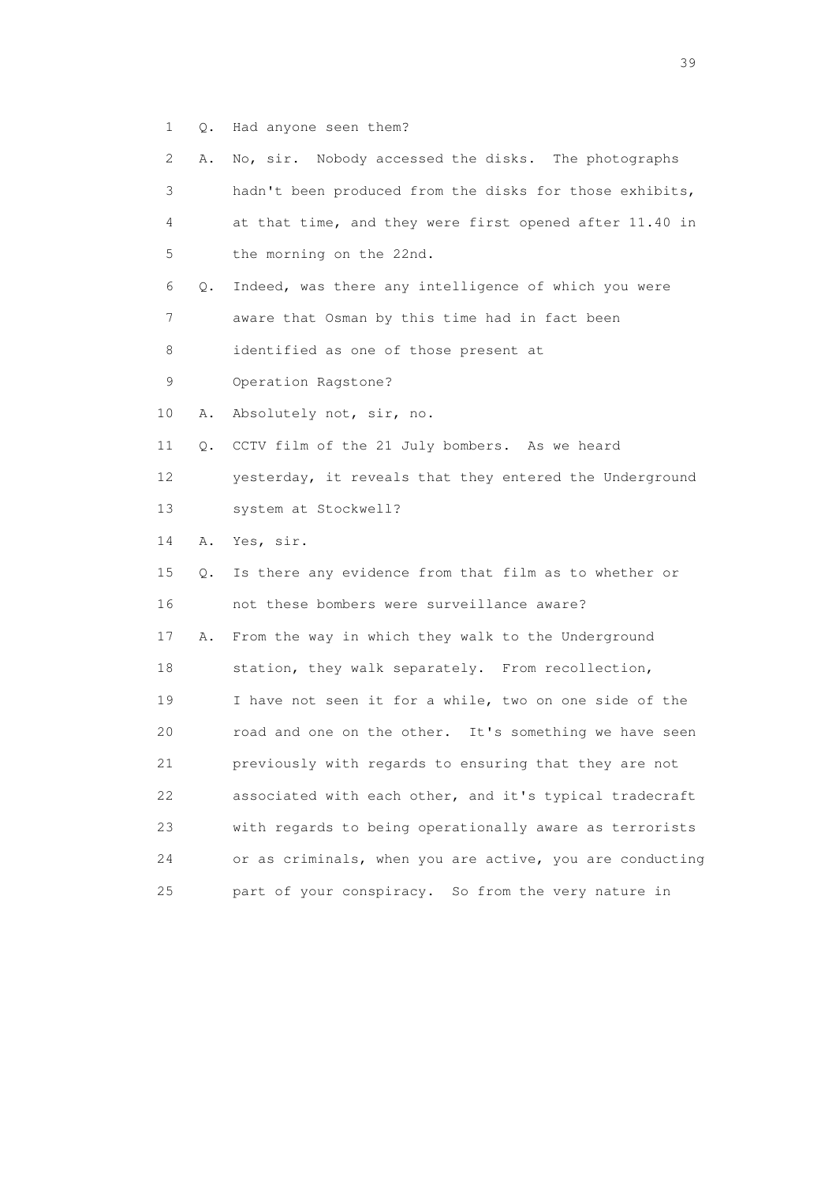1 Q. Had anyone seen them?

2 A. No, sir. Nobody accessed the disks. The photographs

3 hadn't been produced from the disks for those exhibits,

4 at that time, and they were first opened after 11.40 in

5 the morning on the 22nd.

6 Q. Indeed, was there any intelligence of which you were

7 aware that Osman by this time had in fact been

8 identified as one of those present at

9 Operation Ragstone?

10 A. Absolutely not, sir, no.

11 Q. CCTV film of the 21 July bombers. As we heard

12 yesterday, it reveals that they entered the Underground

13 system at Stockwell?

14 A. Yes, sir.

15 Q. Is there any evidence from that film as to whether or

16 not these bombers were surveillance aware?

17 A. From the way in which they walk to the Underground

18 station, they walk separately. From recollection,

19 I have not seen it for a while, two on one side of the

20 road and one on the other. It's something we have seen

21 previously with regards to ensuring that they are not

22 associated with each other, and it's typical tradecraft

23 with regards to being operationally aware as terrorists

24 or as criminals, when you are active, you are conducting

25 part of your conspiracy. So from the very nature in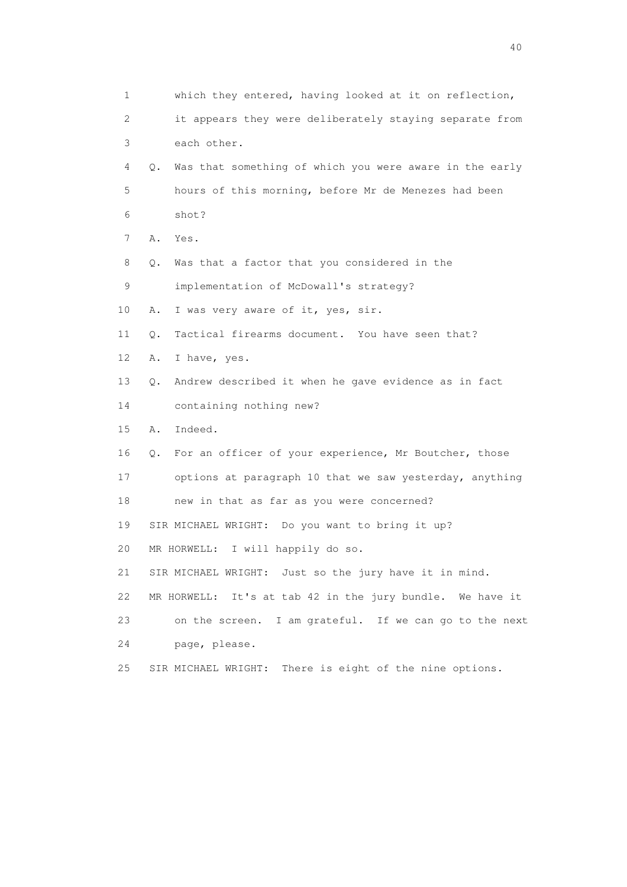1 which they entered, having looked at it on reflection,
2 it appears they were deliberately staying separate from
3 each other.
4 Q. Was that something of which you were aware in the early
5 hours of this morning, before Mr de Menezes had been
6 shot?
7 A. Yes.
8 Q. Was that a factor that you considered in the
9 implementation of McDowall's strategy?
10 A. I was very aware of it, yes, sir.
11 Q. Tactical firearms document. You have seen that?
12 A. I have, yes.
13 Q. Andrew described it when he gave evidence as in fact
14 containing nothing new?
15 A. Indeed.
16 Q. For an officer of your experience, Mr Boutcher, those
17 options at paragraph 10 that we saw yesterday, anything
18 new in that as far as you were concerned?
19 SIR MICHAEL WRIGHT: Do you want to bring it up?
20 MR HORWELL: I will happily do so.
21 SIR MICHAEL WRIGHT: Just so the jury have it in mind.
22 MR HORWELL: It's at tab 42 in the jury bundle. We have it
23 on the screen. I am grateful. If we can go to the next
24 page, please.
25 SIR MICHAEL WRIGHT: There is eight of the nine options.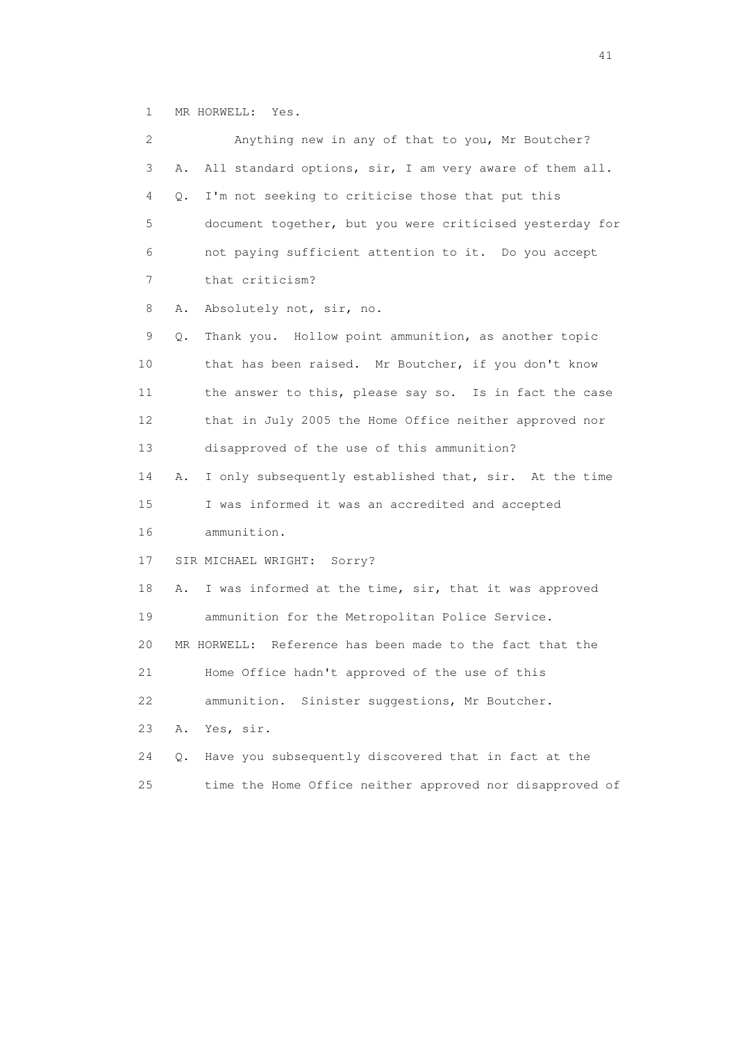1 MR HORWELL: Yes.

2 Anything new in any of that to you, Mr Boutcher?

3 A. All standard options, sir, I am very aware of them all.

4 Q. I'm not seeking to criticise those that put this

5 document together, but you were criticised yesterday for

6 not paying sufficient attention to it. Do you accept

7 that criticism?

8 A. Absolutely not, sir, no.

9 Q. Thank you. Hollow point ammunition, as another topic

10 that has been raised. Mr Boutcher, if you don't know

11 the answer to this, please say so. Is in fact the case

12 that in July 2005 the Home Office neither approved nor

13 disapproved of the use of this ammunition?

14 A. I only subsequently established that, sir. At the time

15 I was informed it was an accredited and accepted

16 ammunition.

17 SIR MICHAEL WRIGHT: Sorry?

18 A. I was informed at the time, sir, that it was approved

19 ammunition for the Metropolitan Police Service.

20 MR HORWELL: Reference has been made to the fact that the

21 Home Office hadn't approved of the use of this

22 ammunition. Sinister suggestions, Mr Boutcher.

23 A. Yes, sir.

24 Q. Have you subsequently discovered that in fact at the

25 time the Home Office neither approved nor disapproved of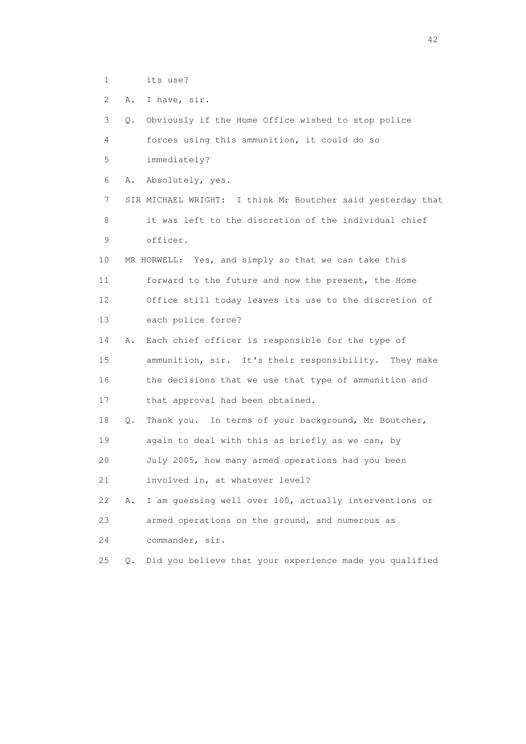1 its use?

2 A. I have, sir.

3 Q. Obviously if the Home Office wished to stop police

4 forces using this ammunition, it could do so

5 immediately?

6 A. Absolutely, yes.

7 SIR MICHAEL WRIGHT: I think Mr Boutcher said yesterday that

8 it was left to the discretion of the individual chief

9 officer.

10 MR HORWELL: Yes, and simply so that we can take this

11 forward to the future and now the present, the Home

12 Office still today leaves its use to the discretion of

13 each police force?

14 A. Each chief officer is responsible for the type of

15 ammunition, sir. It's their responsibility. They make

16 the decisions that we use that type of ammunition and

17 that approval had been obtained.

18 Q. Thank you. In terms of your background, Mr Boutcher,

19 again to deal with this as briefly as we can, by

20 July 2005, how many armed operations had you been

21 involved in, at whatever level?

22 A. I am guessing well over 100, actually interventions or

23 armed operations on the ground, and numerous as

24 commander, sir.

25 Q. Did you believe that your experience made you qualified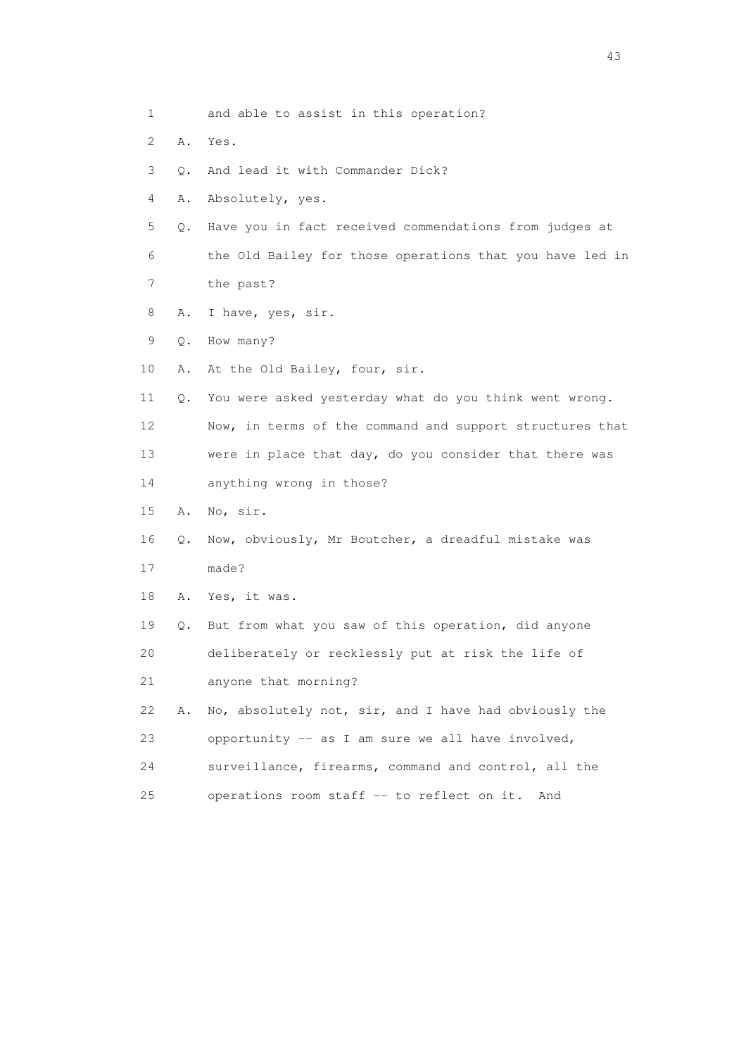1 and able to assist in this operation?

2 A. Yes.

3 Q. And lead it with Commander Dick?

4 A. Absolutely, yes.

5 Q. Have you in fact received commendations from judges at

6 the Old Bailey for those operations that you have led in

7 the past?

8 A. I have, yes, sir.

9 Q. How many?

10 A. At the Old Bailey, four, sir.

11 Q. You were asked yesterday what do you think went wrong.

12 Now, in terms of the command and support structures that

13 were in place that day, do you consider that there was

14 anything wrong in those?

15 A. No, sir.

16 Q. Now, obviously, Mr Boutcher, a dreadful mistake was

17 made?

18 A. Yes, it was.

19 Q. But from what you saw of this operation, did anyone

20 deliberately or recklessly put at risk the life of

21 anyone that morning?

22 A. No, absolutely not, sir, and I have had obviously the

23 opportunity -- as I am sure we all have involved,

24 surveillance, firearms, command and control, all the

25 operations room staff -- to reflect on it. And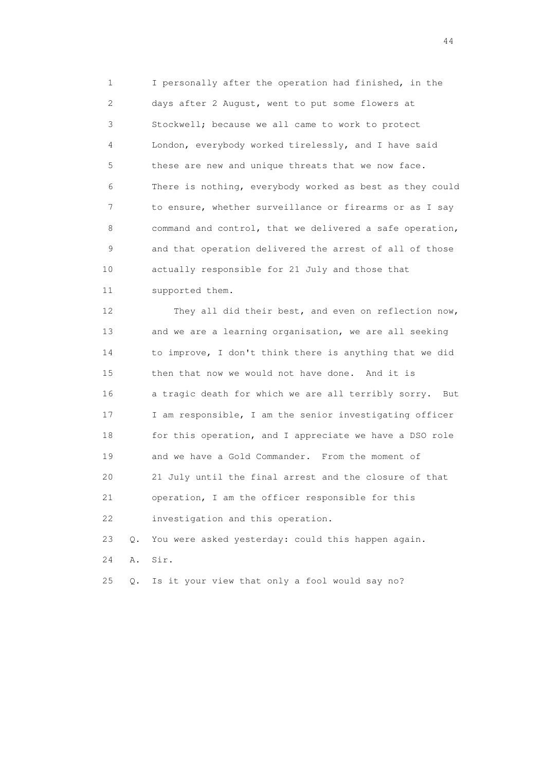1 I personally after the operation had finished, in the
2 days after 2 August, went to put some flowers at
3 Stockwell; because we all came to work to protect
4 London, everybody worked tirelessly, and I have said
5 these are new and unique threats that we now face.
6 There is nothing, everybody worked as best as they could
7 to ensure, whether surveillance or firearms or as I say
8 command and control, that we delivered a safe operation,
9 and that operation delivered the arrest of all of those
10 actually responsible for 21 July and those that
11 supported them.

12 They all did their best, and even on reflection now,
13 and we are a learning organisation, we are all seeking
14 to improve, I don't think there is anything that we did
15 then that now we would not have done. And it is
16 a tragic death for which we are all terribly sorry. But
17 I am responsible, I am the senior investigating officer
18 for this operation, and I appreciate we have a DSO role
19 and we have a Gold Commander. From the moment of
20 21 July until the final arrest and the closure of that
21 operation, I am the officer responsible for this
22 investigation and this operation.

23 Q. You were asked yesterday: could this happen again.

24 A. Sir.

25 Q. Is it your view that only a fool would say no?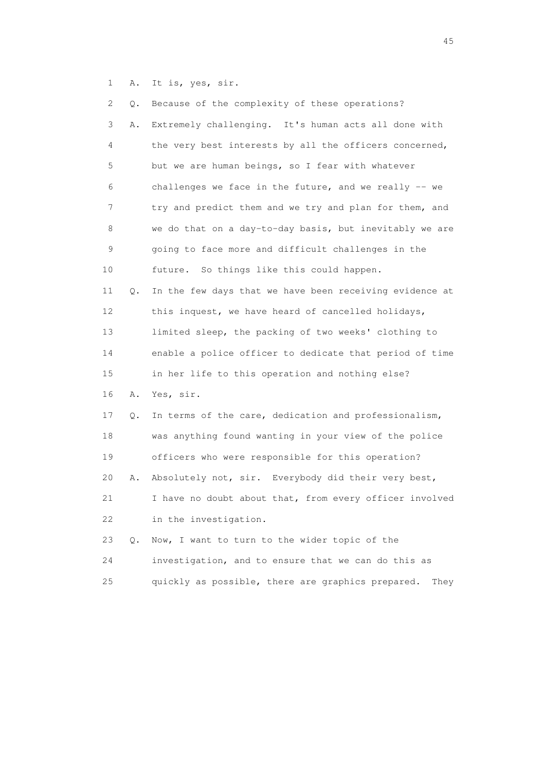1 A. It is, yes, sir.

2 Q. Because of the complexity of these operations?

3 A. Extremely challenging. It's human acts all done with

4 the very best interests by all the officers concerned,

5 but we are human beings, so I fear with whatever

6 challenges we face in the future, and we really -- we

7 try and predict them and we try and plan for them, and

8 we do that on a day-to-day basis, but inevitably we are

9 going to face more and difficult challenges in the

10 future. So things like this could happen.

11 Q. In the few days that we have been receiving evidence at

12 this inquest, we have heard of cancelled holidays,

13 limited sleep, the packing of two weeks' clothing to

14 enable a police officer to dedicate that period of time

15 in her life to this operation and nothing else?

16 A. Yes, sir.

17 Q. In terms of the care, dedication and professionalism,

18 was anything found wanting in your view of the police

19 officers who were responsible for this operation?

20 A. Absolutely not, sir. Everybody did their very best,

21 I have no doubt about that, from every officer involved

22 in the investigation.

23 Q. Now, I want to turn to the wider topic of the

24 investigation, and to ensure that we can do this as

25 quickly as possible, there are graphics prepared. They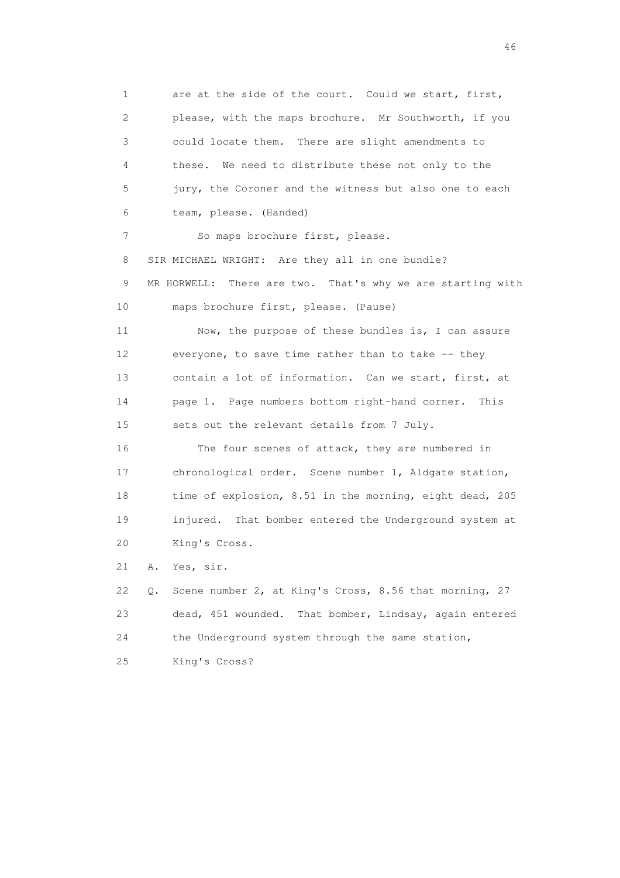1 are at the side of the court. Could we start, first,
2 please, with the maps brochure. Mr Southworth, if you
3 could locate them. There are slight amendments to
4 these. We need to distribute these not only to the
5 jury, the Coroner and the witness but also one to each
6 team, please. (Handed)

7 So maps brochure first, please.

8 SIR MICHAEL WRIGHT: Are they all in one bundle?

9 MR HORWELL: There are two. That's why we are starting with
10 maps brochure first, please. (Pause)

11 Now, the purpose of these bundles is, I can assure
12 everyone, to save time rather than to take -- they
13 contain a lot of information. Can we start, first, at
14 page 1. Page numbers bottom right-hand corner. This
15 sets out the relevant details from 7 July.

16 The four scenes of attack, they are numbered in
17 chronological order. Scene number 1, Aldgate station,
18 time of explosion, 8.51 in the morning, eight dead, 205
19 injured. That bomber entered the Underground system at
20 King's Cross.

21 A. Yes, sir.

22 Q. Scene number 2, at King's Cross, 8.56 that morning, 27
23 dead, 451 wounded. That bomber, Lindsay, again entered
24 the Underground system through the same station,
25 King's Cross?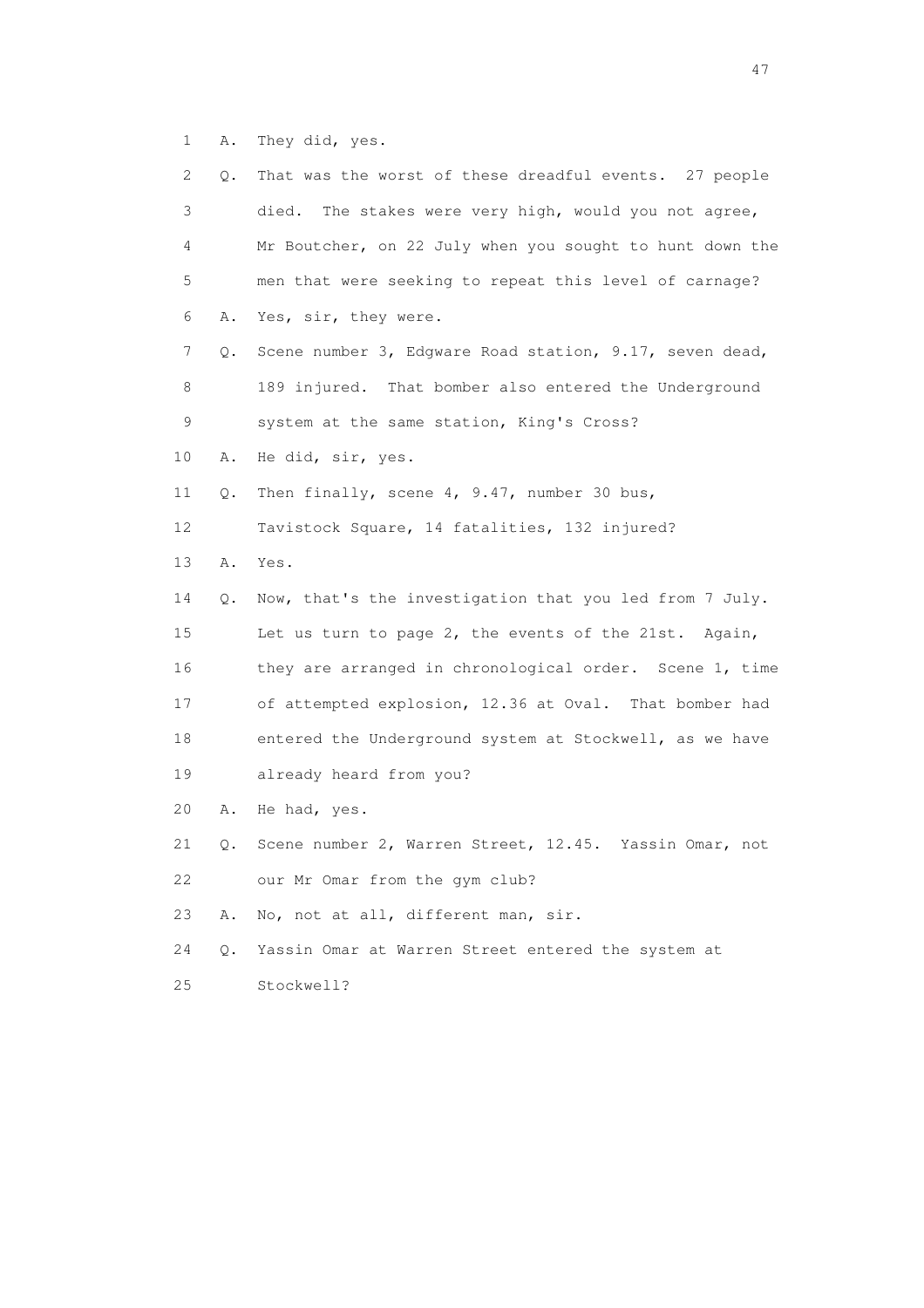1 A. They did, yes.

2 Q. That was the worst of these dreadful events. 27 people

3 died. The stakes were very high, would you not agree,

4 Mr Boutcher, on 22 July when you sought to hunt down the

5 men that were seeking to repeat this level of carnage?

6 A. Yes, sir, they were.

7 Q. Scene number 3, Edgware Road station, 9.17, seven dead,

8 189 injured. That bomber also entered the Underground

9 system at the same station, King's Cross?

10 A. He did, sir, yes.

11 Q. Then finally, scene 4, 9.47, number 30 bus,

12 Tavistock Square, 14 fatalities, 132 injured?

13 A. Yes.

14 Q. Now, that's the investigation that you led from 7 July.

15 Let us turn to page 2, the events of the 21st. Again,

16 they are arranged in chronological order. Scene 1, time

17 of attempted explosion, 12.36 at Oval. That bomber had

18 entered the Underground system at Stockwell, as we have

19 already heard from you?

20 A. He had, yes.

21 Q. Scene number 2, Warren Street, 12.45. Yassin Omar, not

22 our Mr Omar from the gym club?

23 A. No, not at all, different man, sir.

24 Q. Yassin Omar at Warren Street entered the system at

25 Stockwell?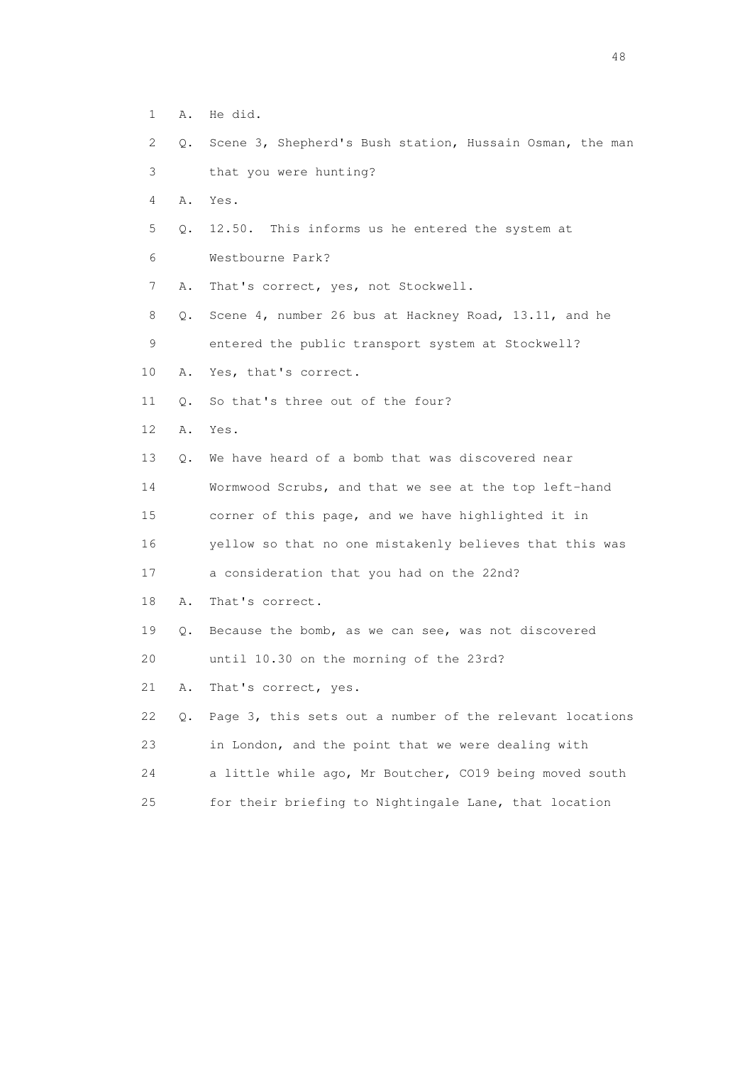1 A. He did.

2 Q. Scene 3, Shepherd's Bush station, Hussain Osman, the man

3 that you were hunting?

4 A. Yes.

5 Q. 12.50. This informs us he entered the system at

6 Westbourne Park?

7 A. That's correct, yes, not Stockwell.

8 Q. Scene 4, number 26 bus at Hackney Road, 13.11, and he

9 entered the public transport system at Stockwell?

10 A. Yes, that's correct.

11 Q. So that's three out of the four?

12 A. Yes.

13 Q. We have heard of a bomb that was discovered near

14 Wormwood Scrubs, and that we see at the top left-hand

15 corner of this page, and we have highlighted it in

16 yellow so that no one mistakenly believes that this was

17 a consideration that you had on the 22nd?

18 A. That's correct.

19 Q. Because the bomb, as we can see, was not discovered

20 until 10.30 on the morning of the 23rd?

21 A. That's correct, yes.

22 Q. Page 3, this sets out a number of the relevant locations

23 in London, and the point that we were dealing with

24 a little while ago, Mr Boutcher, CO19 being moved south

25 for their briefing to Nightingale Lane, that location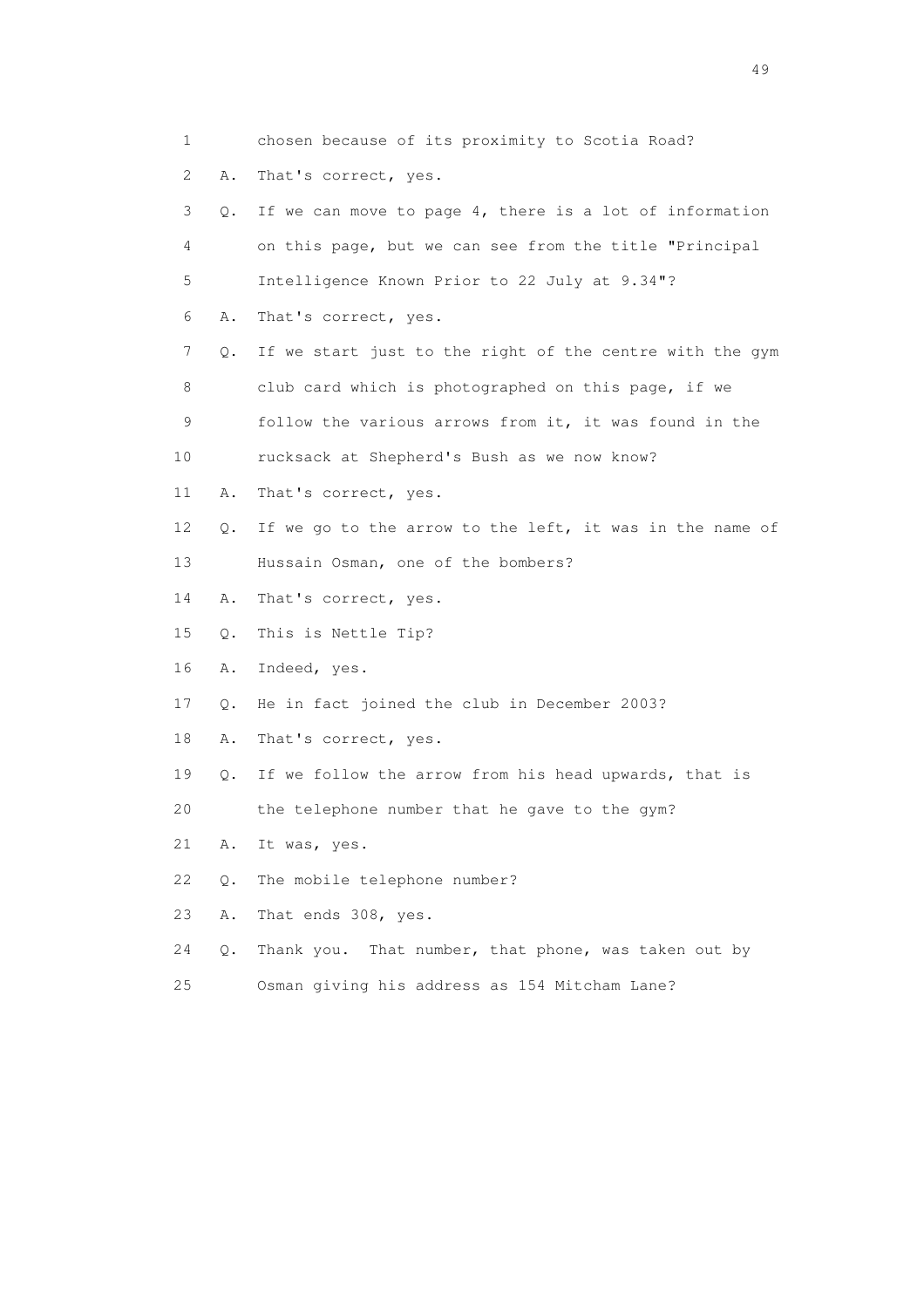1        chosen because of its proximity to Scotia Road?

2    A.  That's correct, yes.

3    Q.  If we can move to page 4, there is a lot of information

4        on this page, but we can see from the title "Principal

5        Intelligence Known Prior to 22 July at 9.34"?

6    A.  That's correct, yes.

7    Q.  If we start just to the right of the centre with the gym

8        club card which is photographed on this page, if we

9        follow the various arrows from it, it was found in the

10       rucksack at Shepherd's Bush as we now know?

11   A.  That's correct, yes.

12   Q.  If we go to the arrow to the left, it was in the name of

13       Hussain Osman, one of the bombers?

14   A.  That's correct, yes.

15   Q.  This is Nettle Tip?

16   A.  Indeed, yes.

17   Q.  He in fact joined the club in December 2003?

18   A.  That's correct, yes.

19   Q.  If we follow the arrow from his head upwards, that is

20       the telephone number that he gave to the gym?

21   A.  It was, yes.

22   Q.  The mobile telephone number?

23   A.  That ends 308, yes.

24   Q.  Thank you.  That number, that phone, was taken out by

25       Osman giving his address as 154 Mitcham Lane?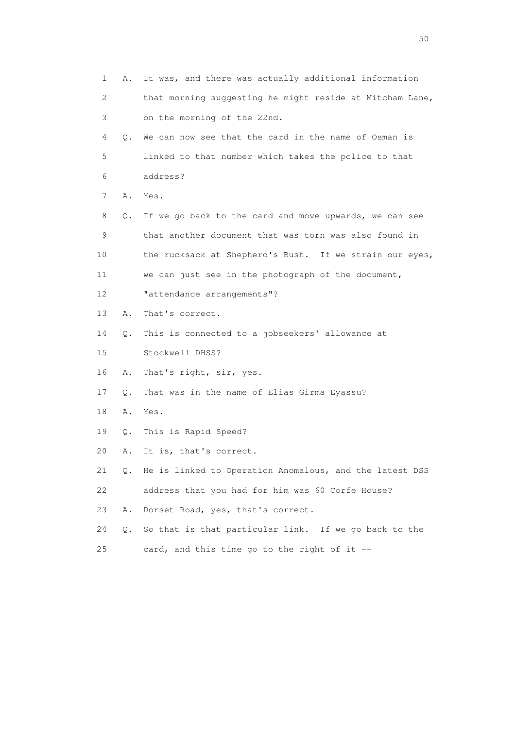1 A. It was, and there was actually additional information
2 that morning suggesting he might reside at Mitcham Lane,
3 on the morning of the 22nd.
4 Q. We can now see that the card in the name of Osman is
5 linked to that number which takes the police to that
6 address?
7 A. Yes.
8 Q. If we go back to the card and move upwards, we can see
9 that another document that was torn was also found in
10 the rucksack at Shepherd's Bush. If we strain our eyes,
11 we can just see in the photograph of the document,
12 "attendance arrangements"?
13 A. That's correct.
14 Q. This is connected to a jobseekers' allowance at
15 Stockwell DHSS?
16 A. That's right, sir, yes.
17 Q. That was in the name of Elias Girma Eyassu?
18 A. Yes.
19 Q. This is Rapid Speed?
20 A. It is, that's correct.
21 Q. He is linked to Operation Anomalous, and the latest DSS
22 address that you had for him was 60 Corfe House?
23 A. Dorset Road, yes, that's correct.
24 Q. So that is that particular link. If we go back to the
25 card, and this time go to the right of it --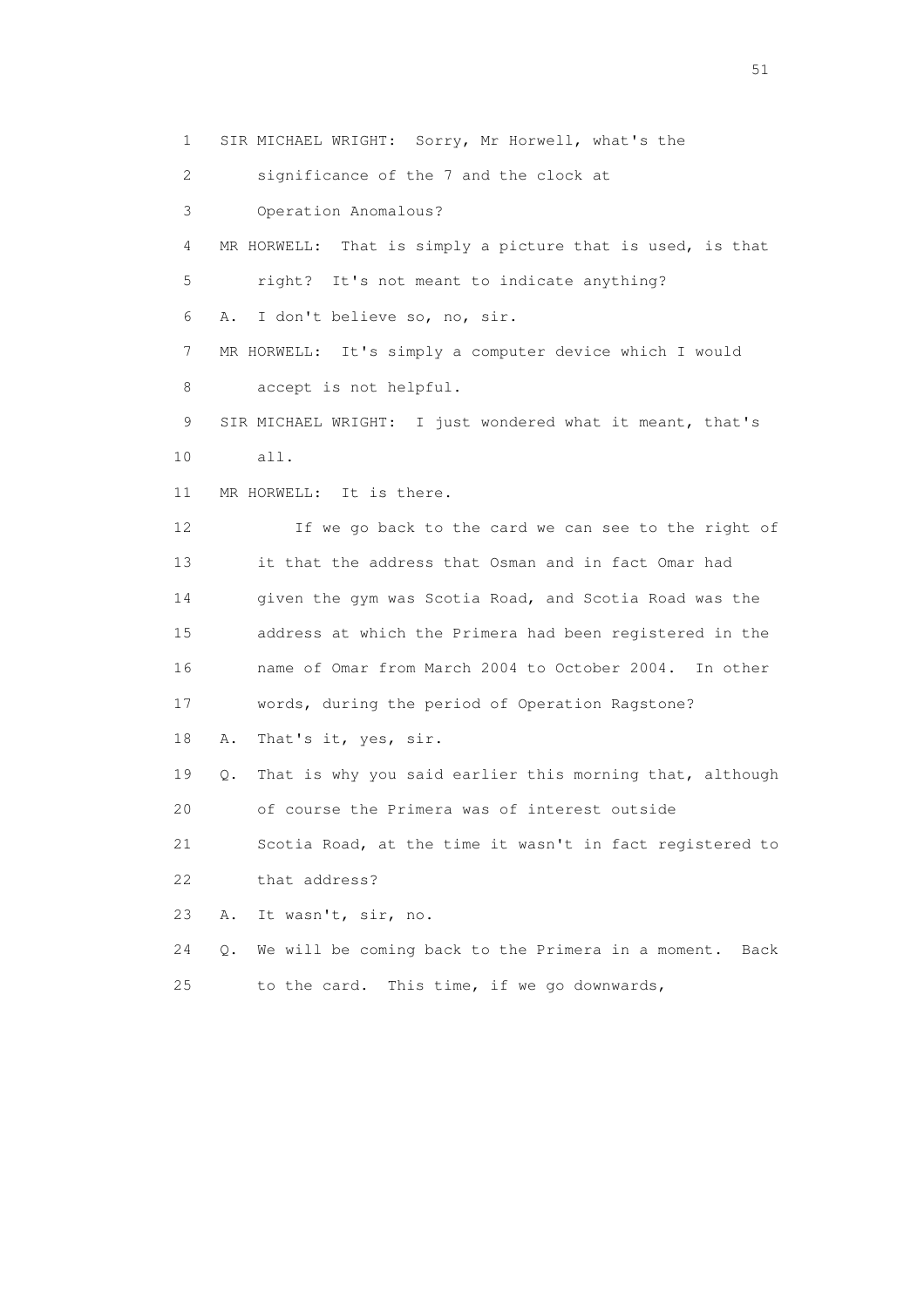1 SIR MICHAEL WRIGHT: Sorry, Mr Horwell, what's the
2 significance of the 7 and the clock at
3 Operation Anomalous?
4 MR HORWELL: That is simply a picture that is used, is that
5 right? It's not meant to indicate anything?
6 A. I don't believe so, no, sir.
7 MR HORWELL: It's simply a computer device which I would
8 accept is not helpful.
9 SIR MICHAEL WRIGHT: I just wondered what it meant, that's
10 all.
11 MR HORWELL: It is there.
12 If we go back to the card we can see to the right of
13 it that the address that Osman and in fact Omar had
14 given the gym was Scotia Road, and Scotia Road was the
15 address at which the Primera had been registered in the
16 name of Omar from March 2004 to October 2004. In other
17 words, during the period of Operation Ragstone?
18 A. That's it, yes, sir.
19 Q. That is why you said earlier this morning that, although
20 of course the Primera was of interest outside
21 Scotia Road, at the time it wasn't in fact registered to
22 that address?
23 A. It wasn't, sir, no.
24 Q. We will be coming back to the Primera in a moment. Back
25 to the card. This time, if we go downwards,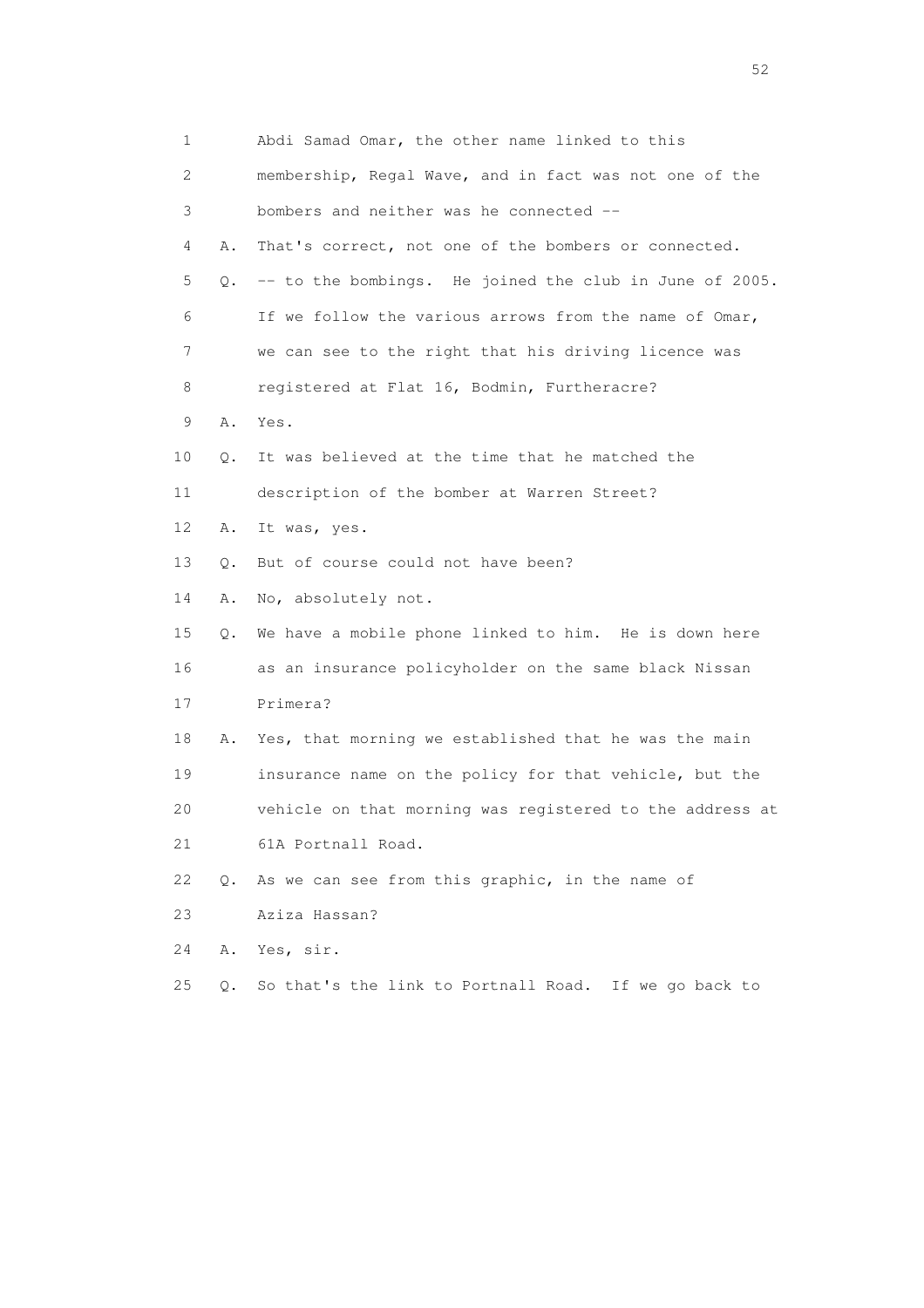1        Abdi Samad Omar, the other name linked to this
2        membership, Regal Wave, and in fact was not one of the
3        bombers and neither was he connected --
4    A.  That's correct, not one of the bombers or connected.
5    Q.  -- to the bombings.  He joined the club in June of 2005.
6        If we follow the various arrows from the name of Omar,
7        we can see to the right that his driving licence was
8        registered at Flat 16, Bodmin, Furtheracre?
9    A.  Yes.
10   Q.  It was believed at the time that he matched the
11       description of the bomber at Warren Street?
12   A.  It was, yes.
13   Q.  But of course could not have been?
14   A.  No, absolutely not.
15   Q.  We have a mobile phone linked to him.  He is down here
16       as an insurance policyholder on the same black Nissan
17       Primera?
18   A.  Yes, that morning we established that he was the main
19       insurance name on the policy for that vehicle, but the
20       vehicle on that morning was registered to the address at
21       61A Portnall Road.
22   Q.  As we can see from this graphic, in the name of
23       Aziza Hassan?
24   A.  Yes, sir.
25   Q.  So that's the link to Portnall Road.  If we go back to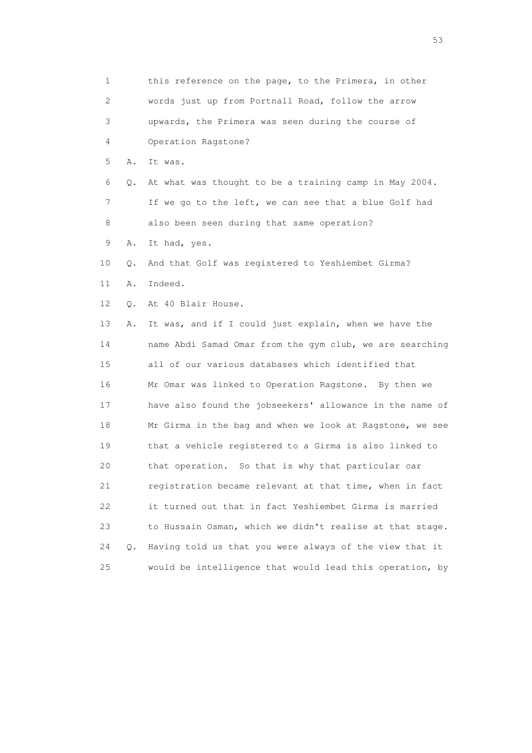1 this reference on the page, to the Primera, in other
2 words just up from Portnall Road, follow the arrow
3 upwards, the Primera was seen during the course of
4 Operation Ragstone?

5 A. It was.

6 Q. At what was thought to be a training camp in May 2004.
7 If we go to the left, we can see that a blue Golf had
8 also been seen during that same operation?

9 A. It had, yes.

10 Q. And that Golf was registered to Yeshiembet Girma?

11 A. Indeed.

12 Q. At 40 Blair House.

13 A. It was, and if I could just explain, when we have the
14 name Abdi Samad Omar from the gym club, we are searching
15 all of our various databases which identified that
16 Mr Omar was linked to Operation Ragstone. By then we
17 have also found the jobseekers' allowance in the name of
18 Mr Girma in the bag and when we look at Ragstone, we see
19 that a vehicle registered to a Girma is also linked to
20 that operation. So that is why that particular car
21 registration became relevant at that time, when in fact
22 it turned out that in fact Yeshiembet Girma is married
23 to Hussain Osman, which we didn't realise at that stage.

24 Q. Having told us that you were always of the view that it
25 would be intelligence that would lead this operation, by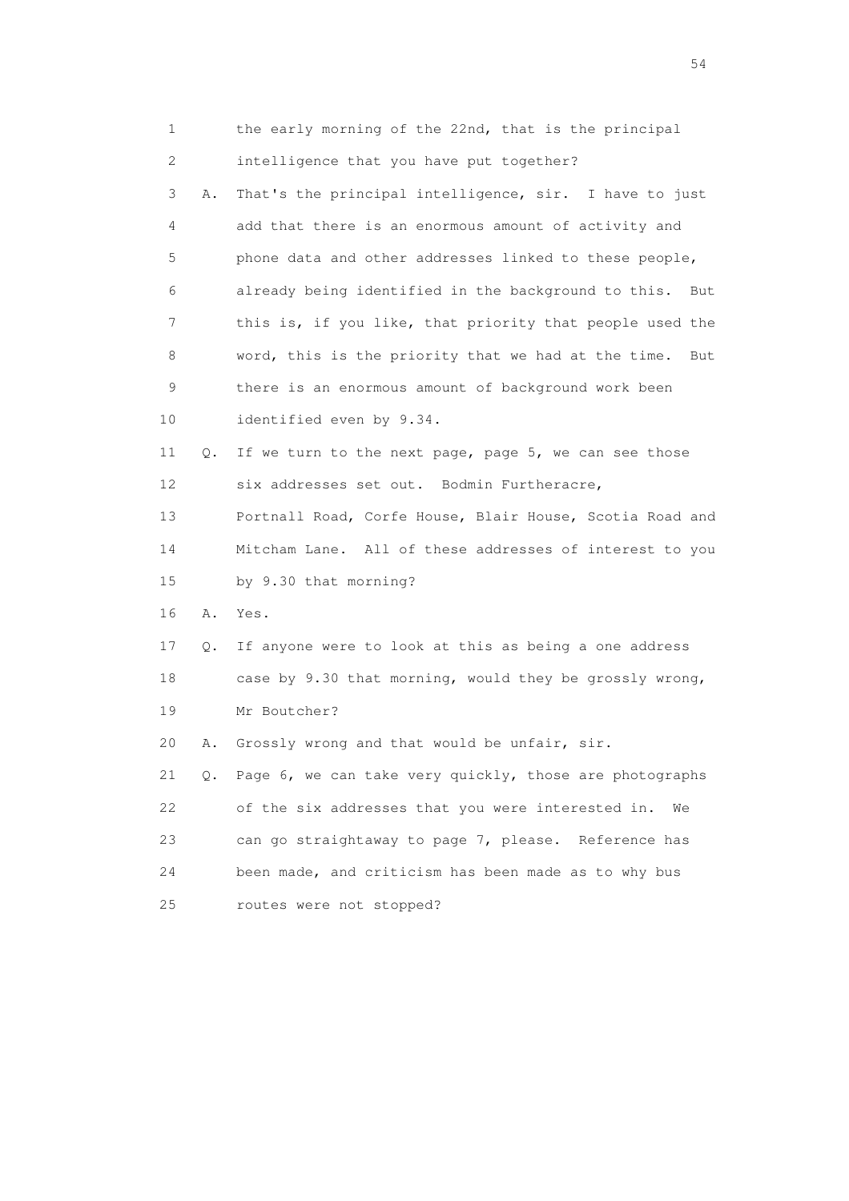1 the early morning of the 22nd, that is the principal
2 intelligence that you have put together?
3 A. That's the principal intelligence, sir. I have to just
4 add that there is an enormous amount of activity and
5 phone data and other addresses linked to these people,
6 already being identified in the background to this. But
7 this is, if you like, that priority that people used the
8 word, this is the priority that we had at the time. But
9 there is an enormous amount of background work been
10 identified even by 9.34.
11 Q. If we turn to the next page, page 5, we can see those
12 six addresses set out. Bodmin Furtheracre,
13 Portnall Road, Corfe House, Blair House, Scotia Road and
14 Mitcham Lane. All of these addresses of interest to you
15 by 9.30 that morning?
16 A. Yes.
17 Q. If anyone were to look at this as being a one address
18 case by 9.30 that morning, would they be grossly wrong,
19 Mr Boutcher?
20 A. Grossly wrong and that would be unfair, sir.
21 Q. Page 6, we can take very quickly, those are photographs
22 of the six addresses that you were interested in. We
23 can go straightaway to page 7, please. Reference has
24 been made, and criticism has been made as to why bus
25 routes were not stopped?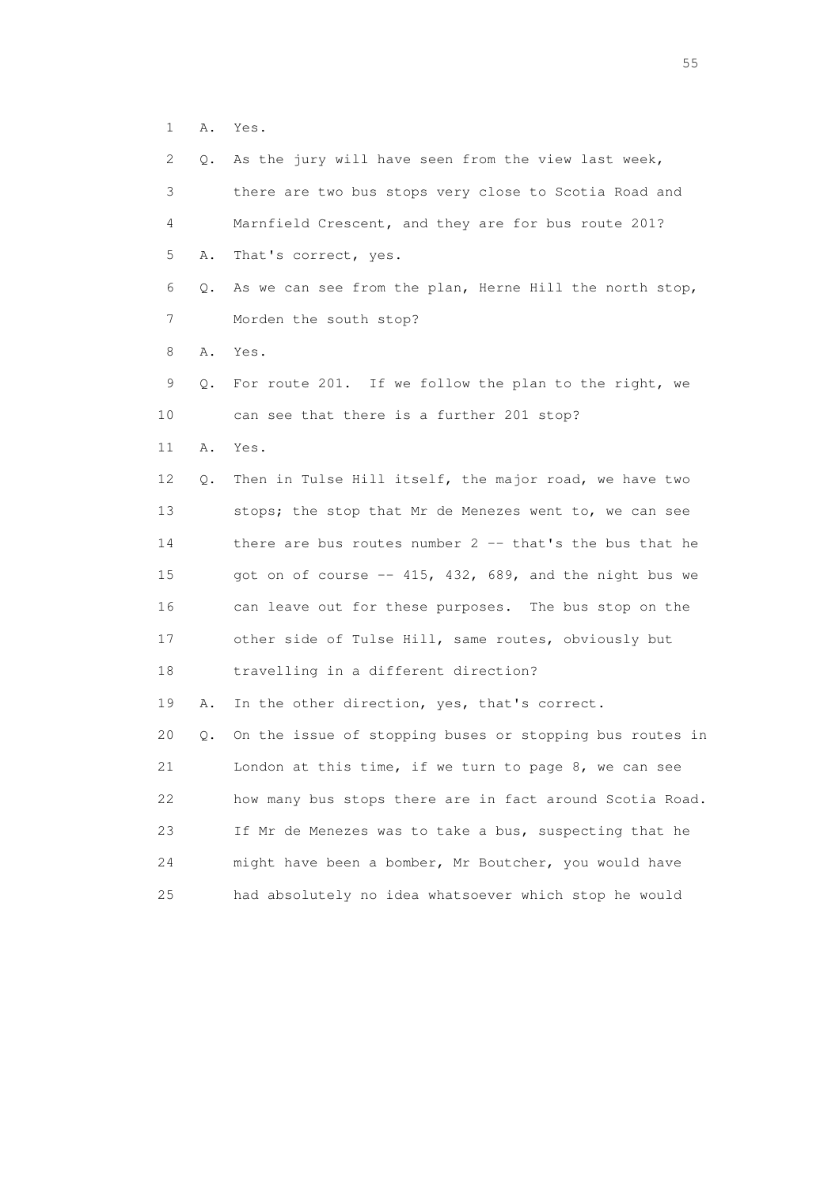1 A. Yes.

2 Q. As the jury will have seen from the view last week,

3 there are two bus stops very close to Scotia Road and

4 Marnfield Crescent, and they are for bus route 201?

5 A. That's correct, yes.

6 Q. As we can see from the plan, Herne Hill the north stop,

7 Morden the south stop?

8 A. Yes.

9 Q. For route 201. If we follow the plan to the right, we

10 can see that there is a further 201 stop?

11 A. Yes.

12 Q. Then in Tulse Hill itself, the major road, we have two

13 stops; the stop that Mr de Menezes went to, we can see

14 there are bus routes number 2 -- that's the bus that he

15 got on of course -- 415, 432, 689, and the night bus we

16 can leave out for these purposes. The bus stop on the

17 other side of Tulse Hill, same routes, obviously but

18 travelling in a different direction?

19 A. In the other direction, yes, that's correct.

20 Q. On the issue of stopping buses or stopping bus routes in

21 London at this time, if we turn to page 8, we can see

22 how many bus stops there are in fact around Scotia Road.

23 If Mr de Menezes was to take a bus, suspecting that he

24 might have been a bomber, Mr Boutcher, you would have

25 had absolutely no idea whatsoever which stop he would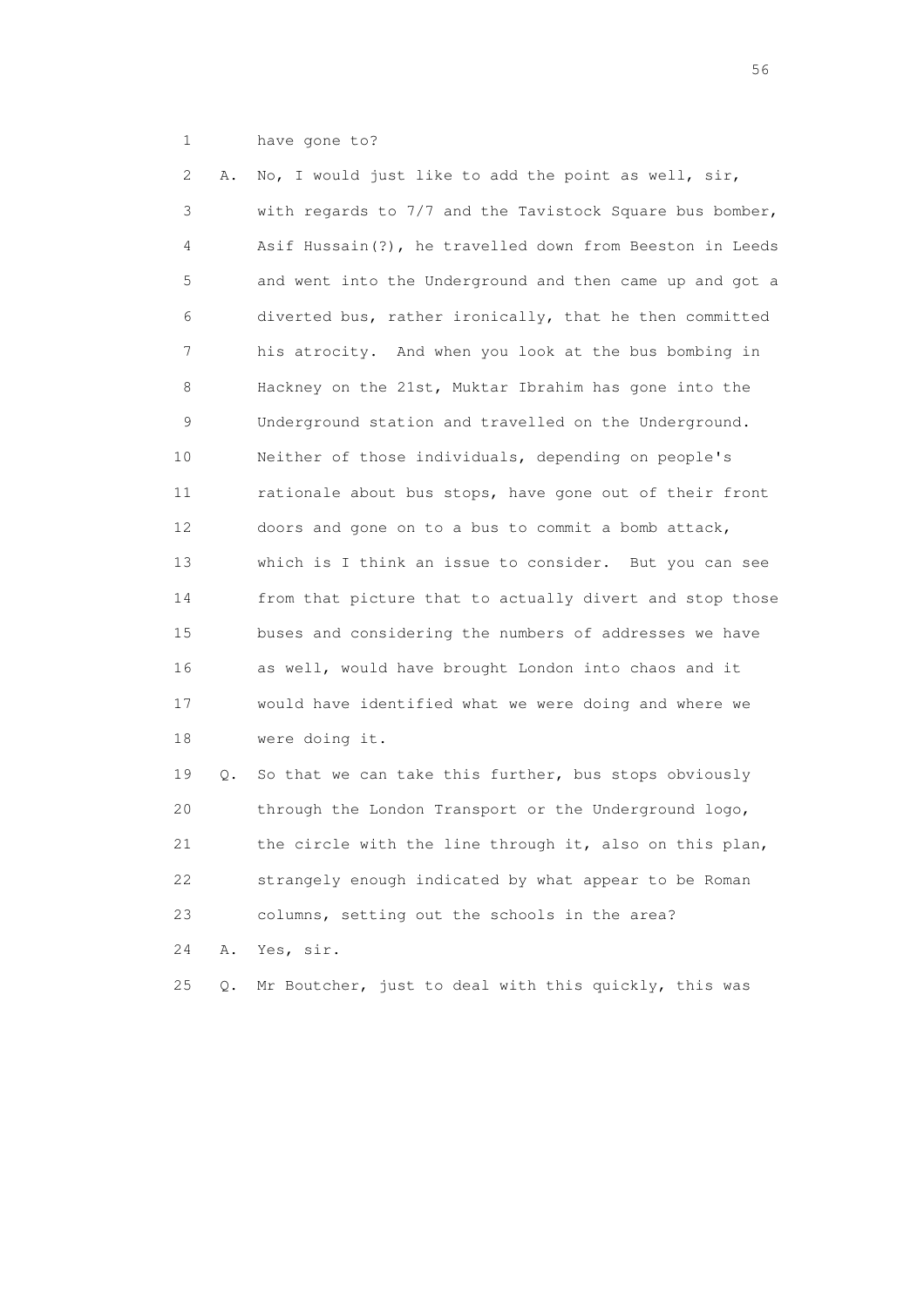1 have gone to?

2 A. No, I would just like to add the point as well, sir,

3 with regards to 7/7 and the Tavistock Square bus bomber,

4 Asif Hussain(?), he travelled down from Beeston in Leeds

5 and went into the Underground and then came up and got a

6 diverted bus, rather ironically, that he then committed

7 his atrocity. And when you look at the bus bombing in

8 Hackney on the 21st, Muktar Ibrahim has gone into the

9 Underground station and travelled on the Underground.

10 Neither of those individuals, depending on people's

11 rationale about bus stops, have gone out of their front

12 doors and gone on to a bus to commit a bomb attack,

13 which is I think an issue to consider. But you can see

14 from that picture that to actually divert and stop those

15 buses and considering the numbers of addresses we have

16 as well, would have brought London into chaos and it

17 would have identified what we were doing and where we

18 were doing it.

19 Q. So that we can take this further, bus stops obviously

20 through the London Transport or the Underground logo,

21 the circle with the line through it, also on this plan,

22 strangely enough indicated by what appear to be Roman

23 columns, setting out the schools in the area?

24 A. Yes, sir.

25 Q. Mr Boutcher, just to deal with this quickly, this was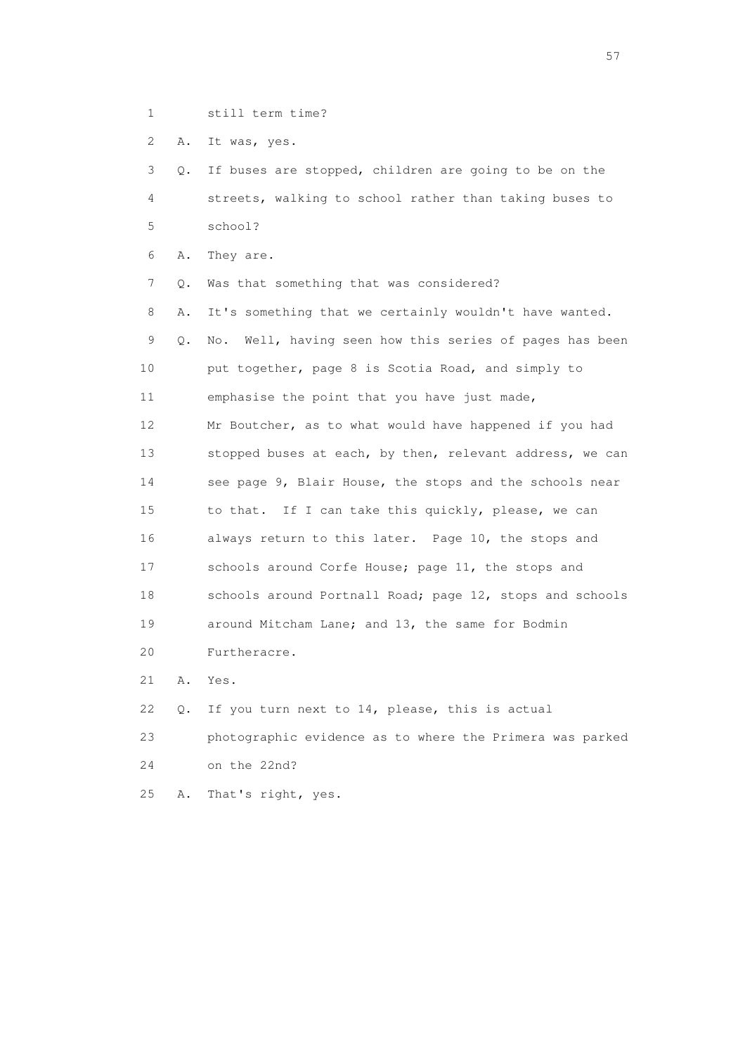1 still term time?

2 A. It was, yes.

3 Q. If buses are stopped, children are going to be on the

4 streets, walking to school rather than taking buses to

5 school?

6 A. They are.

7 Q. Was that something that was considered?

8 A. It's something that we certainly wouldn't have wanted.

9 Q. No. Well, having seen how this series of pages has been

10 put together, page 8 is Scotia Road, and simply to

11 emphasise the point that you have just made,

12 Mr Boutcher, as to what would have happened if you had

13 stopped buses at each, by then, relevant address, we can

14 see page 9, Blair House, the stops and the schools near

15 to that. If I can take this quickly, please, we can

16 always return to this later. Page 10, the stops and

17 schools around Corfe House; page 11, the stops and

18 schools around Portnall Road; page 12, stops and schools

19 around Mitcham Lane; and 13, the same for Bodmin

20 Furtheracre.

21 A. Yes.

22 Q. If you turn next to 14, please, this is actual

23 photographic evidence as to where the Primera was parked

24 on the 22nd?

25 A. That's right, yes.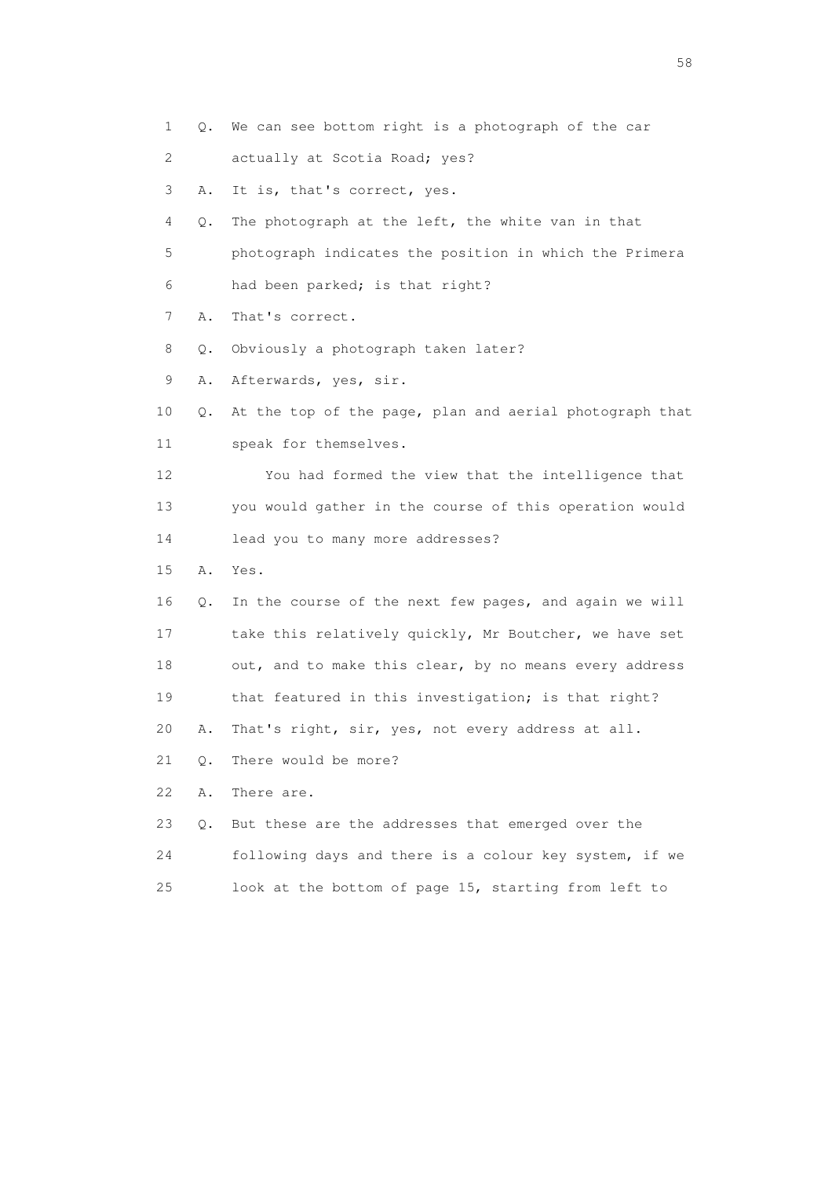1 Q. We can see bottom right is a photograph of the car
2 actually at Scotia Road; yes?
3 A. It is, that's correct, yes.
4 Q. The photograph at the left, the white van in that
5 photograph indicates the position in which the Primera
6 had been parked; is that right?
7 A. That's correct.
8 Q. Obviously a photograph taken later?
9 A. Afterwards, yes, sir.
10 Q. At the top of the page, plan and aerial photograph that
11 speak for themselves.
12 You had formed the view that the intelligence that
13 you would gather in the course of this operation would
14 lead you to many more addresses?
15 A. Yes.
16 Q. In the course of the next few pages, and again we will
17 take this relatively quickly, Mr Boutcher, we have set
18 out, and to make this clear, by no means every address
19 that featured in this investigation; is that right?
20 A. That's right, sir, yes, not every address at all.
21 Q. There would be more?
22 A. There are.
23 Q. But these are the addresses that emerged over the
24 following days and there is a colour key system, if we
25 look at the bottom of page 15, starting from left to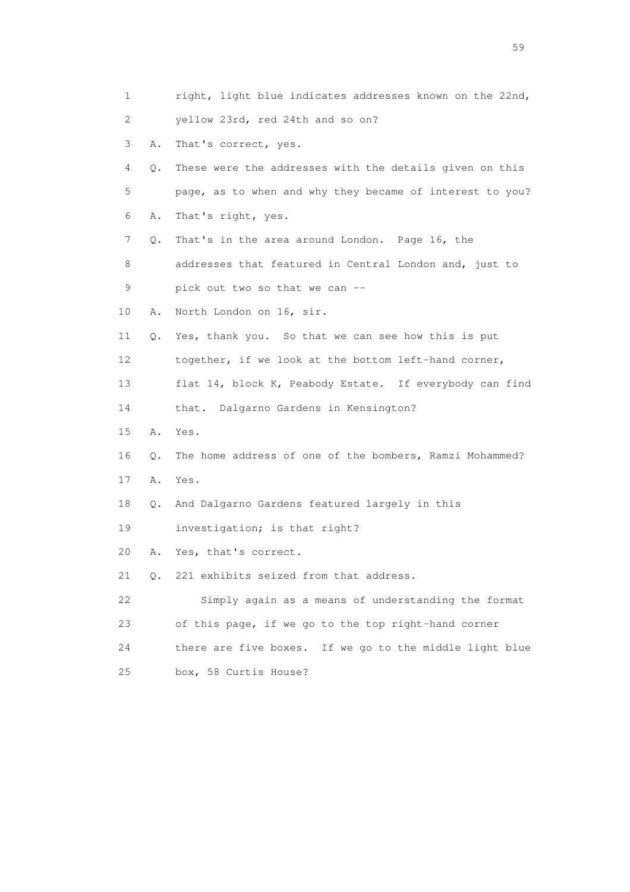1 right, light blue indicates addresses known on the 22nd,

2 yellow 23rd, red 24th and so on?

3 A. That's correct, yes.

4 Q. These were the addresses with the details given on this

5 page, as to when and why they became of interest to you?

6 A. That's right, yes.

7 Q. That's in the area around London. Page 16, the

8 addresses that featured in Central London and, just to

9 pick out two so that we can --

10 A. North London on 16, sir.

11 Q. Yes, thank you. So that we can see how this is put

12 together, if we look at the bottom left-hand corner,

13 flat 14, block K, Peabody Estate. If everybody can find

14 that. Dalgarno Gardens in Kensington?

15 A. Yes.

16 Q. The home address of one of the bombers, Ramzi Mohammed?

17 A. Yes.

18 Q. And Dalgarno Gardens featured largely in this

19 investigation; is that right?

20 A. Yes, that's correct.

21 Q. 221 exhibits seized from that address.

22 Simply again as a means of understanding the format

23 of this page, if we go to the top right-hand corner

24 there are five boxes. If we go to the middle light blue

25 box, 58 Curtis House?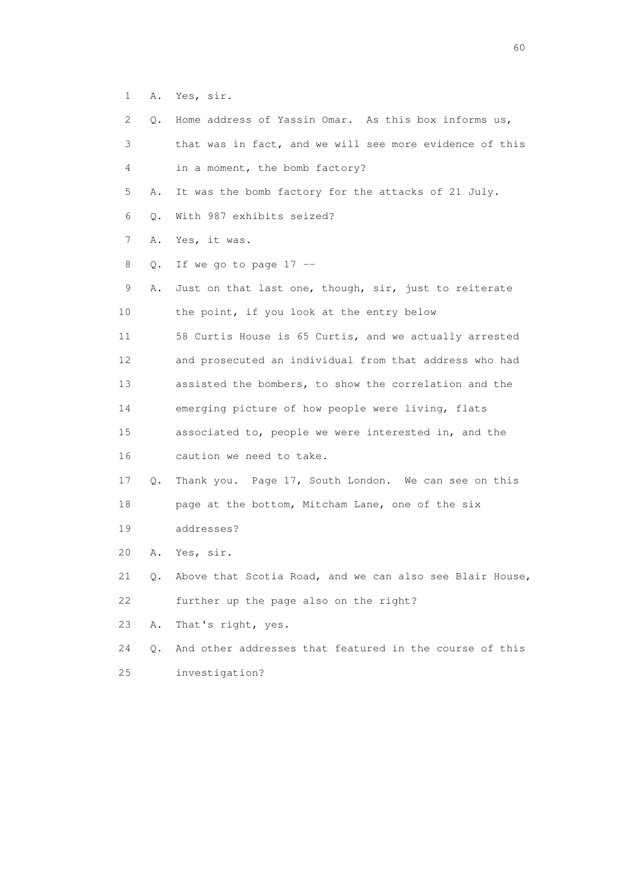1 A. Yes, sir.

2 Q. Home address of Yassin Omar. As this box informs us,

3 that was in fact, and we will see more evidence of this

4 in a moment, the bomb factory?

5 A. It was the bomb factory for the attacks of 21 July.

6 Q. With 987 exhibits seized?

7 A. Yes, it was.

8 Q. If we go to page 17 --

9 A. Just on that last one, though, sir, just to reiterate

10 the point, if you look at the entry below

11 58 Curtis House is 65 Curtis, and we actually arrested

12 and prosecuted an individual from that address who had

13 assisted the bombers, to show the correlation and the

14 emerging picture of how people were living, flats

15 associated to, people we were interested in, and the

16 caution we need to take.

17 Q. Thank you. Page 17, South London. We can see on this

18 page at the bottom, Mitcham Lane, one of the six

19 addresses?

20 A. Yes, sir.

21 Q. Above that Scotia Road, and we can also see Blair House,

22 further up the page also on the right?

23 A. That's right, yes.

24 Q. And other addresses that featured in the course of this

25 investigation?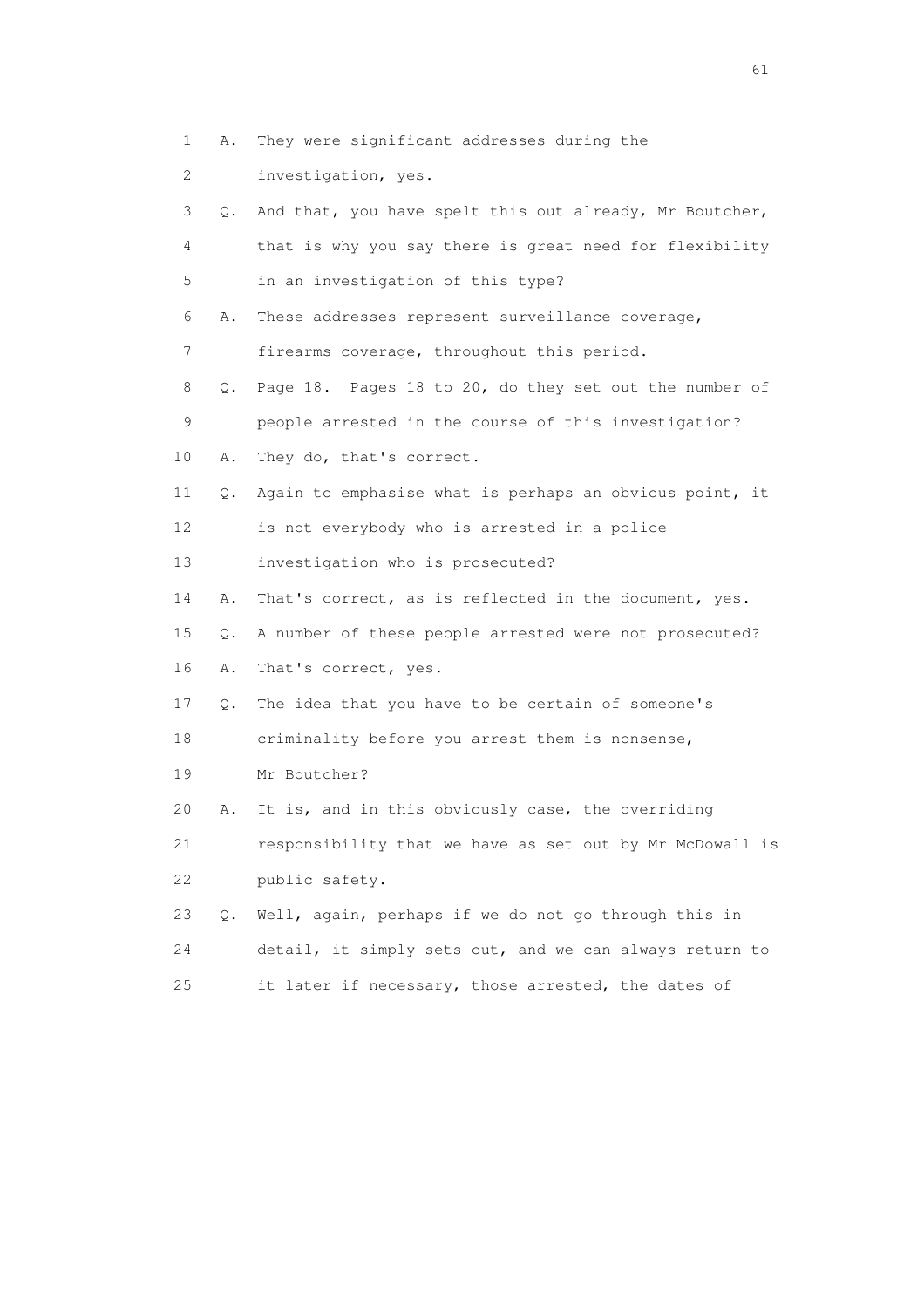1 A. They were significant addresses during the

2 investigation, yes.

3 Q. And that, you have spelt this out already, Mr Boutcher,

4 that is why you say there is great need for flexibility

5 in an investigation of this type?

6 A. These addresses represent surveillance coverage,

7 firearms coverage, throughout this period.

8 Q. Page 18. Pages 18 to 20, do they set out the number of

9 people arrested in the course of this investigation?

10 A. They do, that's correct.

11 Q. Again to emphasise what is perhaps an obvious point, it

12 is not everybody who is arrested in a police

13 investigation who is prosecuted?

14 A. That's correct, as is reflected in the document, yes.

15 Q. A number of these people arrested were not prosecuted?

16 A. That's correct, yes.

17 Q. The idea that you have to be certain of someone's

18 criminality before you arrest them is nonsense,

19 Mr Boutcher?

20 A. It is, and in this obviously case, the overriding

21 responsibility that we have as set out by Mr McDowall is

22 public safety.

23 Q. Well, again, perhaps if we do not go through this in

24 detail, it simply sets out, and we can always return to

25 it later if necessary, those arrested, the dates of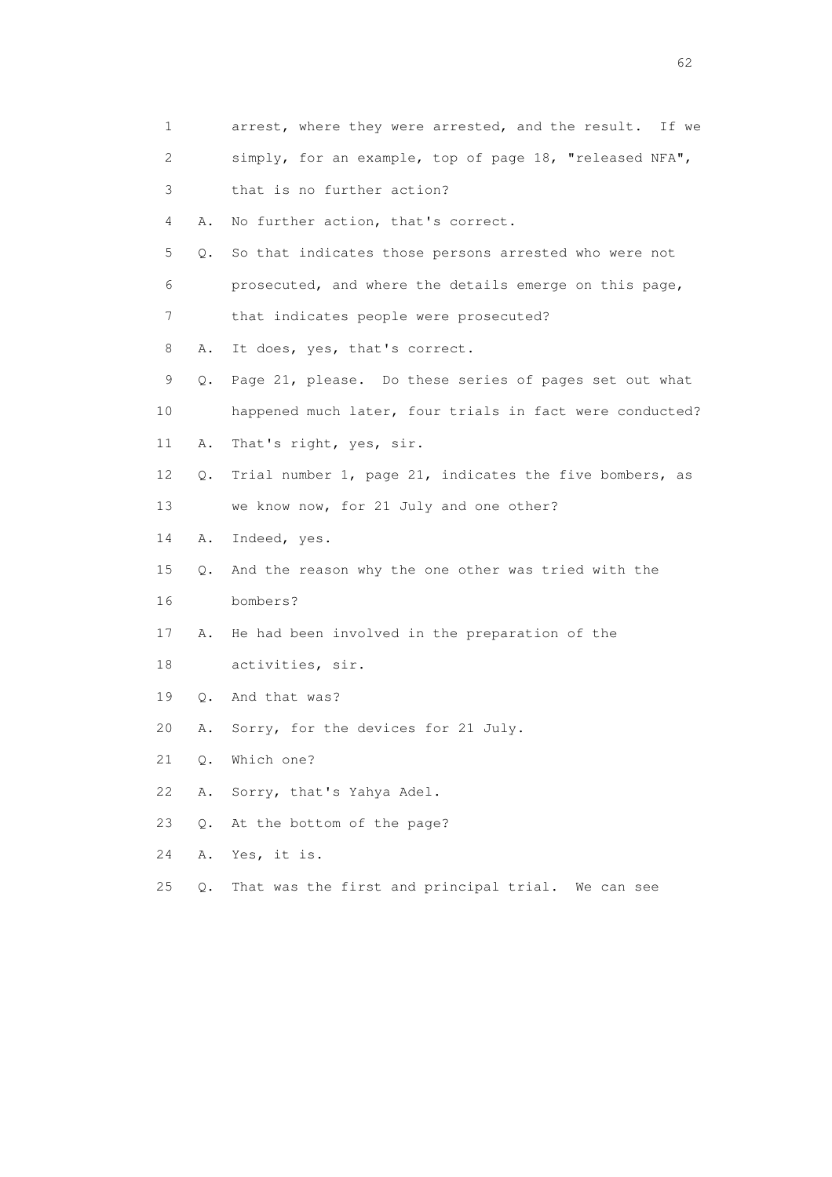1        arrest, where they were arrested, and the result.  If we

2        simply, for an example, top of page 18, "released NFA",

3        that is no further action?

4   A.   No further action, that's correct.

5   Q.   So that indicates those persons arrested who were not

6        prosecuted, and where the details emerge on this page,

7        that indicates people were prosecuted?

8   A.   It does, yes, that's correct.

9   Q.   Page 21, please.  Do these series of pages set out what

10       happened much later, four trials in fact were conducted?

11  A.   That's right, yes, sir.

12  Q.   Trial number 1, page 21, indicates the five bombers, as

13       we know now, for 21 July and one other?

14  A.   Indeed, yes.

15  Q.   And the reason why the one other was tried with the

16       bombers?

17  A.   He had been involved in the preparation of the

18       activities, sir.

19  Q.   And that was?

20  A.   Sorry, for the devices for 21 July.

21  Q.   Which one?

22  A.   Sorry, that's Yahya Adel.

23  Q.   At the bottom of the page?

24  A.   Yes, it is.

25  Q.   That was the first and principal trial.  We can see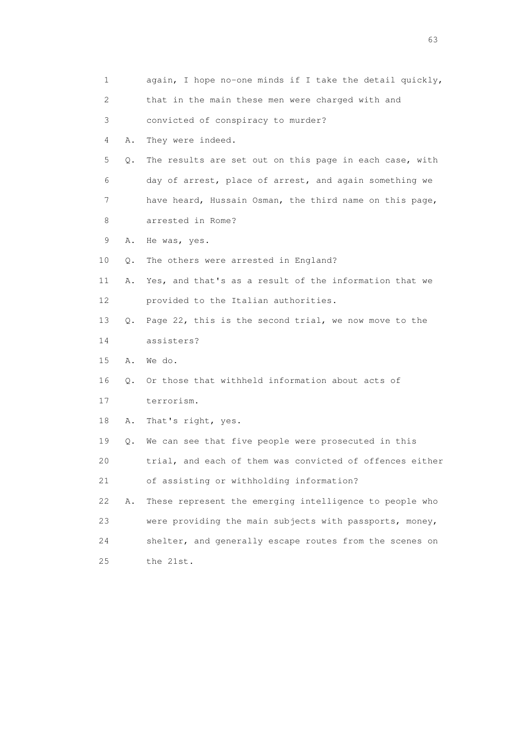1 again, I hope no-one minds if I take the detail quickly,
2 that in the main these men were charged with and
3 convicted of conspiracy to murder?
4 A. They were indeed.
5 Q. The results are set out on this page in each case, with
6 day of arrest, place of arrest, and again something we
7 have heard, Hussain Osman, the third name on this page,
8 arrested in Rome?
9 A. He was, yes.
10 Q. The others were arrested in England?
11 A. Yes, and that's as a result of the information that we
12 provided to the Italian authorities.
13 Q. Page 22, this is the second trial, we now move to the
14 assisters?
15 A. We do.
16 Q. Or those that withheld information about acts of
17 terrorism.
18 A. That's right, yes.
19 Q. We can see that five people were prosecuted in this
20 trial, and each of them was convicted of offences either
21 of assisting or withholding information?
22 A. These represent the emerging intelligence to people who
23 were providing the main subjects with passports, money,
24 shelter, and generally escape routes from the scenes on
25 the 21st.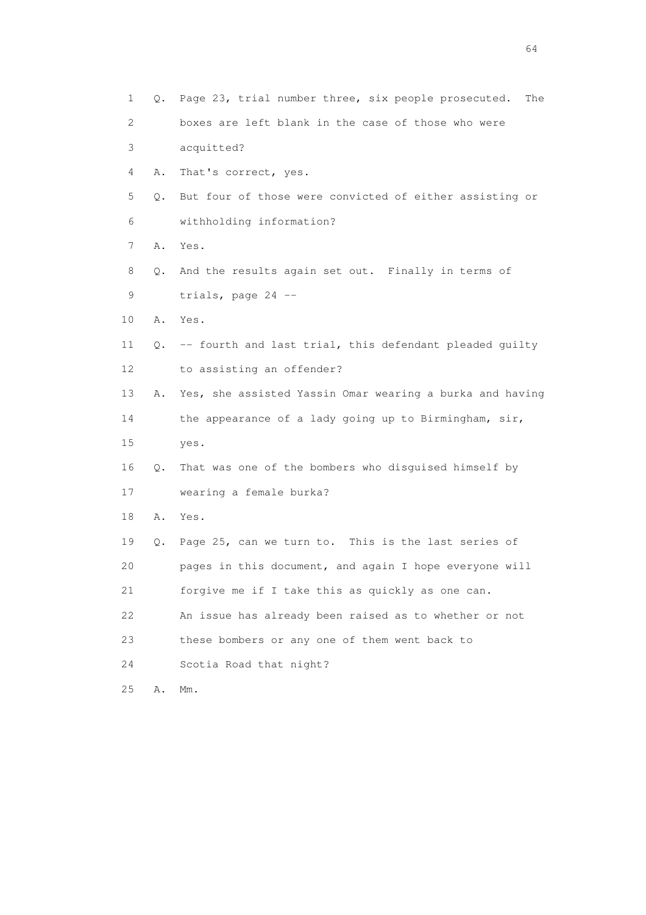1 Q. Page 23, trial number three, six people prosecuted. The
2 boxes are left blank in the case of those who were
3 acquitted?
4 A. That's correct, yes.
5 Q. But four of those were convicted of either assisting or
6 withholding information?
7 A. Yes.
8 Q. And the results again set out. Finally in terms of
9 trials, page 24 --
10 A. Yes.
11 Q. -- fourth and last trial, this defendant pleaded guilty
12 to assisting an offender?
13 A. Yes, she assisted Yassin Omar wearing a burka and having
14 the appearance of a lady going up to Birmingham, sir,
15 yes.
16 Q. That was one of the bombers who disguised himself by
17 wearing a female burka?
18 A. Yes.
19 Q. Page 25, can we turn to. This is the last series of
20 pages in this document, and again I hope everyone will
21 forgive me if I take this as quickly as one can.
22 An issue has already been raised as to whether or not
23 these bombers or any one of them went back to
24 Scotia Road that night?
25 A. Mm.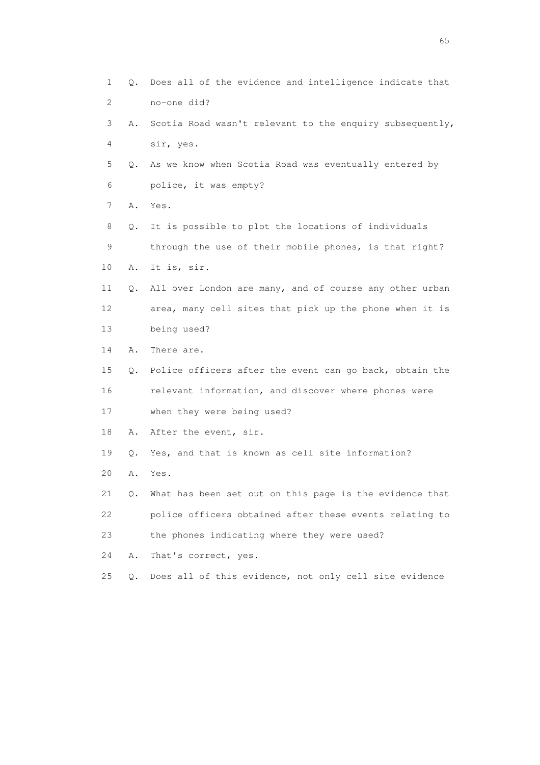1 Q. Does all of the evidence and intelligence indicate that
2 no-one did?
3 A. Scotia Road wasn't relevant to the enquiry subsequently,
4 sir, yes.
5 Q. As we know when Scotia Road was eventually entered by
6 police, it was empty?
7 A. Yes.
8 Q. It is possible to plot the locations of individuals
9 through the use of their mobile phones, is that right?
10 A. It is, sir.
11 Q. All over London are many, and of course any other urban
12 area, many cell sites that pick up the phone when it is
13 being used?
14 A. There are.
15 Q. Police officers after the event can go back, obtain the
16 relevant information, and discover where phones were
17 when they were being used?
18 A. After the event, sir.
19 Q. Yes, and that is known as cell site information?
20 A. Yes.
21 Q. What has been set out on this page is the evidence that
22 police officers obtained after these events relating to
23 the phones indicating where they were used?
24 A. That's correct, yes.
25 Q. Does all of this evidence, not only cell site evidence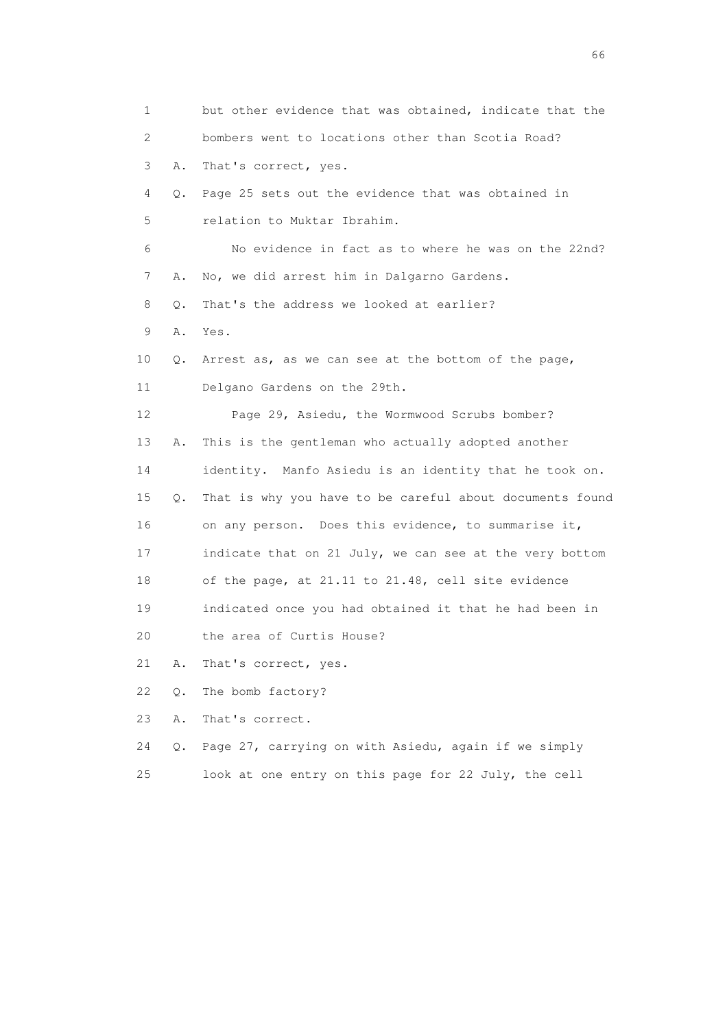1 but other evidence that was obtained, indicate that the
2 bombers went to locations other than Scotia Road?
3 A. That's correct, yes.
4 Q. Page 25 sets out the evidence that was obtained in
5 relation to Muktar Ibrahim.
6 No evidence in fact as to where he was on the 22nd?
7 A. No, we did arrest him in Dalgarno Gardens.
8 Q. That's the address we looked at earlier?
9 A. Yes.
10 Q. Arrest as, as we can see at the bottom of the page,
11 Delgano Gardens on the 29th.
12 Page 29, Asiedu, the Wormwood Scrubs bomber?
13 A. This is the gentleman who actually adopted another
14 identity. Manfo Asiedu is an identity that he took on.
15 Q. That is why you have to be careful about documents found
16 on any person. Does this evidence, to summarise it,
17 indicate that on 21 July, we can see at the very bottom
18 of the page, at 21.11 to 21.48, cell site evidence
19 indicated once you had obtained it that he had been in
20 the area of Curtis House?
21 A. That's correct, yes.
22 Q. The bomb factory?
23 A. That's correct.
24 Q. Page 27, carrying on with Asiedu, again if we simply
25 look at one entry on this page for 22 July, the cell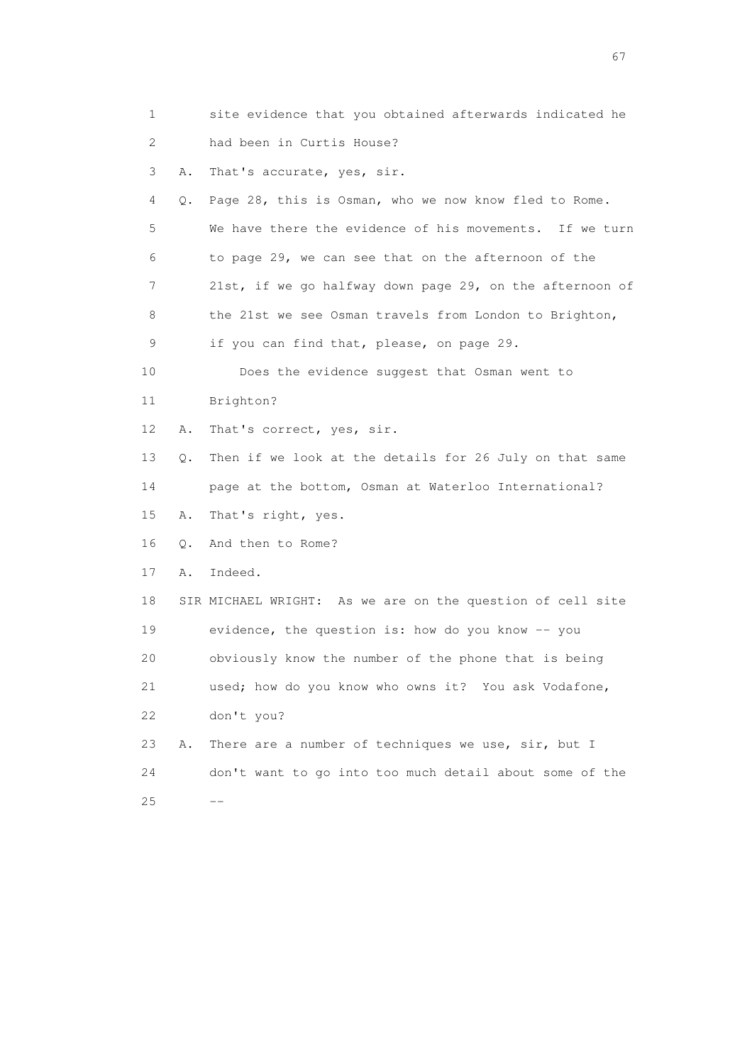1 site evidence that you obtained afterwards indicated he
2 had been in Curtis House?
3 A. That's accurate, yes, sir.
4 Q. Page 28, this is Osman, who we now know fled to Rome.
5 We have there the evidence of his movements. If we turn
6 to page 29, we can see that on the afternoon of the
7 21st, if we go halfway down page 29, on the afternoon of
8 the 21st we see Osman travels from London to Brighton,
9 if you can find that, please, on page 29.
10 Does the evidence suggest that Osman went to
11 Brighton?
12 A. That's correct, yes, sir.
13 Q. Then if we look at the details for 26 July on that same
14 page at the bottom, Osman at Waterloo International?
15 A. That's right, yes.
16 Q. And then to Rome?
17 A. Indeed.
18 SIR MICHAEL WRIGHT: As we are on the question of cell site
19 evidence, the question is: how do you know -- you
20 obviously know the number of the phone that is being
21 used; how do you know who owns it? You ask Vodafone,
22 don't you?
23 A. There are a number of techniques we use, sir, but I
24 don't want to go into too much detail about some of the
25 --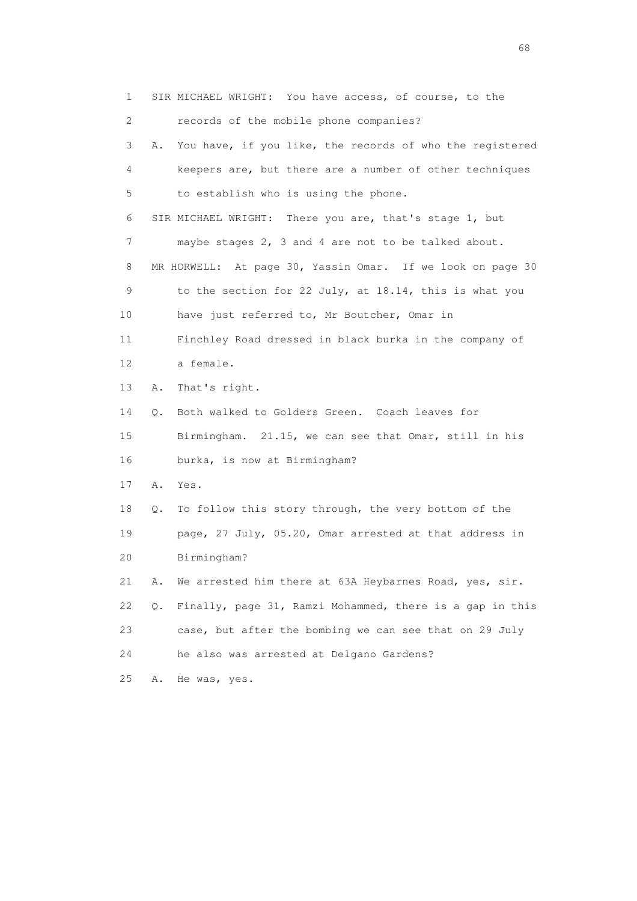1 SIR MICHAEL WRIGHT: You have access, of course, to the
2 records of the mobile phone companies?
3 A. You have, if you like, the records of who the registered
4 keepers are, but there are a number of other techniques
5 to establish who is using the phone.
6 SIR MICHAEL WRIGHT: There you are, that's stage 1, but
7 maybe stages 2, 3 and 4 are not to be talked about.
8 MR HORWELL: At page 30, Yassin Omar. If we look on page 30
9 to the section for 22 July, at 18.14, this is what you
10 have just referred to, Mr Boutcher, Omar in
11 Finchley Road dressed in black burka in the company of
12 a female.
13 A. That's right.
14 Q. Both walked to Golders Green. Coach leaves for
15 Birmingham. 21.15, we can see that Omar, still in his
16 burka, is now at Birmingham?
17 A. Yes.
18 Q. To follow this story through, the very bottom of the
19 page, 27 July, 05.20, Omar arrested at that address in
20 Birmingham?
21 A. We arrested him there at 63A Heybarnes Road, yes, sir.
22 Q. Finally, page 31, Ramzi Mohammed, there is a gap in this
23 case, but after the bombing we can see that on 29 July
24 he also was arrested at Delgano Gardens?
25 A. He was, yes.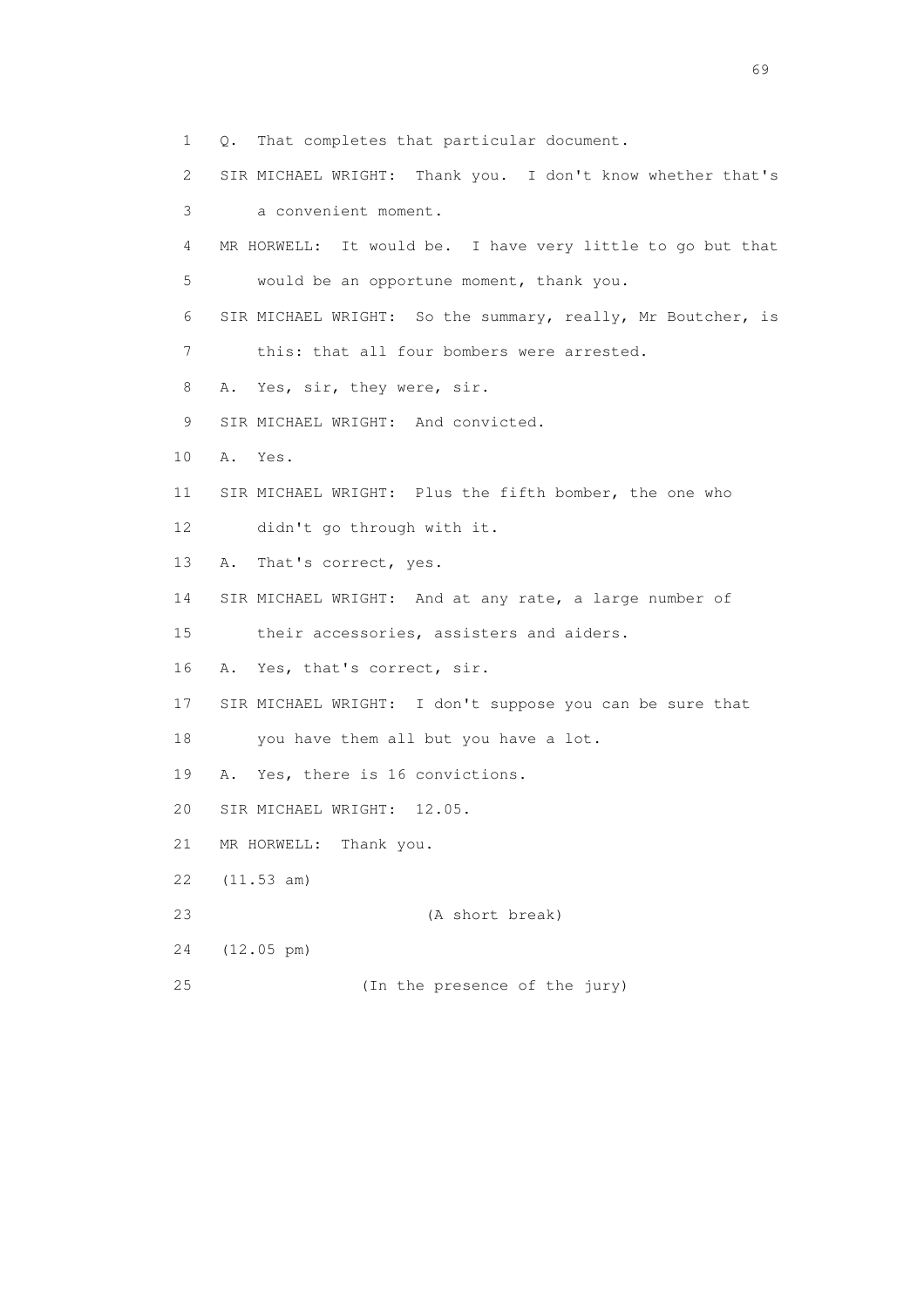1 Q. That completes that particular document.

2 SIR MICHAEL WRIGHT: Thank you. I don't know whether that's

3 a convenient moment.

4 MR HORWELL: It would be. I have very little to go but that

5 would be an opportune moment, thank you.

6 SIR MICHAEL WRIGHT: So the summary, really, Mr Boutcher, is

7 this: that all four bombers were arrested.

8 A. Yes, sir, they were, sir.

9 SIR MICHAEL WRIGHT: And convicted.

10 A. Yes.

11 SIR MICHAEL WRIGHT: Plus the fifth bomber, the one who

12 didn't go through with it.

13 A. That's correct, yes.

14 SIR MICHAEL WRIGHT: And at any rate, a large number of

15 their accessories, assisters and aiders.

16 A. Yes, that's correct, sir.

17 SIR MICHAEL WRIGHT: I don't suppose you can be sure that

18 you have them all but you have a lot.

19 A. Yes, there is 16 convictions.

20 SIR MICHAEL WRIGHT: 12.05.

21 MR HORWELL: Thank you.

22 (11.53 am)

23 (A short break)

24 (12.05 pm)

25 (In the presence of the jury)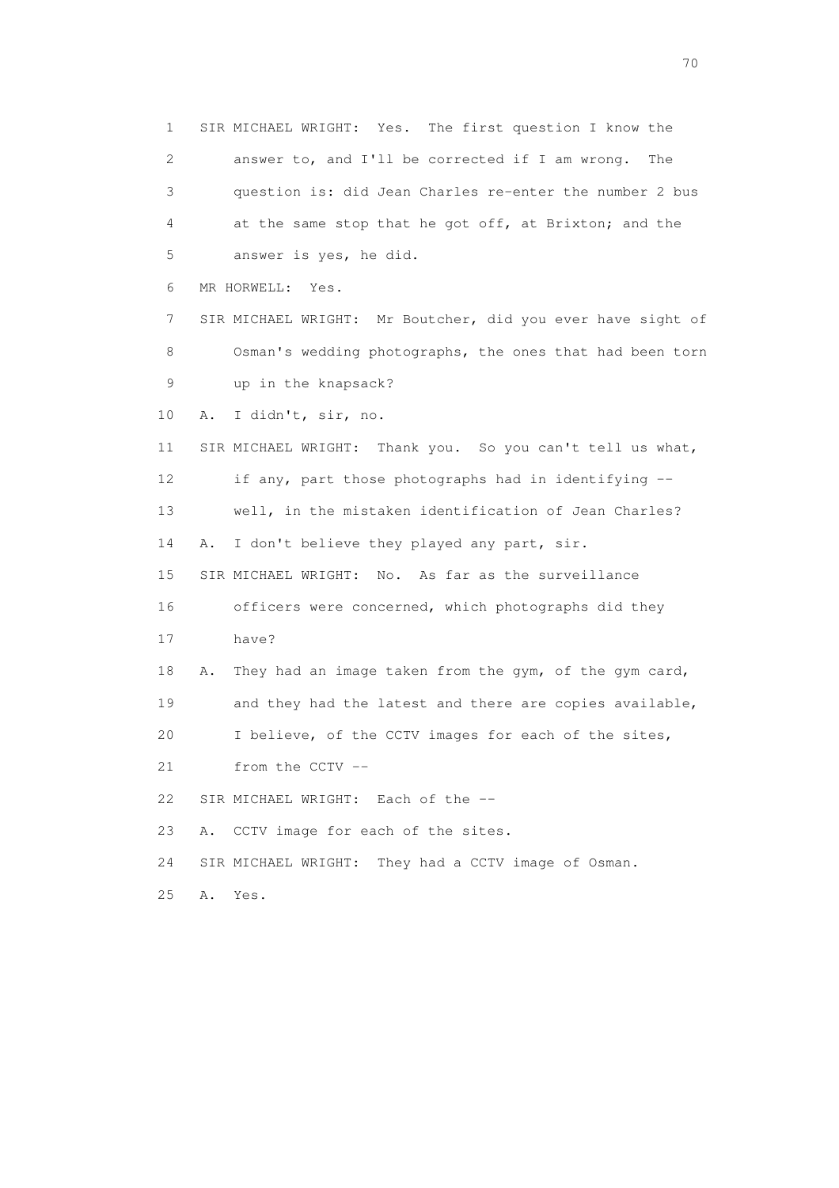1 SIR MICHAEL WRIGHT: Yes. The first question I know the
2 answer to, and I'll be corrected if I am wrong. The
3 question is: did Jean Charles re-enter the number 2 bus
4 at the same stop that he got off, at Brixton; and the
5 answer is yes, he did.
6 MR HORWELL: Yes.
7 SIR MICHAEL WRIGHT: Mr Boutcher, did you ever have sight of
8 Osman's wedding photographs, the ones that had been torn
9 up in the knapsack?
10 A. I didn't, sir, no.
11 SIR MICHAEL WRIGHT: Thank you. So you can't tell us what,
12 if any, part those photographs had in identifying --
13 well, in the mistaken identification of Jean Charles?
14 A. I don't believe they played any part, sir.
15 SIR MICHAEL WRIGHT: No. As far as the surveillance
16 officers were concerned, which photographs did they
17 have?
18 A. They had an image taken from the gym, of the gym card,
19 and they had the latest and there are copies available,
20 I believe, of the CCTV images for each of the sites,
21 from the CCTV --
22 SIR MICHAEL WRIGHT: Each of the --
23 A. CCTV image for each of the sites.
24 SIR MICHAEL WRIGHT: They had a CCTV image of Osman.
25 A. Yes.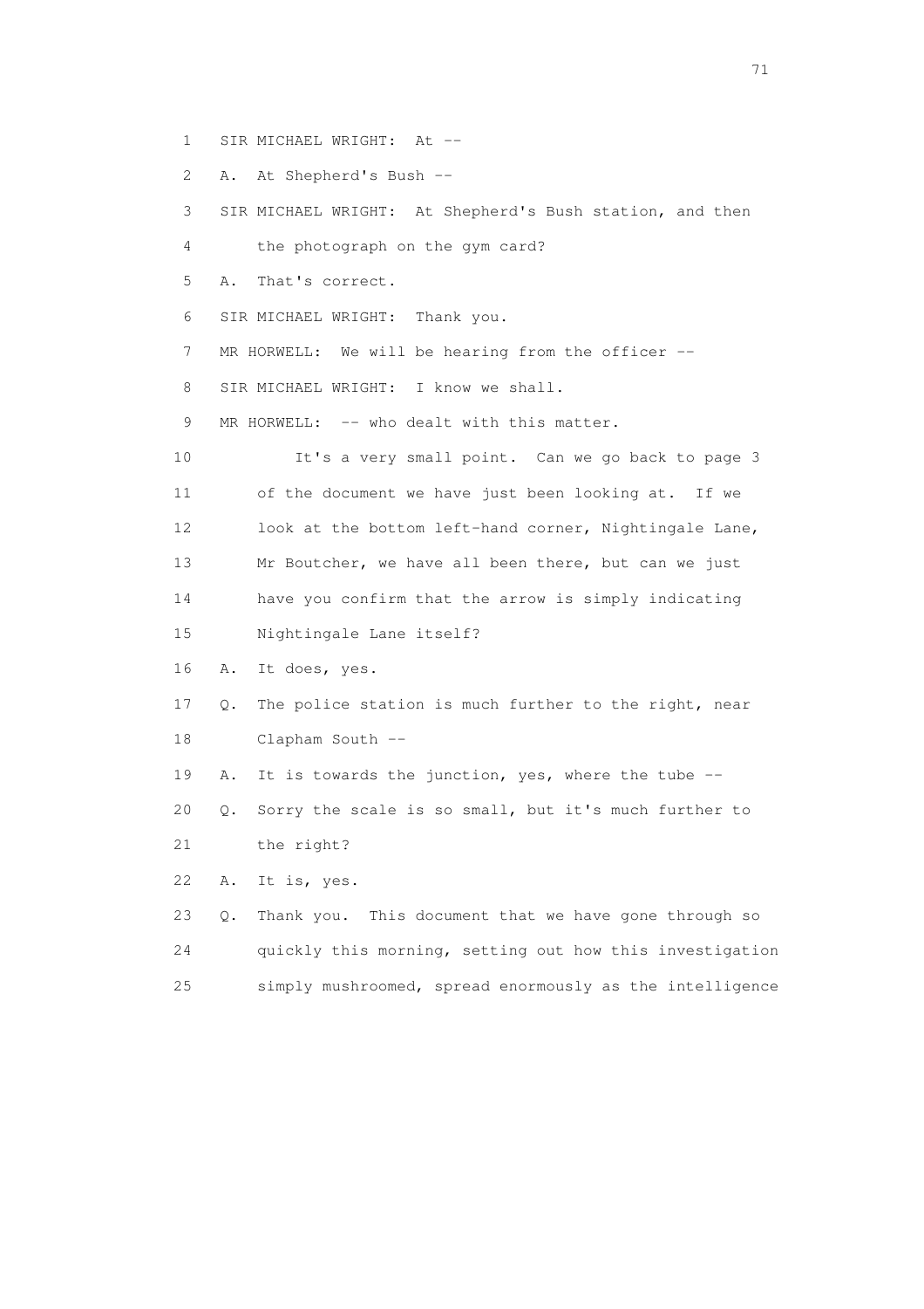1 SIR MICHAEL WRIGHT: At --

2 A. At Shepherd's Bush --

3 SIR MICHAEL WRIGHT: At Shepherd's Bush station, and then

4 the photograph on the gym card?

5 A. That's correct.

6 SIR MICHAEL WRIGHT: Thank you.

7 MR HORWELL: We will be hearing from the officer --

8 SIR MICHAEL WRIGHT: I know we shall.

9 MR HORWELL: -- who dealt with this matter.

10 It's a very small point. Can we go back to page 3

11 of the document we have just been looking at. If we

12 look at the bottom left-hand corner, Nightingale Lane,

13 Mr Boutcher, we have all been there, but can we just

14 have you confirm that the arrow is simply indicating

15 Nightingale Lane itself?

16 A. It does, yes.

17 Q. The police station is much further to the right, near

18 Clapham South --

19 A. It is towards the junction, yes, where the tube --

20 Q. Sorry the scale is so small, but it's much further to

21 the right?

22 A. It is, yes.

23 Q. Thank you. This document that we have gone through so

24 quickly this morning, setting out how this investigation

25 simply mushroomed, spread enormously as the intelligence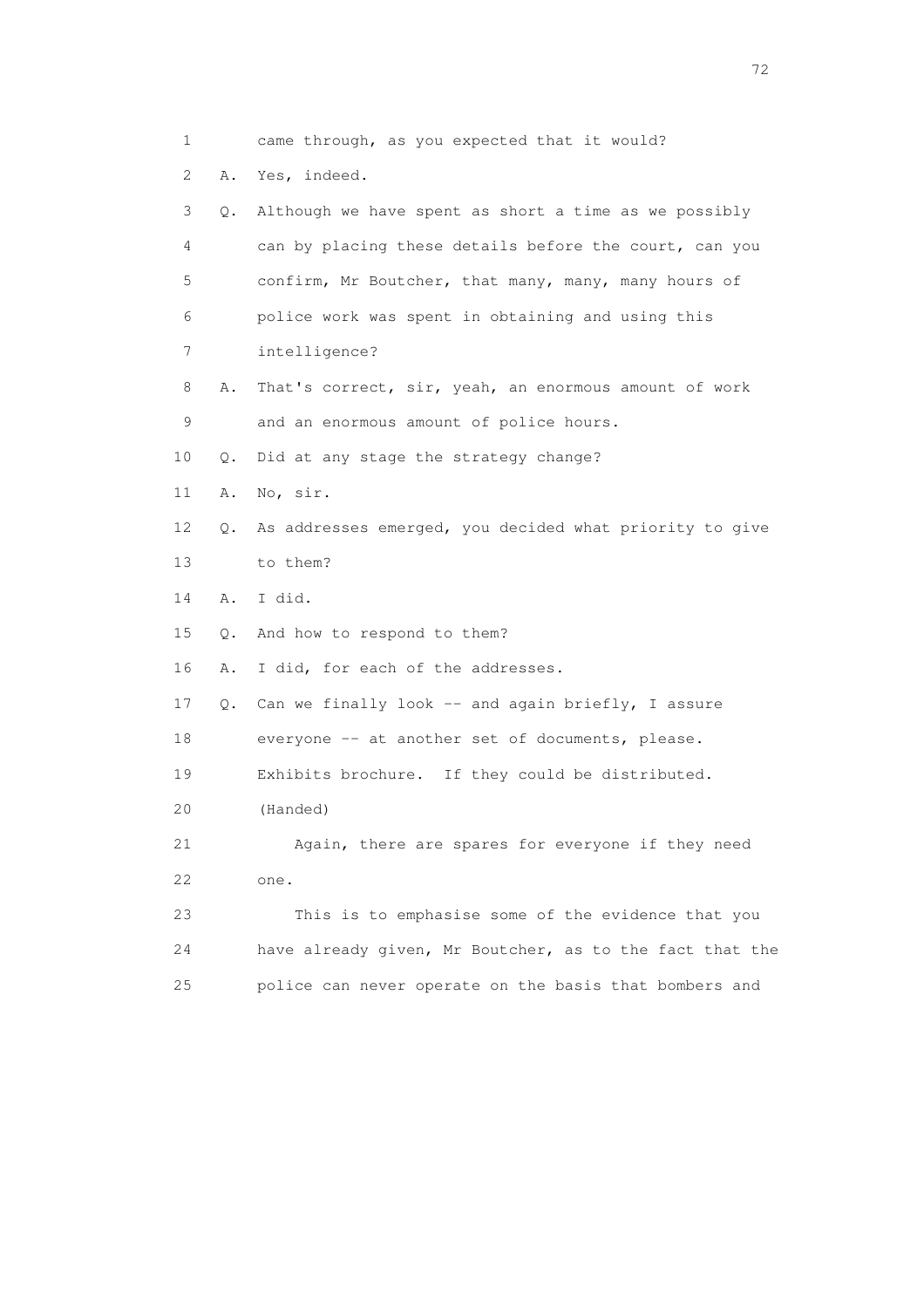1 came through, as you expected that it would?

2 A. Yes, indeed.

3 Q. Although we have spent as short a time as we possibly

4 can by placing these details before the court, can you

5 confirm, Mr Boutcher, that many, many, many hours of

6 police work was spent in obtaining and using this

7 intelligence?

8 A. That's correct, sir, yeah, an enormous amount of work

9 and an enormous amount of police hours.

10 Q. Did at any stage the strategy change?

11 A. No, sir.

12 Q. As addresses emerged, you decided what priority to give

13 to them?

14 A. I did.

15 Q. And how to respond to them?

16 A. I did, for each of the addresses.

17 Q. Can we finally look -- and again briefly, I assure

18 everyone -- at another set of documents, please.

19 Exhibits brochure. If they could be distributed.

20 (Handed)

21 Again, there are spares for everyone if they need

22 one.

23 This is to emphasise some of the evidence that you

24 have already given, Mr Boutcher, as to the fact that the

25 police can never operate on the basis that bombers and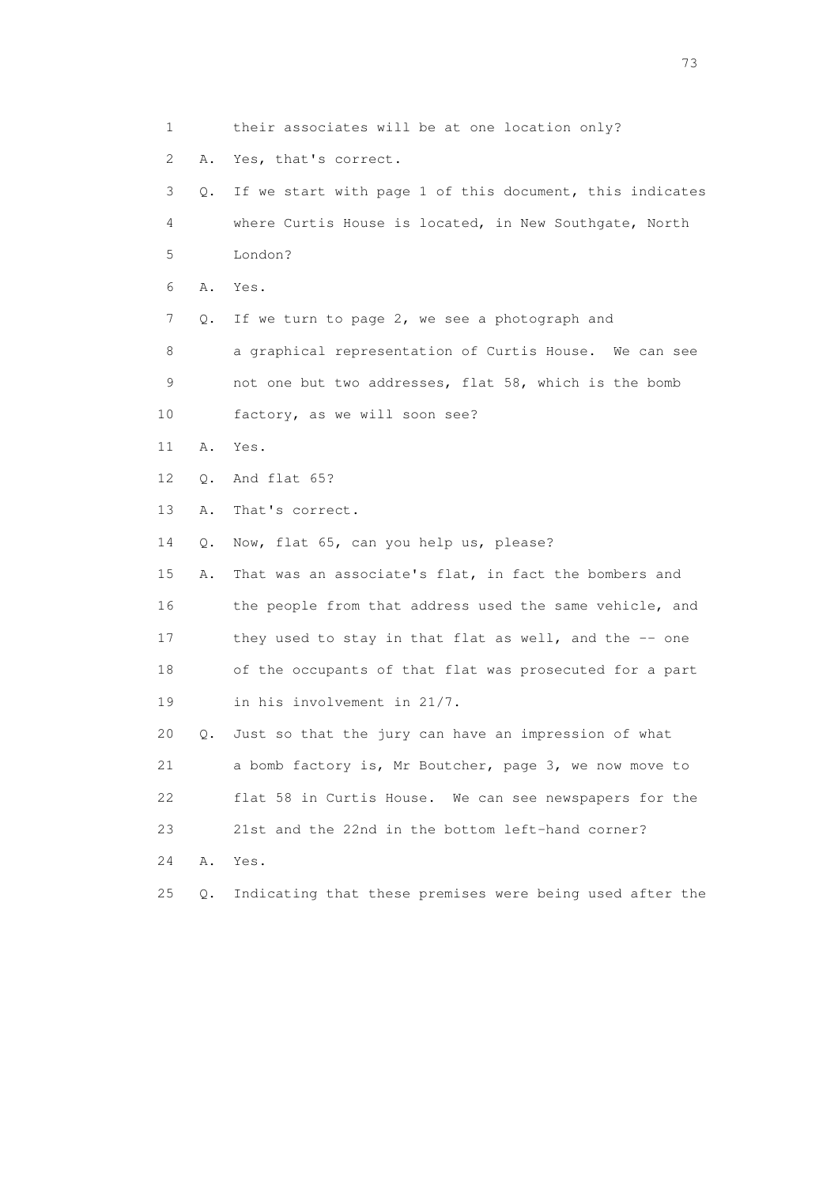1 their associates will be at one location only?

2 A. Yes, that's correct.

3 Q. If we start with page 1 of this document, this indicates

4 where Curtis House is located, in New Southgate, North

5 London?

6 A. Yes.

7 Q. If we turn to page 2, we see a photograph and

8 a graphical representation of Curtis House. We can see

9 not one but two addresses, flat 58, which is the bomb

10 factory, as we will soon see?

11 A. Yes.

12 Q. And flat 65?

13 A. That's correct.

14 Q. Now, flat 65, can you help us, please?

15 A. That was an associate's flat, in fact the bombers and

16 the people from that address used the same vehicle, and

17 they used to stay in that flat as well, and the -- one

18 of the occupants of that flat was prosecuted for a part

19 in his involvement in 21/7.

20 Q. Just so that the jury can have an impression of what

21 a bomb factory is, Mr Boutcher, page 3, we now move to

22 flat 58 in Curtis House. We can see newspapers for the

23 21st and the 22nd in the bottom left-hand corner?

24 A. Yes.

25 Q. Indicating that these premises were being used after the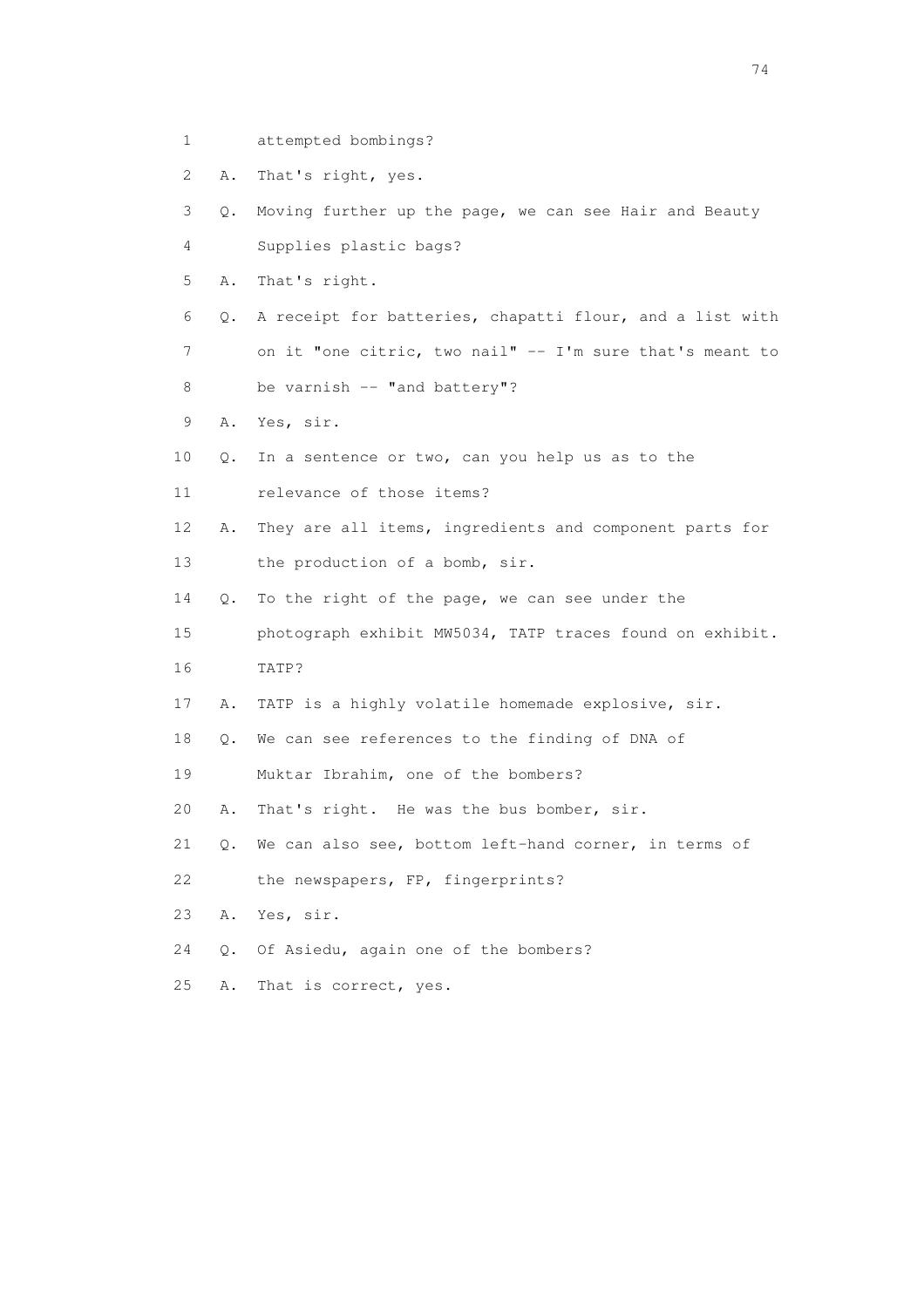1 attempted bombings?

2 A. That's right, yes.

3 Q. Moving further up the page, we can see Hair and Beauty

4 Supplies plastic bags?

5 A. That's right.

6 Q. A receipt for batteries, chapatti flour, and a list with

7 on it "one citric, two nail" -- I'm sure that's meant to

8 be varnish -- "and battery"?

9 A. Yes, sir.

10 Q. In a sentence or two, can you help us as to the

11 relevance of those items?

12 A. They are all items, ingredients and component parts for

13 the production of a bomb, sir.

14 Q. To the right of the page, we can see under the

15 photograph exhibit MW5034, TATP traces found on exhibit.

16 TATP?

17 A. TATP is a highly volatile homemade explosive, sir.

18 Q. We can see references to the finding of DNA of

19 Muktar Ibrahim, one of the bombers?

20 A. That's right. He was the bus bomber, sir.

21 Q. We can also see, bottom left-hand corner, in terms of

22 the newspapers, FP, fingerprints?

23 A. Yes, sir.

24 Q. Of Asiedu, again one of the bombers?

25 A. That is correct, yes.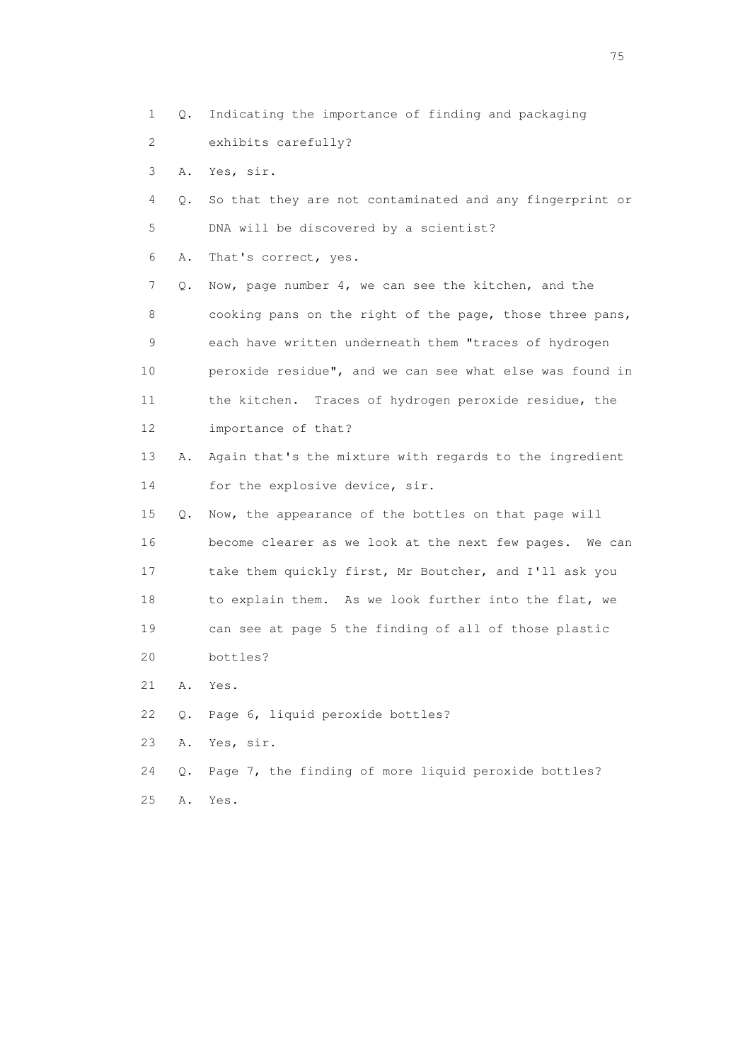1 Q. Indicating the importance of finding and packaging
2 exhibits carefully?
3 A. Yes, sir.
4 Q. So that they are not contaminated and any fingerprint or
5 DNA will be discovered by a scientist?
6 A. That's correct, yes.
7 Q. Now, page number 4, we can see the kitchen, and the
8 cooking pans on the right of the page, those three pans,
9 each have written underneath them "traces of hydrogen
10 peroxide residue", and we can see what else was found in
11 the kitchen. Traces of hydrogen peroxide residue, the
12 importance of that?
13 A. Again that's the mixture with regards to the ingredient
14 for the explosive device, sir.
15 Q. Now, the appearance of the bottles on that page will
16 become clearer as we look at the next few pages. We can
17 take them quickly first, Mr Boutcher, and I'll ask you
18 to explain them. As we look further into the flat, we
19 can see at page 5 the finding of all of those plastic
20 bottles?
21 A. Yes.
22 Q. Page 6, liquid peroxide bottles?
23 A. Yes, sir.
24 Q. Page 7, the finding of more liquid peroxide bottles?
25 A. Yes.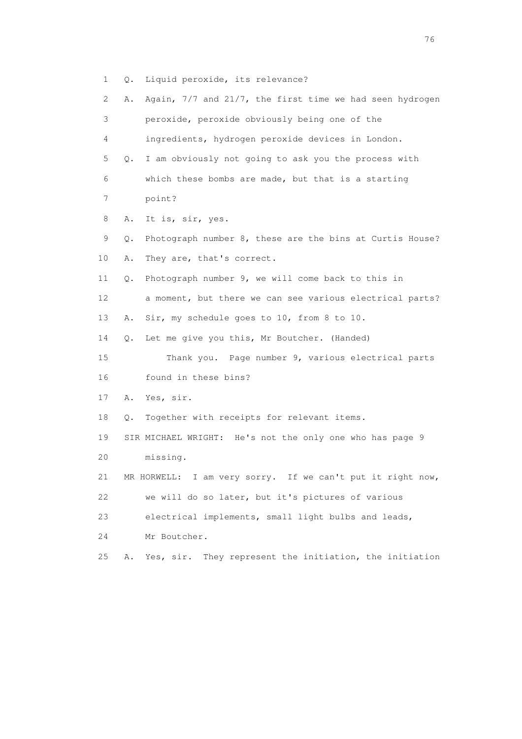1 Q. Liquid peroxide, its relevance?

2 A. Again, 7/7 and 21/7, the first time we had seen hydrogen

3 peroxide, peroxide obviously being one of the

4 ingredients, hydrogen peroxide devices in London.

5 Q. I am obviously not going to ask you the process with

6 which these bombs are made, but that is a starting

7 point?

8 A. It is, sir, yes.

9 Q. Photograph number 8, these are the bins at Curtis House?

10 A. They are, that's correct.

11 Q. Photograph number 9, we will come back to this in

12 a moment, but there we can see various electrical parts?

13 A. Sir, my schedule goes to 10, from 8 to 10.

14 Q. Let me give you this, Mr Boutcher. (Handed)

15 Thank you. Page number 9, various electrical parts

16 found in these bins?

17 A. Yes, sir.

18 Q. Together with receipts for relevant items.

19 SIR MICHAEL WRIGHT: He's not the only one who has page 9

20 missing.

21 MR HORWELL: I am very sorry. If we can't put it right now,

22 we will do so later, but it's pictures of various

23 electrical implements, small light bulbs and leads,

24 Mr Boutcher.

25 A. Yes, sir. They represent the initiation, the initiation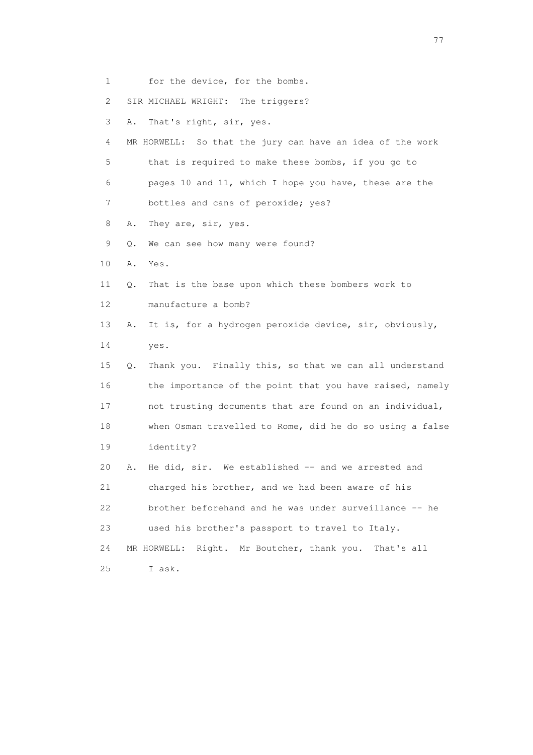1 for the device, for the bombs.

2 SIR MICHAEL WRIGHT: The triggers?

3 A. That's right, sir, yes.

4 MR HORWELL: So that the jury can have an idea of the work

5 that is required to make these bombs, if you go to

6 pages 10 and 11, which I hope you have, these are the

7 bottles and cans of peroxide; yes?

8 A. They are, sir, yes.

9 Q. We can see how many were found?

10 A. Yes.

11 Q. That is the base upon which these bombers work to

12 manufacture a bomb?

13 A. It is, for a hydrogen peroxide device, sir, obviously,

14 yes.

15 Q. Thank you. Finally this, so that we can all understand

16 the importance of the point that you have raised, namely

17 not trusting documents that are found on an individual,

18 when Osman travelled to Rome, did he do so using a false

19 identity?

20 A. He did, sir. We established -- and we arrested and

21 charged his brother, and we had been aware of his

22 brother beforehand and he was under surveillance -- he

23 used his brother's passport to travel to Italy.

24 MR HORWELL: Right. Mr Boutcher, thank you. That's all

25 I ask.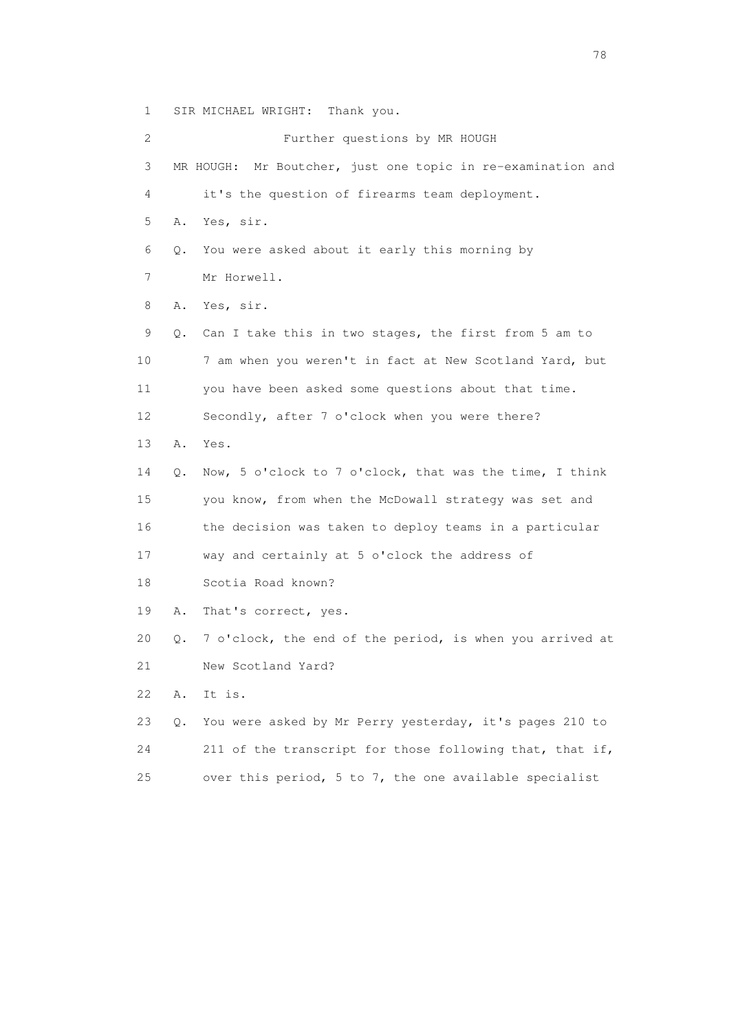1 SIR MICHAEL WRIGHT: Thank you.

2 Further questions by MR HOUGH

3 MR HOUGH: Mr Boutcher, just one topic in re-examination and

4 it's the question of firearms team deployment.

5 A. Yes, sir.

6 Q. You were asked about it early this morning by

7 Mr Horwell.

8 A. Yes, sir.

9 Q. Can I take this in two stages, the first from 5 am to

10 7 am when you weren't in fact at New Scotland Yard, but

11 you have been asked some questions about that time.

12 Secondly, after 7 o'clock when you were there?

13 A. Yes.

14 Q. Now, 5 o'clock to 7 o'clock, that was the time, I think

15 you know, from when the McDowall strategy was set and

16 the decision was taken to deploy teams in a particular

17 way and certainly at 5 o'clock the address of

18 Scotia Road known?

19 A. That's correct, yes.

20 Q. 7 o'clock, the end of the period, is when you arrived at

21 New Scotland Yard?

22 A. It is.

23 Q. You were asked by Mr Perry yesterday, it's pages 210 to

24 211 of the transcript for those following that, that if,

25 over this period, 5 to 7, the one available specialist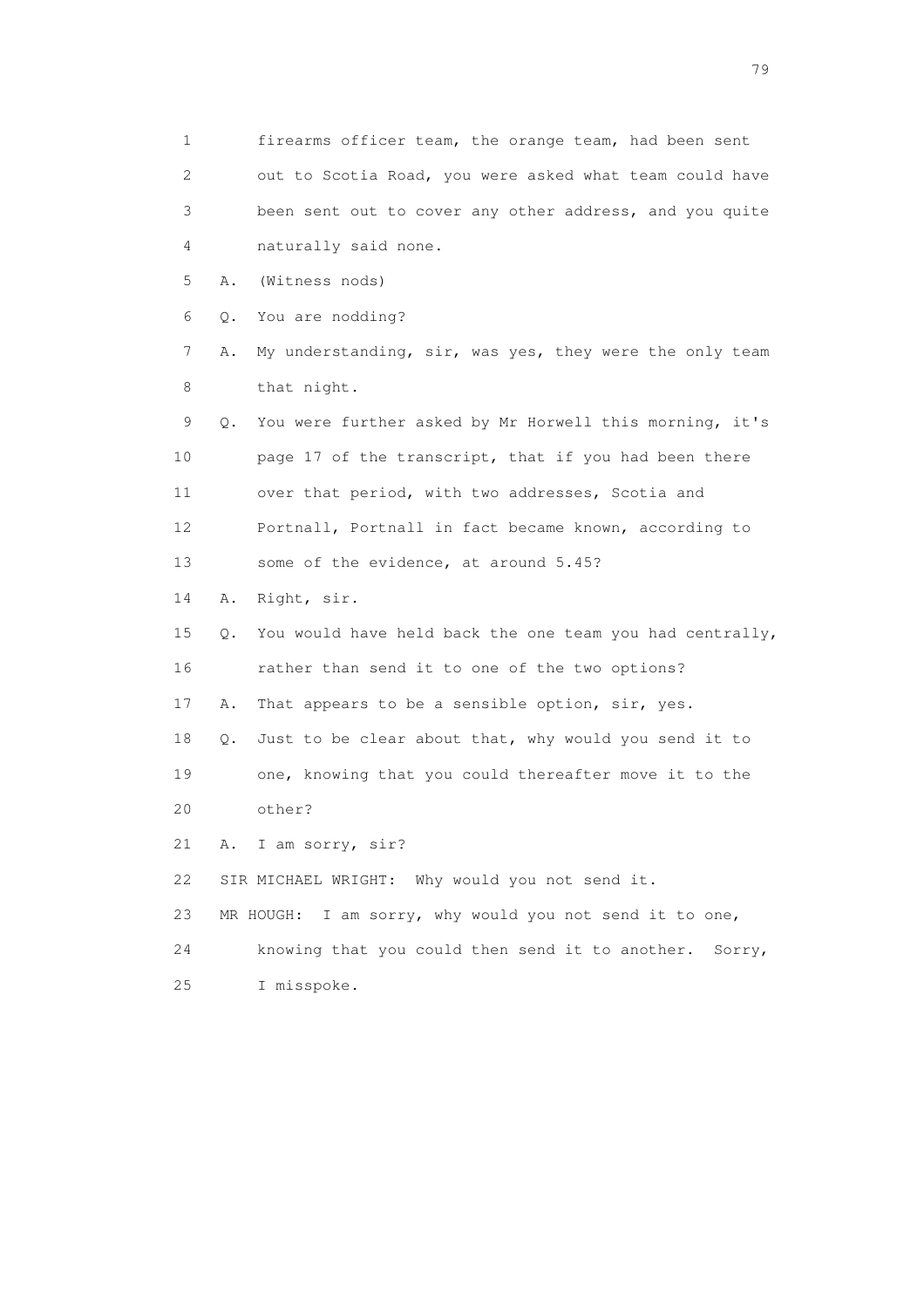1 firearms officer team, the orange team, had been sent
2 out to Scotia Road, you were asked what team could have
3 been sent out to cover any other address, and you quite
4 naturally said none.

5 A. (Witness nods)

6 Q. You are nodding?

7 A. My understanding, sir, was yes, they were the only team
8 that night.

9 Q. You were further asked by Mr Horwell this morning, it's
10 page 17 of the transcript, that if you had been there
11 over that period, with two addresses, Scotia and
12 Portnall, Portnall in fact became known, according to
13 some of the evidence, at around 5.45?

14 A. Right, sir.

15 Q. You would have held back the one team you had centrally,
16 rather than send it to one of the two options?

17 A. That appears to be a sensible option, sir, yes.

18 Q. Just to be clear about that, why would you send it to
19 one, knowing that you could thereafter move it to the
20 other?

21 A. I am sorry, sir?

22 SIR MICHAEL WRIGHT: Why would you not send it.

23 MR HOUGH: I am sorry, why would you not send it to one,
24 knowing that you could then send it to another. Sorry,
25 I misspoke.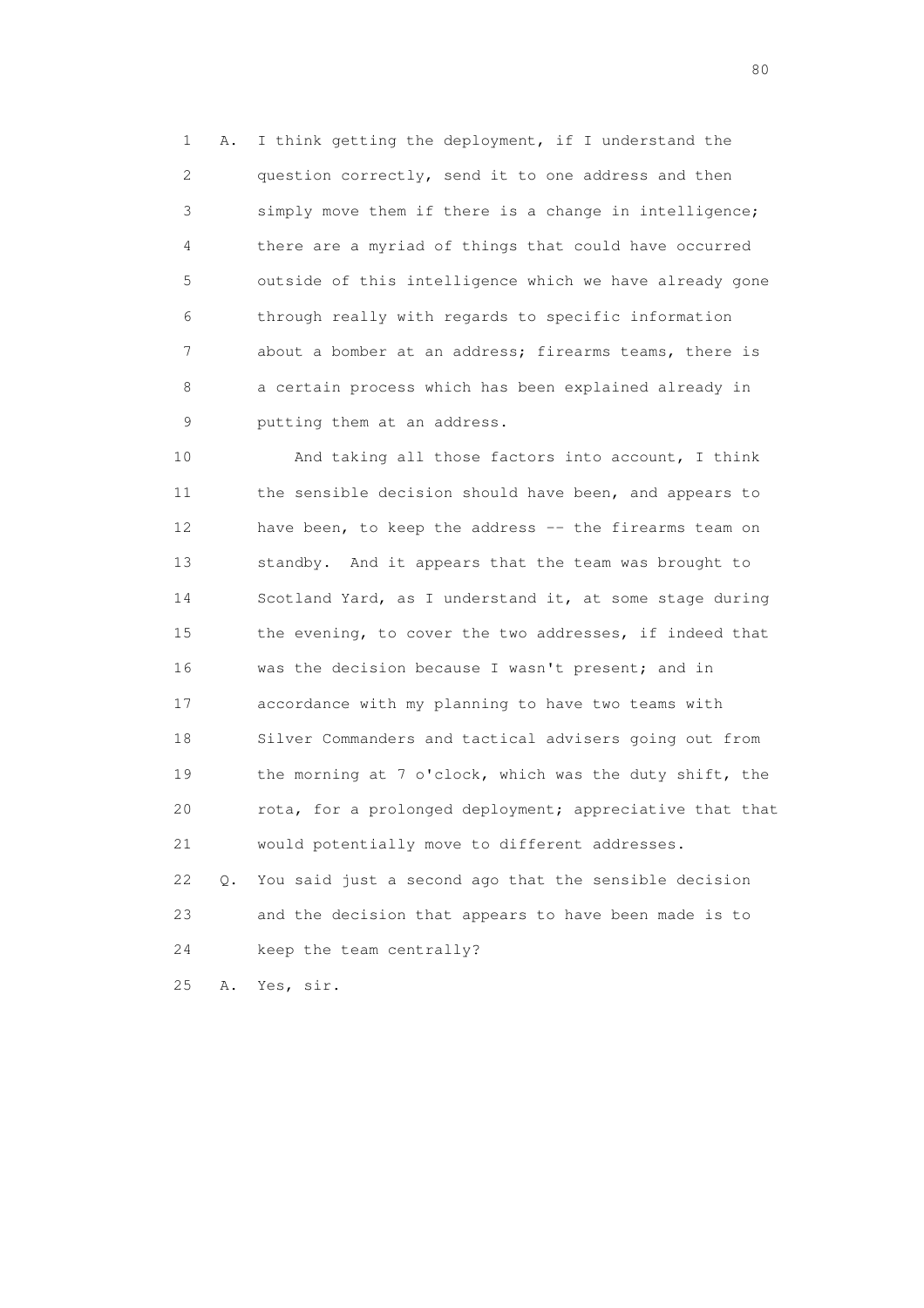1 A. I think getting the deployment, if I understand the
2 question correctly, send it to one address and then
3 simply move them if there is a change in intelligence;
4 there are a myriad of things that could have occurred
5 outside of this intelligence which we have already gone
6 through really with regards to specific information
7 about a bomber at an address; firearms teams, there is
8 a certain process which has been explained already in
9 putting them at an address.

10 And taking all those factors into account, I think
11 the sensible decision should have been, and appears to
12 have been, to keep the address -- the firearms team on
13 standby. And it appears that the team was brought to
14 Scotland Yard, as I understand it, at some stage during
15 the evening, to cover the two addresses, if indeed that
16 was the decision because I wasn't present; and in
17 accordance with my planning to have two teams with
18 Silver Commanders and tactical advisers going out from
19 the morning at 7 o'clock, which was the duty shift, the
20 rota, for a prolonged deployment; appreciative that that
21 would potentially move to different addresses.

22 Q. You said just a second ago that the sensible decision
23 and the decision that appears to have been made is to
24 keep the team centrally?

25 A. Yes, sir.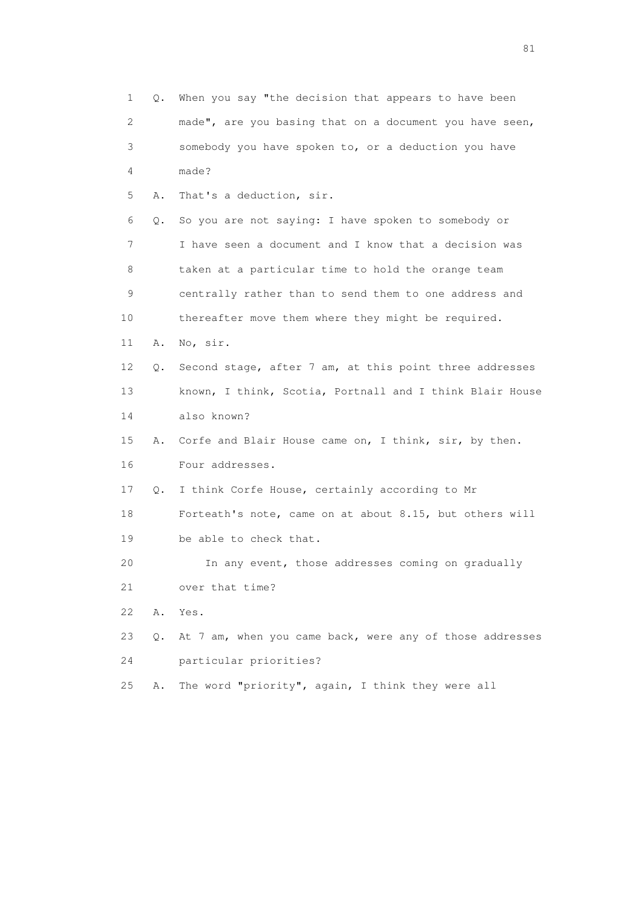1 Q. When you say "the decision that appears to have been
2 made", are you basing that on a document you have seen,
3 somebody you have spoken to, or a deduction you have
4 made?
5 A. That's a deduction, sir.
6 Q. So you are not saying: I have spoken to somebody or
7 I have seen a document and I know that a decision was
8 taken at a particular time to hold the orange team
9 centrally rather than to send them to one address and
10 thereafter move them where they might be required.
11 A. No, sir.
12 Q. Second stage, after 7 am, at this point three addresses
13 known, I think, Scotia, Portnall and I think Blair House
14 also known?
15 A. Corfe and Blair House came on, I think, sir, by then.
16 Four addresses.
17 Q. I think Corfe House, certainly according to Mr
18 Forteath's note, came on at about 8.15, but others will
19 be able to check that.
20 In any event, those addresses coming on gradually
21 over that time?
22 A. Yes.
23 Q. At 7 am, when you came back, were any of those addresses
24 particular priorities?
25 A. The word "priority", again, I think they were all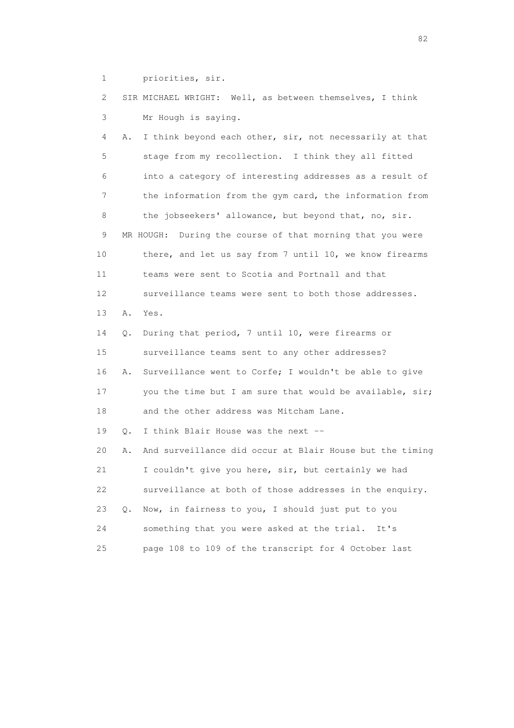1 priorities, sir.

2 SIR MICHAEL WRIGHT: Well, as between themselves, I think

3 Mr Hough is saying.

4 A. I think beyond each other, sir, not necessarily at that

5 stage from my recollection. I think they all fitted

6 into a category of interesting addresses as a result of

7 the information from the gym card, the information from

8 the jobseekers' allowance, but beyond that, no, sir.

9 MR HOUGH: During the course of that morning that you were

10 there, and let us say from 7 until 10, we know firearms

11 teams were sent to Scotia and Portnall and that

12 surveillance teams were sent to both those addresses.

13 A. Yes.

14 Q. During that period, 7 until 10, were firearms or

15 surveillance teams sent to any other addresses?

16 A. Surveillance went to Corfe; I wouldn't be able to give

17 you the time but I am sure that would be available, sir;

18 and the other address was Mitcham Lane.

19 Q. I think Blair House was the next --

20 A. And surveillance did occur at Blair House but the timing

21 I couldn't give you here, sir, but certainly we had

22 surveillance at both of those addresses in the enquiry.

23 Q. Now, in fairness to you, I should just put to you

24 something that you were asked at the trial. It's

25 page 108 to 109 of the transcript for 4 October last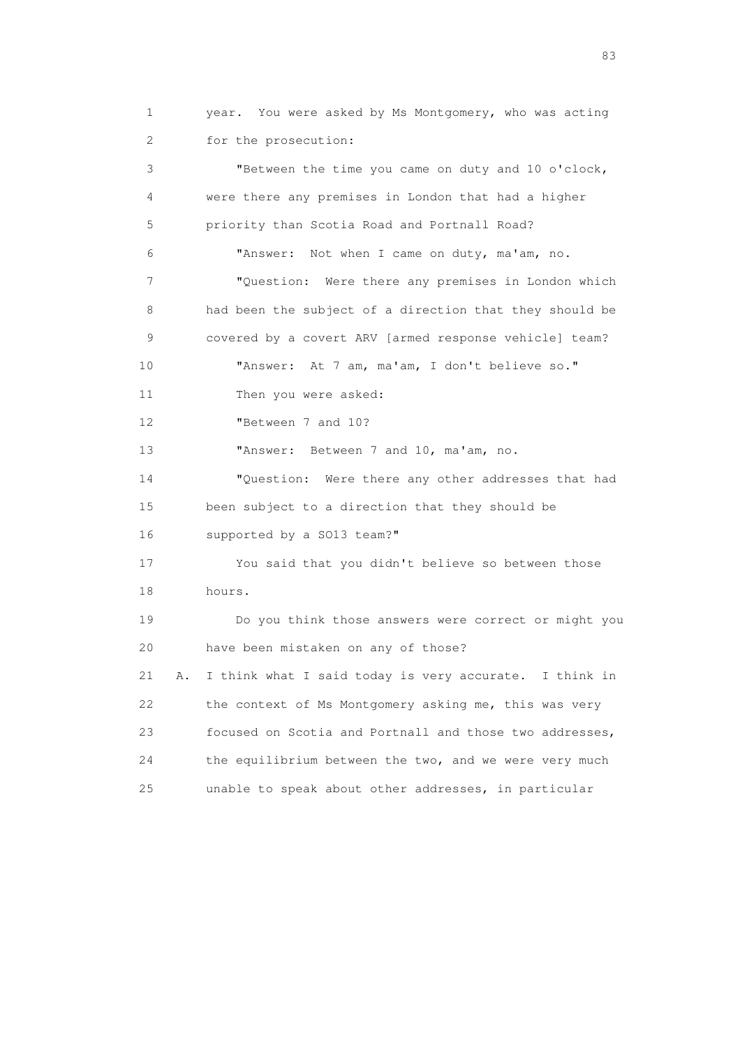1 year. You were asked by Ms Montgomery, who was acting
2 for the prosecution:

3 "Between the time you came on duty and 10 o'clock,
4 were there any premises in London that had a higher
5 priority than Scotia Road and Portnall Road?

6 "Answer: Not when I came on duty, ma'am, no.

7 "Question: Were there any premises in London which
8 had been the subject of a direction that they should be
9 covered by a covert ARV [armed response vehicle] team?

10 "Answer: At 7 am, ma'am, I don't believe so."

11 Then you were asked:

12 "Between 7 and 10?

13 "Answer: Between 7 and 10, ma'am, no.

14 "Question: Were there any other addresses that had
15 been subject to a direction that they should be
16 supported by a SO13 team?"

17 You said that you didn't believe so between those
18 hours.

19 Do you think those answers were correct or might you
20 have been mistaken on any of those?

21 A. I think what I said today is very accurate. I think in
22 the context of Ms Montgomery asking me, this was very
23 focused on Scotia and Portnall and those two addresses,
24 the equilibrium between the two, and we were very much
25 unable to speak about other addresses, in particular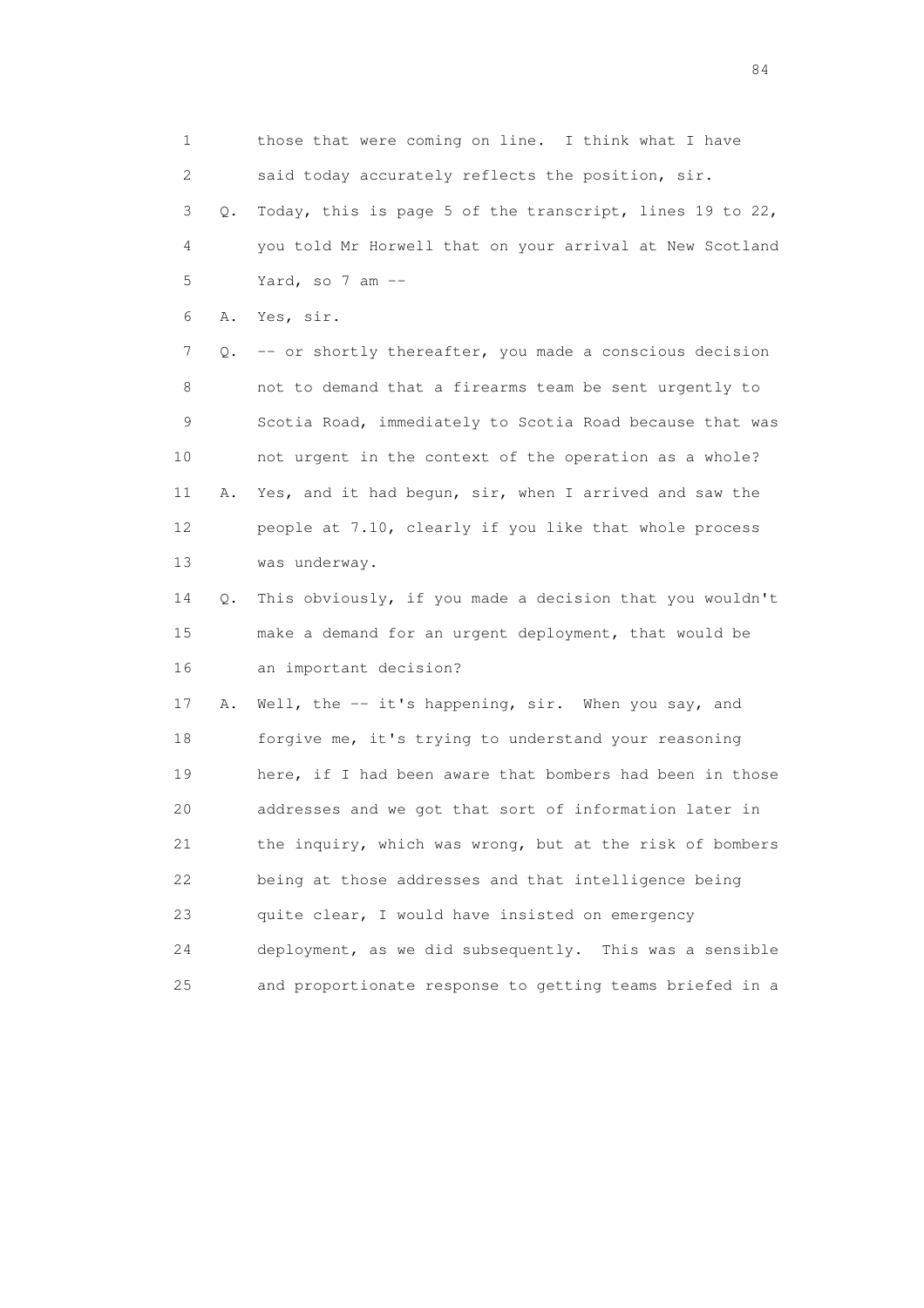1 those that were coming on line. I think what I have
2 said today accurately reflects the position, sir.
3 Q. Today, this is page 5 of the transcript, lines 19 to 22,
4 you told Mr Horwell that on your arrival at New Scotland
5 Yard, so 7 am --
6 A. Yes, sir.
7 Q. -- or shortly thereafter, you made a conscious decision
8 not to demand that a firearms team be sent urgently to
9 Scotia Road, immediately to Scotia Road because that was
10 not urgent in the context of the operation as a whole?
11 A. Yes, and it had begun, sir, when I arrived and saw the
12 people at 7.10, clearly if you like that whole process
13 was underway.
14 Q. This obviously, if you made a decision that you wouldn't
15 make a demand for an urgent deployment, that would be
16 an important decision?
17 A. Well, the -- it's happening, sir. When you say, and
18 forgive me, it's trying to understand your reasoning
19 here, if I had been aware that bombers had been in those
20 addresses and we got that sort of information later in
21 the inquiry, which was wrong, but at the risk of bombers
22 being at those addresses and that intelligence being
23 quite clear, I would have insisted on emergency
24 deployment, as we did subsequently. This was a sensible
25 and proportionate response to getting teams briefed in a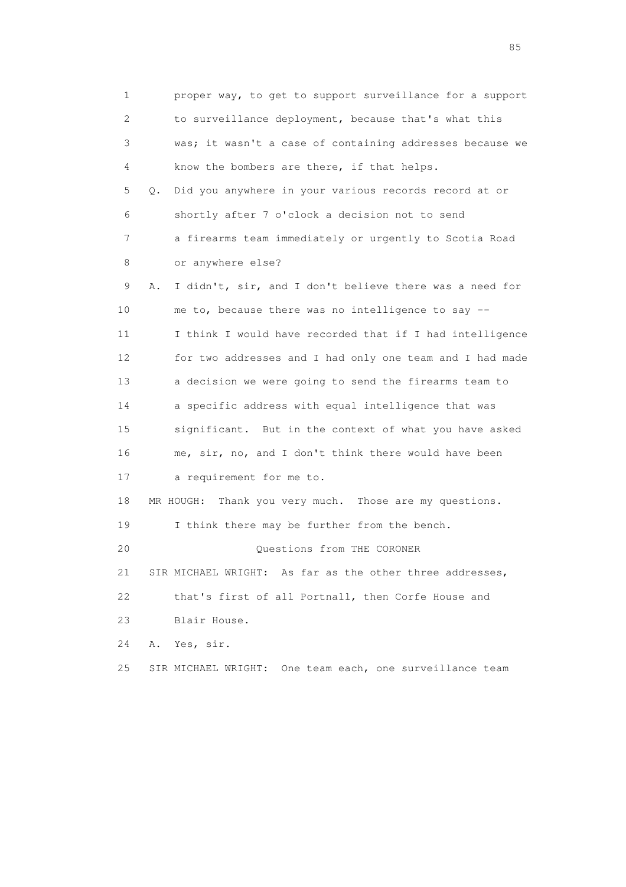1 proper way, to get to support surveillance for a support
2 to surveillance deployment, because that's what this
3 was; it wasn't a case of containing addresses because we
4 know the bombers are there, if that helps.
5 Q. Did you anywhere in your various records record at or
6 shortly after 7 o'clock a decision not to send
7 a firearms team immediately or urgently to Scotia Road
8 or anywhere else?
9 A. I didn't, sir, and I don't believe there was a need for
10 me to, because there was no intelligence to say --
11 I think I would have recorded that if I had intelligence
12 for two addresses and I had only one team and I had made
13 a decision we were going to send the firearms team to
14 a specific address with equal intelligence that was
15 significant. But in the context of what you have asked
16 me, sir, no, and I don't think there would have been
17 a requirement for me to.
18 MR HOUGH: Thank you very much. Those are my questions.
19 I think there may be further from the bench.
20 Questions from THE CORONER
21 SIR MICHAEL WRIGHT: As far as the other three addresses,
22 that's first of all Portnall, then Corfe House and
23 Blair House.
24 A. Yes, sir.
25 SIR MICHAEL WRIGHT: One team each, one surveillance team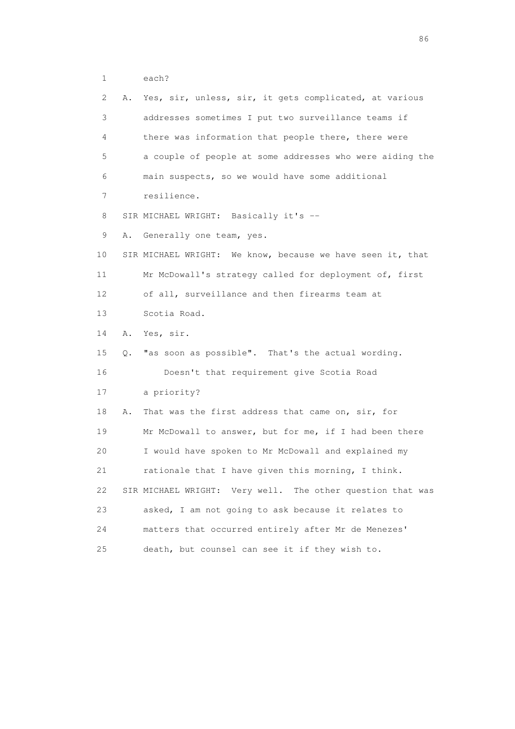1 each?

2 A. Yes, sir, unless, sir, it gets complicated, at various

3 addresses sometimes I put two surveillance teams if

4 there was information that people there, there were

5 a couple of people at some addresses who were aiding the

6 main suspects, so we would have some additional

7 resilience.

8 SIR MICHAEL WRIGHT: Basically it's --

9 A. Generally one team, yes.

10 SIR MICHAEL WRIGHT: We know, because we have seen it, that

11 Mr McDowall's strategy called for deployment of, first

12 of all, surveillance and then firearms team at

13 Scotia Road.

14 A. Yes, sir.

15 Q. "as soon as possible". That's the actual wording.

16 Doesn't that requirement give Scotia Road

17 a priority?

18 A. That was the first address that came on, sir, for

19 Mr McDowall to answer, but for me, if I had been there

20 I would have spoken to Mr McDowall and explained my

21 rationale that I have given this morning, I think.

22 SIR MICHAEL WRIGHT: Very well. The other question that was

23 asked, I am not going to ask because it relates to

24 matters that occurred entirely after Mr de Menezes'

25 death, but counsel can see it if they wish to.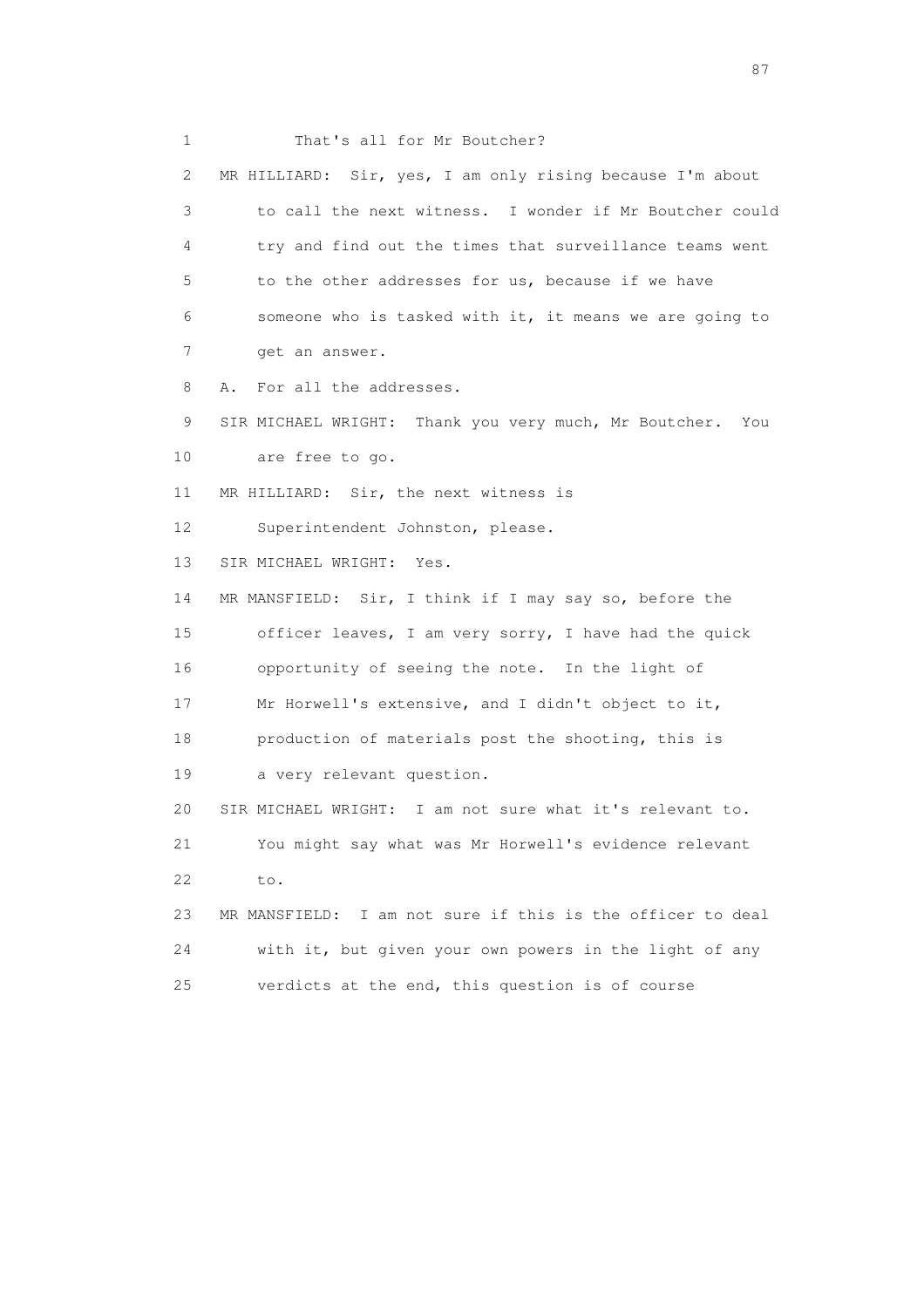1 That's all for Mr Boutcher?

2 MR HILLIARD: Sir, yes, I am only rising because I'm about

3 to call the next witness. I wonder if Mr Boutcher could

4 try and find out the times that surveillance teams went

5 to the other addresses for us, because if we have

6 someone who is tasked with it, it means we are going to

7 get an answer.

8 A. For all the addresses.

9 SIR MICHAEL WRIGHT: Thank you very much, Mr Boutcher. You

10 are free to go.

11 MR HILLIARD: Sir, the next witness is

12 Superintendent Johnston, please.

13 SIR MICHAEL WRIGHT: Yes.

14 MR MANSFIELD: Sir, I think if I may say so, before the

15 officer leaves, I am very sorry, I have had the quick

16 opportunity of seeing the note. In the light of

17 Mr Horwell's extensive, and I didn't object to it,

18 production of materials post the shooting, this is

19 a very relevant question.

20 SIR MICHAEL WRIGHT: I am not sure what it's relevant to.

21 You might say what was Mr Horwell's evidence relevant

22 to.

23 MR MANSFIELD: I am not sure if this is the officer to deal

24 with it, but given your own powers in the light of any

25 verdicts at the end, this question is of course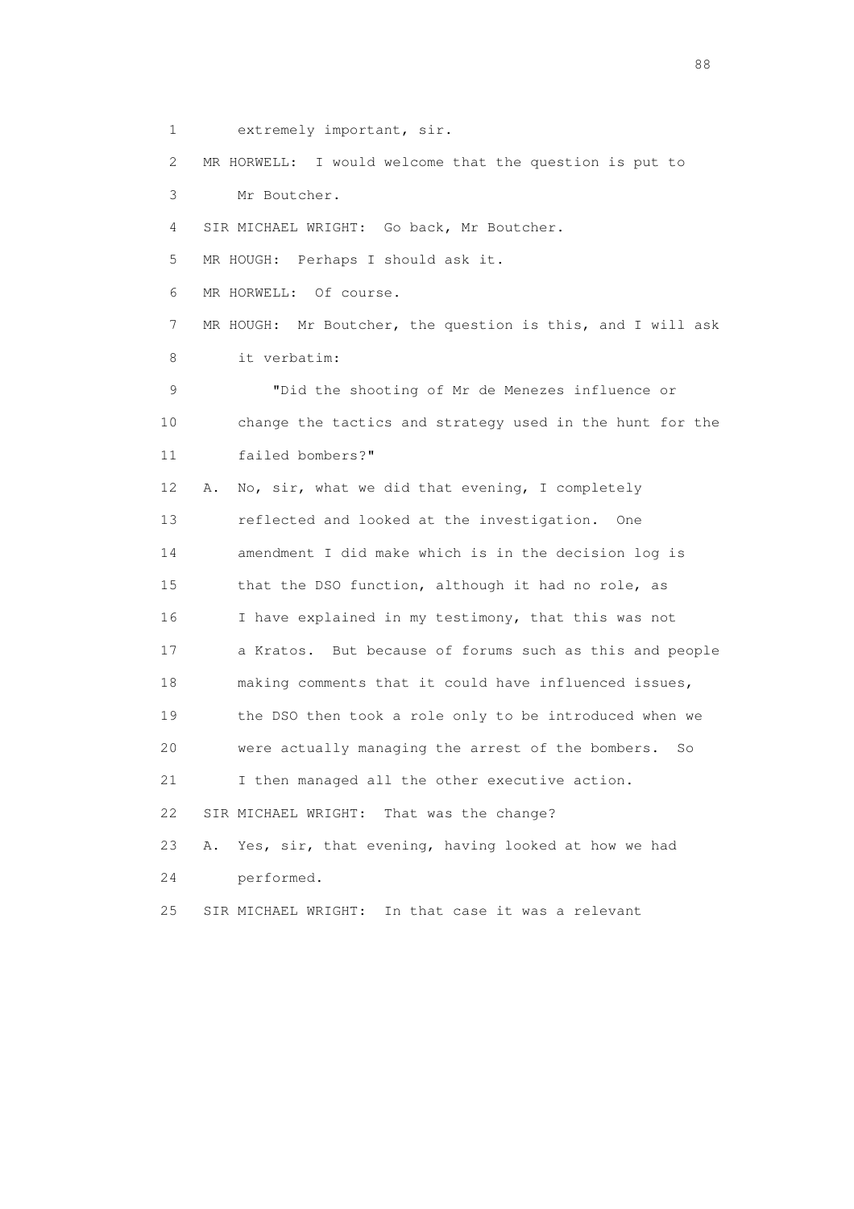1 extremely important, sir.

2 MR HORWELL: I would welcome that the question is put to

3 Mr Boutcher.

4 SIR MICHAEL WRIGHT: Go back, Mr Boutcher.

5 MR HOUGH: Perhaps I should ask it.

6 MR HORWELL: Of course.

7 MR HOUGH: Mr Boutcher, the question is this, and I will ask

8 it verbatim:

9 "Did the shooting of Mr de Menezes influence or

10 change the tactics and strategy used in the hunt for the

11 failed bombers?"

12 A. No, sir, what we did that evening, I completely

13 reflected and looked at the investigation. One

14 amendment I did make which is in the decision log is

15 that the DSO function, although it had no role, as

16 I have explained in my testimony, that this was not

17 a Kratos. But because of forums such as this and people

18 making comments that it could have influenced issues,

19 the DSO then took a role only to be introduced when we

20 were actually managing the arrest of the bombers. So

21 I then managed all the other executive action.

22 SIR MICHAEL WRIGHT: That was the change?

23 A. Yes, sir, that evening, having looked at how we had

24 performed.

25 SIR MICHAEL WRIGHT: In that case it was a relevant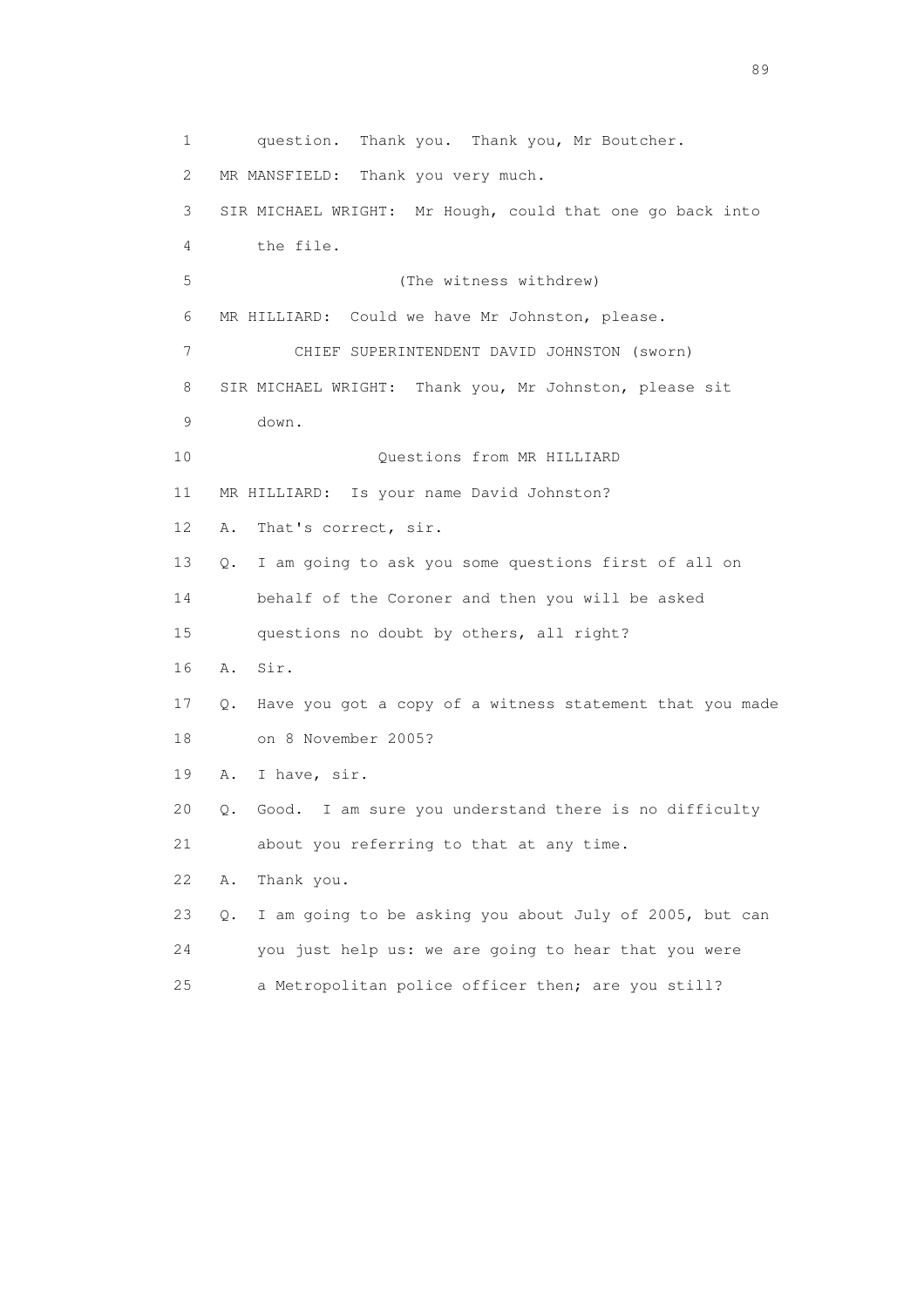1 question. Thank you. Thank you, Mr Boutcher.

2 MR MANSFIELD: Thank you very much.

3 SIR MICHAEL WRIGHT: Mr Hough, could that one go back into

4 the file.

5 (The witness withdrew)

6 MR HILLIARD: Could we have Mr Johnston, please.

7 CHIEF SUPERINTENDENT DAVID JOHNSTON (sworn)

8 SIR MICHAEL WRIGHT: Thank you, Mr Johnston, please sit

9 down.

10 Questions from MR HILLIARD

11 MR HILLIARD: Is your name David Johnston?

12 A. That's correct, sir.

13 Q. I am going to ask you some questions first of all on

14 behalf of the Coroner and then you will be asked

15 questions no doubt by others, all right?

16 A. Sir.

17 Q. Have you got a copy of a witness statement that you made

18 on 8 November 2005?

19 A. I have, sir.

20 Q. Good. I am sure you understand there is no difficulty

21 about you referring to that at any time.

22 A. Thank you.

23 Q. I am going to be asking you about July of 2005, but can

24 you just help us: we are going to hear that you were

25 a Metropolitan police officer then; are you still?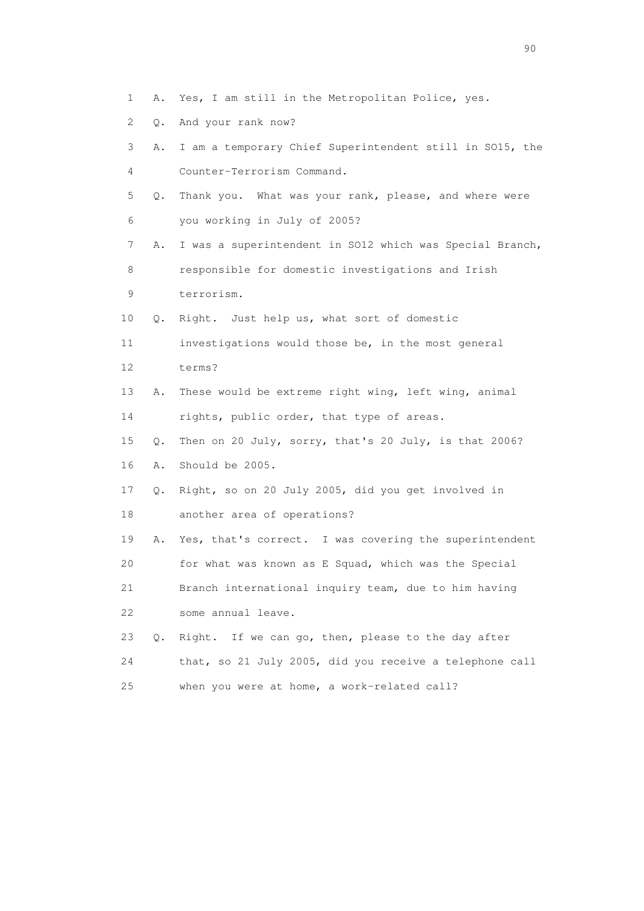1 A. Yes, I am still in the Metropolitan Police, yes.

2 Q. And your rank now?

3 A. I am a temporary Chief Superintendent still in SO15, the

4 Counter-Terrorism Command.

5 Q. Thank you. What was your rank, please, and where were

6 you working in July of 2005?

7 A. I was a superintendent in SO12 which was Special Branch,

8 responsible for domestic investigations and Irish

9 terrorism.

10 Q. Right. Just help us, what sort of domestic

11 investigations would those be, in the most general

12 terms?

13 A. These would be extreme right wing, left wing, animal

14 rights, public order, that type of areas.

15 Q. Then on 20 July, sorry, that's 20 July, is that 2006?

16 A. Should be 2005.

17 Q. Right, so on 20 July 2005, did you get involved in

18 another area of operations?

19 A. Yes, that's correct. I was covering the superintendent

20 for what was known as E Squad, which was the Special

21 Branch international inquiry team, due to him having

22 some annual leave.

23 Q. Right. If we can go, then, please to the day after

24 that, so 21 July 2005, did you receive a telephone call

25 when you were at home, a work-related call?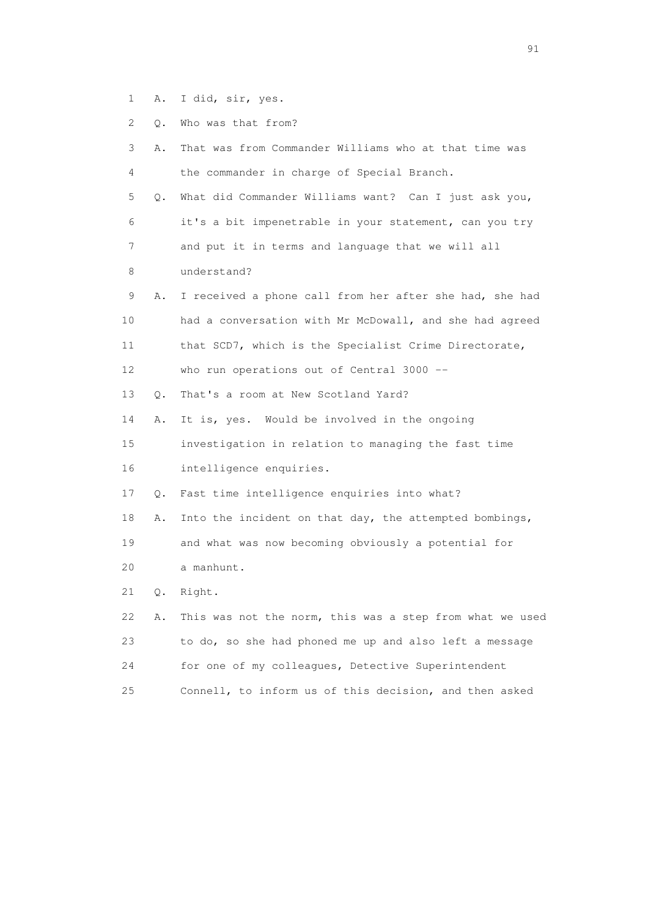1 A. I did, sir, yes.

2 Q. Who was that from?

3 A. That was from Commander Williams who at that time was

4 the commander in charge of Special Branch.

5 Q. What did Commander Williams want? Can I just ask you,

6 it's a bit impenetrable in your statement, can you try

7 and put it in terms and language that we will all

8 understand?

9 A. I received a phone call from her after she had, she had

10 had a conversation with Mr McDowall, and she had agreed

11 that SCD7, which is the Specialist Crime Directorate,

12 who run operations out of Central 3000 --

13 Q. That's a room at New Scotland Yard?

14 A. It is, yes. Would be involved in the ongoing

15 investigation in relation to managing the fast time

16 intelligence enquiries.

17 Q. Fast time intelligence enquiries into what?

18 A. Into the incident on that day, the attempted bombings,

19 and what was now becoming obviously a potential for

20 a manhunt.

21 Q. Right.

22 A. This was not the norm, this was a step from what we used

23 to do, so she had phoned me up and also left a message

24 for one of my colleagues, Detective Superintendent

25 Connell, to inform us of this decision, and then asked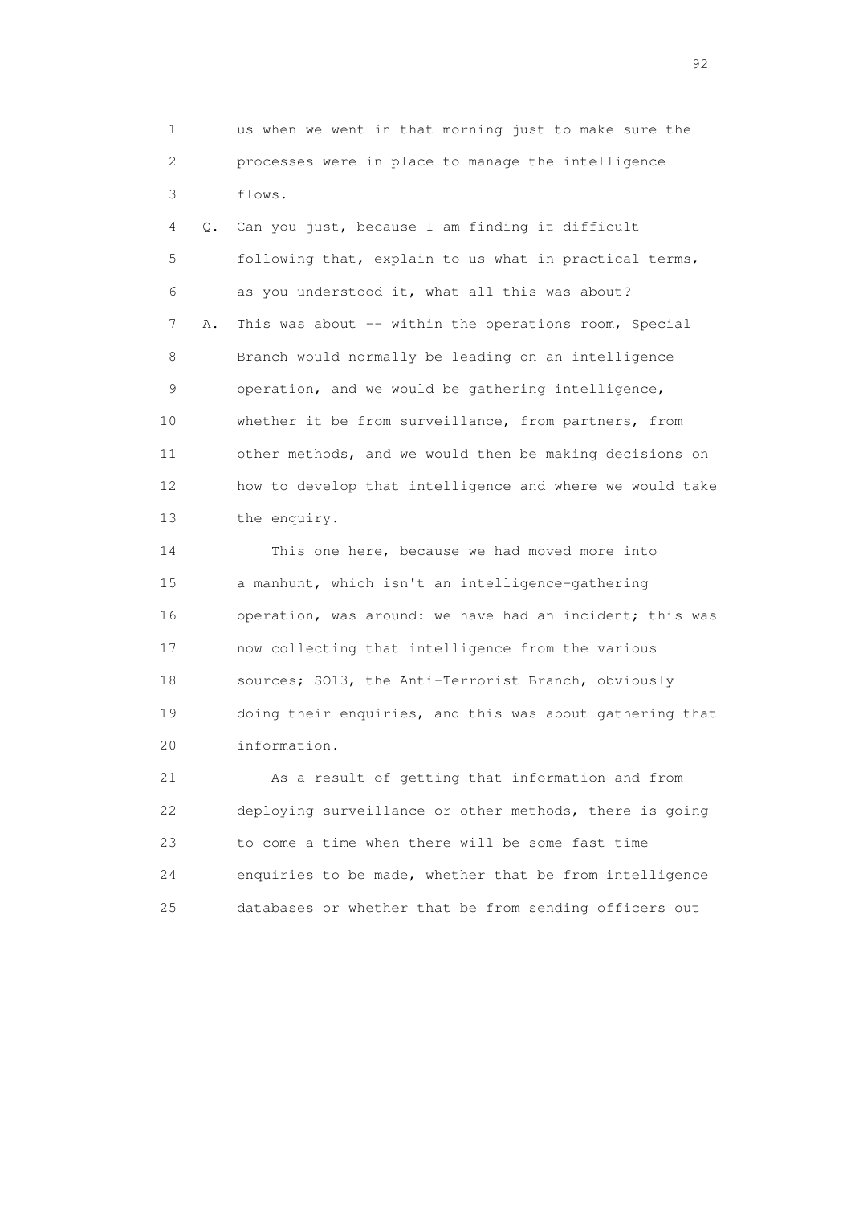1 us when we went in that morning just to make sure the
2 processes were in place to manage the intelligence
3 flows.

4 Q. Can you just, because I am finding it difficult
5 following that, explain to us what in practical terms,
6 as you understood it, what all this was about?

7 A. This was about -- within the operations room, Special
8 Branch would normally be leading on an intelligence
9 operation, and we would be gathering intelligence,
10 whether it be from surveillance, from partners, from
11 other methods, and we would then be making decisions on
12 how to develop that intelligence and where we would take
13 the enquiry.

14 This one here, because we had moved more into
15 a manhunt, which isn't an intelligence-gathering
16 operation, was around: we have had an incident; this was
17 now collecting that intelligence from the various
18 sources; SO13, the Anti-Terrorist Branch, obviously
19 doing their enquiries, and this was about gathering that
20 information.

21 As a result of getting that information and from
22 deploying surveillance or other methods, there is going
23 to come a time when there will be some fast time
24 enquiries to be made, whether that be from intelligence
25 databases or whether that be from sending officers out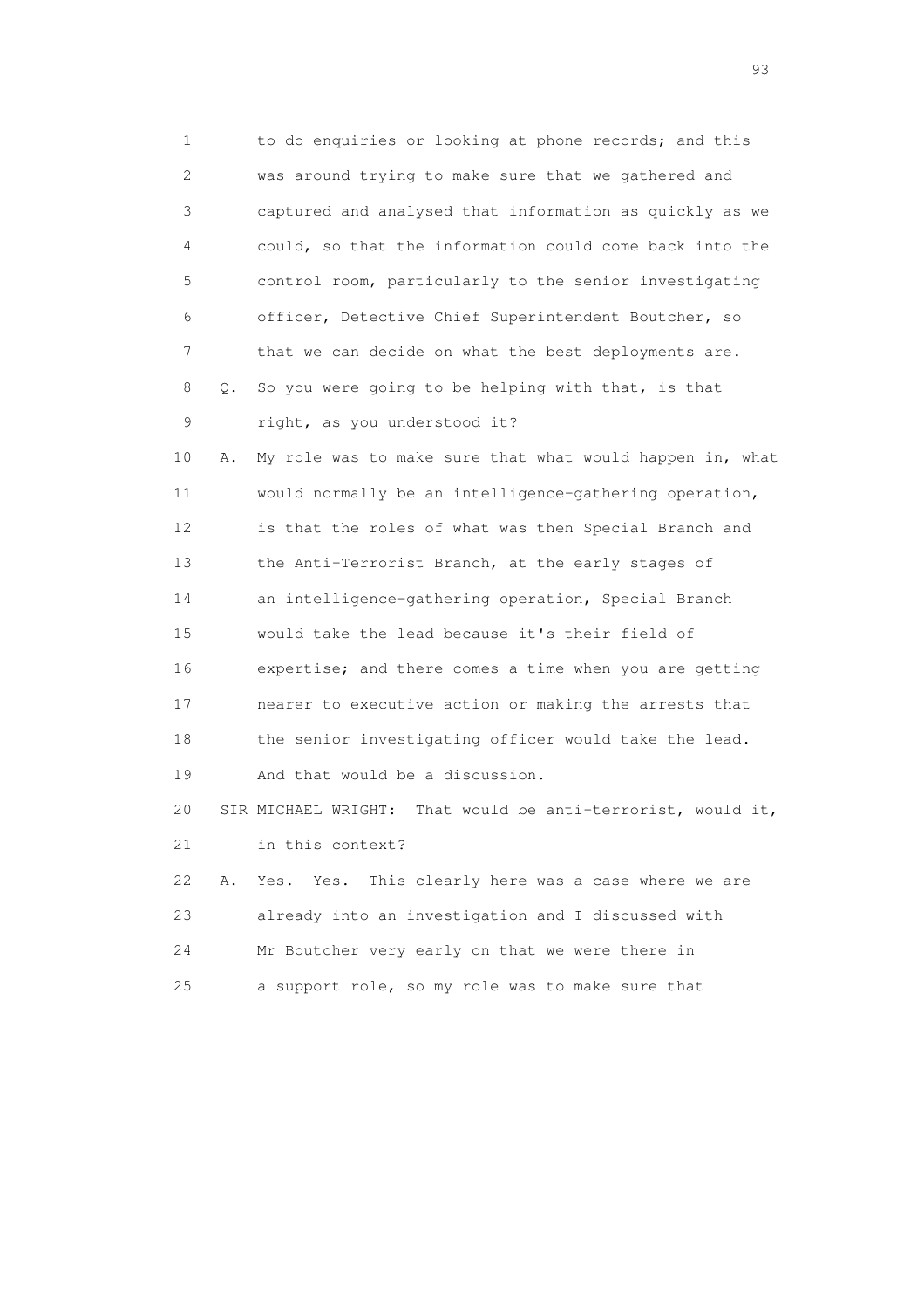1 to do enquiries or looking at phone records; and this
2 was around trying to make sure that we gathered and
3 captured and analysed that information as quickly as we
4 could, so that the information could come back into the
5 control room, particularly to the senior investigating
6 officer, Detective Chief Superintendent Boutcher, so
7 that we can decide on what the best deployments are.
8 Q. So you were going to be helping with that, is that
9 right, as you understood it?
10 A. My role was to make sure that what would happen in, what
11 would normally be an intelligence-gathering operation,
12 is that the roles of what was then Special Branch and
13 the Anti-Terrorist Branch, at the early stages of
14 an intelligence-gathering operation, Special Branch
15 would take the lead because it's their field of
16 expertise; and there comes a time when you are getting
17 nearer to executive action or making the arrests that
18 the senior investigating officer would take the lead.
19 And that would be a discussion.
20 SIR MICHAEL WRIGHT: That would be anti-terrorist, would it,
21 in this context?
22 A. Yes. Yes. This clearly here was a case where we are
23 already into an investigation and I discussed with
24 Mr Boutcher very early on that we were there in
25 a support role, so my role was to make sure that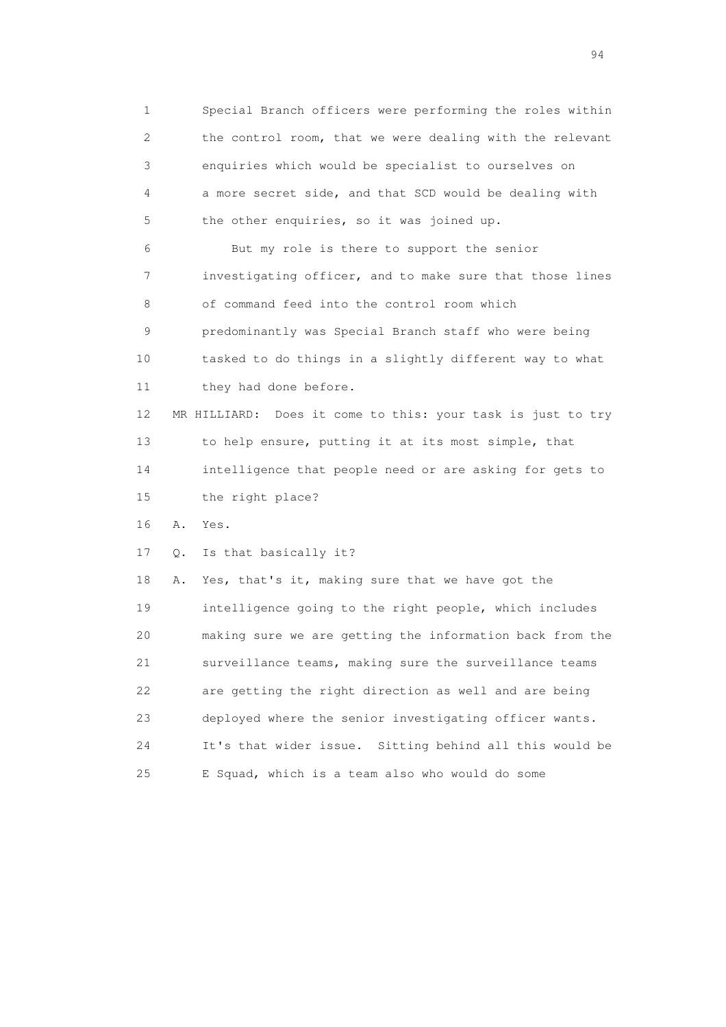1 Special Branch officers were performing the roles within
2 the control room, that we were dealing with the relevant
3 enquiries which would be specialist to ourselves on
4 a more secret side, and that SCD would be dealing with
5 the other enquiries, so it was joined up.

6 But my role is there to support the senior
7 investigating officer, and to make sure that those lines
8 of command feed into the control room which
9 predominantly was Special Branch staff who were being
10 tasked to do things in a slightly different way to what
11 they had done before.

12 MR HILLIARD: Does it come to this: your task is just to try
13 to help ensure, putting it at its most simple, that
14 intelligence that people need or are asking for gets to
15 the right place?

16 A. Yes.

17 Q. Is that basically it?

18 A. Yes, that's it, making sure that we have got the
19 intelligence going to the right people, which includes
20 making sure we are getting the information back from the
21 surveillance teams, making sure the surveillance teams
22 are getting the right direction as well and are being
23 deployed where the senior investigating officer wants.
24 It's that wider issue. Sitting behind all this would be
25 E Squad, which is a team also who would do some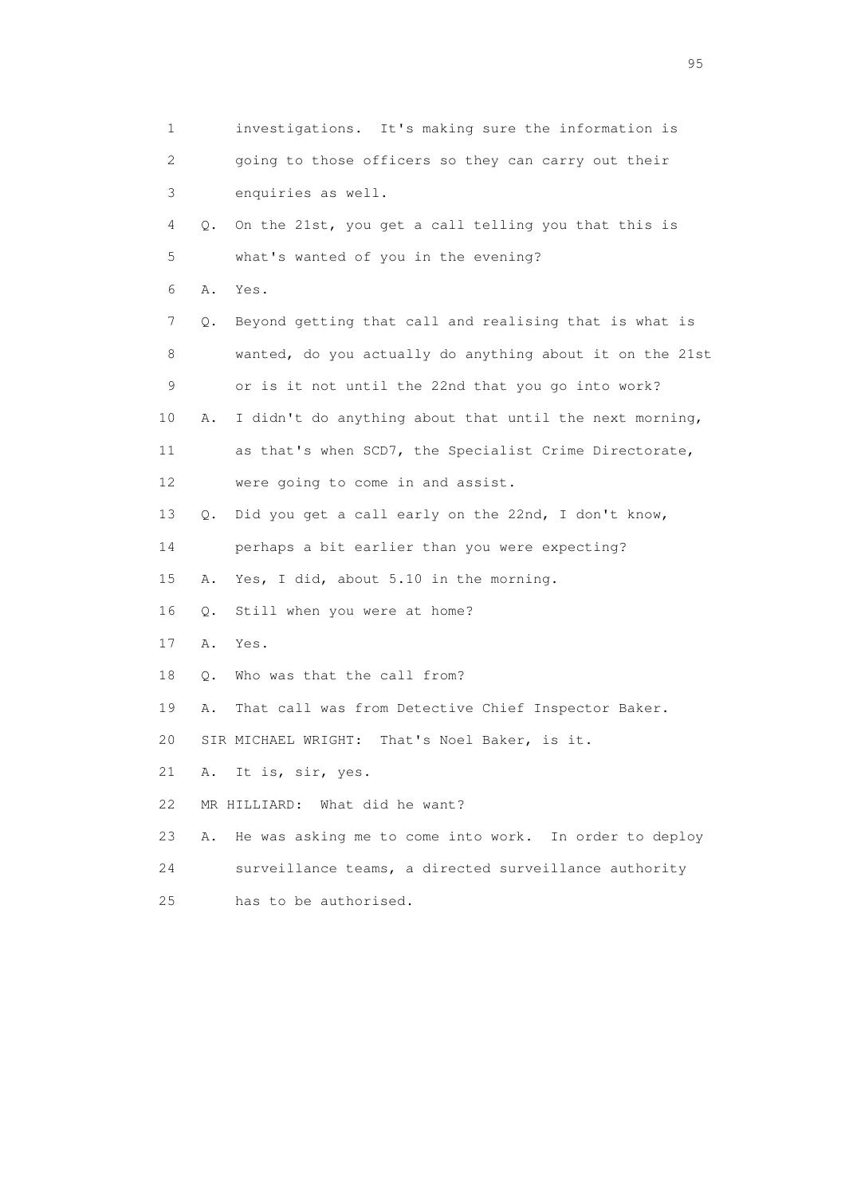1 investigations. It's making sure the information is
2 going to those officers so they can carry out their
3 enquiries as well.
4 Q. On the 21st, you get a call telling you that this is
5 what's wanted of you in the evening?
6 A. Yes.
7 Q. Beyond getting that call and realising that is what is
8 wanted, do you actually do anything about it on the 21st
9 or is it not until the 22nd that you go into work?
10 A. I didn't do anything about that until the next morning,
11 as that's when SCD7, the Specialist Crime Directorate,
12 were going to come in and assist.
13 Q. Did you get a call early on the 22nd, I don't know,
14 perhaps a bit earlier than you were expecting?
15 A. Yes, I did, about 5.10 in the morning.
16 Q. Still when you were at home?
17 A. Yes.
18 Q. Who was that the call from?
19 A. That call was from Detective Chief Inspector Baker.
20 SIR MICHAEL WRIGHT: That's Noel Baker, is it.
21 A. It is, sir, yes.
22 MR HILLIARD: What did he want?
23 A. He was asking me to come into work. In order to deploy
24 surveillance teams, a directed surveillance authority
25 has to be authorised.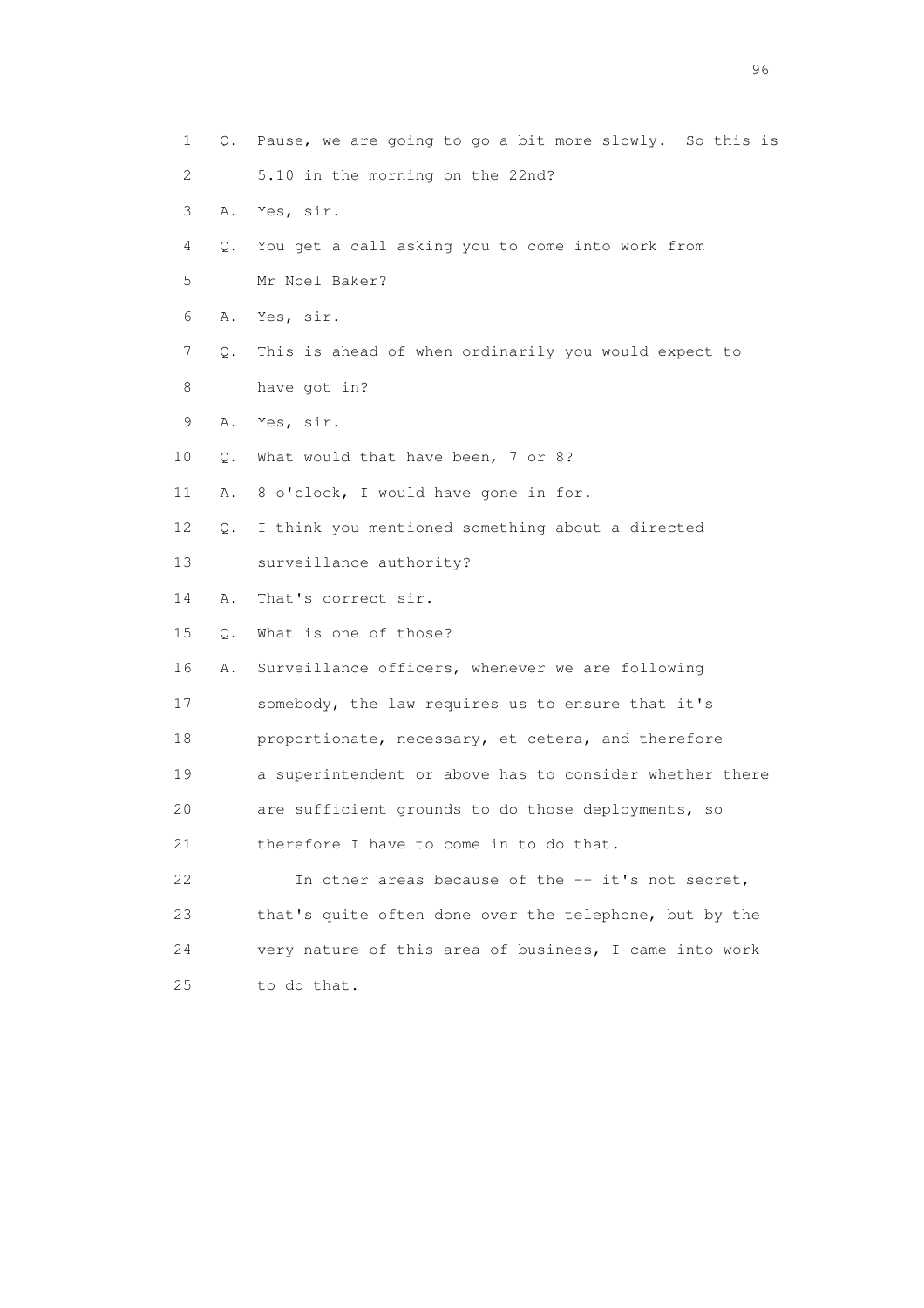1 Q. Pause, we are going to go a bit more slowly. So this is
2 5.10 in the morning on the 22nd?
3 A. Yes, sir.
4 Q. You get a call asking you to come into work from
5 Mr Noel Baker?
6 A. Yes, sir.
7 Q. This is ahead of when ordinarily you would expect to
8 have got in?
9 A. Yes, sir.
10 Q. What would that have been, 7 or 8?
11 A. 8 o'clock, I would have gone in for.
12 Q. I think you mentioned something about a directed
13 surveillance authority?
14 A. That's correct sir.
15 Q. What is one of those?
16 A. Surveillance officers, whenever we are following
17 somebody, the law requires us to ensure that it's
18 proportionate, necessary, et cetera, and therefore
19 a superintendent or above has to consider whether there
20 are sufficient grounds to do those deployments, so
21 therefore I have to come in to do that.
22 In other areas because of the -- it's not secret,
23 that's quite often done over the telephone, but by the
24 very nature of this area of business, I came into work
25 to do that.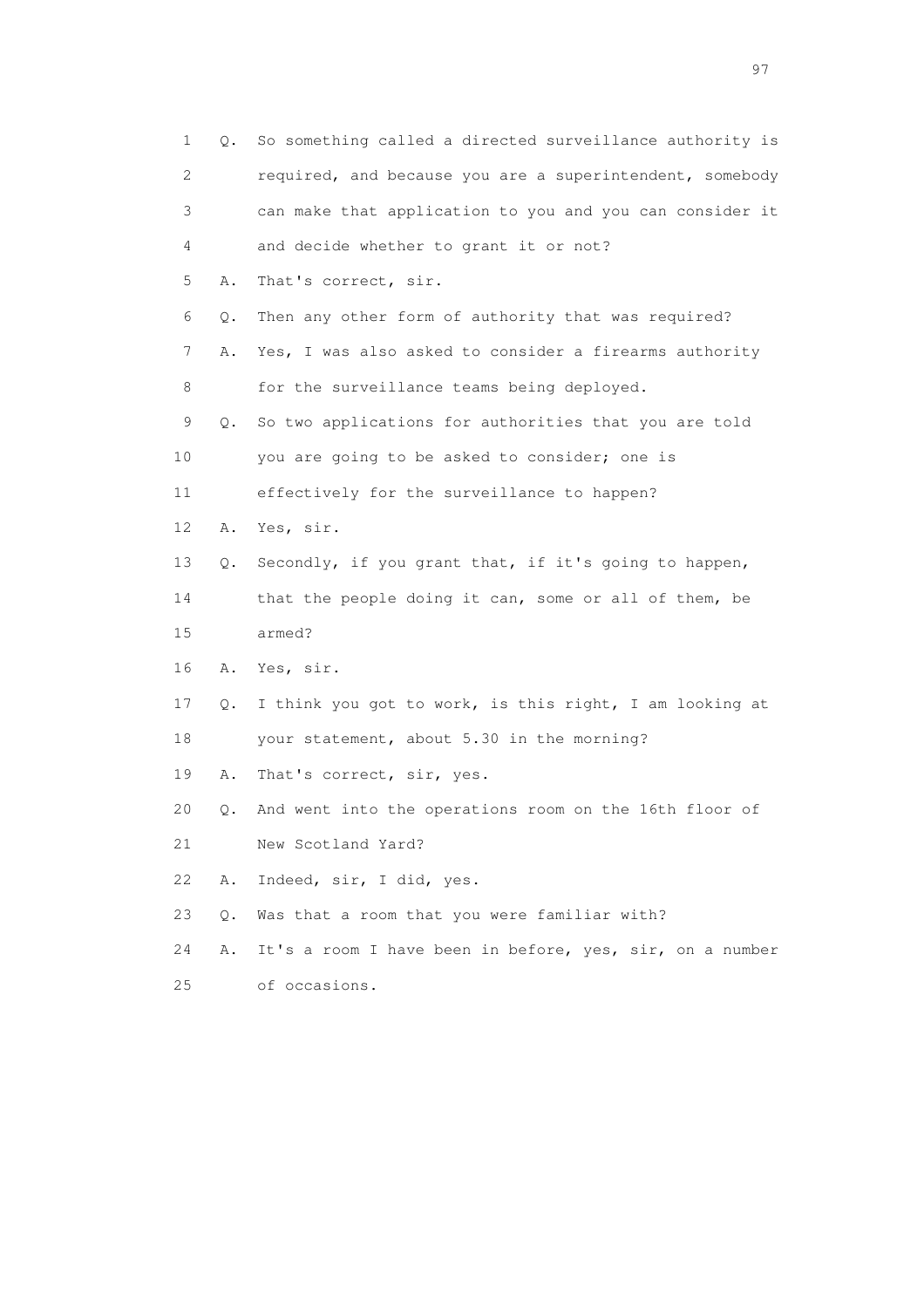1 Q. So something called a directed surveillance authority is
2 required, and because you are a superintendent, somebody
3 can make that application to you and you can consider it
4 and decide whether to grant it or not?
5 A. That's correct, sir.
6 Q. Then any other form of authority that was required?
7 A. Yes, I was also asked to consider a firearms authority
8 for the surveillance teams being deployed.
9 Q. So two applications for authorities that you are told
10 you are going to be asked to consider; one is
11 effectively for the surveillance to happen?
12 A. Yes, sir.
13 Q. Secondly, if you grant that, if it's going to happen,
14 that the people doing it can, some or all of them, be
15 armed?
16 A. Yes, sir.
17 Q. I think you got to work, is this right, I am looking at
18 your statement, about 5.30 in the morning?
19 A. That's correct, sir, yes.
20 Q. And went into the operations room on the 16th floor of
21 New Scotland Yard?
22 A. Indeed, sir, I did, yes.
23 Q. Was that a room that you were familiar with?
24 A. It's a room I have been in before, yes, sir, on a number
25 of occasions.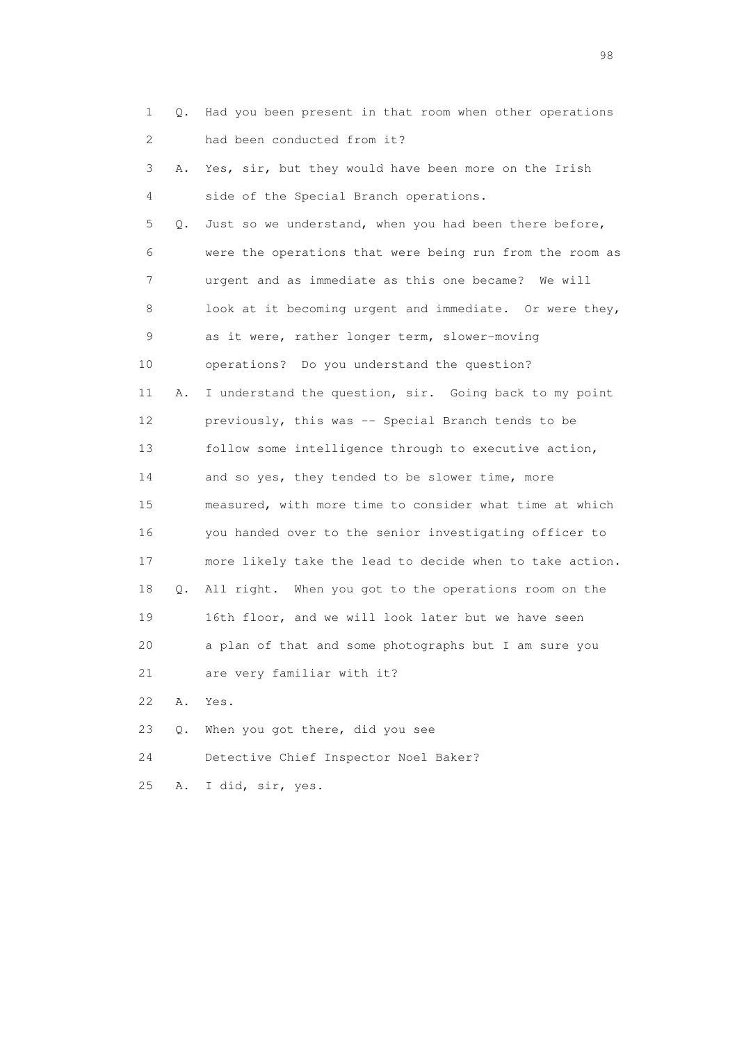1 Q. Had you been present in that room when other operations
2 had been conducted from it?
3 A. Yes, sir, but they would have been more on the Irish
4 side of the Special Branch operations.
5 Q. Just so we understand, when you had been there before,
6 were the operations that were being run from the room as
7 urgent and as immediate as this one became? We will
8 look at it becoming urgent and immediate. Or were they,
9 as it were, rather longer term, slower-moving
10 operations? Do you understand the question?
11 A. I understand the question, sir. Going back to my point
12 previously, this was -- Special Branch tends to be
13 follow some intelligence through to executive action,
14 and so yes, they tended to be slower time, more
15 measured, with more time to consider what time at which
16 you handed over to the senior investigating officer to
17 more likely take the lead to decide when to take action.
18 Q. All right. When you got to the operations room on the
19 16th floor, and we will look later but we have seen
20 a plan of that and some photographs but I am sure you
21 are very familiar with it?
22 A. Yes.
23 Q. When you got there, did you see
24 Detective Chief Inspector Noel Baker?
25 A. I did, sir, yes.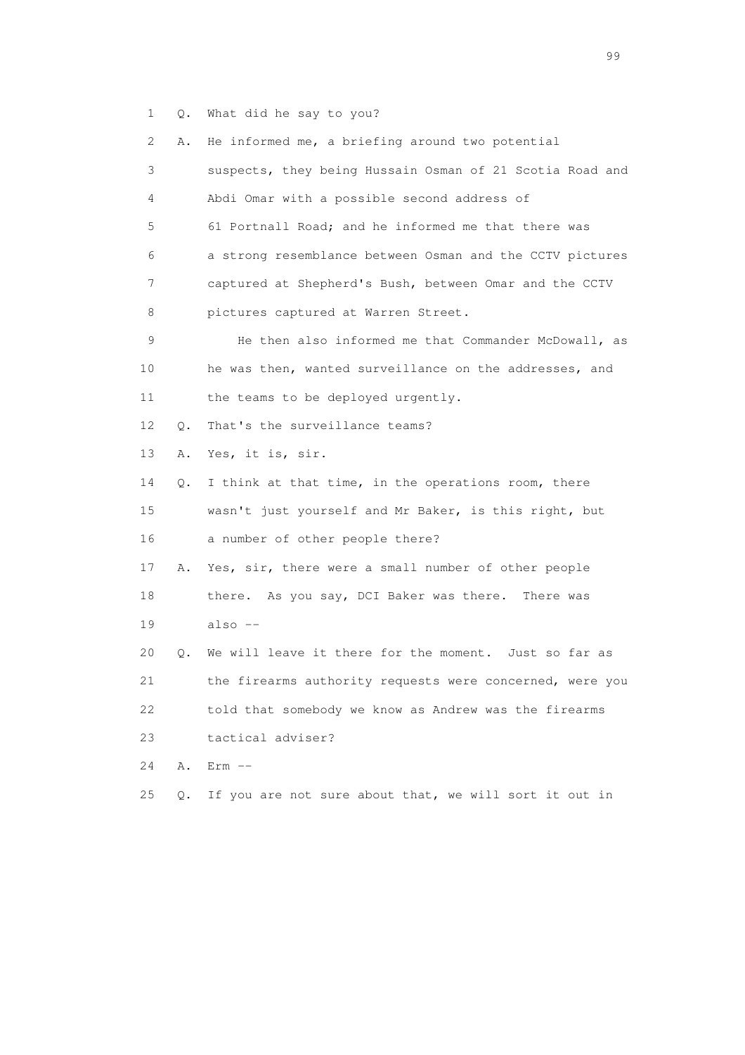1 Q. What did he say to you?

2 A. He informed me, a briefing around two potential

3 suspects, they being Hussain Osman of 21 Scotia Road and

4 Abdi Omar with a possible second address of

5 61 Portnall Road; and he informed me that there was

6 a strong resemblance between Osman and the CCTV pictures

7 captured at Shepherd's Bush, between Omar and the CCTV

8 pictures captured at Warren Street.

9 He then also informed me that Commander McDowall, as

10 he was then, wanted surveillance on the addresses, and

11 the teams to be deployed urgently.

12 Q. That's the surveillance teams?

13 A. Yes, it is, sir.

14 Q. I think at that time, in the operations room, there

15 wasn't just yourself and Mr Baker, is this right, but

16 a number of other people there?

17 A. Yes, sir, there were a small number of other people

18 there. As you say, DCI Baker was there. There was

19 also --

20 Q. We will leave it there for the moment. Just so far as

21 the firearms authority requests were concerned, were you

22 told that somebody we know as Andrew was the firearms

23 tactical adviser?

24 A. Erm --

25 Q. If you are not sure about that, we will sort it out in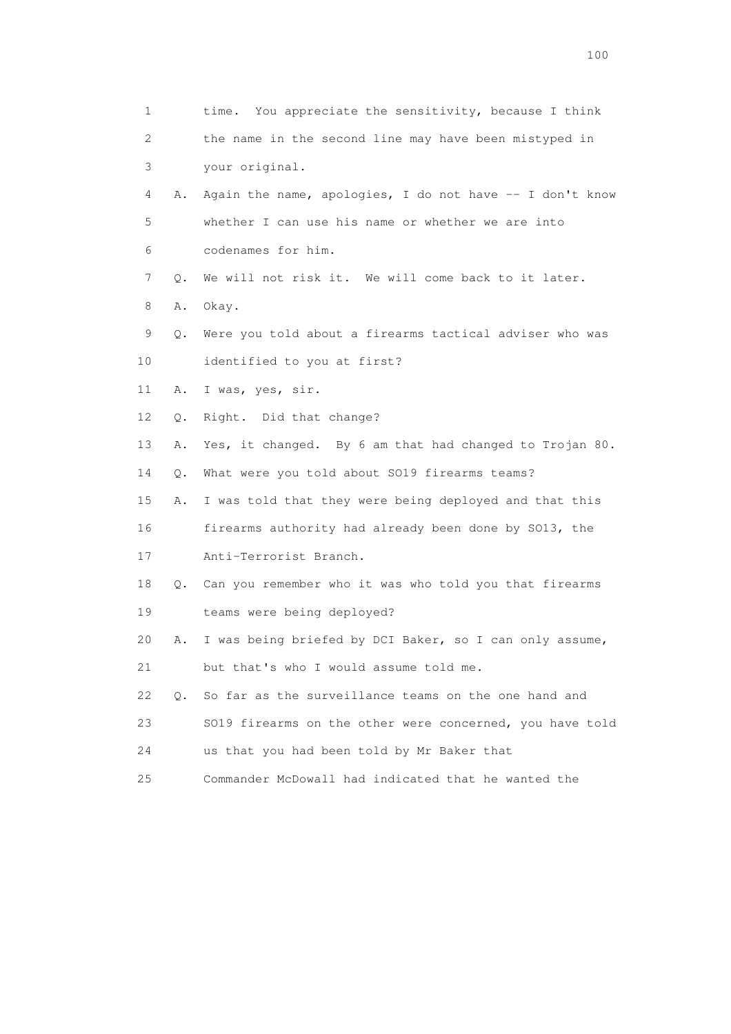1 time. You appreciate the sensitivity, because I think
2 the name in the second line may have been mistyped in
3 your original.

4 A. Again the name, apologies, I do not have -- I don't know
5 whether I can use his name or whether we are into
6 codenames for him.

7 Q. We will not risk it. We will come back to it later.

8 A. Okay.

9 Q. Were you told about a firearms tactical adviser who was
10 identified to you at first?

11 A. I was, yes, sir.

12 Q. Right. Did that change?

13 A. Yes, it changed. By 6 am that had changed to Trojan 80.

14 Q. What were you told about SO19 firearms teams?

15 A. I was told that they were being deployed and that this
16 firearms authority had already been done by SO13, the
17 Anti-Terrorist Branch.

18 Q. Can you remember who it was who told you that firearms
19 teams were being deployed?

20 A. I was being briefed by DCI Baker, so I can only assume,
21 but that's who I would assume told me.

22 Q. So far as the surveillance teams on the one hand and
23 SO19 firearms on the other were concerned, you have told
24 us that you had been told by Mr Baker that
25 Commander McDowall had indicated that he wanted the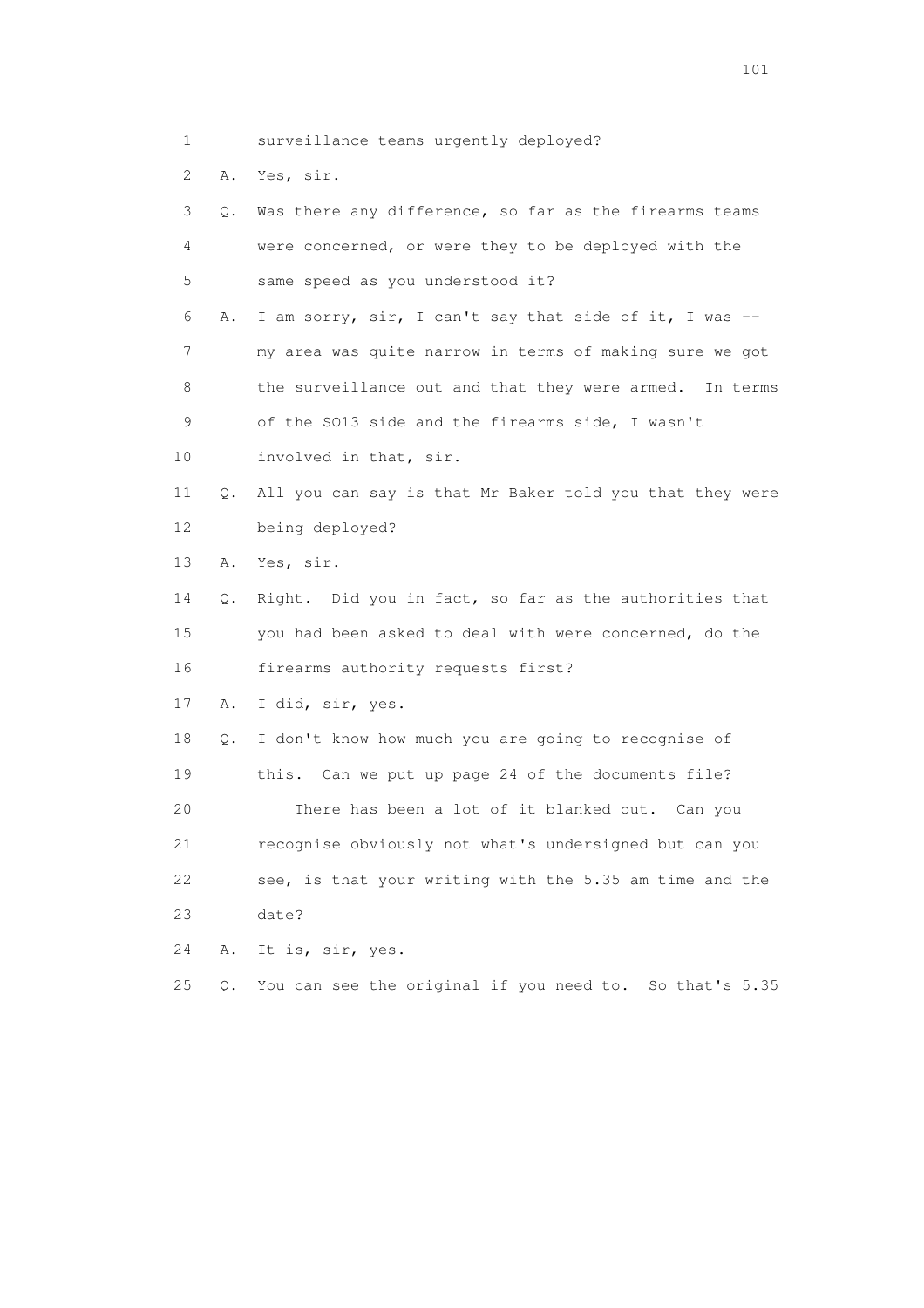1 surveillance teams urgently deployed?

2 A. Yes, sir.

3 Q. Was there any difference, so far as the firearms teams

4 were concerned, or were they to be deployed with the

5 same speed as you understood it?

6 A. I am sorry, sir, I can't say that side of it, I was --

7 my area was quite narrow in terms of making sure we got

8 the surveillance out and that they were armed. In terms

9 of the SO13 side and the firearms side, I wasn't

10 involved in that, sir.

11 Q. All you can say is that Mr Baker told you that they were

12 being deployed?

13 A. Yes, sir.

14 Q. Right. Did you in fact, so far as the authorities that

15 you had been asked to deal with were concerned, do the

16 firearms authority requests first?

17 A. I did, sir, yes.

18 Q. I don't know how much you are going to recognise of

19 this. Can we put up page 24 of the documents file?

20 There has been a lot of it blanked out. Can you

21 recognise obviously not what's undersigned but can you

22 see, is that your writing with the 5.35 am time and the

23 date?

24 A. It is, sir, yes.

25 Q. You can see the original if you need to. So that's 5.35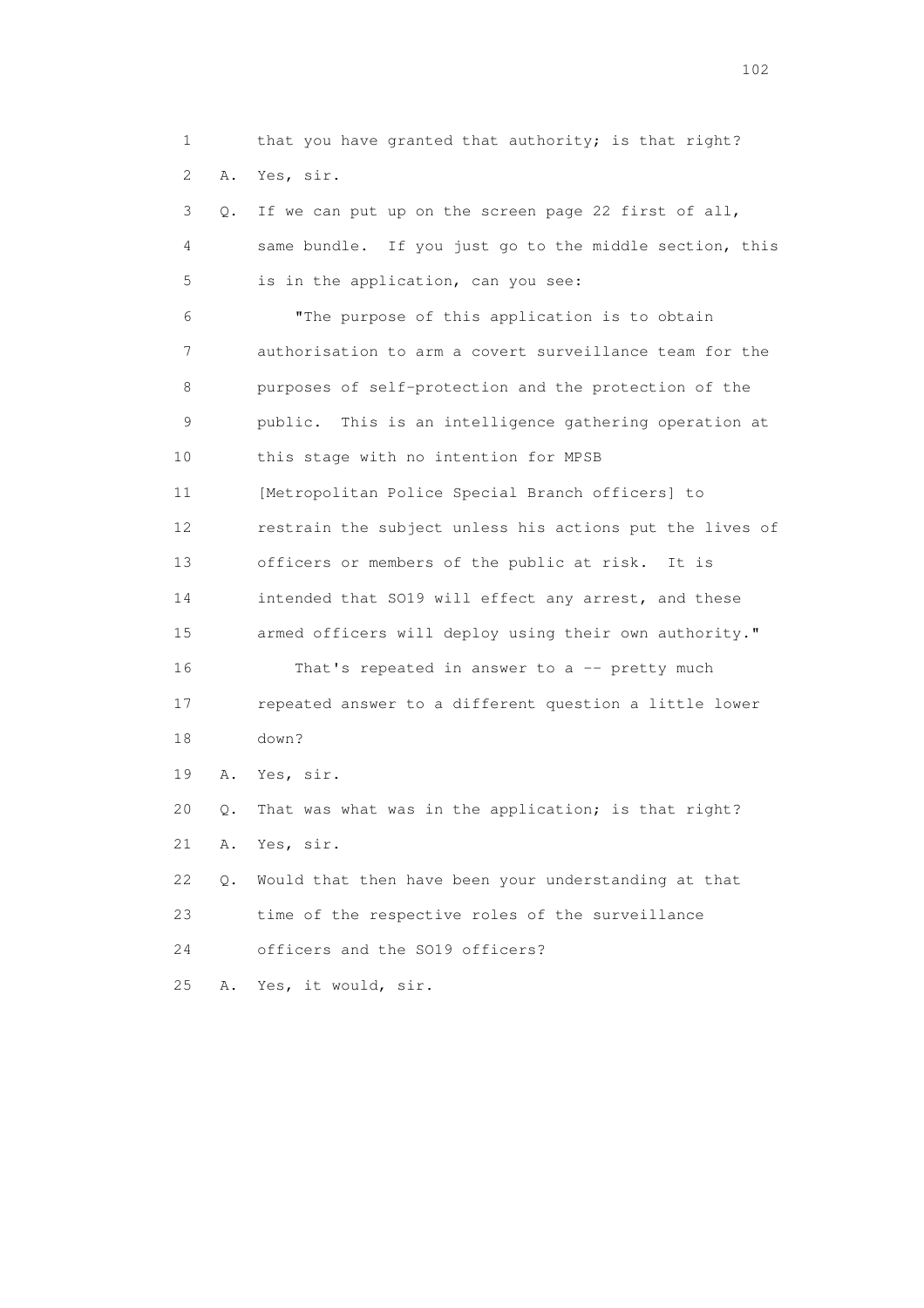1 that you have granted that authority; is that right?

2 A. Yes, sir.

3 Q. If we can put up on the screen page 22 first of all,

4 same bundle. If you just go to the middle section, this

5 is in the application, can you see:

6 "The purpose of this application is to obtain

7 authorisation to arm a covert surveillance team for the

8 purposes of self-protection and the protection of the

9 public. This is an intelligence gathering operation at

10 this stage with no intention for MPSB

11 [Metropolitan Police Special Branch officers] to

12 restrain the subject unless his actions put the lives of

13 officers or members of the public at risk. It is

14 intended that SO19 will effect any arrest, and these

15 armed officers will deploy using their own authority."

16 That's repeated in answer to a -- pretty much

17 repeated answer to a different question a little lower

18 down?

19 A. Yes, sir.

20 Q. That was what was in the application; is that right?

21 A. Yes, sir.

22 Q. Would that then have been your understanding at that

23 time of the respective roles of the surveillance

24 officers and the SO19 officers?

25 A. Yes, it would, sir.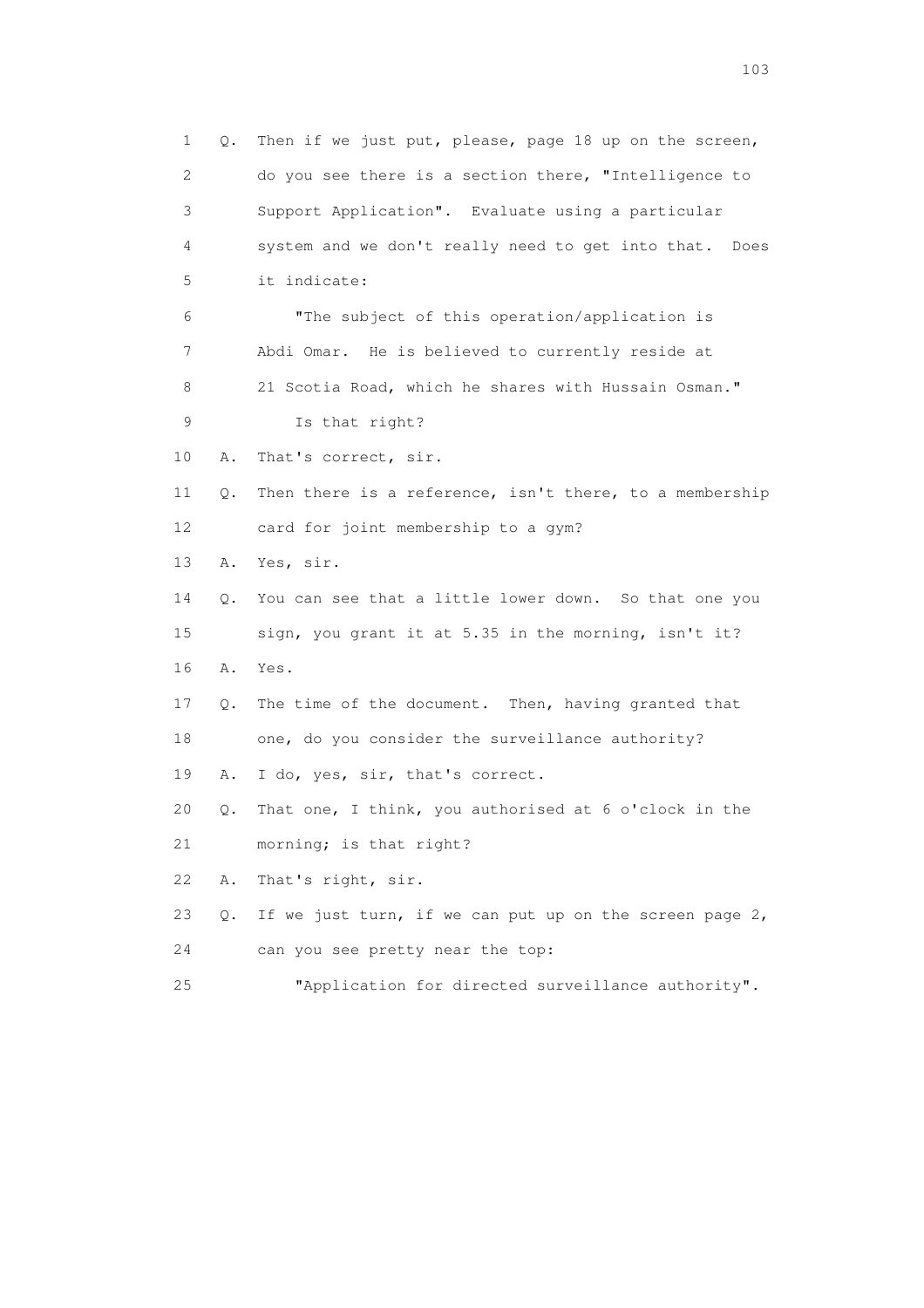1 Q. Then if we just put, please, page 18 up on the screen,
2 do you see there is a section there, "Intelligence to
3 Support Application". Evaluate using a particular
4 system and we don't really need to get into that. Does
5 it indicate:

6 "The subject of this operation/application is
7 Abdi Omar. He is believed to currently reside at
8 21 Scotia Road, which he shares with Hussain Osman."

9 Is that right?

10 A. That's correct, sir.

11 Q. Then there is a reference, isn't there, to a membership
12 card for joint membership to a gym?

13 A. Yes, sir.

14 Q. You can see that a little lower down. So that one you
15 sign, you grant it at 5.35 in the morning, isn't it?

16 A. Yes.

17 Q. The time of the document. Then, having granted that
18 one, do you consider the surveillance authority?

19 A. I do, yes, sir, that's correct.

20 Q. That one, I think, you authorised at 6 o'clock in the
21 morning; is that right?

22 A. That's right, sir.

23 Q. If we just turn, if we can put up on the screen page 2,
24 can you see pretty near the top:

25 "Application for directed surveillance authority".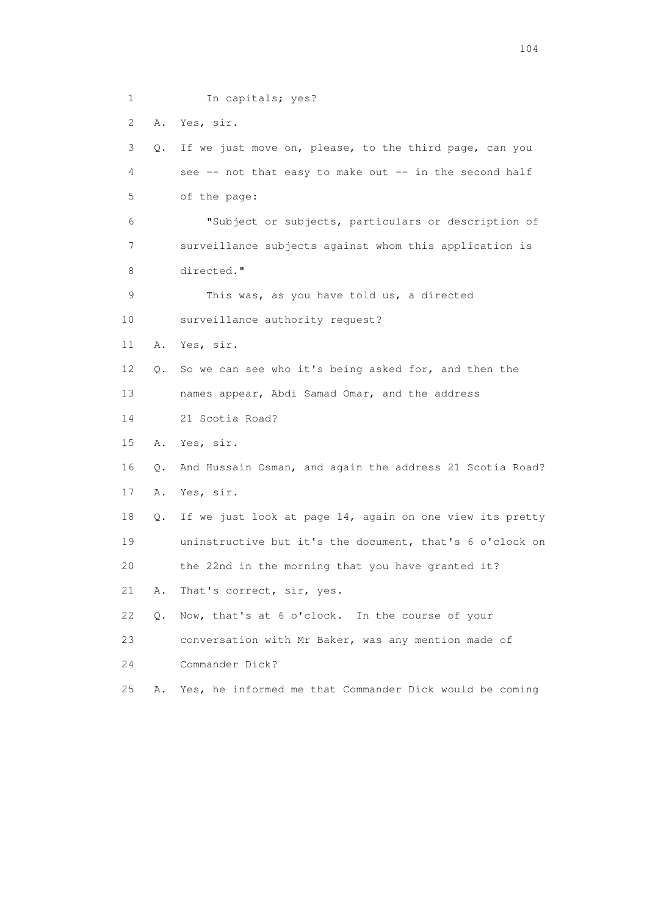1 In capitals; yes?

2 A. Yes, sir.

3 Q. If we just move on, please, to the third page, can you

4 see -- not that easy to make out -- in the second half

5 of the page:

6 "Subject or subjects, particulars or description of

7 surveillance subjects against whom this application is

8 directed."

9 This was, as you have told us, a directed

10 surveillance authority request?

11 A. Yes, sir.

12 Q. So we can see who it's being asked for, and then the

13 names appear, Abdi Samad Omar, and the address

14 21 Scotia Road?

15 A. Yes, sir.

16 Q. And Hussain Osman, and again the address 21 Scotia Road?

17 A. Yes, sir.

18 Q. If we just look at page 14, again on one view its pretty

19 uninstructive but it's the document, that's 6 o'clock on

20 the 22nd in the morning that you have granted it?

21 A. That's correct, sir, yes.

22 Q. Now, that's at 6 o'clock. In the course of your

23 conversation with Mr Baker, was any mention made of

24 Commander Dick?

25 A. Yes, he informed me that Commander Dick would be coming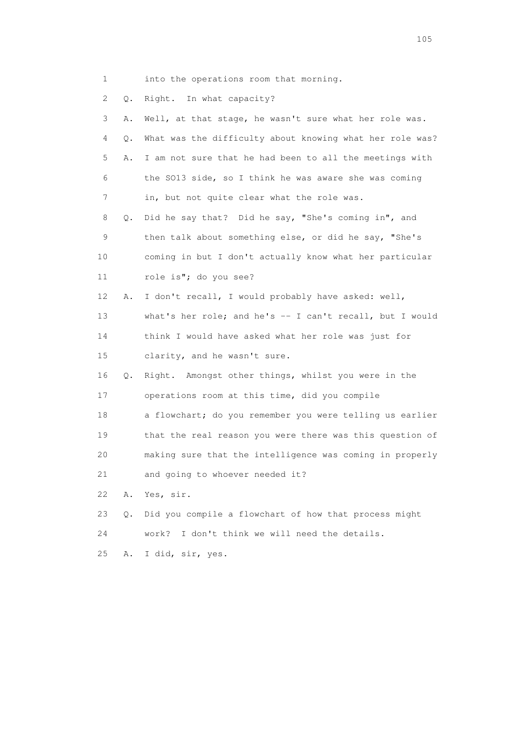1 into the operations room that morning.

2 Q. Right. In what capacity?

3 A. Well, at that stage, he wasn't sure what her role was.

4 Q. What was the difficulty about knowing what her role was?

5 A. I am not sure that he had been to all the meetings with

6 the SO13 side, so I think he was aware she was coming

7 in, but not quite clear what the role was.

8 Q. Did he say that? Did he say, "She's coming in", and

9 then talk about something else, or did he say, "She's

10 coming in but I don't actually know what her particular

11 role is"; do you see?

12 A. I don't recall, I would probably have asked: well,

13 what's her role; and he's -- I can't recall, but I would

14 think I would have asked what her role was just for

15 clarity, and he wasn't sure.

16 Q. Right. Amongst other things, whilst you were in the

17 operations room at this time, did you compile

18 a flowchart; do you remember you were telling us earlier

19 that the real reason you were there was this question of

20 making sure that the intelligence was coming in properly

21 and going to whoever needed it?

22 A. Yes, sir.

23 Q. Did you compile a flowchart of how that process might

24 work? I don't think we will need the details.

25 A. I did, sir, yes.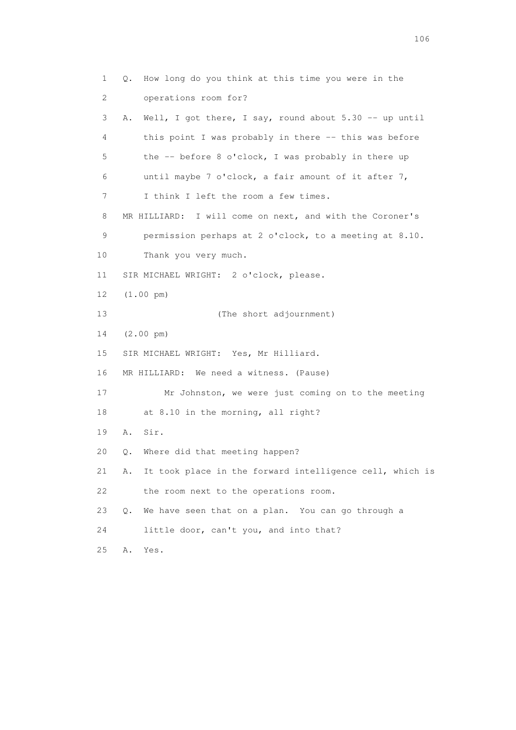1 Q. How long do you think at this time you were in the
2 operations room for?
3 A. Well, I got there, I say, round about 5.30 -- up until
4 this point I was probably in there -- this was before
5 the -- before 8 o'clock, I was probably in there up
6 until maybe 7 o'clock, a fair amount of it after 7,
7 I think I left the room a few times.
8 MR HILLIARD: I will come on next, and with the Coroner's
9 permission perhaps at 2 o'clock, to a meeting at 8.10.
10 Thank you very much.
11 SIR MICHAEL WRIGHT: 2 o'clock, please.
12 (1.00 pm)
13 (The short adjournment)
14 (2.00 pm)
15 SIR MICHAEL WRIGHT: Yes, Mr Hilliard.
16 MR HILLIARD: We need a witness. (Pause)
17 Mr Johnston, we were just coming on to the meeting
18 at 8.10 in the morning, all right?
19 A. Sir.
20 Q. Where did that meeting happen?
21 A. It took place in the forward intelligence cell, which is
22 the room next to the operations room.
23 Q. We have seen that on a plan. You can go through a
24 little door, can't you, and into that?
25 A. Yes.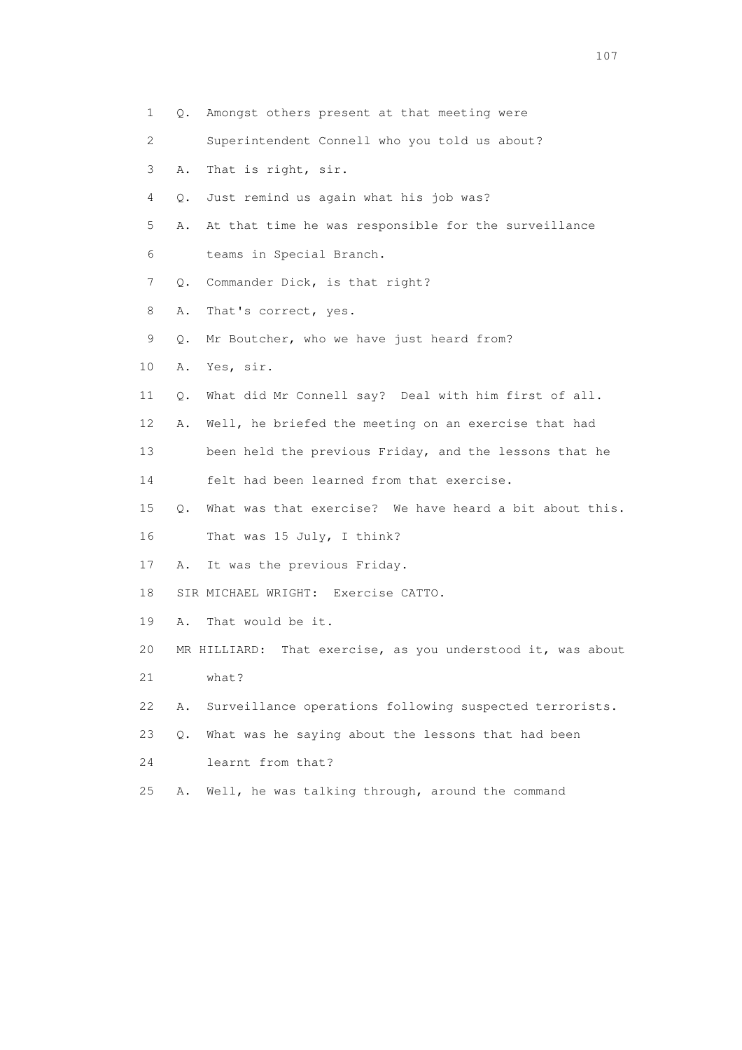1 Q. Amongst others present at that meeting were
2 Superintendent Connell who you told us about?
3 A. That is right, sir.
4 Q. Just remind us again what his job was?
5 A. At that time he was responsible for the surveillance
6 teams in Special Branch.
7 Q. Commander Dick, is that right?
8 A. That's correct, yes.
9 Q. Mr Boutcher, who we have just heard from?
10 A. Yes, sir.
11 Q. What did Mr Connell say? Deal with him first of all.
12 A. Well, he briefed the meeting on an exercise that had
13 been held the previous Friday, and the lessons that he
14 felt had been learned from that exercise.
15 Q. What was that exercise? We have heard a bit about this.
16 That was 15 July, I think?
17 A. It was the previous Friday.
18 SIR MICHAEL WRIGHT: Exercise CATTO.
19 A. That would be it.
20 MR HILLIARD: That exercise, as you understood it, was about
21 what?
22 A. Surveillance operations following suspected terrorists.
23 Q. What was he saying about the lessons that had been
24 learnt from that?
25 A. Well, he was talking through, around the command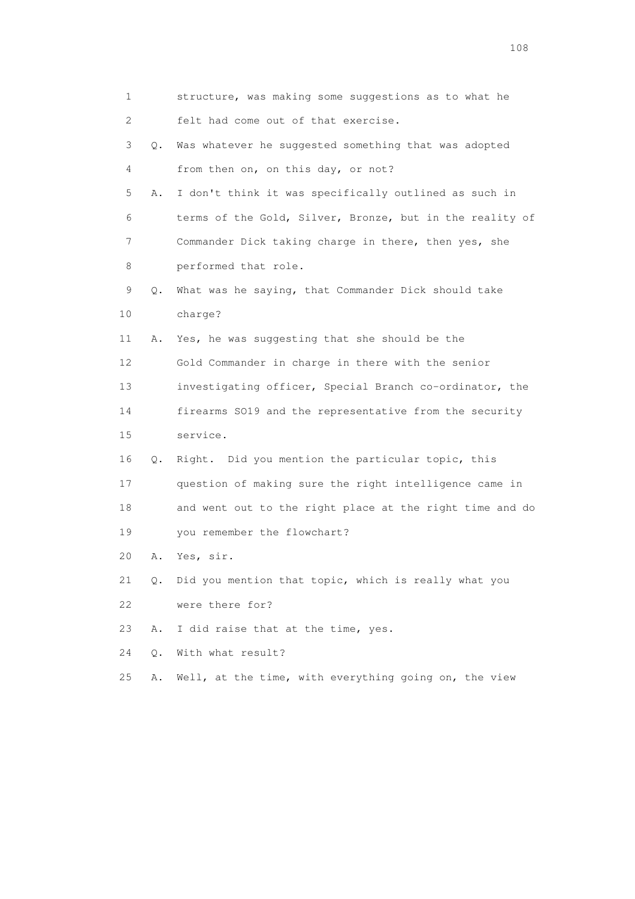1        structure, was making some suggestions as to what he
2        felt had come out of that exercise.
3    Q.  Was whatever he suggested something that was adopted
4        from then on, on this day, or not?
5    A.  I don't think it was specifically outlined as such in
6        terms of the Gold, Silver, Bronze, but in the reality of
7        Commander Dick taking charge in there, then yes, she
8        performed that role.
9    Q.  What was he saying, that Commander Dick should take
10       charge?
11   A.  Yes, he was suggesting that she should be the
12       Gold Commander in charge in there with the senior
13       investigating officer, Special Branch co-ordinator, the
14       firearms SO19 and the representative from the security
15       service.
16   Q.  Right.  Did you mention the particular topic, this
17       question of making sure the right intelligence came in
18       and went out to the right place at the right time and do
19       you remember the flowchart?
20   A.  Yes, sir.
21   Q.  Did you mention that topic, which is really what you
22       were there for?
23   A.  I did raise that at the time, yes.
24   Q.  With what result?
25   A.  Well, at the time, with everything going on, the view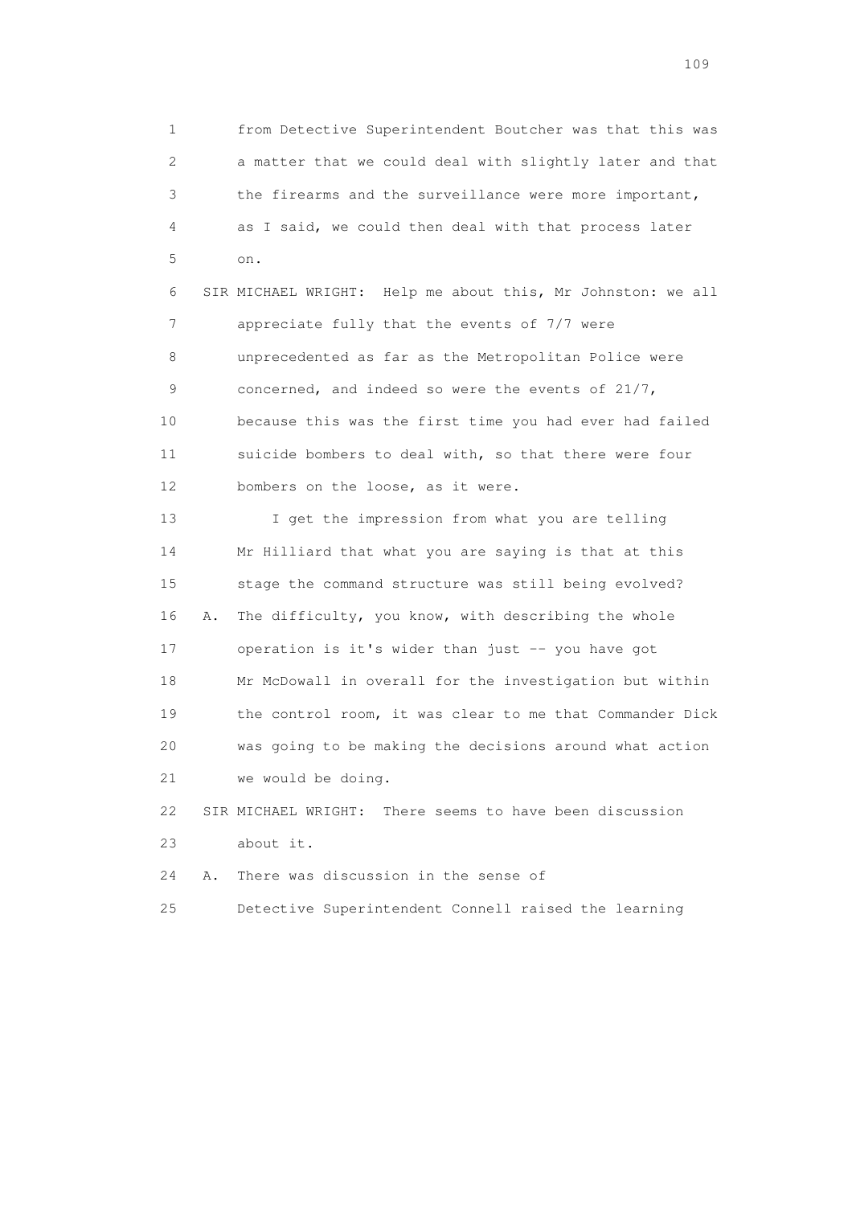1 from Detective Superintendent Boutcher was that this was
2 a matter that we could deal with slightly later and that
3 the firearms and the surveillance were more important,
4 as I said, we could then deal with that process later
5 on.

6 SIR MICHAEL WRIGHT: Help me about this, Mr Johnston: we all
7 appreciate fully that the events of 7/7 were
8 unprecedented as far as the Metropolitan Police were
9 concerned, and indeed so were the events of 21/7,
10 because this was the first time you had ever had failed
11 suicide bombers to deal with, so that there were four
12 bombers on the loose, as it were.

13 I get the impression from what you are telling
14 Mr Hilliard that what you are saying is that at this
15 stage the command structure was still being evolved?

16 A. The difficulty, you know, with describing the whole
17 operation is it's wider than just -- you have got
18 Mr McDowall in overall for the investigation but within
19 the control room, it was clear to me that Commander Dick
20 was going to be making the decisions around what action
21 we would be doing.

22 SIR MICHAEL WRIGHT: There seems to have been discussion
23 about it.

24 A. There was discussion in the sense of
25 Detective Superintendent Connell raised the learning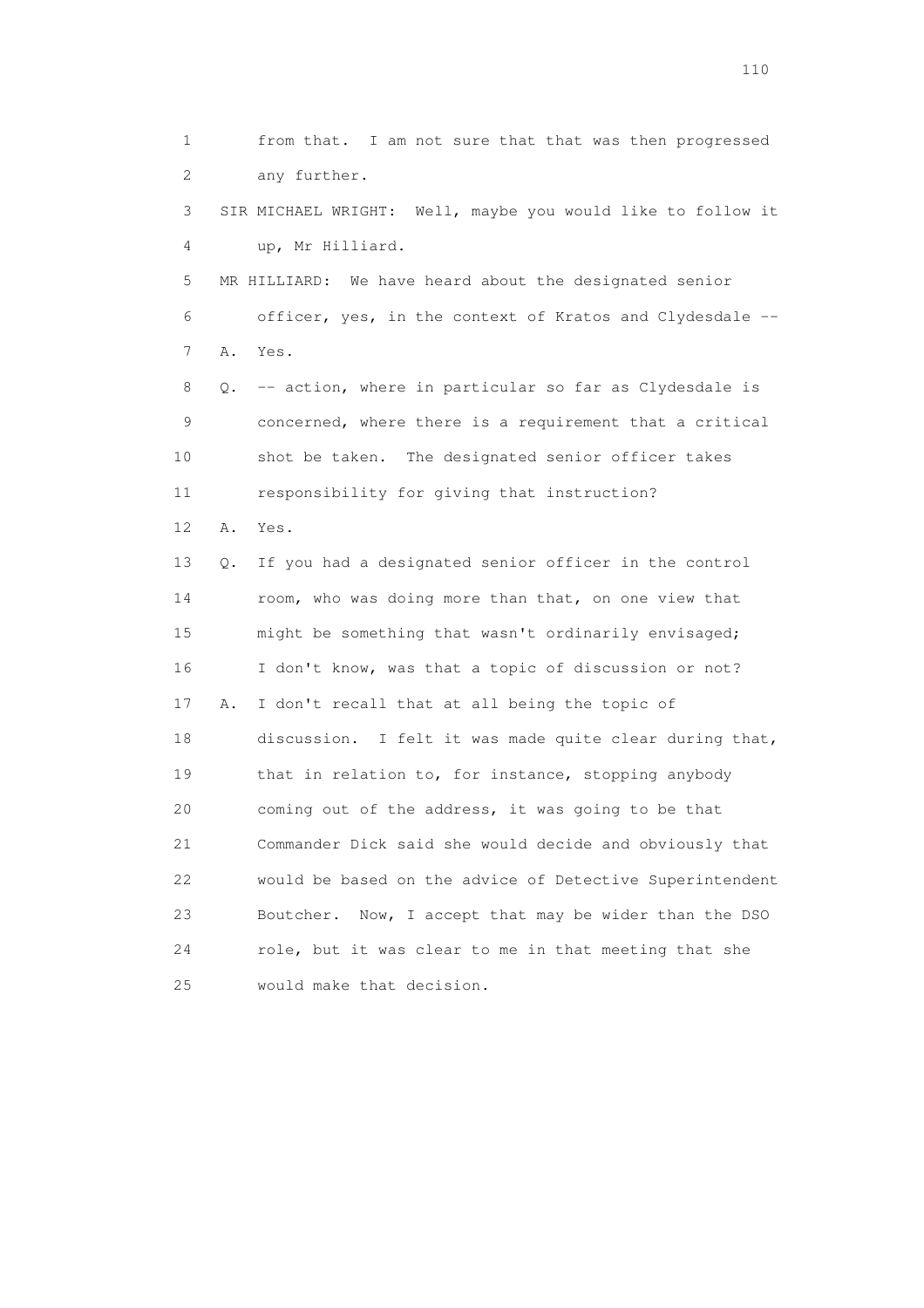1 from that. I am not sure that that was then progressed
2 any further.
3 SIR MICHAEL WRIGHT: Well, maybe you would like to follow it
4 up, Mr Hilliard.
5 MR HILLIARD: We have heard about the designated senior
6 officer, yes, in the context of Kratos and Clydesdale --
7 A. Yes.
8 Q. -- action, where in particular so far as Clydesdale is
9 concerned, where there is a requirement that a critical
10 shot be taken. The designated senior officer takes
11 responsibility for giving that instruction?
12 A. Yes.
13 Q. If you had a designated senior officer in the control
14 room, who was doing more than that, on one view that
15 might be something that wasn't ordinarily envisaged;
16 I don't know, was that a topic of discussion or not?
17 A. I don't recall that at all being the topic of
18 discussion. I felt it was made quite clear during that,
19 that in relation to, for instance, stopping anybody
20 coming out of the address, it was going to be that
21 Commander Dick said she would decide and obviously that
22 would be based on the advice of Detective Superintendent
23 Boutcher. Now, I accept that may be wider than the DSO
24 role, but it was clear to me in that meeting that she
25 would make that decision.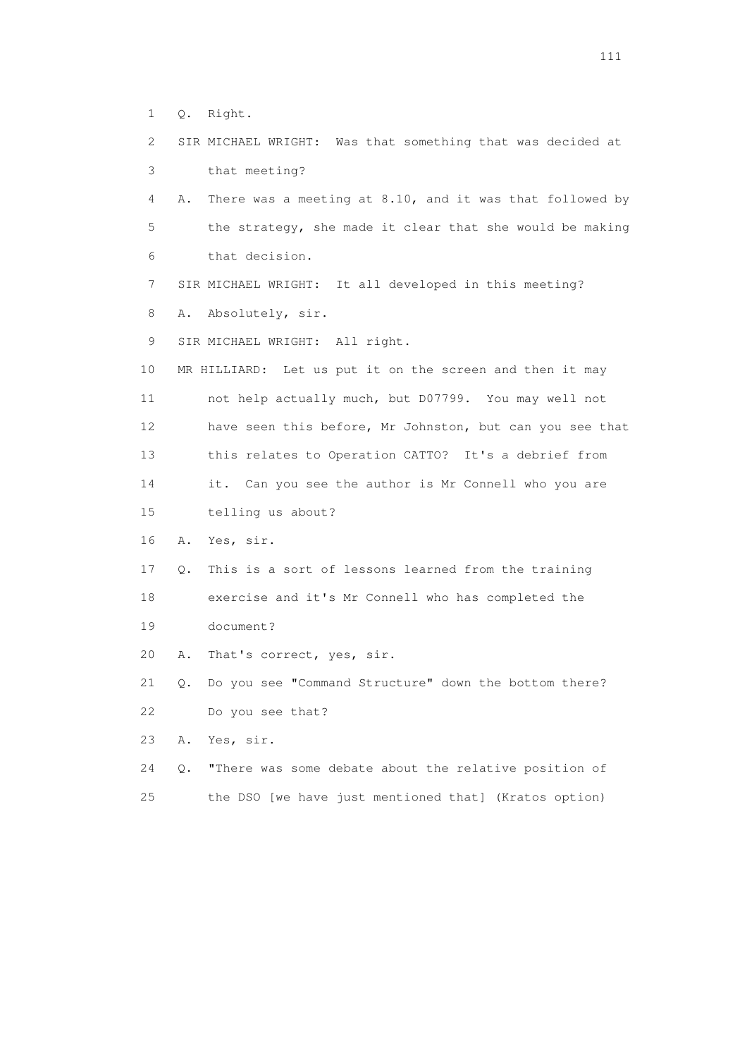1 Q. Right.

2 SIR MICHAEL WRIGHT: Was that something that was decided at

3 that meeting?

4 A. There was a meeting at 8.10, and it was that followed by

5 the strategy, she made it clear that she would be making

6 that decision.

7 SIR MICHAEL WRIGHT: It all developed in this meeting?

8 A. Absolutely, sir.

9 SIR MICHAEL WRIGHT: All right.

10 MR HILLIARD: Let us put it on the screen and then it may

11 not help actually much, but D07799. You may well not

12 have seen this before, Mr Johnston, but can you see that

13 this relates to Operation CATTO? It's a debrief from

14 it. Can you see the author is Mr Connell who you are

15 telling us about?

16 A. Yes, sir.

17 Q. This is a sort of lessons learned from the training

18 exercise and it's Mr Connell who has completed the

19 document?

20 A. That's correct, yes, sir.

21 Q. Do you see "Command Structure" down the bottom there?

22 Do you see that?

23 A. Yes, sir.

24 Q. "There was some debate about the relative position of

25 the DSO [we have just mentioned that] (Kratos option)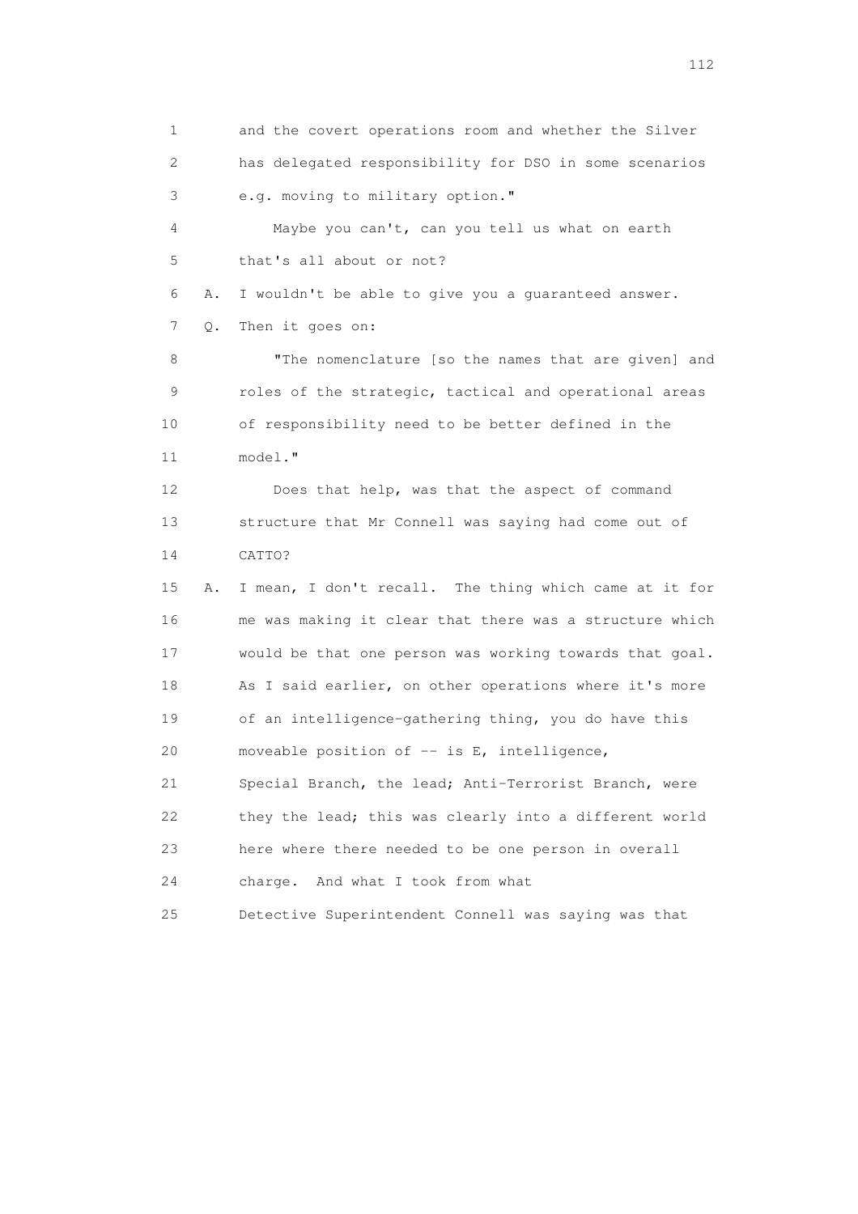1 and the covert operations room and whether the Silver
2 has delegated responsibility for DSO in some scenarios
3 e.g. moving to military option."
4 Maybe you can't, can you tell us what on earth
5 that's all about or not?
6 A. I wouldn't be able to give you a guaranteed answer.
7 Q. Then it goes on:
8 "The nomenclature [so the names that are given] and
9 roles of the strategic, tactical and operational areas
10 of responsibility need to be better defined in the
11 model."
12 Does that help, was that the aspect of command
13 structure that Mr Connell was saying had come out of
14 CATTO?
15 A. I mean, I don't recall. The thing which came at it for
16 me was making it clear that there was a structure which
17 would be that one person was working towards that goal.
18 As I said earlier, on other operations where it's more
19 of an intelligence-gathering thing, you do have this
20 moveable position of -- is E, intelligence,
21 Special Branch, the lead; Anti-Terrorist Branch, were
22 they the lead; this was clearly into a different world
23 here where there needed to be one person in overall
24 charge. And what I took from what
25 Detective Superintendent Connell was saying was that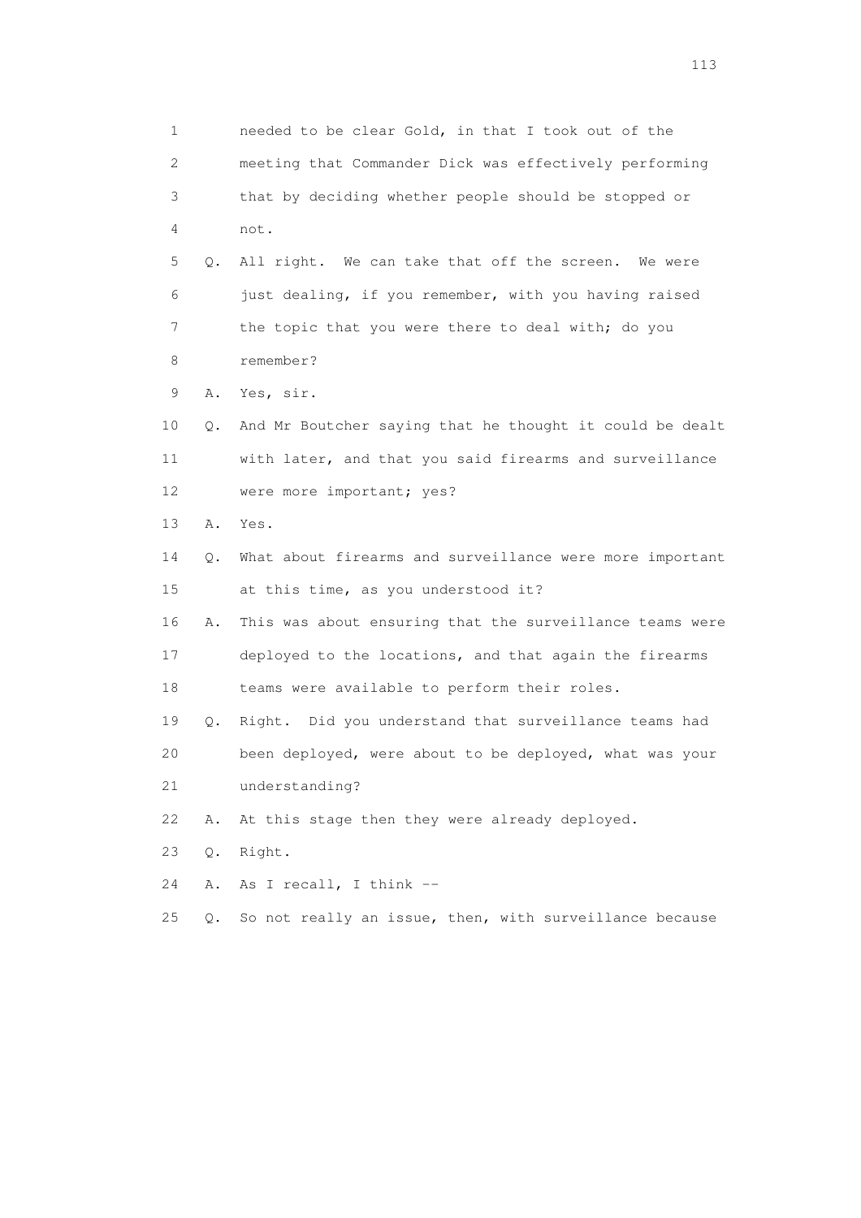1 needed to be clear Gold, in that I took out of the
2 meeting that Commander Dick was effectively performing
3 that by deciding whether people should be stopped or
4 not.
5 Q. All right. We can take that off the screen. We were
6 just dealing, if you remember, with you having raised
7 the topic that you were there to deal with; do you
8 remember?
9 A. Yes, sir.
10 Q. And Mr Boutcher saying that he thought it could be dealt
11 with later, and that you said firearms and surveillance
12 were more important; yes?
13 A. Yes.
14 Q. What about firearms and surveillance were more important
15 at this time, as you understood it?
16 A. This was about ensuring that the surveillance teams were
17 deployed to the locations, and that again the firearms
18 teams were available to perform their roles.
19 Q. Right. Did you understand that surveillance teams had
20 been deployed, were about to be deployed, what was your
21 understanding?
22 A. At this stage then they were already deployed.
23 Q. Right.
24 A. As I recall, I think --
25 Q. So not really an issue, then, with surveillance because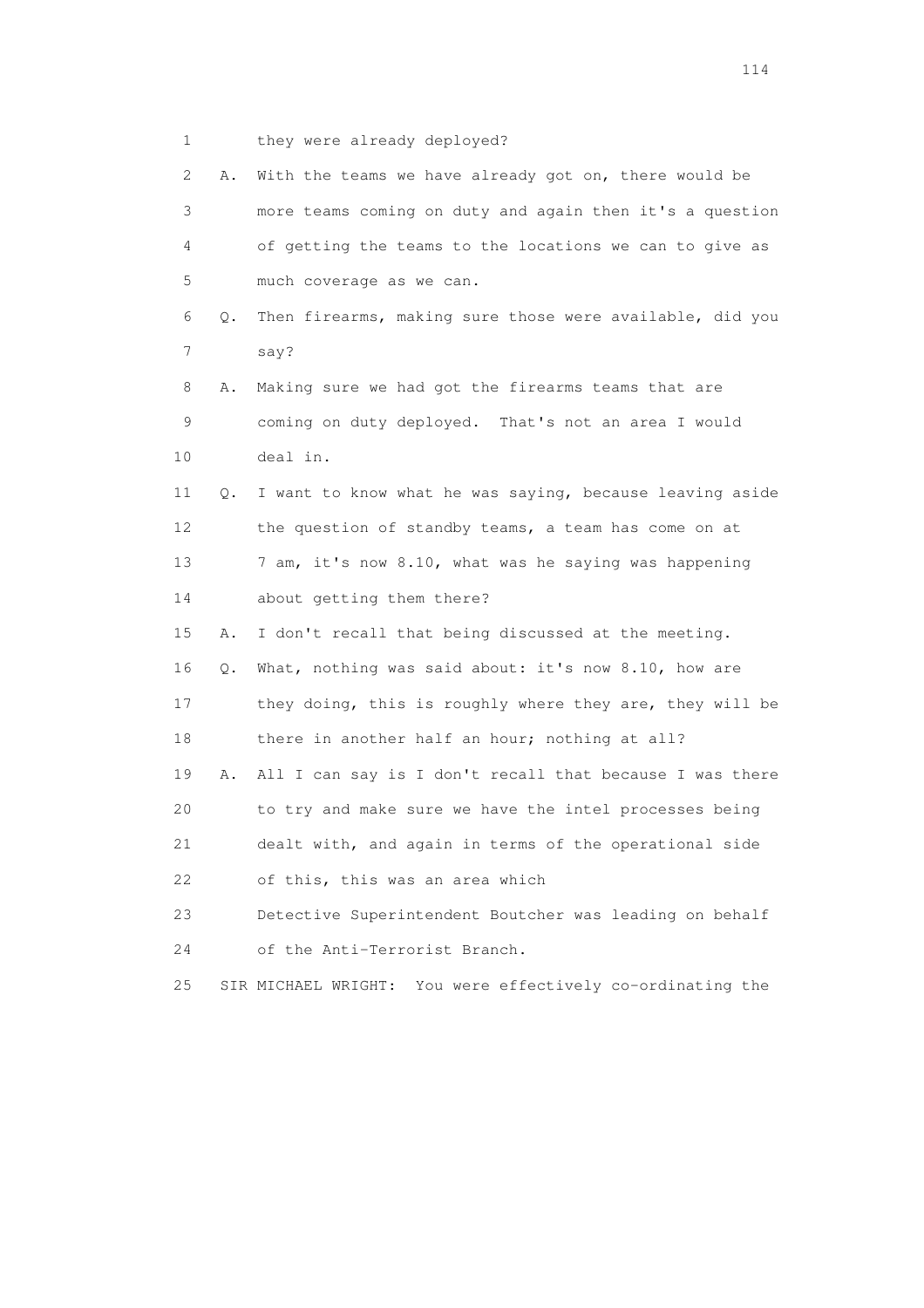1 they were already deployed?

2 A. With the teams we have already got on, there would be
3 more teams coming on duty and again then it's a question
4 of getting the teams to the locations we can to give as
5 much coverage as we can.

6 Q. Then firearms, making sure those were available, did you
7 say?

8 A. Making sure we had got the firearms teams that are
9 coming on duty deployed. That's not an area I would
10 deal in.

11 Q. I want to know what he was saying, because leaving aside
12 the question of standby teams, a team has come on at
13 7 am, it's now 8.10, what was he saying was happening
14 about getting them there?

15 A. I don't recall that being discussed at the meeting.

16 Q. What, nothing was said about: it's now 8.10, how are
17 they doing, this is roughly where they are, they will be
18 there in another half an hour; nothing at all?

19 A. All I can say is I don't recall that because I was there
20 to try and make sure we have the intel processes being
21 dealt with, and again in terms of the operational side
22 of this, this was an area which
23 Detective Superintendent Boutcher was leading on behalf
24 of the Anti-Terrorist Branch.

25 SIR MICHAEL WRIGHT: You were effectively co-ordinating the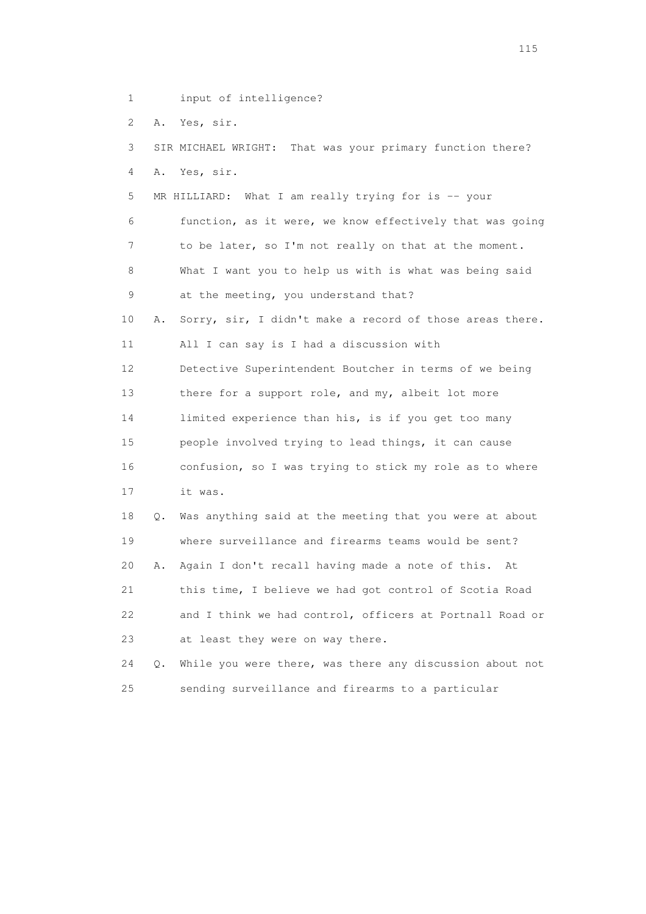1 input of intelligence?

2 A. Yes, sir.

3 SIR MICHAEL WRIGHT: That was your primary function there?

4 A. Yes, sir.

5 MR HILLIARD: What I am really trying for is -- your

6 function, as it were, we know effectively that was going

7 to be later, so I'm not really on that at the moment.

8 What I want you to help us with is what was being said

9 at the meeting, you understand that?

10 A. Sorry, sir, I didn't make a record of those areas there.

11 All I can say is I had a discussion with

12 Detective Superintendent Boutcher in terms of we being

13 there for a support role, and my, albeit lot more

14 limited experience than his, is if you get too many

15 people involved trying to lead things, it can cause

16 confusion, so I was trying to stick my role as to where

17 it was.

18 Q. Was anything said at the meeting that you were at about

19 where surveillance and firearms teams would be sent?

20 A. Again I don't recall having made a note of this. At

21 this time, I believe we had got control of Scotia Road

22 and I think we had control, officers at Portnall Road or

23 at least they were on way there.

24 Q. While you were there, was there any discussion about not

25 sending surveillance and firearms to a particular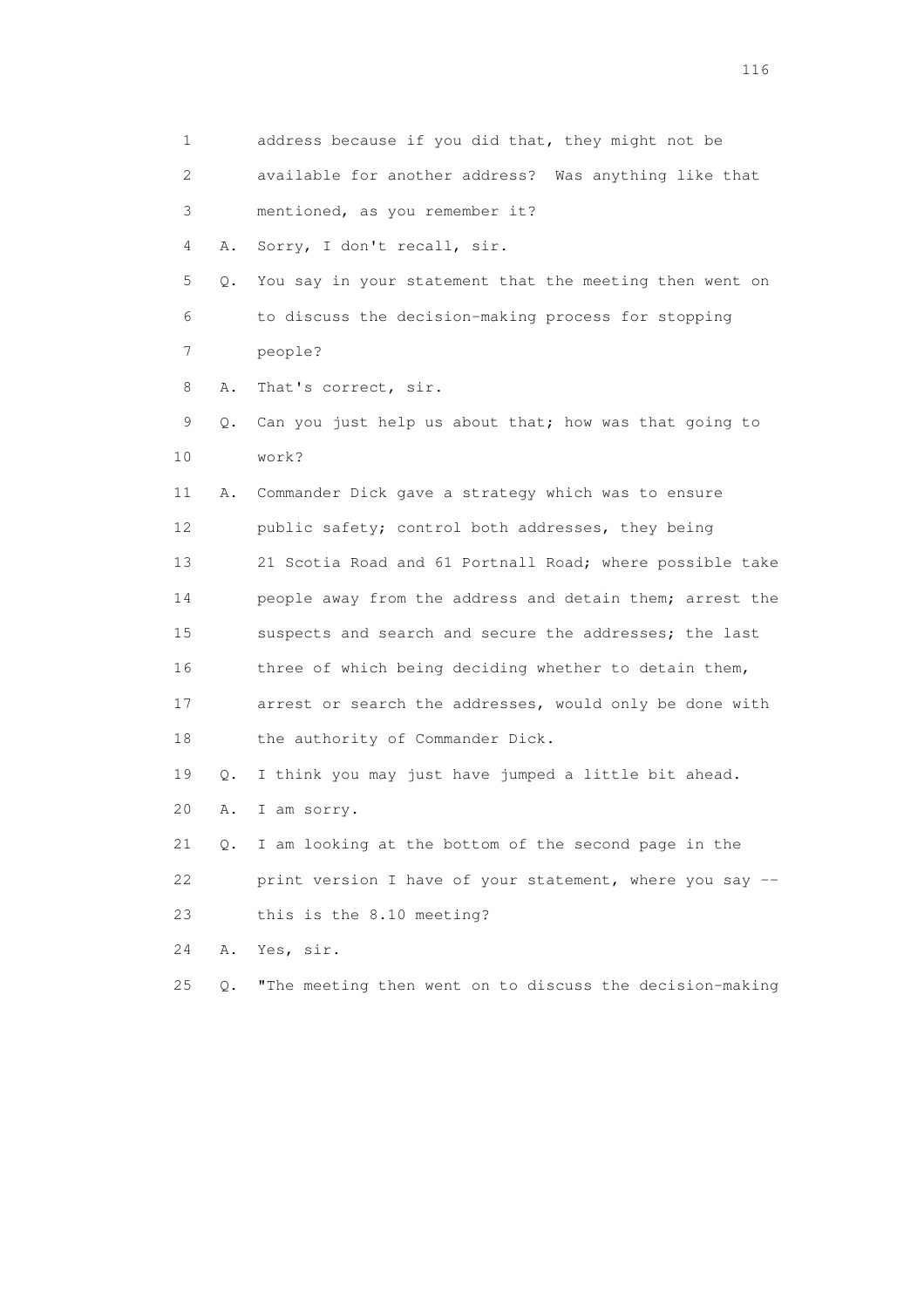1 address because if you did that, they might not be
2 available for another address? Was anything like that
3 mentioned, as you remember it?
4 A. Sorry, I don't recall, sir.
5 Q. You say in your statement that the meeting then went on
6 to discuss the decision-making process for stopping
7 people?
8 A. That's correct, sir.
9 Q. Can you just help us about that; how was that going to
10 work?
11 A. Commander Dick gave a strategy which was to ensure
12 public safety; control both addresses, they being
13 21 Scotia Road and 61 Portnall Road; where possible take
14 people away from the address and detain them; arrest the
15 suspects and search and secure the addresses; the last
16 three of which being deciding whether to detain them,
17 arrest or search the addresses, would only be done with
18 the authority of Commander Dick.
19 Q. I think you may just have jumped a little bit ahead.
20 A. I am sorry.
21 Q. I am looking at the bottom of the second page in the
22 print version I have of your statement, where you say --
23 this is the 8.10 meeting?
24 A. Yes, sir.
25 Q. "The meeting then went on to discuss the decision-making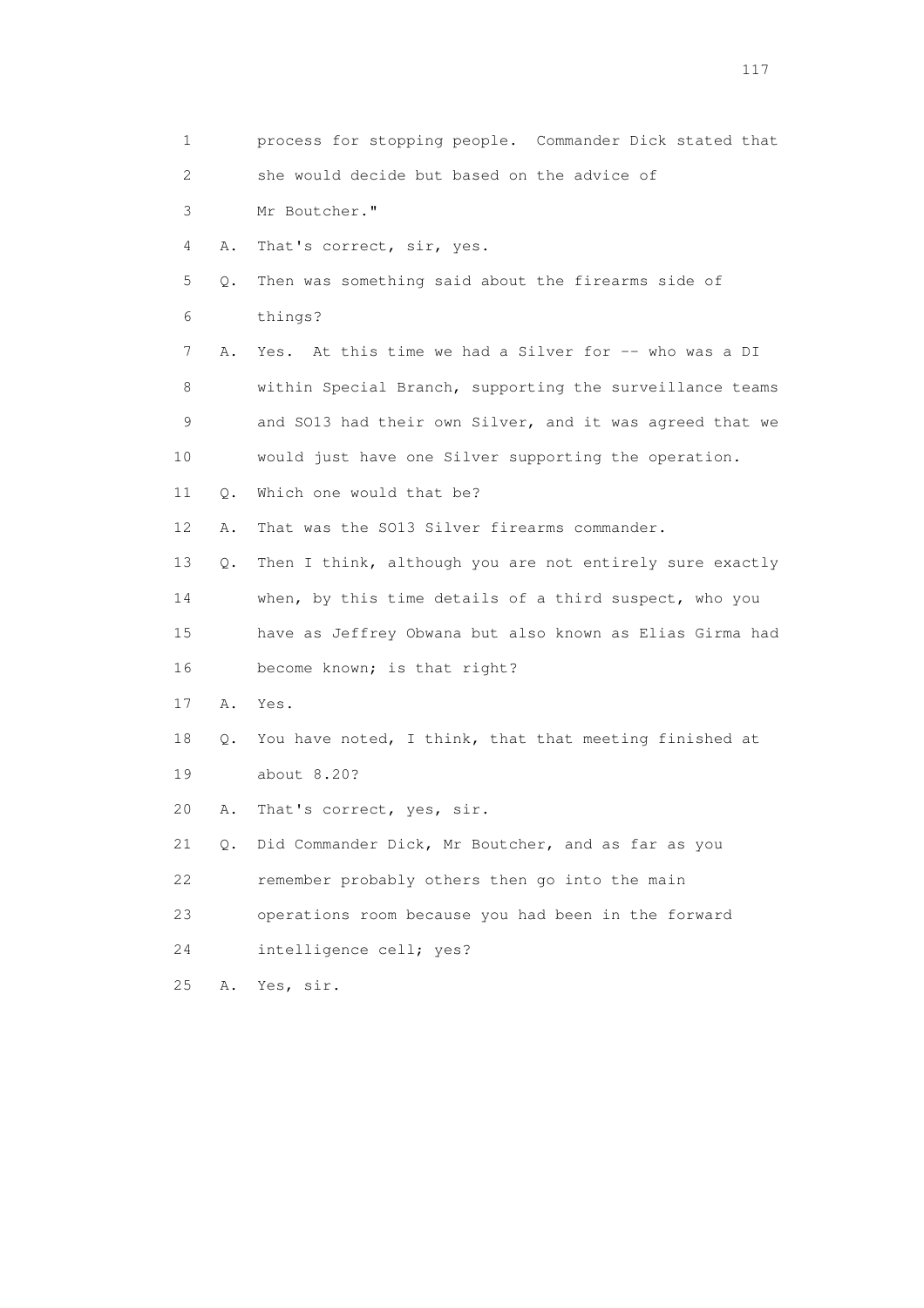1 process for stopping people. Commander Dick stated that
2 she would decide but based on the advice of
3 Mr Boutcher."
4 A. That's correct, sir, yes.
5 Q. Then was something said about the firearms side of
6 things?
7 A. Yes. At this time we had a Silver for -- who was a DI
8 within Special Branch, supporting the surveillance teams
9 and SO13 had their own Silver, and it was agreed that we
10 would just have one Silver supporting the operation.
11 Q. Which one would that be?
12 A. That was the SO13 Silver firearms commander.
13 Q. Then I think, although you are not entirely sure exactly
14 when, by this time details of a third suspect, who you
15 have as Jeffrey Obwana but also known as Elias Girma had
16 become known; is that right?
17 A. Yes.
18 Q. You have noted, I think, that that meeting finished at
19 about 8.20?
20 A. That's correct, yes, sir.
21 Q. Did Commander Dick, Mr Boutcher, and as far as you
22 remember probably others then go into the main
23 operations room because you had been in the forward
24 intelligence cell; yes?
25 A. Yes, sir.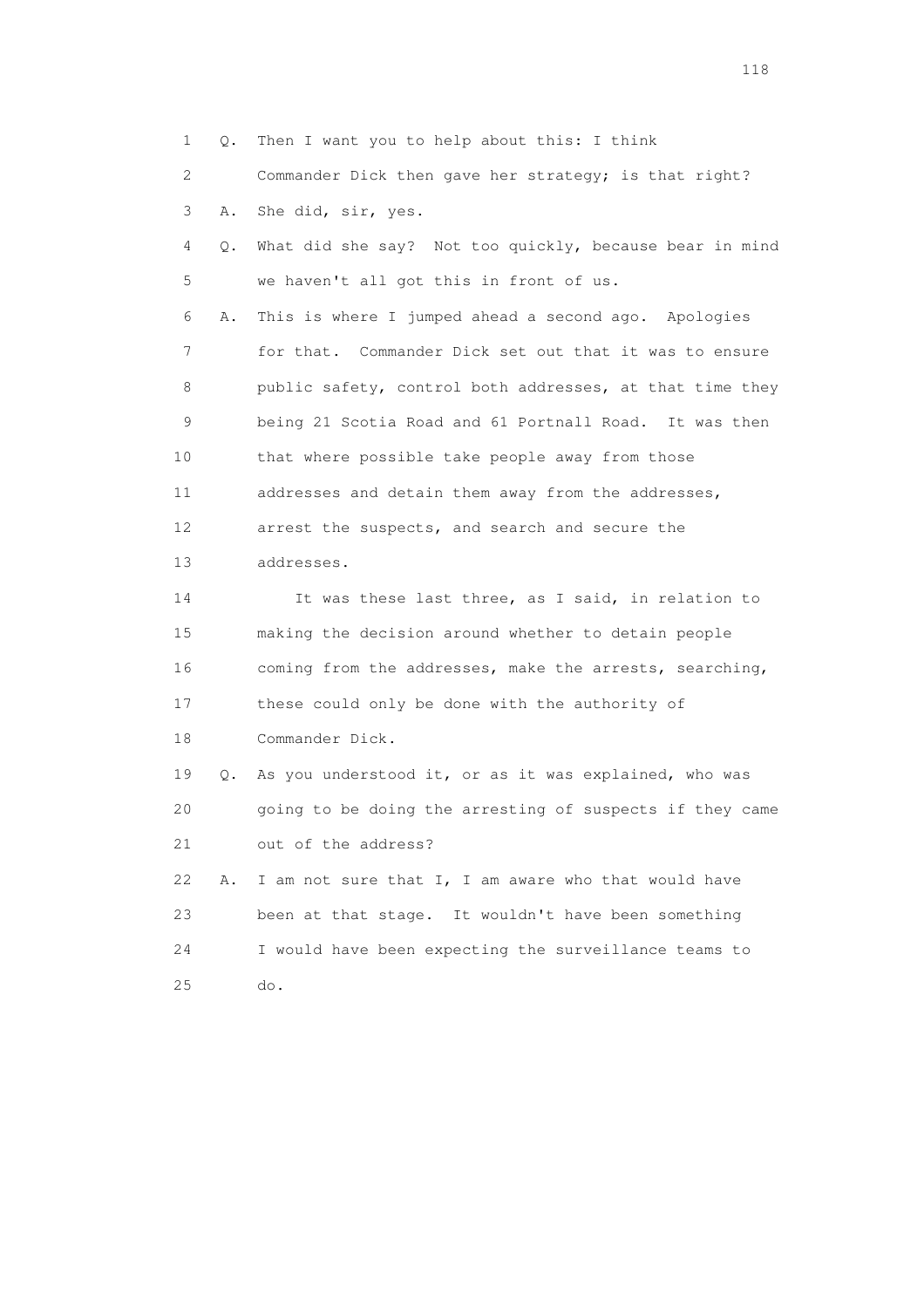1 Q. Then I want you to help about this: I think
2 Commander Dick then gave her strategy; is that right?
3 A. She did, sir, yes.
4 Q. What did she say? Not too quickly, because bear in mind
5 we haven't all got this in front of us.
6 A. This is where I jumped ahead a second ago. Apologies
7 for that. Commander Dick set out that it was to ensure
8 public safety, control both addresses, at that time they
9 being 21 Scotia Road and 61 Portnall Road. It was then
10 that where possible take people away from those
11 addresses and detain them away from the addresses,
12 arrest the suspects, and search and secure the
13 addresses.
14 It was these last three, as I said, in relation to
15 making the decision around whether to detain people
16 coming from the addresses, make the arrests, searching,
17 these could only be done with the authority of
18 Commander Dick.
19 Q. As you understood it, or as it was explained, who was
20 going to be doing the arresting of suspects if they came
21 out of the address?
22 A. I am not sure that I, I am aware who that would have
23 been at that stage. It wouldn't have been something
24 I would have been expecting the surveillance teams to
25 do.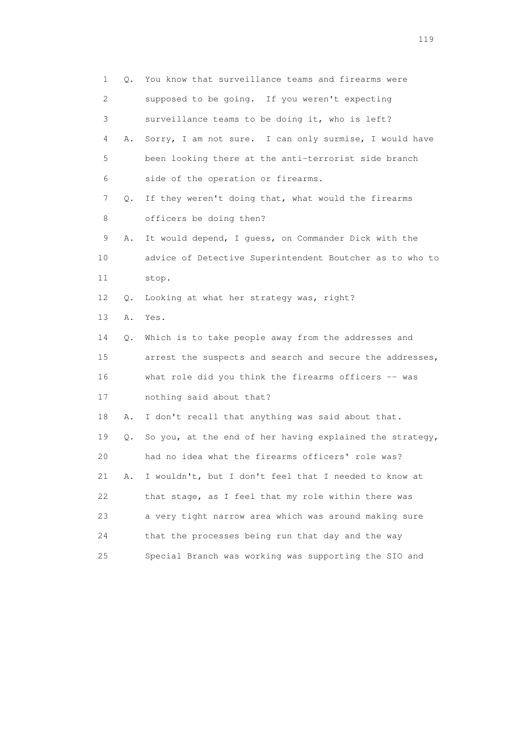1 Q. You know that surveillance teams and firearms were
2 supposed to be going. If you weren't expecting
3 surveillance teams to be doing it, who is left?
4 A. Sorry, I am not sure. I can only surmise, I would have
5 been looking there at the anti-terrorist side branch
6 side of the operation or firearms.
7 Q. If they weren't doing that, what would the firearms
8 officers be doing then?
9 A. It would depend, I guess, on Commander Dick with the
10 advice of Detective Superintendent Boutcher as to who to
11 stop.
12 Q. Looking at what her strategy was, right?
13 A. Yes.
14 Q. Which is to take people away from the addresses and
15 arrest the suspects and search and secure the addresses,
16 what role did you think the firearms officers -- was
17 nothing said about that?
18 A. I don't recall that anything was said about that.
19 Q. So you, at the end of her having explained the strategy,
20 had no idea what the firearms officers' role was?
21 A. I wouldn't, but I don't feel that I needed to know at
22 that stage, as I feel that my role within there was
23 a very tight narrow area which was around making sure
24 that the processes being run that day and the way
25 Special Branch was working was supporting the SIO and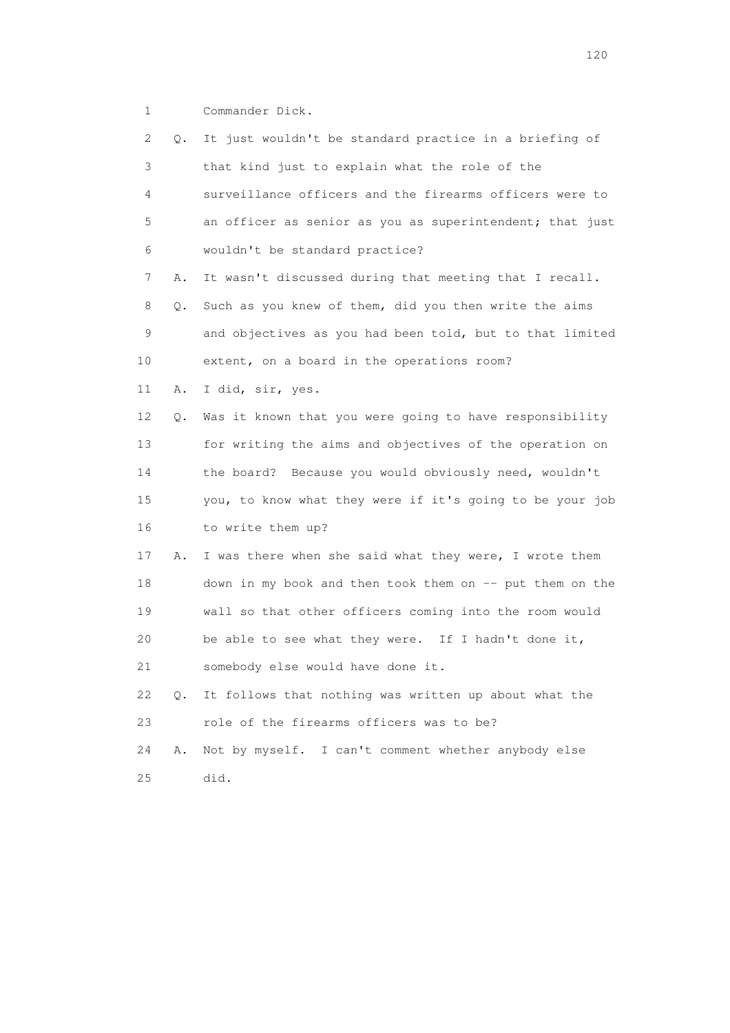1 Commander Dick.

2 Q. It just wouldn't be standard practice in a briefing of
3 that kind just to explain what the role of the
4 surveillance officers and the firearms officers were to
5 an officer as senior as you as superintendent; that just
6 wouldn't be standard practice?

7 A. It wasn't discussed during that meeting that I recall.

8 Q. Such as you knew of them, did you then write the aims
9 and objectives as you had been told, but to that limited
10 extent, on a board in the operations room?

11 A. I did, sir, yes.

12 Q. Was it known that you were going to have responsibility
13 for writing the aims and objectives of the operation on
14 the board? Because you would obviously need, wouldn't
15 you, to know what they were if it's going to be your job
16 to write them up?

17 A. I was there when she said what they were, I wrote them
18 down in my book and then took them on -- put them on the
19 wall so that other officers coming into the room would
20 be able to see what they were. If I hadn't done it,
21 somebody else would have done it.

22 Q. It follows that nothing was written up about what the
23 role of the firearms officers was to be?

24 A. Not by myself. I can't comment whether anybody else
25 did.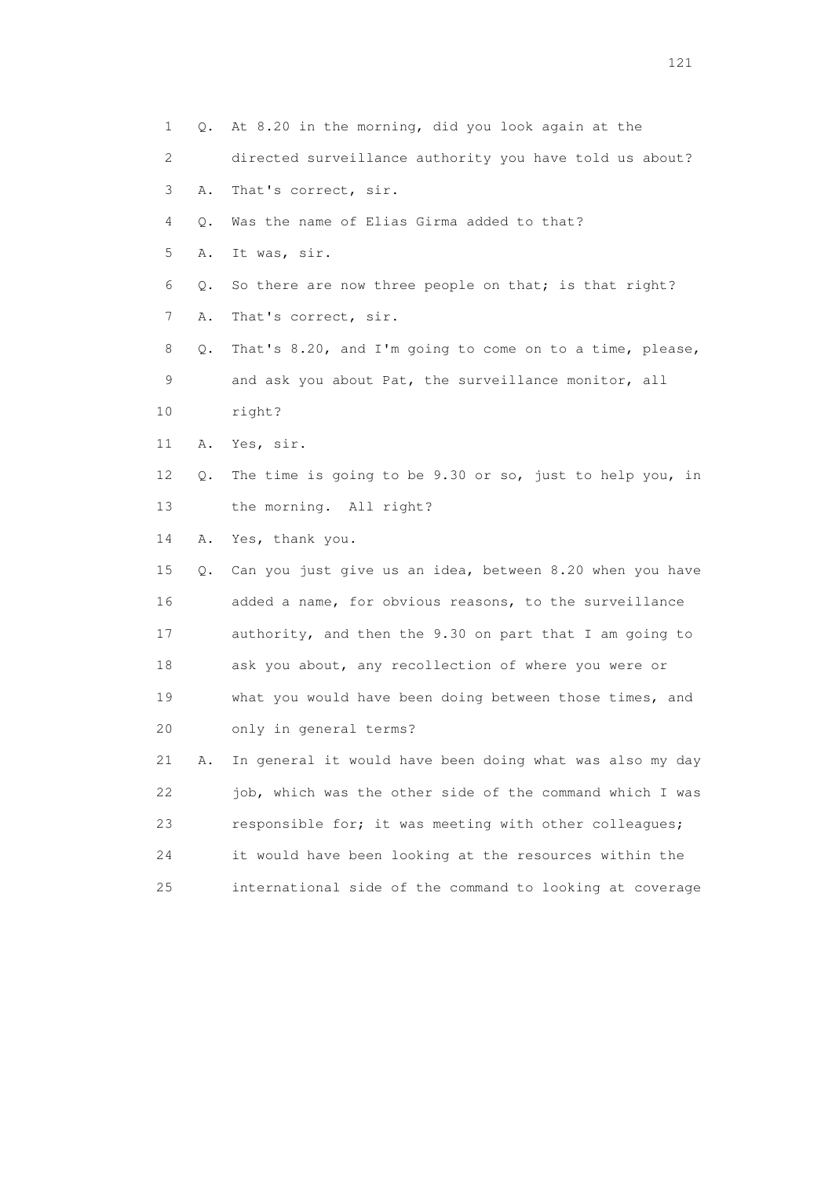1 Q. At 8.20 in the morning, did you look again at the
2 directed surveillance authority you have told us about?
3 A. That's correct, sir.
4 Q. Was the name of Elias Girma added to that?
5 A. It was, sir.
6 Q. So there are now three people on that; is that right?
7 A. That's correct, sir.
8 Q. That's 8.20, and I'm going to come on to a time, please,
9 and ask you about Pat, the surveillance monitor, all
10 right?
11 A. Yes, sir.
12 Q. The time is going to be 9.30 or so, just to help you, in
13 the morning. All right?
14 A. Yes, thank you.
15 Q. Can you just give us an idea, between 8.20 when you have
16 added a name, for obvious reasons, to the surveillance
17 authority, and then the 9.30 on part that I am going to
18 ask you about, any recollection of where you were or
19 what you would have been doing between those times, and
20 only in general terms?
21 A. In general it would have been doing what was also my day
22 job, which was the other side of the command which I was
23 responsible for; it was meeting with other colleagues;
24 it would have been looking at the resources within the
25 international side of the command to looking at coverage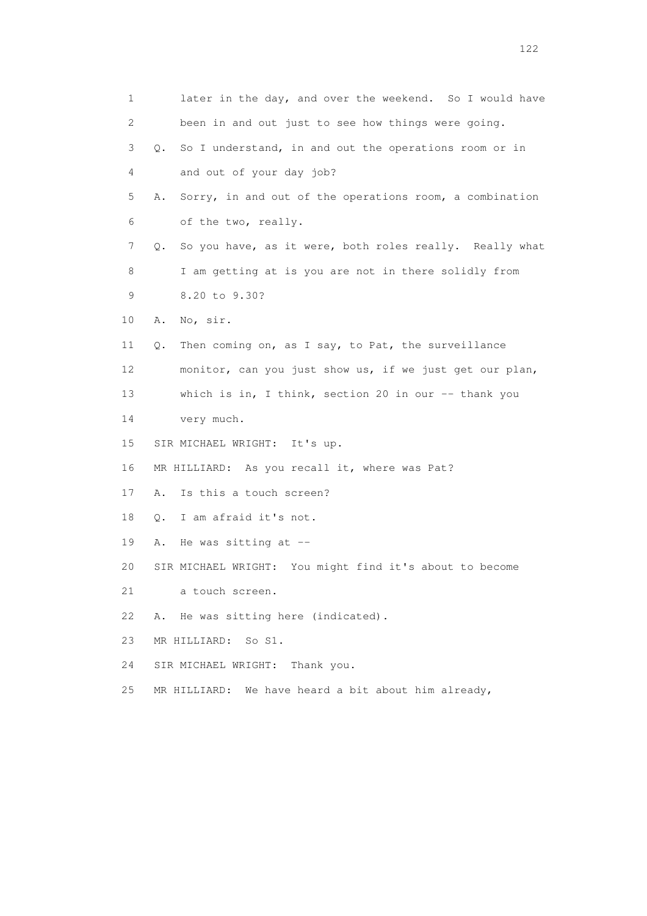1 later in the day, and over the weekend. So I would have
2 been in and out just to see how things were going.
3 Q. So I understand, in and out the operations room or in
4 and out of your day job?
5 A. Sorry, in and out of the operations room, a combination
6 of the two, really.
7 Q. So you have, as it were, both roles really. Really what
8 I am getting at is you are not in there solidly from
9 8.20 to 9.30?
10 A. No, sir.
11 Q. Then coming on, as I say, to Pat, the surveillance
12 monitor, can you just show us, if we just get our plan,
13 which is in, I think, section 20 in our -- thank you
14 very much.
15 SIR MICHAEL WRIGHT: It's up.
16 MR HILLIARD: As you recall it, where was Pat?
17 A. Is this a touch screen?
18 Q. I am afraid it's not.
19 A. He was sitting at --
20 SIR MICHAEL WRIGHT: You might find it's about to become
21 a touch screen.
22 A. He was sitting here (indicated).
23 MR HILLIARD: So S1.
24 SIR MICHAEL WRIGHT: Thank you.
25 MR HILLIARD: We have heard a bit about him already,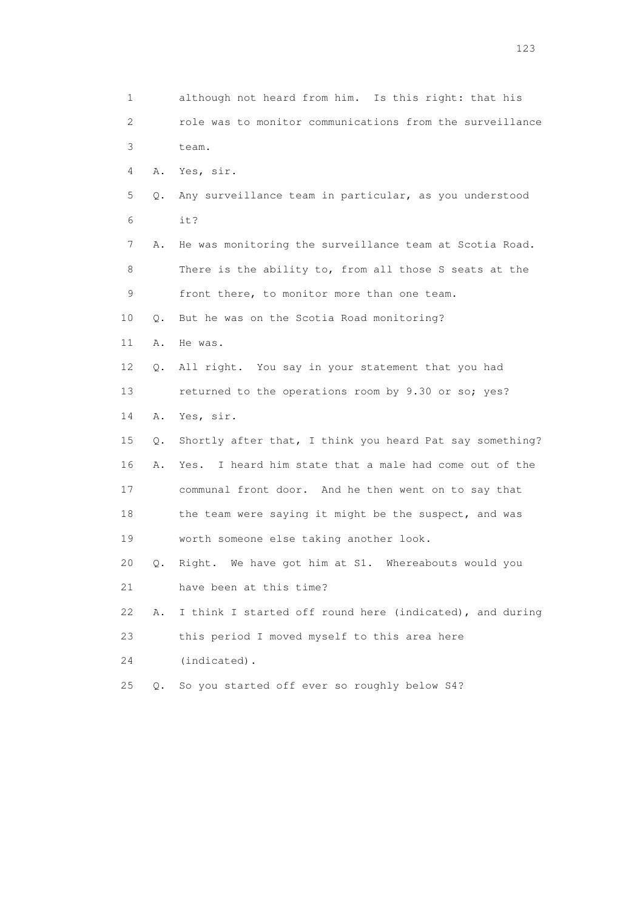1 although not heard from him. Is this right: that his
2 role was to monitor communications from the surveillance
3 team.

4 A. Yes, sir.

5 Q. Any surveillance team in particular, as you understood
6 it?

7 A. He was monitoring the surveillance team at Scotia Road.
8 There is the ability to, from all those S seats at the
9 front there, to monitor more than one team.

10 Q. But he was on the Scotia Road monitoring?

11 A. He was.

12 Q. All right. You say in your statement that you had
13 returned to the operations room by 9.30 or so; yes?

14 A. Yes, sir.

15 Q. Shortly after that, I think you heard Pat say something?

16 A. Yes. I heard him state that a male had come out of the
17 communal front door. And he then went on to say that
18 the team were saying it might be the suspect, and was
19 worth someone else taking another look.

20 Q. Right. We have got him at S1. Whereabouts would you
21 have been at this time?

22 A. I think I started off round here (indicated), and during
23 this period I moved myself to this area here
24 (indicated).

25 Q. So you started off ever so roughly below S4?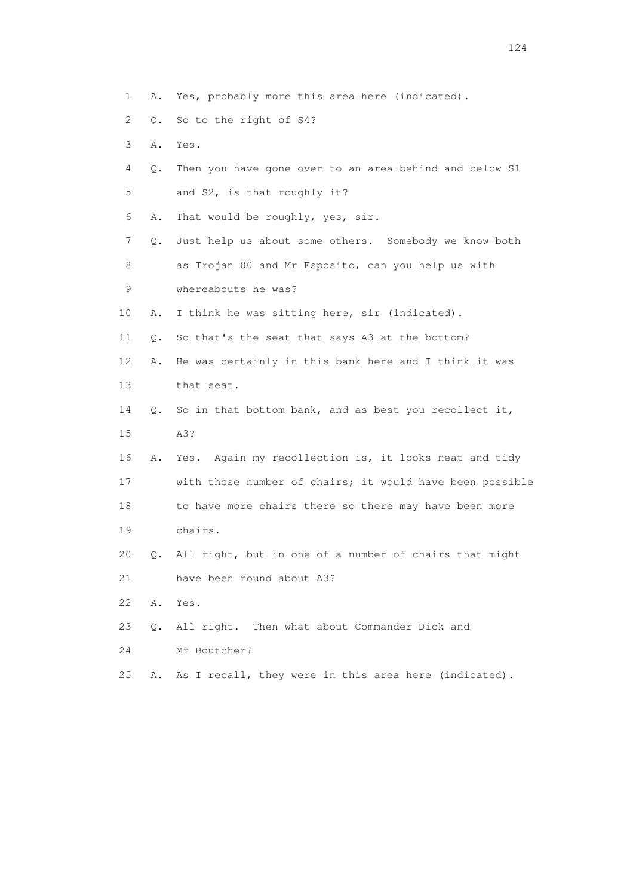1 A. Yes, probably more this area here (indicated).

2 Q. So to the right of S4?

3 A. Yes.

4 Q. Then you have gone over to an area behind and below S1

5 and S2, is that roughly it?

6 A. That would be roughly, yes, sir.

7 Q. Just help us about some others. Somebody we know both

8 as Trojan 80 and Mr Esposito, can you help us with

9 whereabouts he was?

10 A. I think he was sitting here, sir (indicated).

11 Q. So that's the seat that says A3 at the bottom?

12 A. He was certainly in this bank here and I think it was

13 that seat.

14 Q. So in that bottom bank, and as best you recollect it,

15 A3?

16 A. Yes. Again my recollection is, it looks neat and tidy

17 with those number of chairs; it would have been possible

18 to have more chairs there so there may have been more

19 chairs.

20 Q. All right, but in one of a number of chairs that might

21 have been round about A3?

22 A. Yes.

23 Q. All right. Then what about Commander Dick and

24 Mr Boutcher?

25 A. As I recall, they were in this area here (indicated).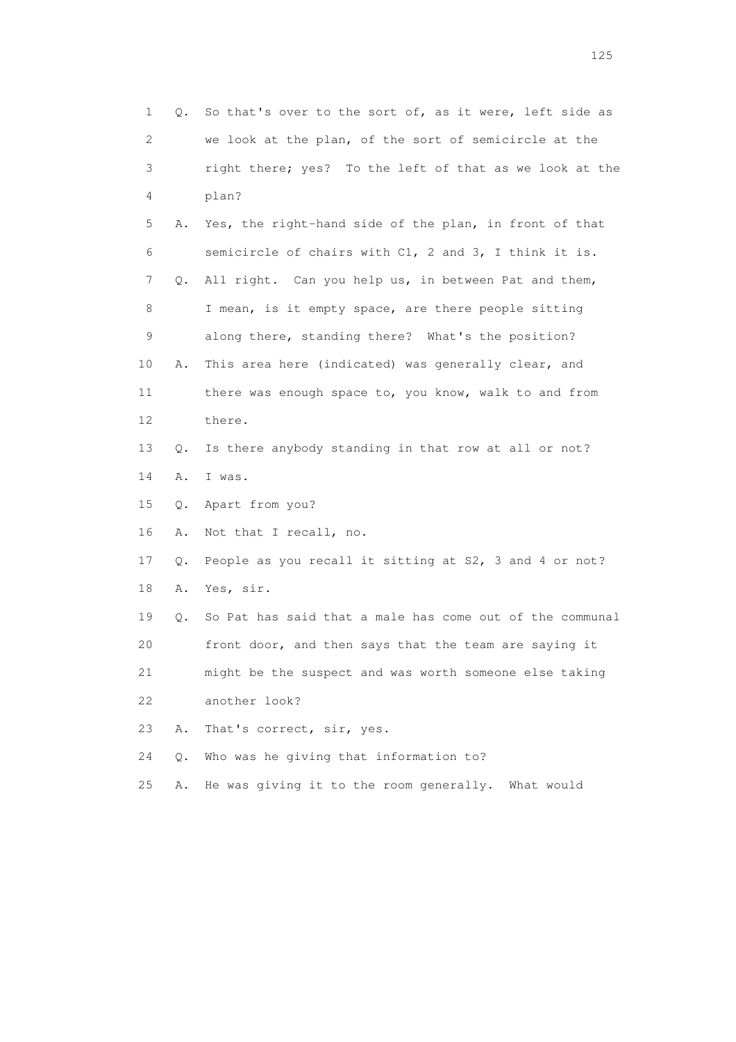1 Q. So that's over to the sort of, as it were, left side as
2 we look at the plan, of the sort of semicircle at the
3 right there; yes? To the left of that as we look at the
4 plan?
5 A. Yes, the right-hand side of the plan, in front of that
6 semicircle of chairs with C1, 2 and 3, I think it is.
7 Q. All right. Can you help us, in between Pat and them,
8 I mean, is it empty space, are there people sitting
9 along there, standing there? What's the position?
10 A. This area here (indicated) was generally clear, and
11 there was enough space to, you know, walk to and from
12 there.
13 Q. Is there anybody standing in that row at all or not?
14 A. I was.
15 Q. Apart from you?
16 A. Not that I recall, no.
17 Q. People as you recall it sitting at S2, 3 and 4 or not?
18 A. Yes, sir.
19 Q. So Pat has said that a male has come out of the communal
20 front door, and then says that the team are saying it
21 might be the suspect and was worth someone else taking
22 another look?
23 A. That's correct, sir, yes.
24 Q. Who was he giving that information to?
25 A. He was giving it to the room generally. What would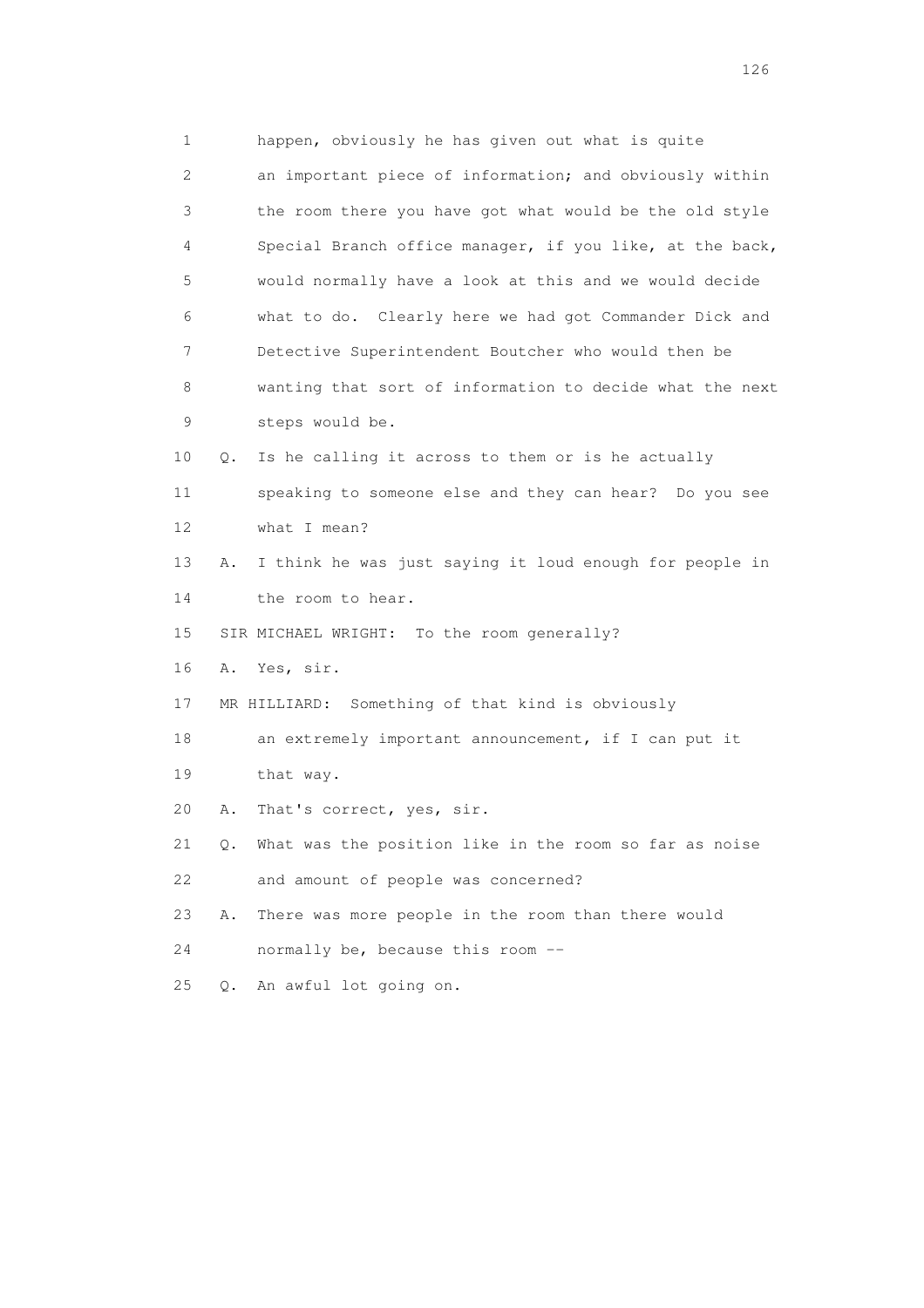1 happen, obviously he has given out what is quite
2 an important piece of information; and obviously within
3 the room there you have got what would be the old style
4 Special Branch office manager, if you like, at the back,
5 would normally have a look at this and we would decide
6 what to do. Clearly here we had got Commander Dick and
7 Detective Superintendent Boutcher who would then be
8 wanting that sort of information to decide what the next
9 steps would be.

10 Q. Is he calling it across to them or is he actually
11 speaking to someone else and they can hear? Do you see
12 what I mean?

13 A. I think he was just saying it loud enough for people in
14 the room to hear.

15 SIR MICHAEL WRIGHT: To the room generally?

16 A. Yes, sir.

17 MR HILLIARD: Something of that kind is obviously
18 an extremely important announcement, if I can put it
19 that way.

20 A. That's correct, yes, sir.

21 Q. What was the position like in the room so far as noise
22 and amount of people was concerned?

23 A. There was more people in the room than there would
24 normally be, because this room --

25 Q. An awful lot going on.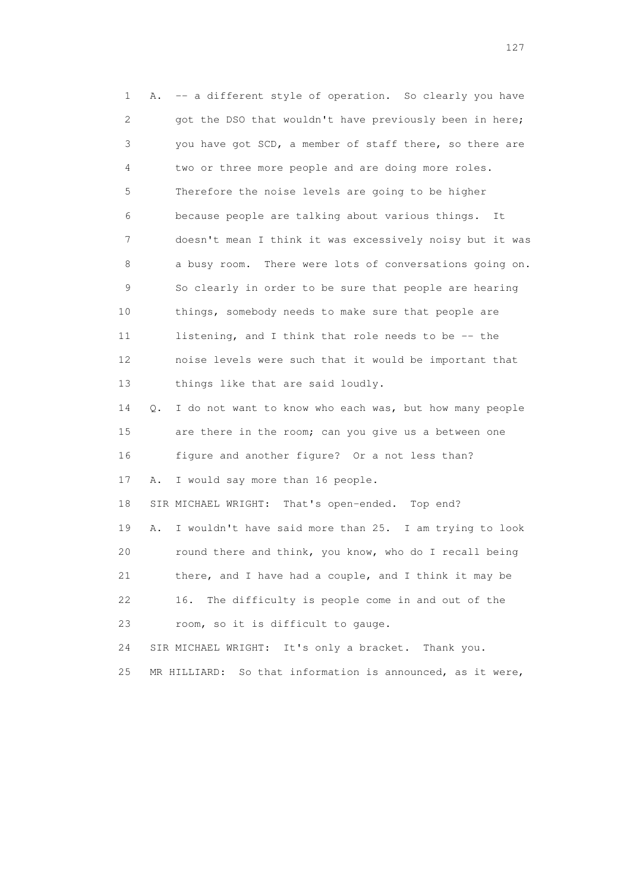1 A. -- a different style of operation. So clearly you have
2 got the DSO that wouldn't have previously been in here;
3 you have got SCD, a member of staff there, so there are
4 two or three more people and are doing more roles.
5 Therefore the noise levels are going to be higher
6 because people are talking about various things. It
7 doesn't mean I think it was excessively noisy but it was
8 a busy room. There were lots of conversations going on.
9 So clearly in order to be sure that people are hearing
10 things, somebody needs to make sure that people are
11 listening, and I think that role needs to be -- the
12 noise levels were such that it would be important that
13 things like that are said loudly.

14 Q. I do not want to know who each was, but how many people
15 are there in the room; can you give us a between one
16 figure and another figure? Or a not less than?

17 A. I would say more than 16 people.

18 SIR MICHAEL WRIGHT: That's open-ended. Top end?

19 A. I wouldn't have said more than 25. I am trying to look
20 round there and think, you know, who do I recall being
21 there, and I have had a couple, and I think it may be
22 16. The difficulty is people come in and out of the
23 room, so it is difficult to gauge.

24 SIR MICHAEL WRIGHT: It's only a bracket. Thank you.

25 MR HILLIARD: So that information is announced, as it were,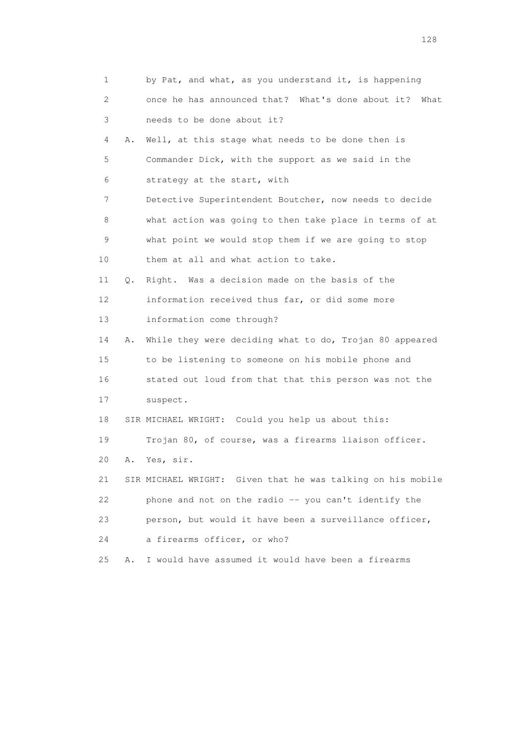1 by Pat, and what, as you understand it, is happening
2 once he has announced that? What's done about it? What
3 needs to be done about it?

4 A. Well, at this stage what needs to be done then is
5 Commander Dick, with the support as we said in the
6 strategy at the start, with
7 Detective Superintendent Boutcher, now needs to decide
8 what action was going to then take place in terms of at
9 what point we would stop them if we are going to stop
10 them at all and what action to take.

11 Q. Right. Was a decision made on the basis of the
12 information received thus far, or did some more
13 information come through?

14 A. While they were deciding what to do, Trojan 80 appeared
15 to be listening to someone on his mobile phone and
16 stated out loud from that that this person was not the
17 suspect.

18 SIR MICHAEL WRIGHT: Could you help us about this:
19 Trojan 80, of course, was a firearms liaison officer.

20 A. Yes, sir.

21 SIR MICHAEL WRIGHT: Given that he was talking on his mobile
22 phone and not on the radio -- you can't identify the
23 person, but would it have been a surveillance officer,
24 a firearms officer, or who?

25 A. I would have assumed it would have been a firearms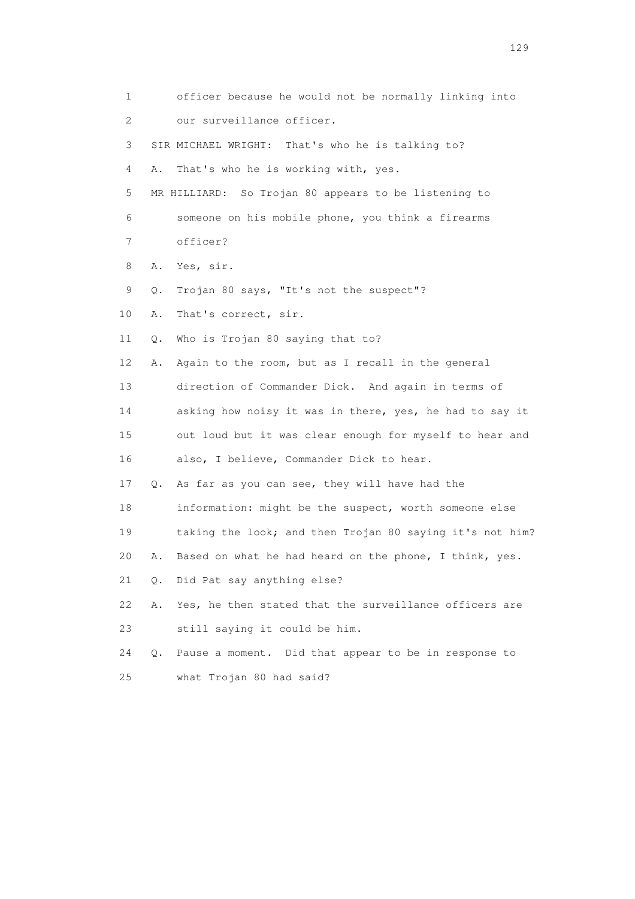1 officer because he would not be normally linking into
2 our surveillance officer.
3 SIR MICHAEL WRIGHT: That's who he is talking to?
4 A. That's who he is working with, yes.
5 MR HILLIARD: So Trojan 80 appears to be listening to
6 someone on his mobile phone, you think a firearms
7 officer?
8 A. Yes, sir.
9 Q. Trojan 80 says, "It's not the suspect"?
10 A. That's correct, sir.
11 Q. Who is Trojan 80 saying that to?
12 A. Again to the room, but as I recall in the general
13 direction of Commander Dick. And again in terms of
14 asking how noisy it was in there, yes, he had to say it
15 out loud but it was clear enough for myself to hear and
16 also, I believe, Commander Dick to hear.
17 Q. As far as you can see, they will have had the
18 information: might be the suspect, worth someone else
19 taking the look; and then Trojan 80 saying it's not him?
20 A. Based on what he had heard on the phone, I think, yes.
21 Q. Did Pat say anything else?
22 A. Yes, he then stated that the surveillance officers are
23 still saying it could be him.
24 Q. Pause a moment. Did that appear to be in response to
25 what Trojan 80 had said?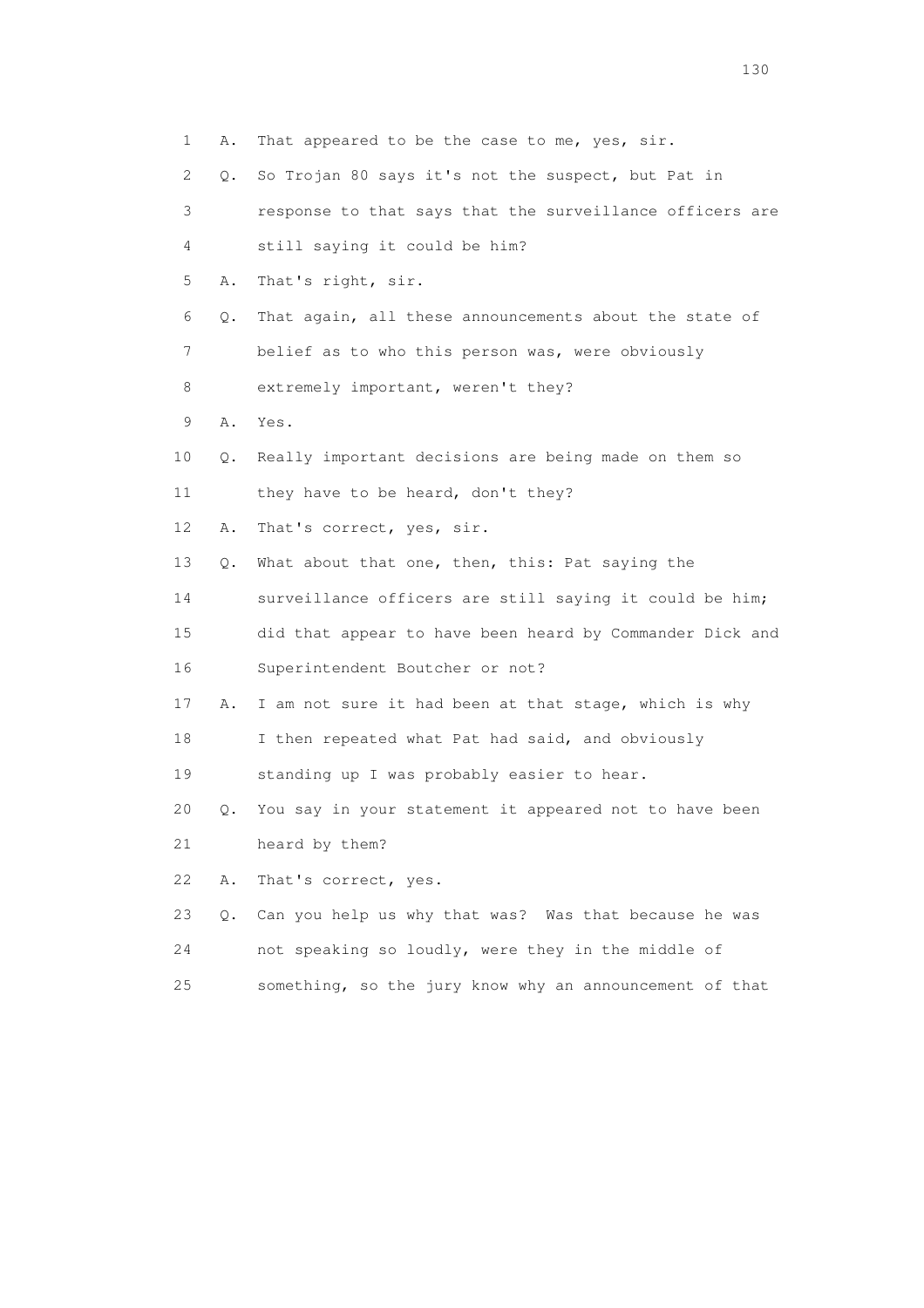1 A. That appeared to be the case to me, yes, sir.

2 Q. So Trojan 80 says it's not the suspect, but Pat in

3 response to that says that the surveillance officers are

4 still saying it could be him?

5 A. That's right, sir.

6 Q. That again, all these announcements about the state of

7 belief as to who this person was, were obviously

8 extremely important, weren't they?

9 A. Yes.

10 Q. Really important decisions are being made on them so

11 they have to be heard, don't they?

12 A. That's correct, yes, sir.

13 Q. What about that one, then, this: Pat saying the

14 surveillance officers are still saying it could be him;

15 did that appear to have been heard by Commander Dick and

16 Superintendent Boutcher or not?

17 A. I am not sure it had been at that stage, which is why

18 I then repeated what Pat had said, and obviously

19 standing up I was probably easier to hear.

20 Q. You say in your statement it appeared not to have been

21 heard by them?

22 A. That's correct, yes.

23 Q. Can you help us why that was? Was that because he was

24 not speaking so loudly, were they in the middle of

25 something, so the jury know why an announcement of that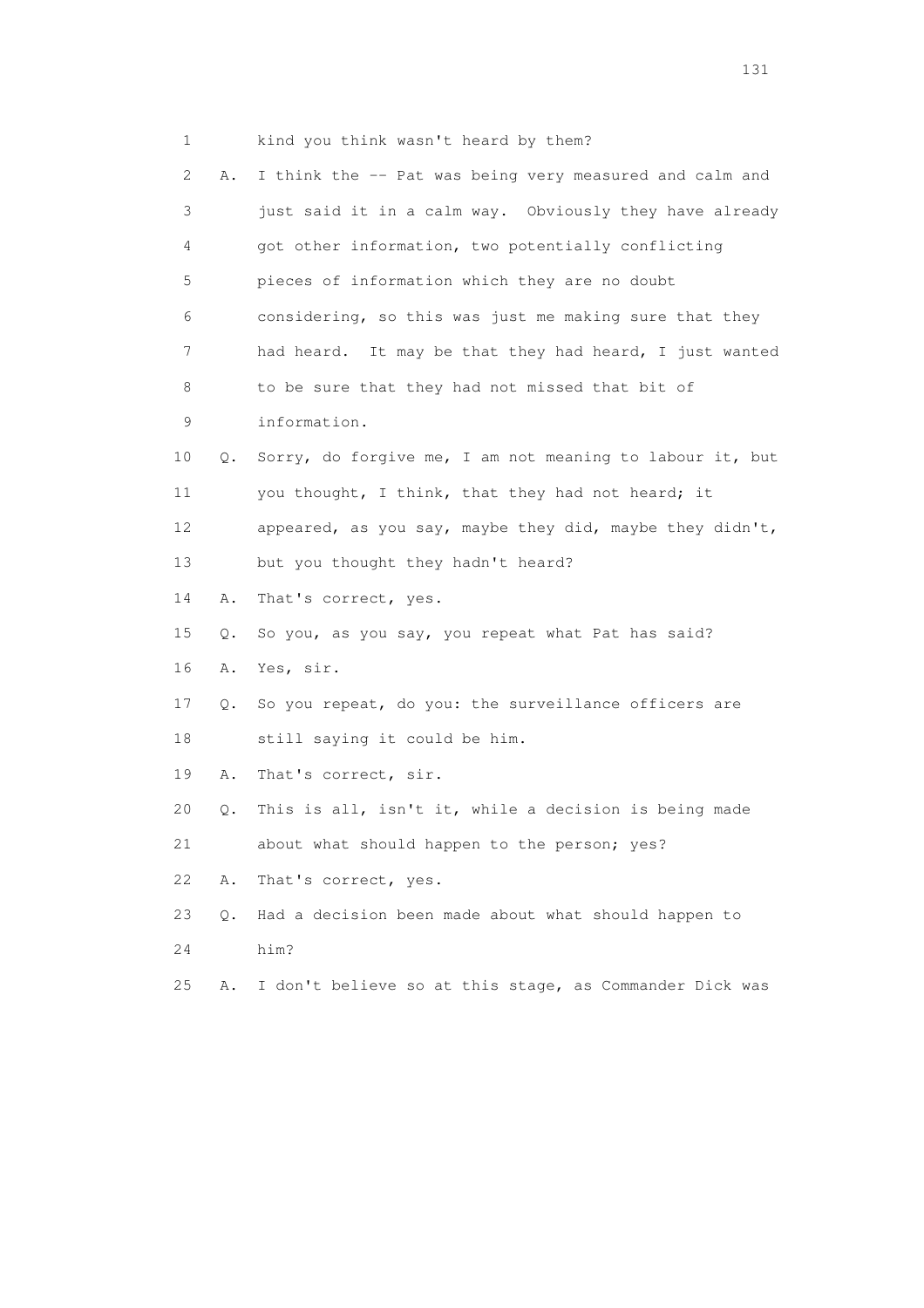1 kind you think wasn't heard by them?

2 A. I think the -- Pat was being very measured and calm and

3 just said it in a calm way. Obviously they have already

4 got other information, two potentially conflicting

5 pieces of information which they are no doubt

6 considering, so this was just me making sure that they

7 had heard. It may be that they had heard, I just wanted

8 to be sure that they had not missed that bit of

9 information.

10 Q. Sorry, do forgive me, I am not meaning to labour it, but

11 you thought, I think, that they had not heard; it

12 appeared, as you say, maybe they did, maybe they didn't,

13 but you thought they hadn't heard?

14 A. That's correct, yes.

15 Q. So you, as you say, you repeat what Pat has said?

16 A. Yes, sir.

17 Q. So you repeat, do you: the surveillance officers are

18 still saying it could be him.

19 A. That's correct, sir.

20 Q. This is all, isn't it, while a decision is being made

21 about what should happen to the person; yes?

22 A. That's correct, yes.

23 Q. Had a decision been made about what should happen to

24 him?

25 A. I don't believe so at this stage, as Commander Dick was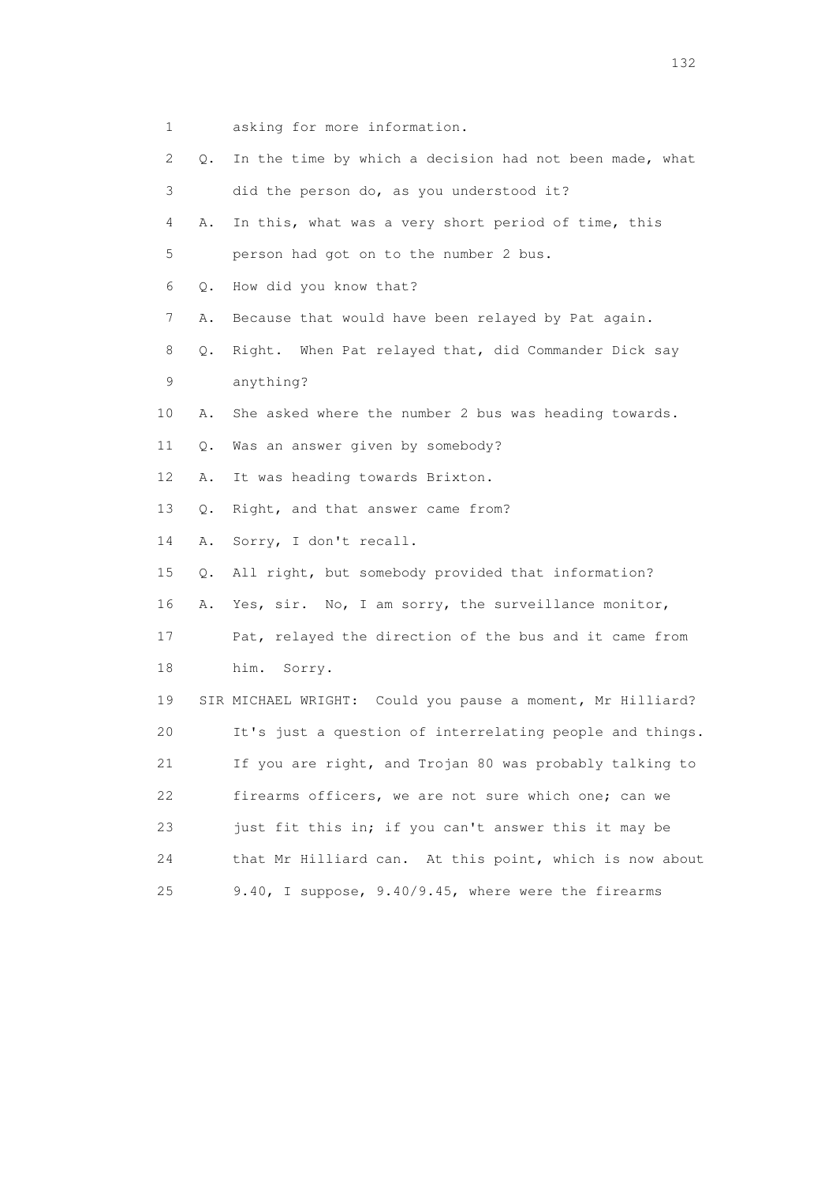1 asking for more information.

2 Q. In the time by which a decision had not been made, what

3 did the person do, as you understood it?

4 A. In this, what was a very short period of time, this

5 person had got on to the number 2 bus.

6 Q. How did you know that?

7 A. Because that would have been relayed by Pat again.

8 Q. Right. When Pat relayed that, did Commander Dick say

9 anything?

10 A. She asked where the number 2 bus was heading towards.

11 Q. Was an answer given by somebody?

12 A. It was heading towards Brixton.

13 Q. Right, and that answer came from?

14 A. Sorry, I don't recall.

15 Q. All right, but somebody provided that information?

16 A. Yes, sir. No, I am sorry, the surveillance monitor,

17 Pat, relayed the direction of the bus and it came from

18 him. Sorry.

19 SIR MICHAEL WRIGHT: Could you pause a moment, Mr Hilliard?

20 It's just a question of interrelating people and things.

21 If you are right, and Trojan 80 was probably talking to

22 firearms officers, we are not sure which one; can we

23 just fit this in; if you can't answer this it may be

24 that Mr Hilliard can. At this point, which is now about

25 9.40, I suppose, 9.40/9.45, where were the firearms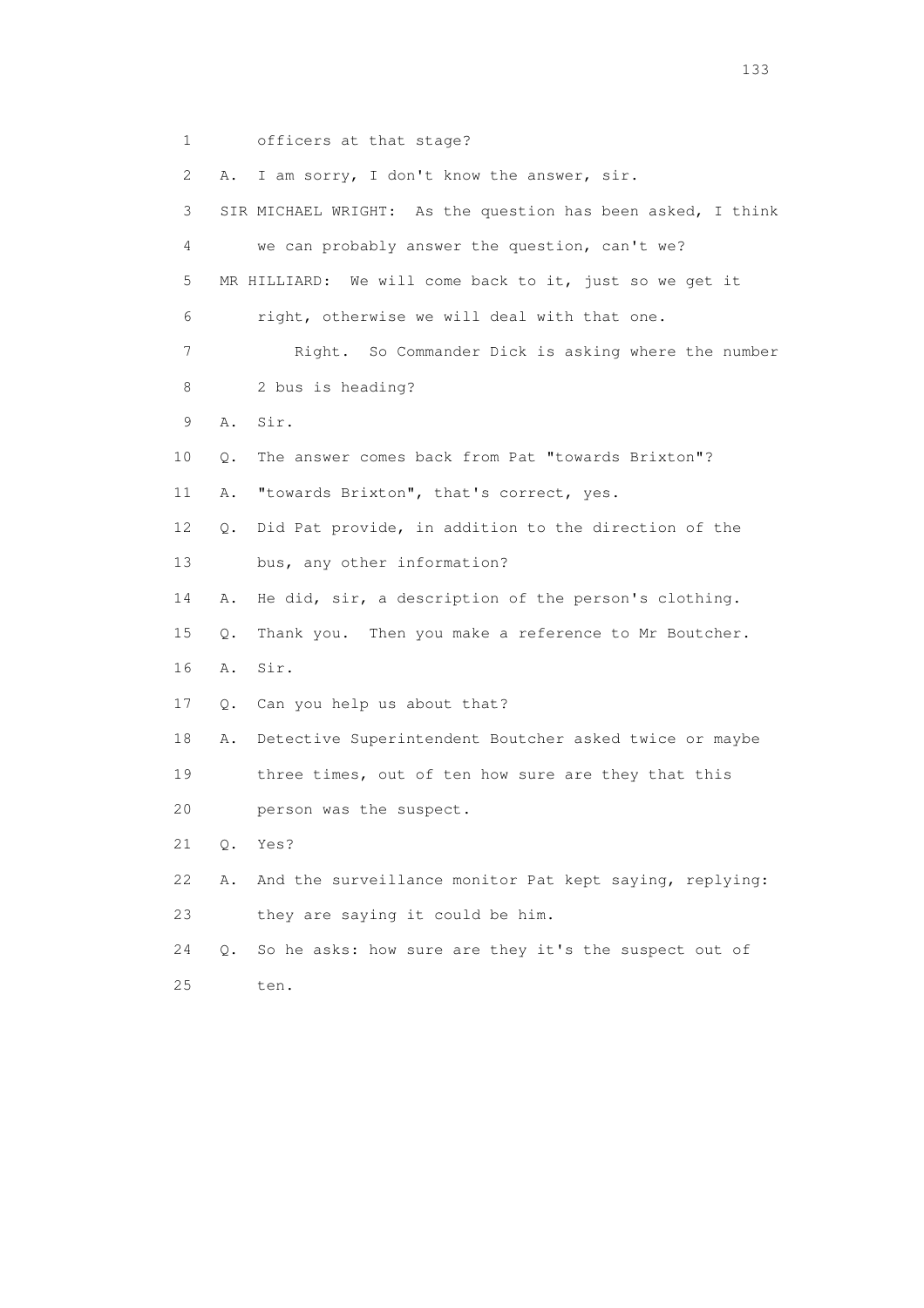1 officers at that stage?

2 A. I am sorry, I don't know the answer, sir.

3 SIR MICHAEL WRIGHT: As the question has been asked, I think

4 we can probably answer the question, can't we?

5 MR HILLIARD: We will come back to it, just so we get it

6 right, otherwise we will deal with that one.

7 Right. So Commander Dick is asking where the number

8 2 bus is heading?

9 A. Sir.

10 Q. The answer comes back from Pat "towards Brixton"?

11 A. "towards Brixton", that's correct, yes.

12 Q. Did Pat provide, in addition to the direction of the

13 bus, any other information?

14 A. He did, sir, a description of the person's clothing.

15 Q. Thank you. Then you make a reference to Mr Boutcher.

16 A. Sir.

17 Q. Can you help us about that?

18 A. Detective Superintendent Boutcher asked twice or maybe

19 three times, out of ten how sure are they that this

20 person was the suspect.

21 Q. Yes?

22 A. And the surveillance monitor Pat kept saying, replying:

23 they are saying it could be him.

24 Q. So he asks: how sure are they it's the suspect out of

25 ten.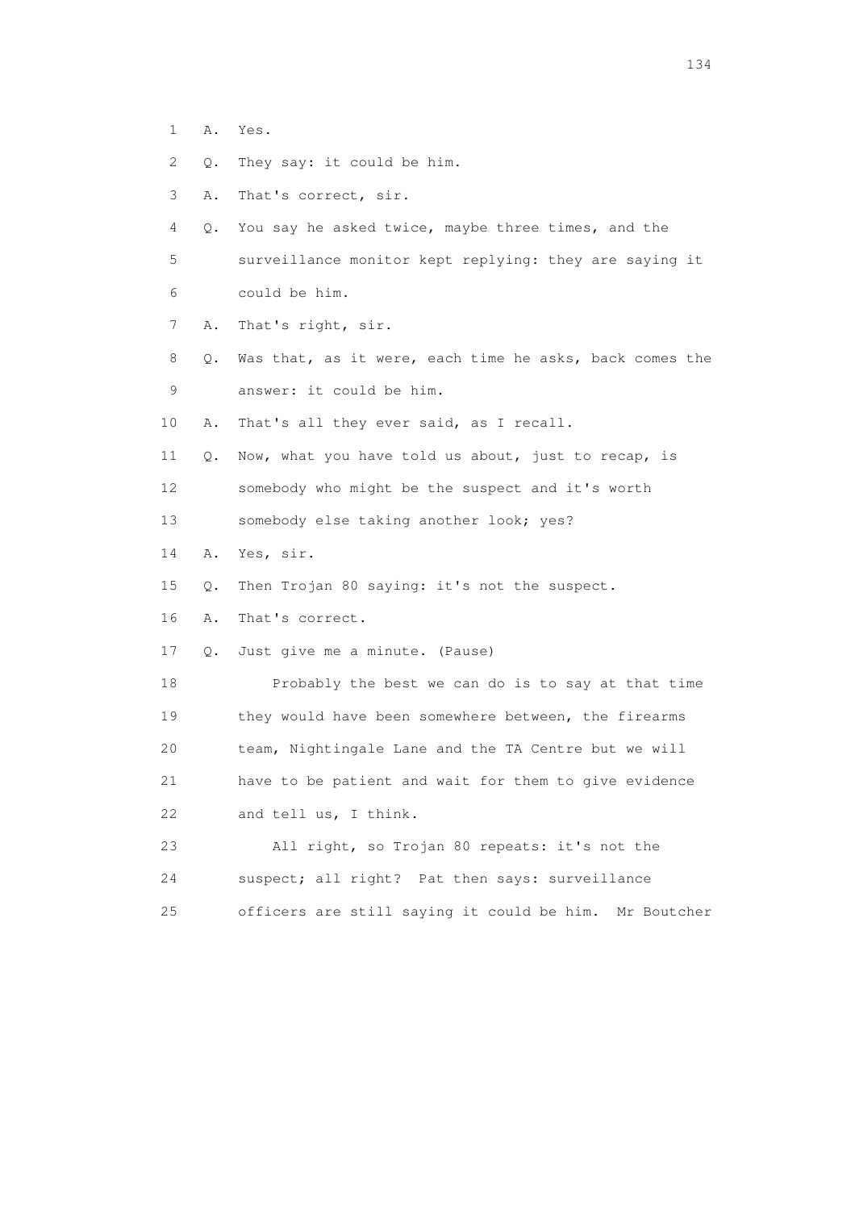1 A. Yes.

2 Q. They say: it could be him.

3 A. That's correct, sir.

4 Q. You say he asked twice, maybe three times, and the

5 surveillance monitor kept replying: they are saying it

6 could be him.

7 A. That's right, sir.

8 Q. Was that, as it were, each time he asks, back comes the

9 answer: it could be him.

10 A. That's all they ever said, as I recall.

11 Q. Now, what you have told us about, just to recap, is

12 somebody who might be the suspect and it's worth

13 somebody else taking another look; yes?

14 A. Yes, sir.

15 Q. Then Trojan 80 saying: it's not the suspect.

16 A. That's correct.

17 Q. Just give me a minute. (Pause)

18 Probably the best we can do is to say at that time

19 they would have been somewhere between, the firearms

20 team, Nightingale Lane and the TA Centre but we will

21 have to be patient and wait for them to give evidence

22 and tell us, I think.

23 All right, so Trojan 80 repeats: it's not the

24 suspect; all right? Pat then says: surveillance

25 officers are still saying it could be him. Mr Boutcher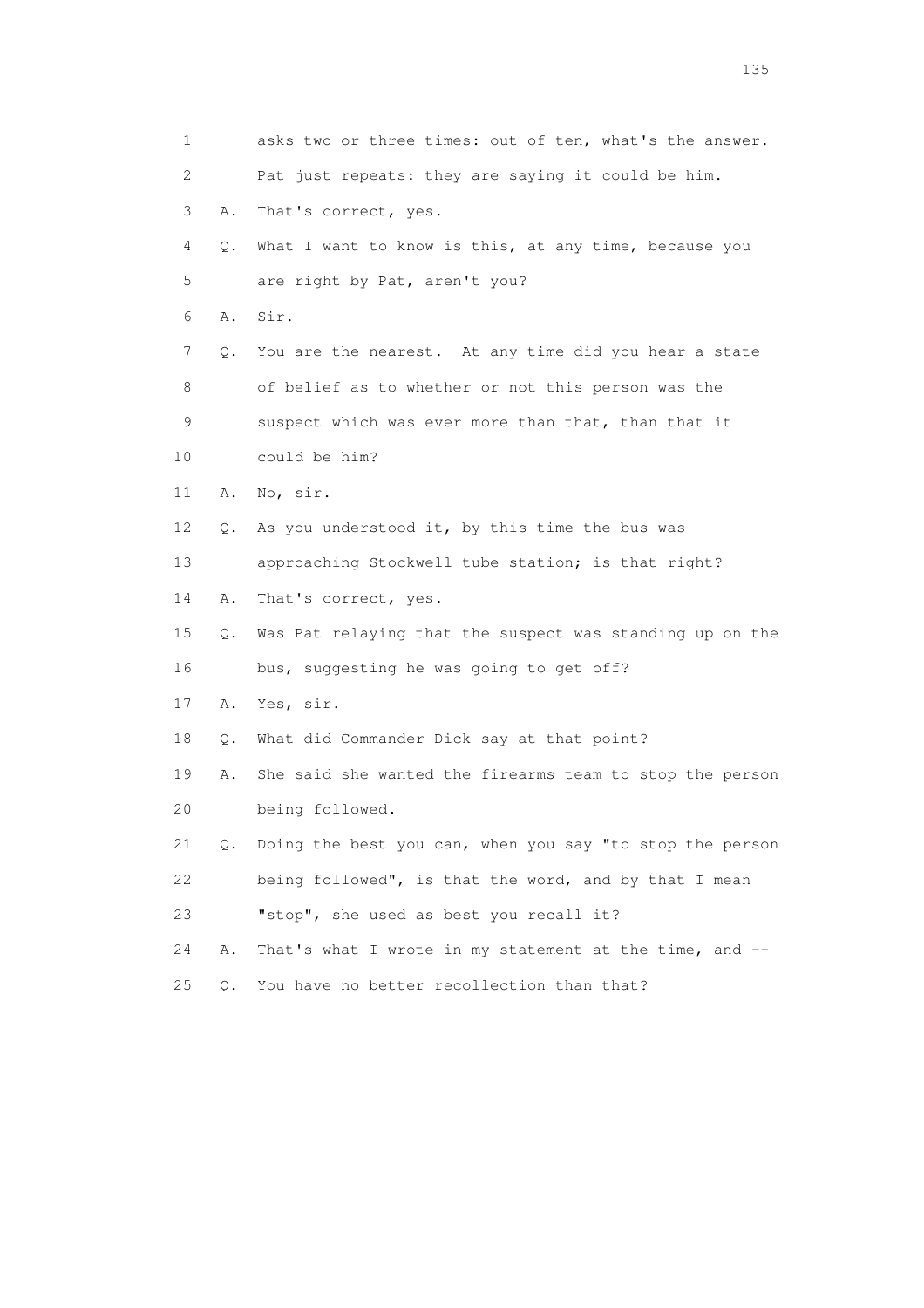1 asks two or three times: out of ten, what's the answer.

2 Pat just repeats: they are saying it could be him.

3 A. That's correct, yes.

4 Q. What I want to know is this, at any time, because you

5 are right by Pat, aren't you?

6 A. Sir.

7 Q. You are the nearest. At any time did you hear a state

8 of belief as to whether or not this person was the

9 suspect which was ever more than that, than that it

10 could be him?

11 A. No, sir.

12 Q. As you understood it, by this time the bus was

13 approaching Stockwell tube station; is that right?

14 A. That's correct, yes.

15 Q. Was Pat relaying that the suspect was standing up on the

16 bus, suggesting he was going to get off?

17 A. Yes, sir.

18 Q. What did Commander Dick say at that point?

19 A. She said she wanted the firearms team to stop the person

20 being followed.

21 Q. Doing the best you can, when you say "to stop the person

22 being followed", is that the word, and by that I mean

23 "stop", she used as best you recall it?

24 A. That's what I wrote in my statement at the time, and --

25 Q. You have no better recollection than that?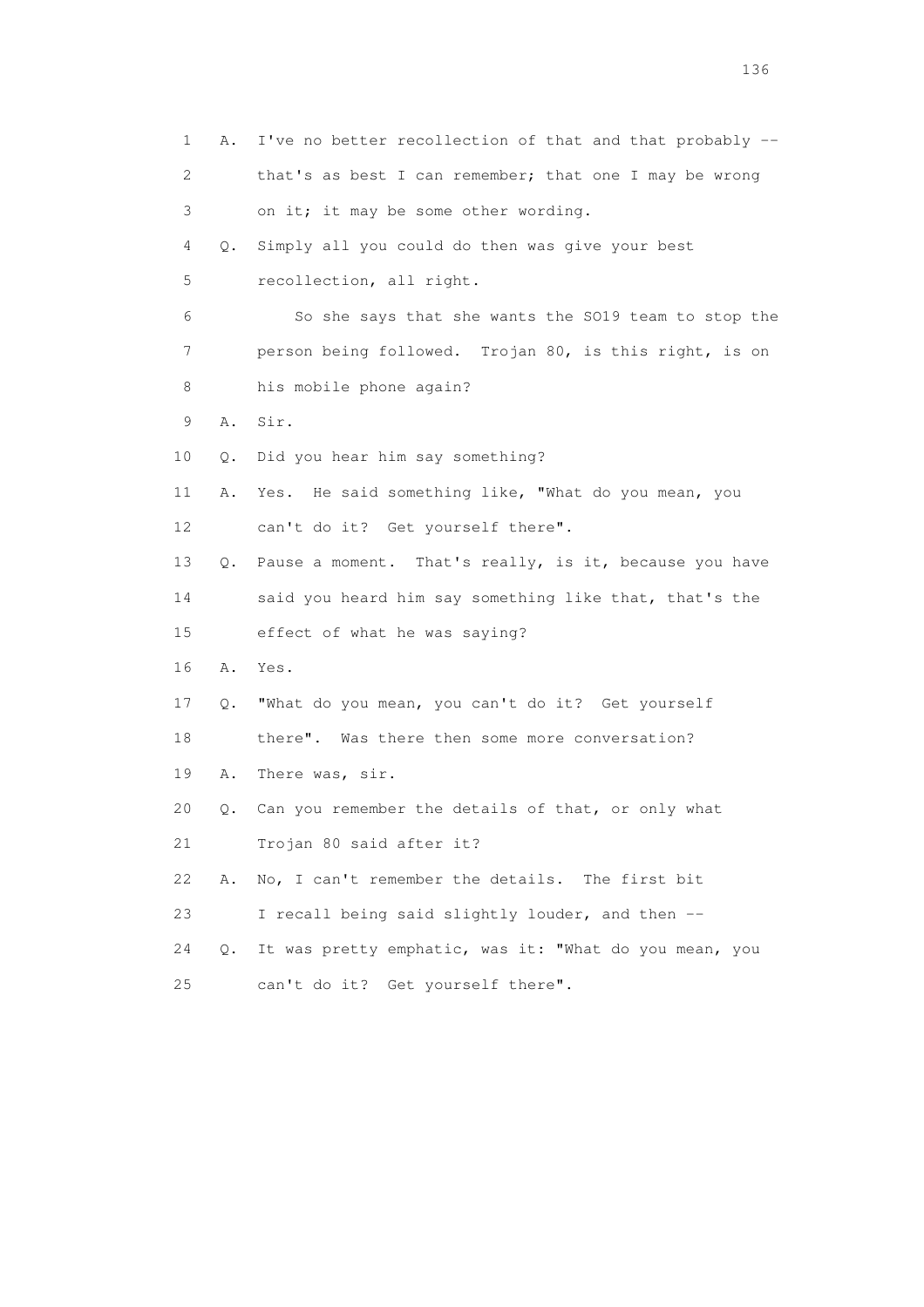1 A. I've no better recollection of that and that probably --
2 that's as best I can remember; that one I may be wrong
3 on it; it may be some other wording.
4 Q. Simply all you could do then was give your best
5 recollection, all right.
6 So she says that she wants the SO19 team to stop the
7 person being followed. Trojan 80, is this right, is on
8 his mobile phone again?
9 A. Sir.
10 Q. Did you hear him say something?
11 A. Yes. He said something like, "What do you mean, you
12 can't do it? Get yourself there".
13 Q. Pause a moment. That's really, is it, because you have
14 said you heard him say something like that, that's the
15 effect of what he was saying?
16 A. Yes.
17 Q. "What do you mean, you can't do it? Get yourself
18 there". Was there then some more conversation?
19 A. There was, sir.
20 Q. Can you remember the details of that, or only what
21 Trojan 80 said after it?
22 A. No, I can't remember the details. The first bit
23 I recall being said slightly louder, and then --
24 Q. It was pretty emphatic, was it: "What do you mean, you
25 can't do it? Get yourself there".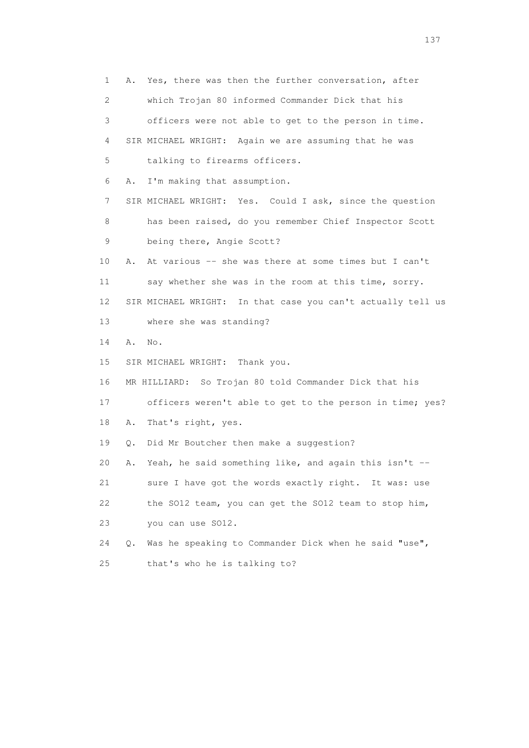1 A. Yes, there was then the further conversation, after
2 which Trojan 80 informed Commander Dick that his
3 officers were not able to get to the person in time.
4 SIR MICHAEL WRIGHT: Again we are assuming that he was
5 talking to firearms officers.
6 A. I'm making that assumption.
7 SIR MICHAEL WRIGHT: Yes. Could I ask, since the question
8 has been raised, do you remember Chief Inspector Scott
9 being there, Angie Scott?
10 A. At various -- she was there at some times but I can't
11 say whether she was in the room at this time, sorry.
12 SIR MICHAEL WRIGHT: In that case you can't actually tell us
13 where she was standing?
14 A. No.
15 SIR MICHAEL WRIGHT: Thank you.
16 MR HILLIARD: So Trojan 80 told Commander Dick that his
17 officers weren't able to get to the person in time; yes?
18 A. That's right, yes.
19 Q. Did Mr Boutcher then make a suggestion?
20 A. Yeah, he said something like, and again this isn't --
21 sure I have got the words exactly right. It was: use
22 the SO12 team, you can get the SO12 team to stop him,
23 you can use SO12.
24 Q. Was he speaking to Commander Dick when he said "use",
25 that's who he is talking to?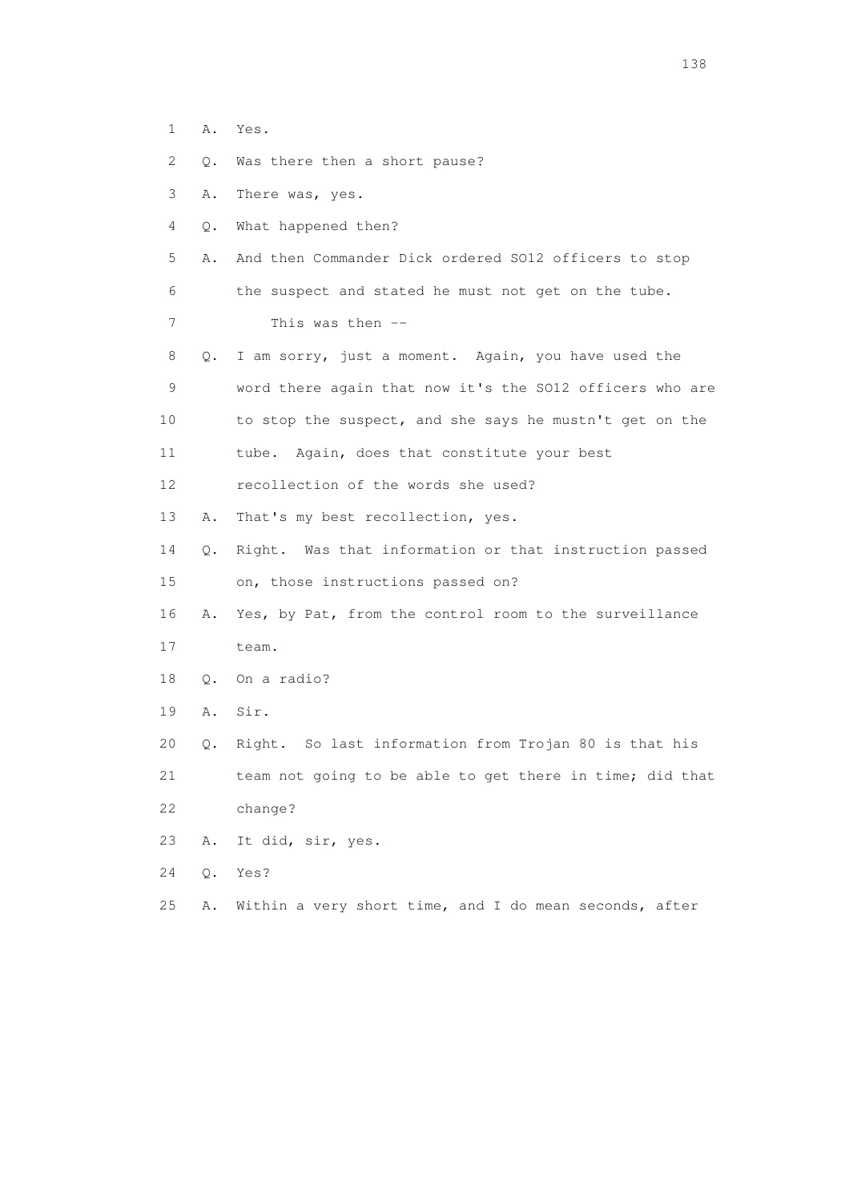1 A. Yes.

2 Q. Was there then a short pause?

3 A. There was, yes.

4 Q. What happened then?

5 A. And then Commander Dick ordered SO12 officers to stop

6 the suspect and stated he must not get on the tube.

7 This was then --

8 Q. I am sorry, just a moment. Again, you have used the

9 word there again that now it's the SO12 officers who are

10 to stop the suspect, and she says he mustn't get on the

11 tube. Again, does that constitute your best

12 recollection of the words she used?

13 A. That's my best recollection, yes.

14 Q. Right. Was that information or that instruction passed

15 on, those instructions passed on?

16 A. Yes, by Pat, from the control room to the surveillance

17 team.

18 Q. On a radio?

19 A. Sir.

20 Q. Right. So last information from Trojan 80 is that his

21 team not going to be able to get there in time; did that

22 change?

23 A. It did, sir, yes.

24 Q. Yes?

25 A. Within a very short time, and I do mean seconds, after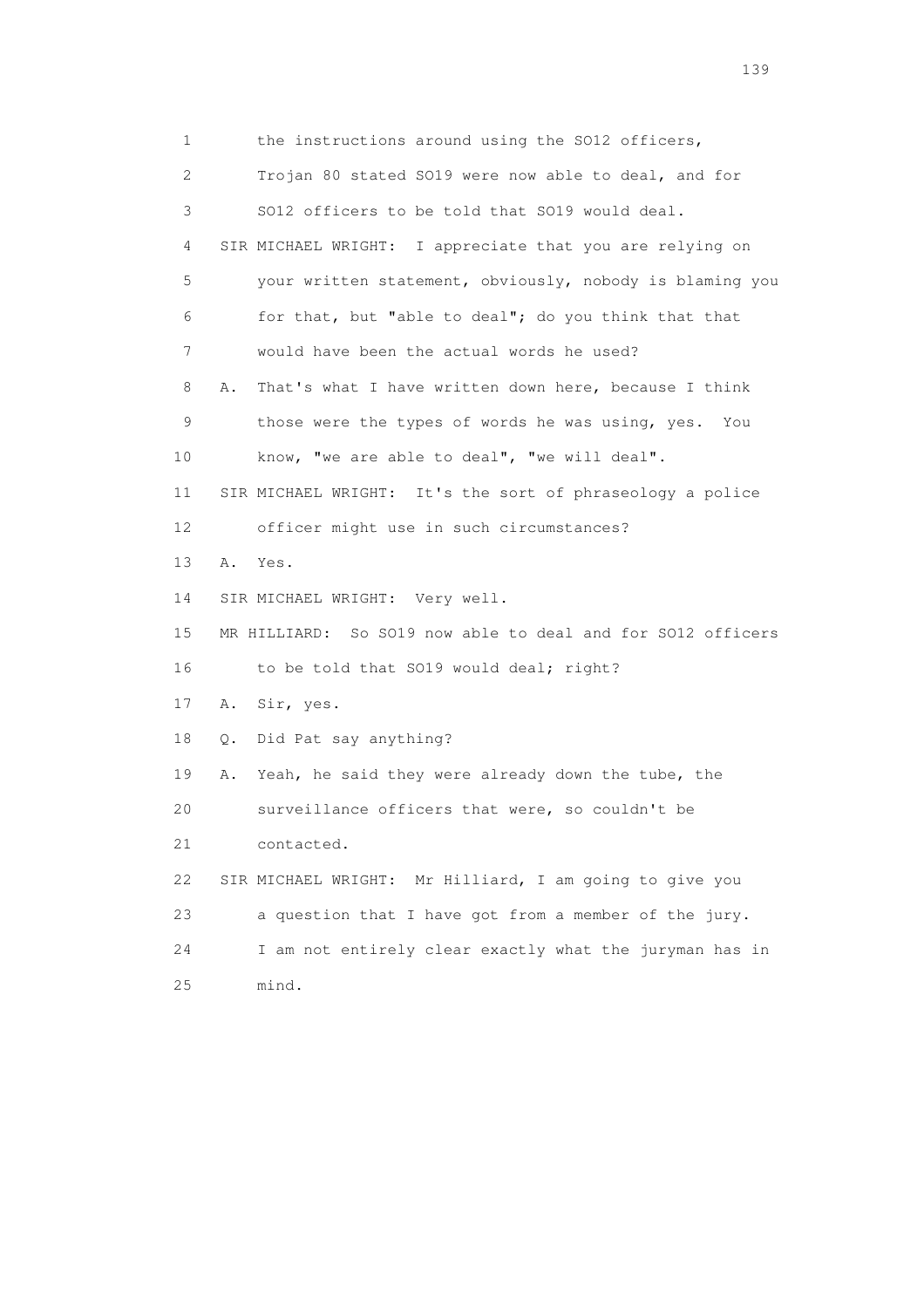1 the instructions around using the SO12 officers,
2 Trojan 80 stated SO19 were now able to deal, and for
3 SO12 officers to be told that SO19 would deal.
4 SIR MICHAEL WRIGHT: I appreciate that you are relying on
5 your written statement, obviously, nobody is blaming you
6 for that, but "able to deal"; do you think that that
7 would have been the actual words he used?
8 A. That's what I have written down here, because I think
9 those were the types of words he was using, yes. You
10 know, "we are able to deal", "we will deal".
11 SIR MICHAEL WRIGHT: It's the sort of phraseology a police
12 officer might use in such circumstances?
13 A. Yes.
14 SIR MICHAEL WRIGHT: Very well.
15 MR HILLIARD: So SO19 now able to deal and for SO12 officers
16 to be told that SO19 would deal; right?
17 A. Sir, yes.
18 Q. Did Pat say anything?
19 A. Yeah, he said they were already down the tube, the
20 surveillance officers that were, so couldn't be
21 contacted.
22 SIR MICHAEL WRIGHT: Mr Hilliard, I am going to give you
23 a question that I have got from a member of the jury.
24 I am not entirely clear exactly what the juryman has in
25 mind.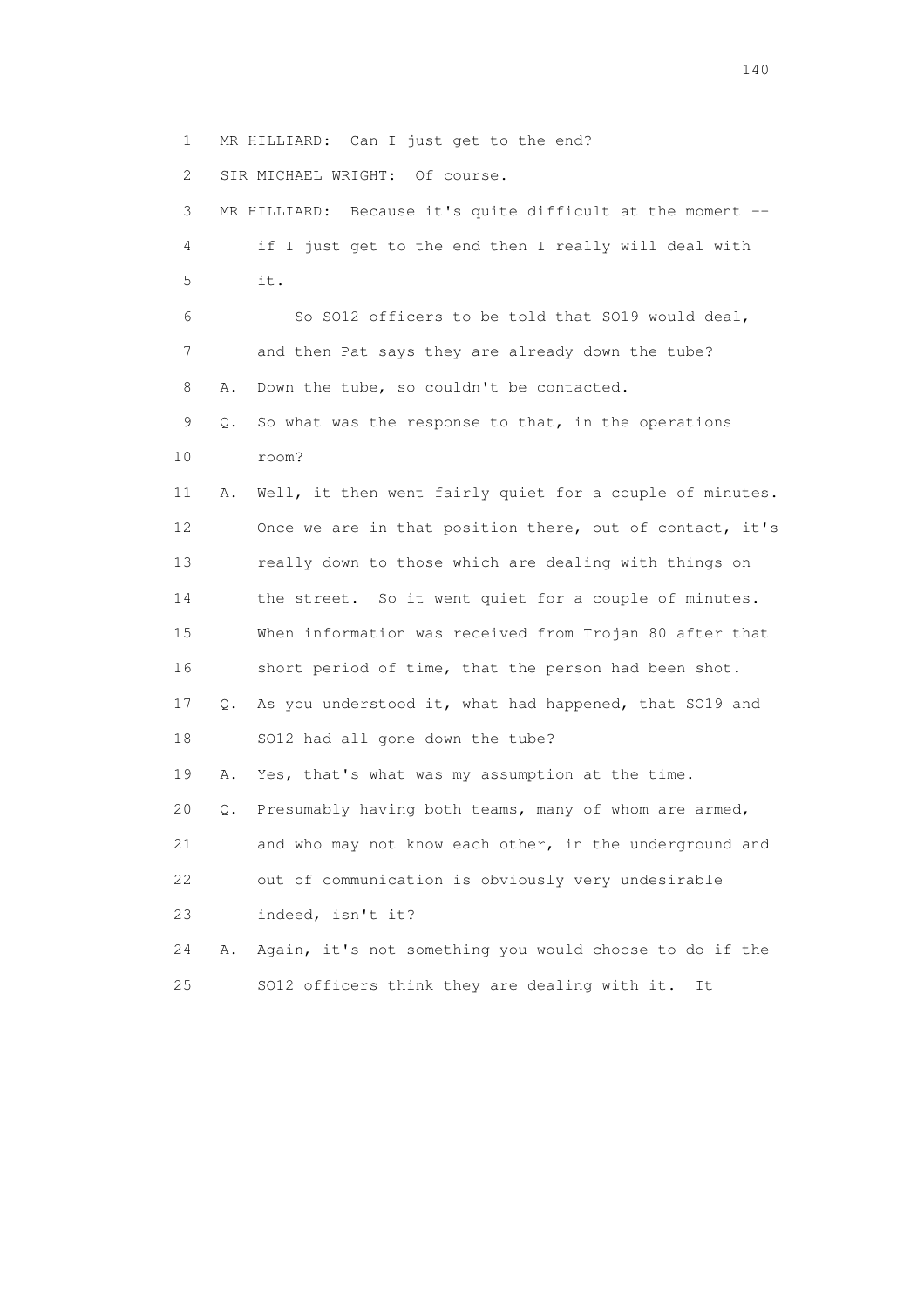1 MR HILLIARD: Can I just get to the end?

2 SIR MICHAEL WRIGHT: Of course.

3 MR HILLIARD: Because it's quite difficult at the moment --

4 if I just get to the end then I really will deal with

5 it.

6 So SO12 officers to be told that SO19 would deal,

7 and then Pat says they are already down the tube?

8 A. Down the tube, so couldn't be contacted.

9 Q. So what was the response to that, in the operations

10 room?

11 A. Well, it then went fairly quiet for a couple of minutes.

12 Once we are in that position there, out of contact, it's

13 really down to those which are dealing with things on

14 the street. So it went quiet for a couple of minutes.

15 When information was received from Trojan 80 after that

16 short period of time, that the person had been shot.

17 Q. As you understood it, what had happened, that SO19 and

18 SO12 had all gone down the tube?

19 A. Yes, that's what was my assumption at the time.

20 Q. Presumably having both teams, many of whom are armed,

21 and who may not know each other, in the underground and

22 out of communication is obviously very undesirable

23 indeed, isn't it?

24 A. Again, it's not something you would choose to do if the

25 SO12 officers think they are dealing with it. It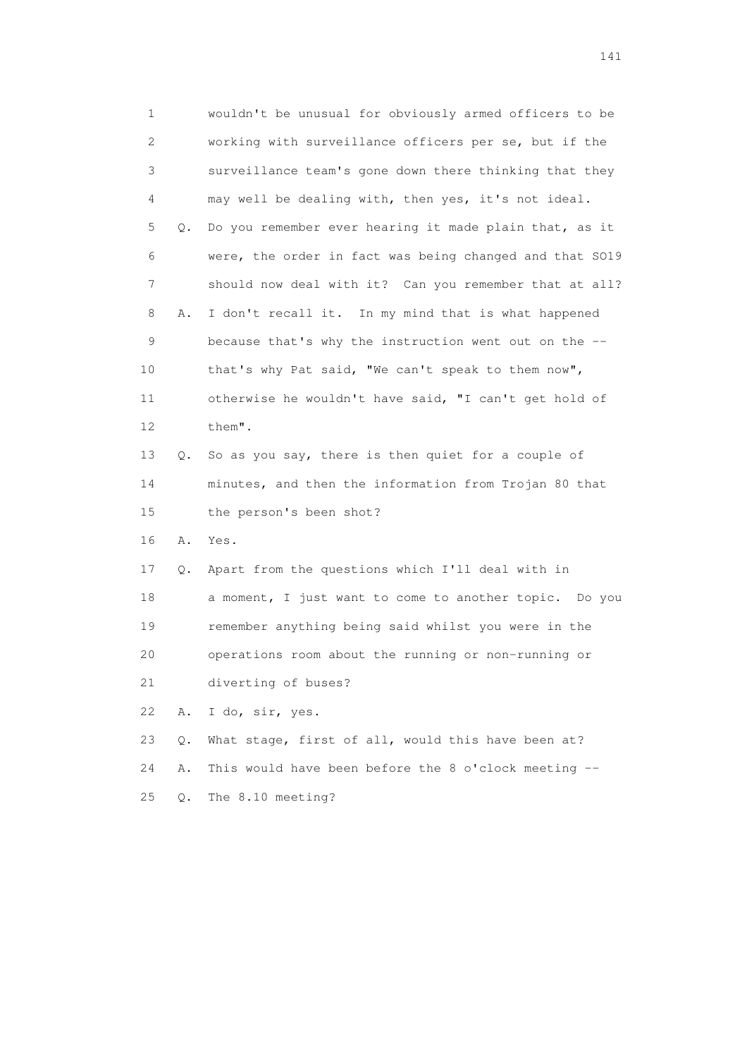1 wouldn't be unusual for obviously armed officers to be
2 working with surveillance officers per se, but if the
3 surveillance team's gone down there thinking that they
4 may well be dealing with, then yes, it's not ideal.
5 Q. Do you remember ever hearing it made plain that, as it
6 were, the order in fact was being changed and that SO19
7 should now deal with it? Can you remember that at all?
8 A. I don't recall it. In my mind that is what happened
9 because that's why the instruction went out on the --
10 that's why Pat said, "We can't speak to them now",
11 otherwise he wouldn't have said, "I can't get hold of
12 them".
13 Q. So as you say, there is then quiet for a couple of
14 minutes, and then the information from Trojan 80 that
15 the person's been shot?
16 A. Yes.
17 Q. Apart from the questions which I'll deal with in
18 a moment, I just want to come to another topic. Do you
19 remember anything being said whilst you were in the
20 operations room about the running or non-running or
21 diverting of buses?
22 A. I do, sir, yes.
23 Q. What stage, first of all, would this have been at?
24 A. This would have been before the 8 o'clock meeting --
25 Q. The 8.10 meeting?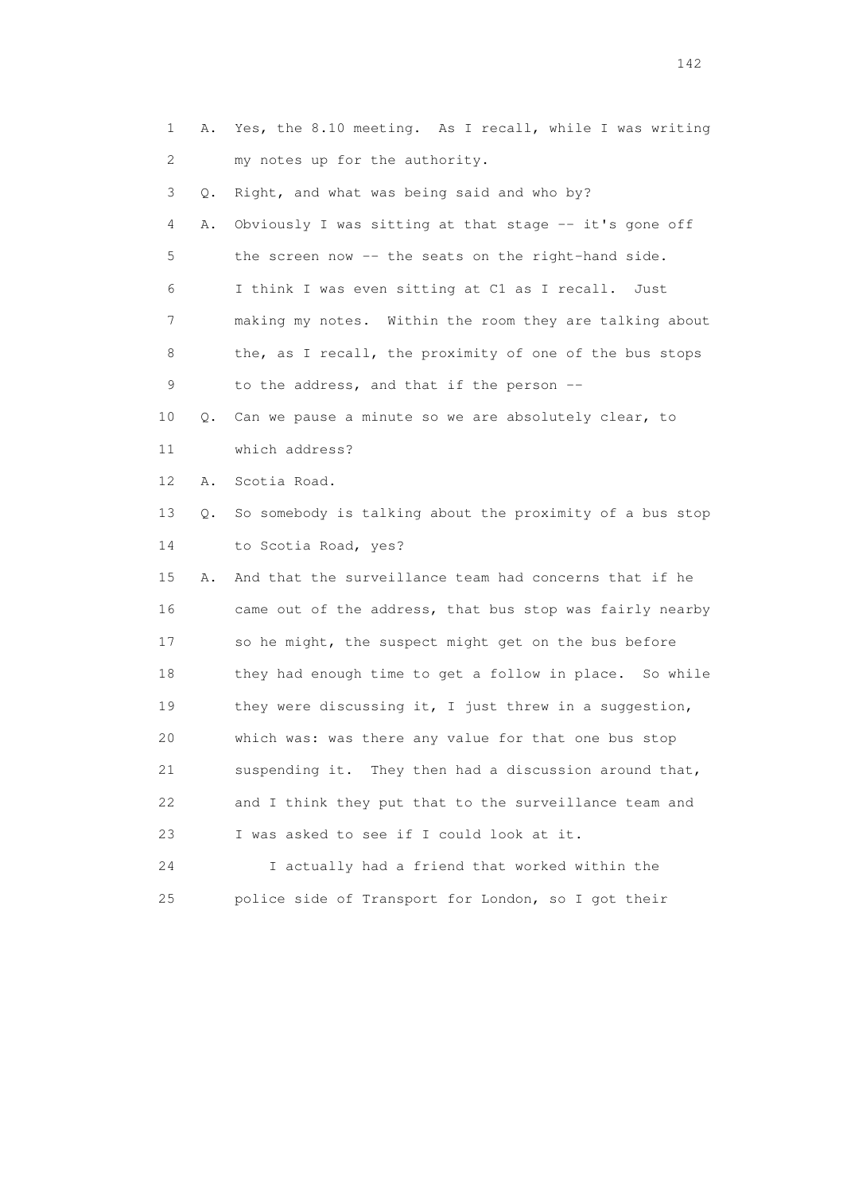1 A. Yes, the 8.10 meeting. As I recall, while I was writing
2 my notes up for the authority.
3 Q. Right, and what was being said and who by?
4 A. Obviously I was sitting at that stage -- it's gone off
5 the screen now -- the seats on the right-hand side.
6 I think I was even sitting at C1 as I recall. Just
7 making my notes. Within the room they are talking about
8 the, as I recall, the proximity of one of the bus stops
9 to the address, and that if the person --
10 Q. Can we pause a minute so we are absolutely clear, to
11 which address?
12 A. Scotia Road.
13 Q. So somebody is talking about the proximity of a bus stop
14 to Scotia Road, yes?
15 A. And that the surveillance team had concerns that if he
16 came out of the address, that bus stop was fairly nearby
17 so he might, the suspect might get on the bus before
18 they had enough time to get a follow in place. So while
19 they were discussing it, I just threw in a suggestion,
20 which was: was there any value for that one bus stop
21 suspending it. They then had a discussion around that,
22 and I think they put that to the surveillance team and
23 I was asked to see if I could look at it.
24 I actually had a friend that worked within the
25 police side of Transport for London, so I got their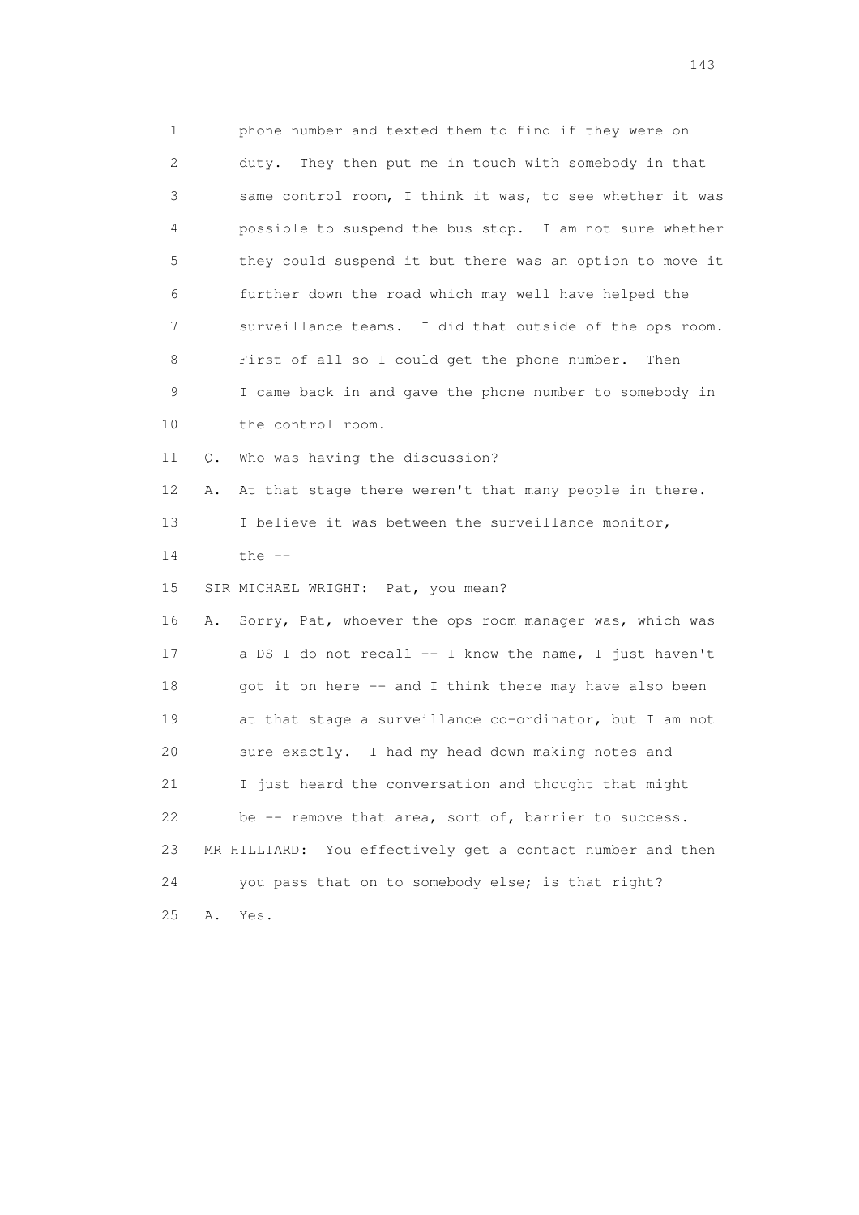1 phone number and texted them to find if they were on
2 duty. They then put me in touch with somebody in that
3 same control room, I think it was, to see whether it was
4 possible to suspend the bus stop. I am not sure whether
5 they could suspend it but there was an option to move it
6 further down the road which may well have helped the
7 surveillance teams. I did that outside of the ops room.
8 First of all so I could get the phone number. Then
9 I came back in and gave the phone number to somebody in
10 the control room.

11 Q. Who was having the discussion?

12 A. At that stage there weren't that many people in there.
13 I believe it was between the surveillance monitor,
14 the --

15 SIR MICHAEL WRIGHT: Pat, you mean?

16 A. Sorry, Pat, whoever the ops room manager was, which was
17 a DS I do not recall -- I know the name, I just haven't
18 got it on here -- and I think there may have also been
19 at that stage a surveillance co-ordinator, but I am not
20 sure exactly. I had my head down making notes and
21 I just heard the conversation and thought that might
22 be -- remove that area, sort of, barrier to success.

23 MR HILLIARD: You effectively get a contact number and then
24 you pass that on to somebody else; is that right?

25 A. Yes.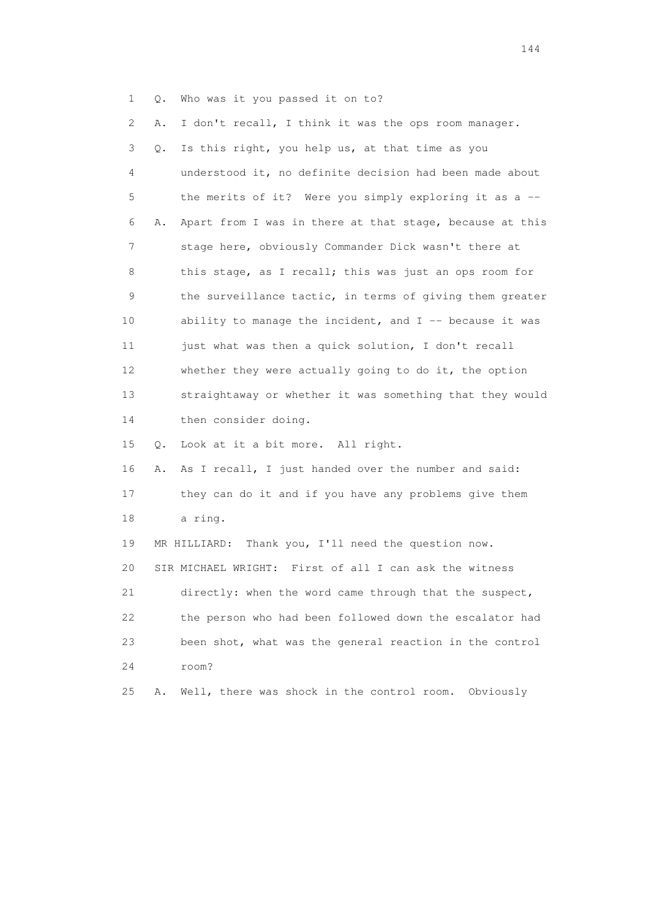1 Q. Who was it you passed it on to?

2 A. I don't recall, I think it was the ops room manager.

3 Q. Is this right, you help us, at that time as you

4 understood it, no definite decision had been made about

5 the merits of it? Were you simply exploring it as a --

6 A. Apart from I was in there at that stage, because at this

7 stage here, obviously Commander Dick wasn't there at

8 this stage, as I recall; this was just an ops room for

9 the surveillance tactic, in terms of giving them greater

10 ability to manage the incident, and I -- because it was

11 just what was then a quick solution, I don't recall

12 whether they were actually going to do it, the option

13 straightaway or whether it was something that they would

14 then consider doing.

15 Q. Look at it a bit more. All right.

16 A. As I recall, I just handed over the number and said:

17 they can do it and if you have any problems give them

18 a ring.

19 MR HILLIARD: Thank you, I'll need the question now.

20 SIR MICHAEL WRIGHT: First of all I can ask the witness

21 directly: when the word came through that the suspect,

22 the person who had been followed down the escalator had

23 been shot, what was the general reaction in the control

24 room?

25 A. Well, there was shock in the control room. Obviously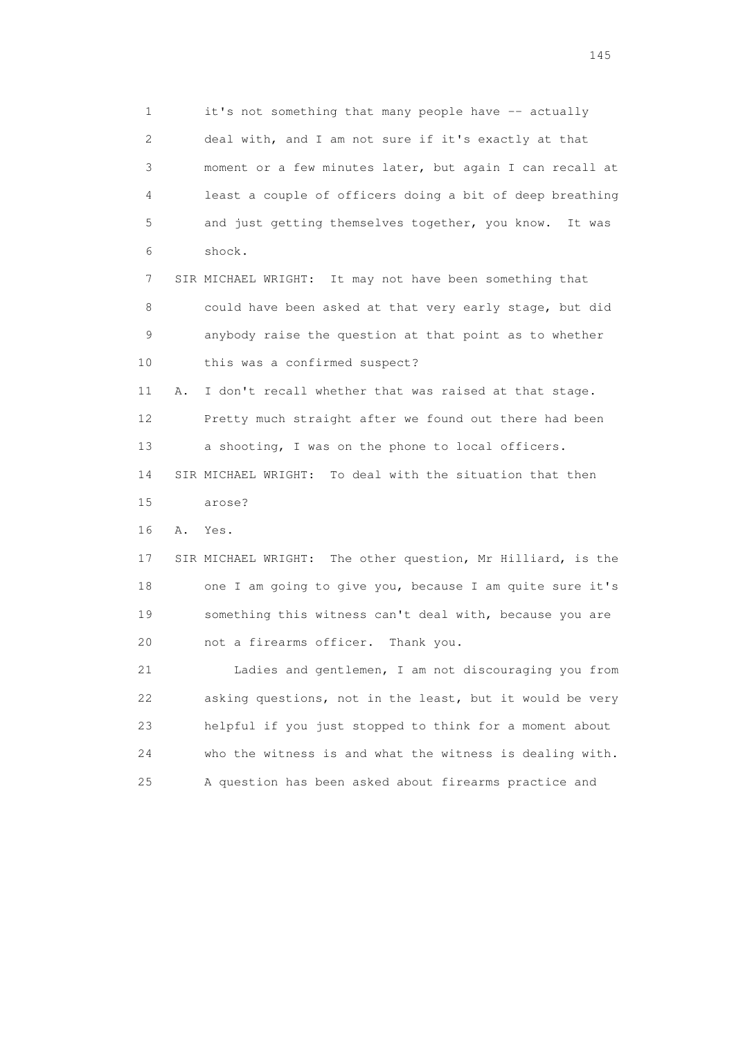1 it's not something that many people have -- actually
2 deal with, and I am not sure if it's exactly at that
3 moment or a few minutes later, but again I can recall at
4 least a couple of officers doing a bit of deep breathing
5 and just getting themselves together, you know. It was
6 shock.

7 SIR MICHAEL WRIGHT: It may not have been something that
8 could have been asked at that very early stage, but did
9 anybody raise the question at that point as to whether
10 this was a confirmed suspect?

11 A. I don't recall whether that was raised at that stage.
12 Pretty much straight after we found out there had been
13 a shooting, I was on the phone to local officers.

14 SIR MICHAEL WRIGHT: To deal with the situation that then
15 arose?

16 A. Yes.

17 SIR MICHAEL WRIGHT: The other question, Mr Hilliard, is the
18 one I am going to give you, because I am quite sure it's
19 something this witness can't deal with, because you are
20 not a firearms officer. Thank you.

21 Ladies and gentlemen, I am not discouraging you from
22 asking questions, not in the least, but it would be very
23 helpful if you just stopped to think for a moment about
24 who the witness is and what the witness is dealing with.
25 A question has been asked about firearms practice and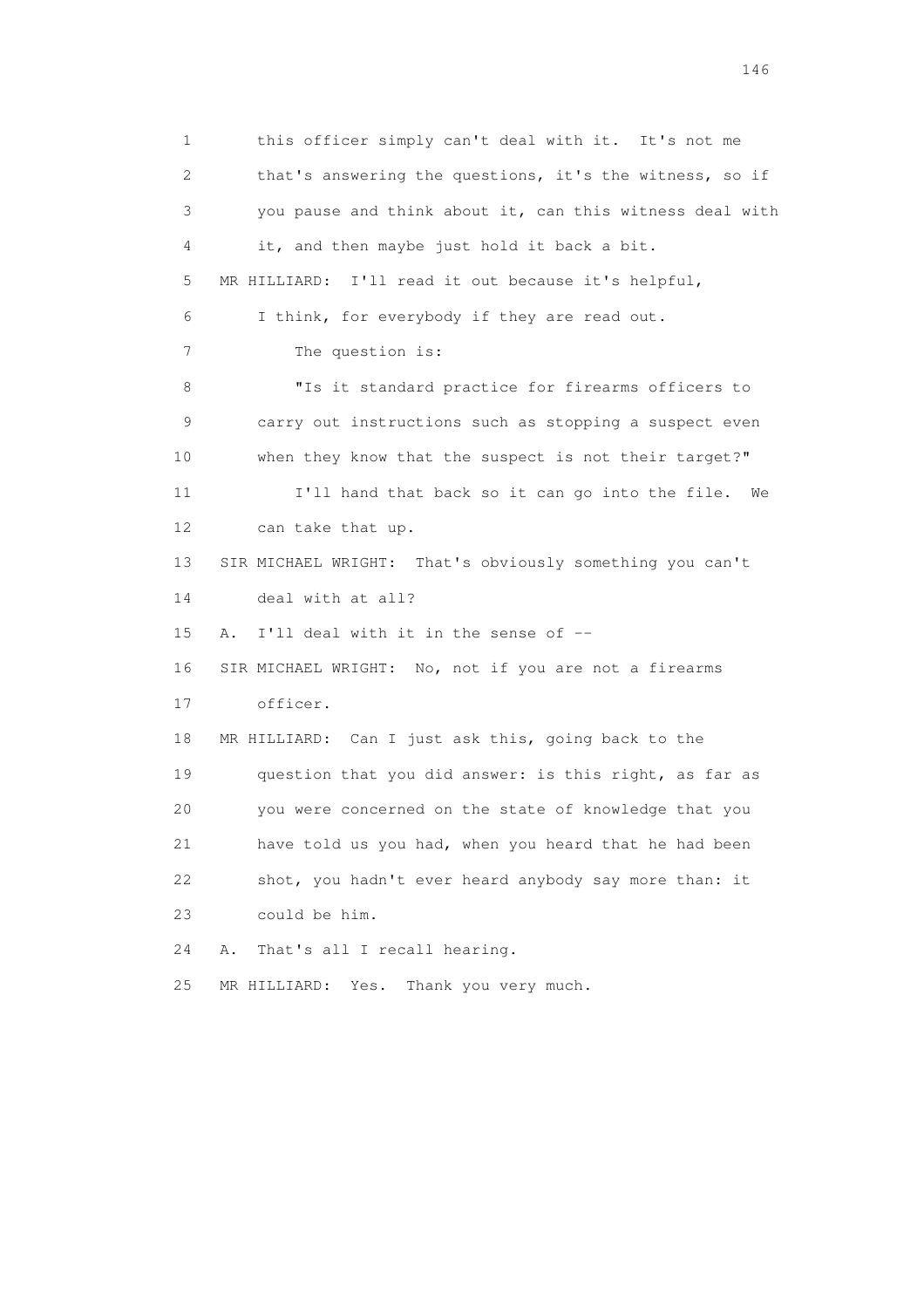this officer simply can't deal with it. It's not me that's answering the questions, it's the witness, so if you pause and think about it, can this witness deal with it, and then maybe just hold it back a bit.

MR HILLIARD: I'll read it out because it's helpful, I think, for everybody if they are read out.

The question is:

"Is it standard practice for firearms officers to carry out instructions such as stopping a suspect even when they know that the suspect is not their target?"

I'll hand that back so it can go into the file. We can take that up.

SIR MICHAEL WRIGHT: That's obviously something you can't deal with at all?

A. I'll deal with it in the sense of --

SIR MICHAEL WRIGHT: No, not if you are not a firearms officer.

MR HILLIARD: Can I just ask this, going back to the question that you did answer: is this right, as far as you were concerned on the state of knowledge that you have told us you had, when you heard that he had been shot, you hadn't ever heard anybody say more than: it could be him.

A. That's all I recall hearing.

MR HILLIARD: Yes. Thank you very much.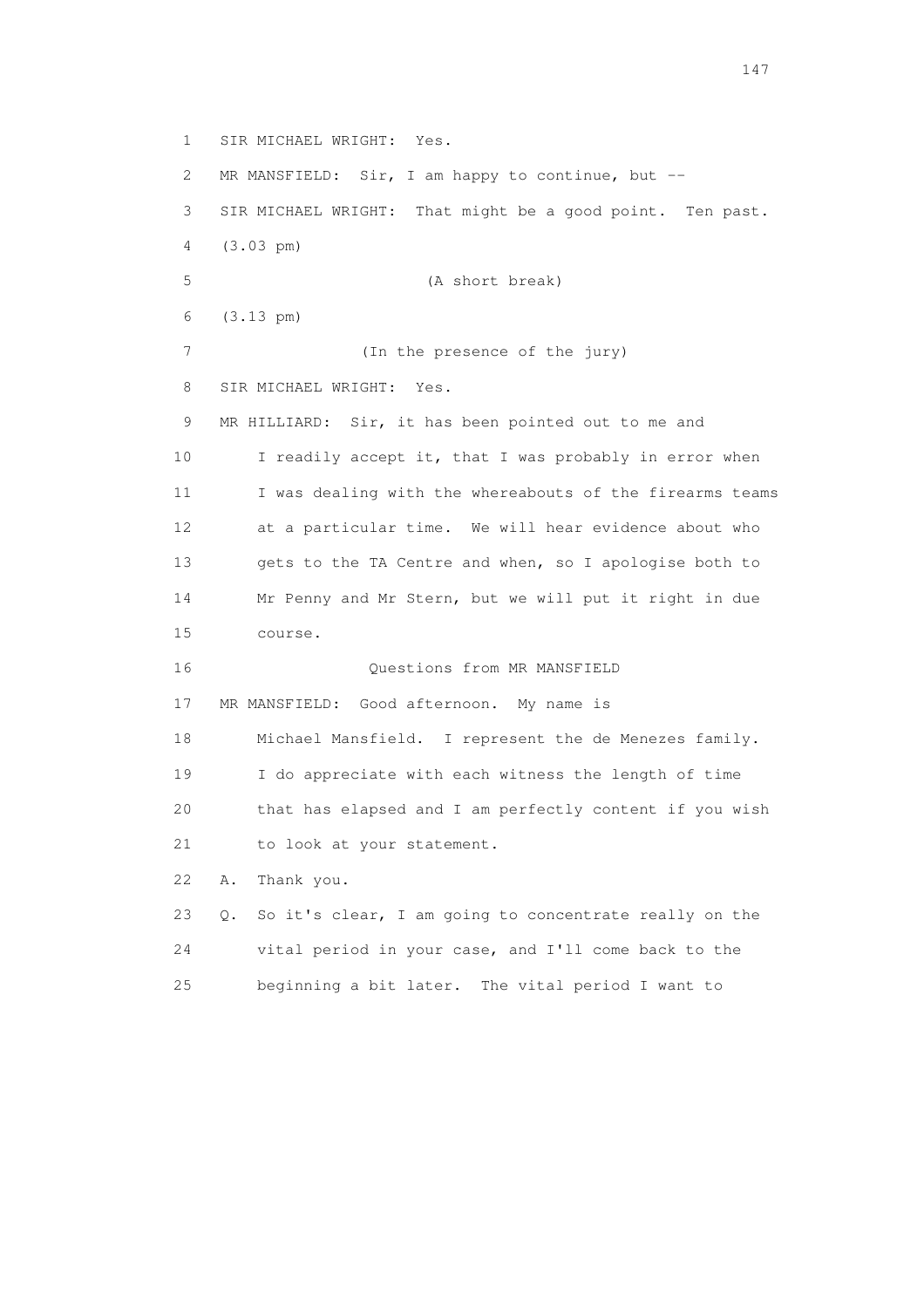1 SIR MICHAEL WRIGHT: Yes.

2 MR MANSFIELD: Sir, I am happy to continue, but --

3 SIR MICHAEL WRIGHT: That might be a good point. Ten past.

4 (3.03 pm)

5 (A short break)

6 (3.13 pm)

7 (In the presence of the jury)

8 SIR MICHAEL WRIGHT: Yes.

9 MR HILLIARD: Sir, it has been pointed out to me and

10 I readily accept it, that I was probably in error when

11 I was dealing with the whereabouts of the firearms teams

12 at a particular time. We will hear evidence about who

13 gets to the TA Centre and when, so I apologise both to

14 Mr Penny and Mr Stern, but we will put it right in due

15 course.

16 Questions from MR MANSFIELD

17 MR MANSFIELD: Good afternoon. My name is

18 Michael Mansfield. I represent the de Menezes family.

19 I do appreciate with each witness the length of time

20 that has elapsed and I am perfectly content if you wish

21 to look at your statement.

22 A. Thank you.

23 Q. So it's clear, I am going to concentrate really on the

24 vital period in your case, and I'll come back to the

25 beginning a bit later. The vital period I want to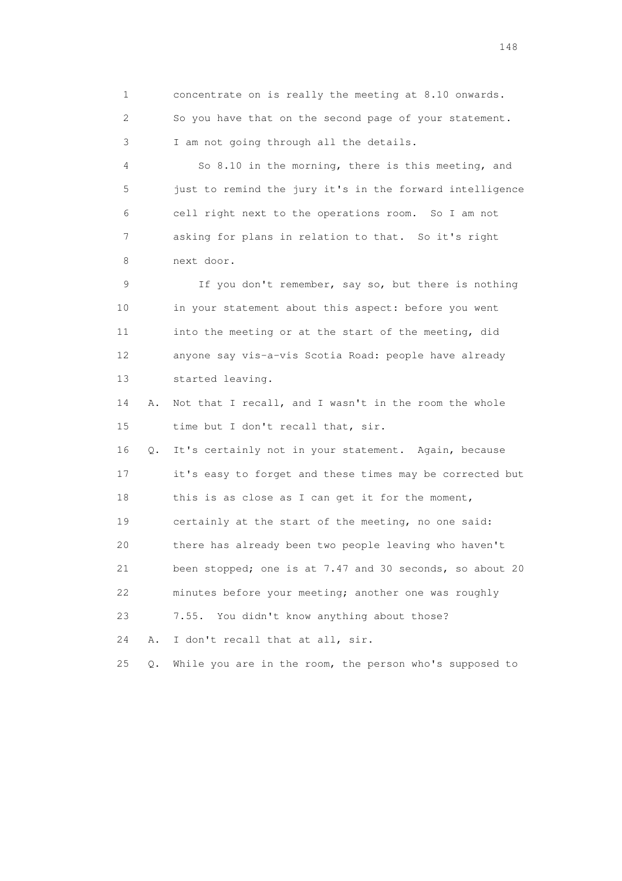1 concentrate on is really the meeting at 8.10 onwards.
2 So you have that on the second page of your statement.
3 I am not going through all the details.

4 So 8.10 in the morning, there is this meeting, and
5 just to remind the jury it's in the forward intelligence
6 cell right next to the operations room. So I am not
7 asking for plans in relation to that. So it's right
8 next door.

9 If you don't remember, say so, but there is nothing
10 in your statement about this aspect: before you went
11 into the meeting or at the start of the meeting, did
12 anyone say vis-a-vis Scotia Road: people have already
13 started leaving.

14 A. Not that I recall, and I wasn't in the room the whole
15 time but I don't recall that, sir.

16 Q. It's certainly not in your statement. Again, because
17 it's easy to forget and these times may be corrected but
18 this is as close as I can get it for the moment,
19 certainly at the start of the meeting, no one said:
20 there has already been two people leaving who haven't
21 been stopped; one is at 7.47 and 30 seconds, so about 20
22 minutes before your meeting; another one was roughly
23 7.55. You didn't know anything about those?

24 A. I don't recall that at all, sir.

25 Q. While you are in the room, the person who's supposed to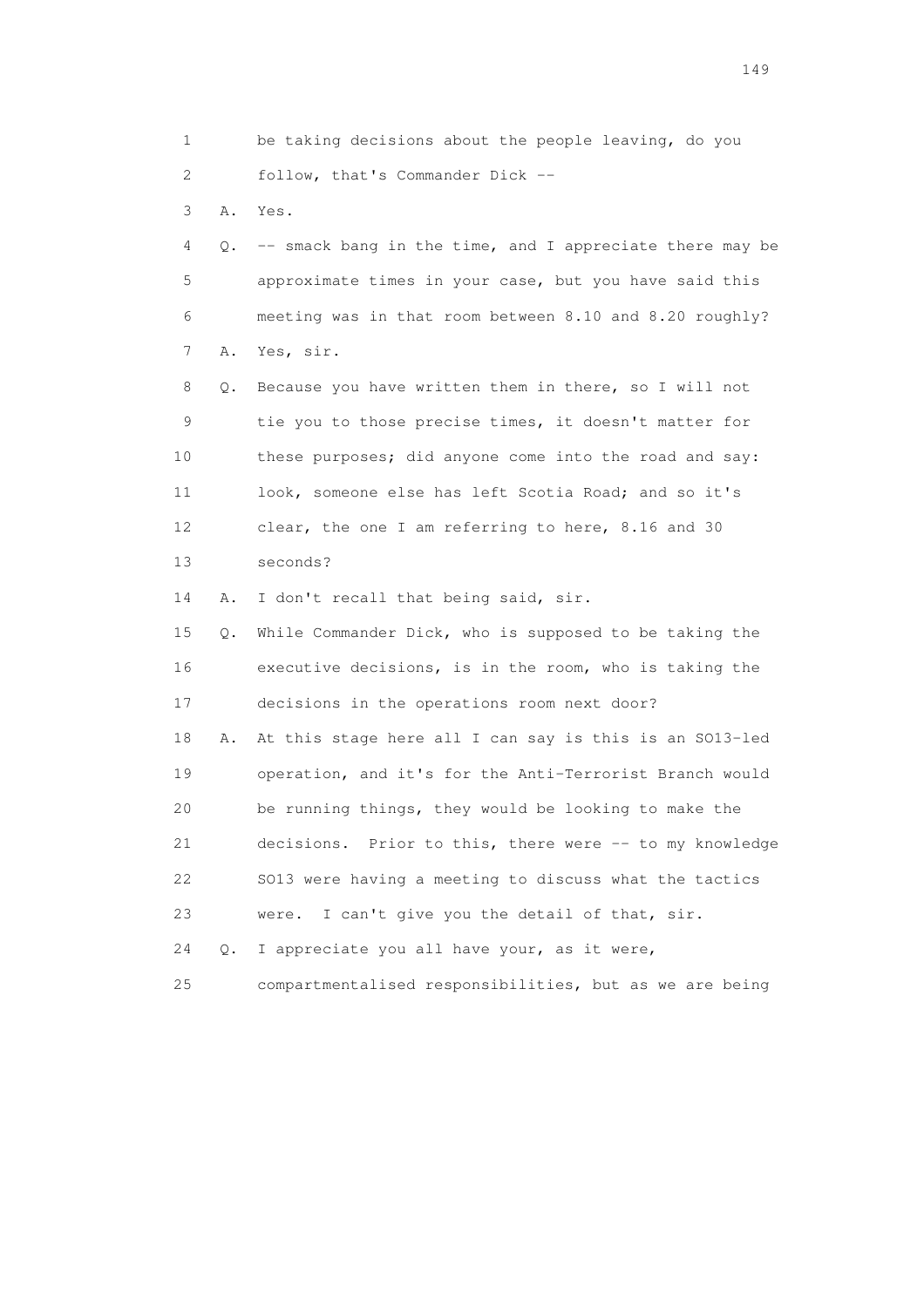1 be taking decisions about the people leaving, do you
2 follow, that's Commander Dick --
3 A. Yes.
4 Q. -- smack bang in the time, and I appreciate there may be
5 approximate times in your case, but you have said this
6 meeting was in that room between 8.10 and 8.20 roughly?
7 A. Yes, sir.
8 Q. Because you have written them in there, so I will not
9 tie you to those precise times, it doesn't matter for
10 these purposes; did anyone come into the road and say:
11 look, someone else has left Scotia Road; and so it's
12 clear, the one I am referring to here, 8.16 and 30
13 seconds?
14 A. I don't recall that being said, sir.
15 Q. While Commander Dick, who is supposed to be taking the
16 executive decisions, is in the room, who is taking the
17 decisions in the operations room next door?
18 A. At this stage here all I can say is this is an SO13-led
19 operation, and it's for the Anti-Terrorist Branch would
20 be running things, they would be looking to make the
21 decisions. Prior to this, there were -- to my knowledge
22 SO13 were having a meeting to discuss what the tactics
23 were. I can't give you the detail of that, sir.
24 Q. I appreciate you all have your, as it were,
25 compartmentalised responsibilities, but as we are being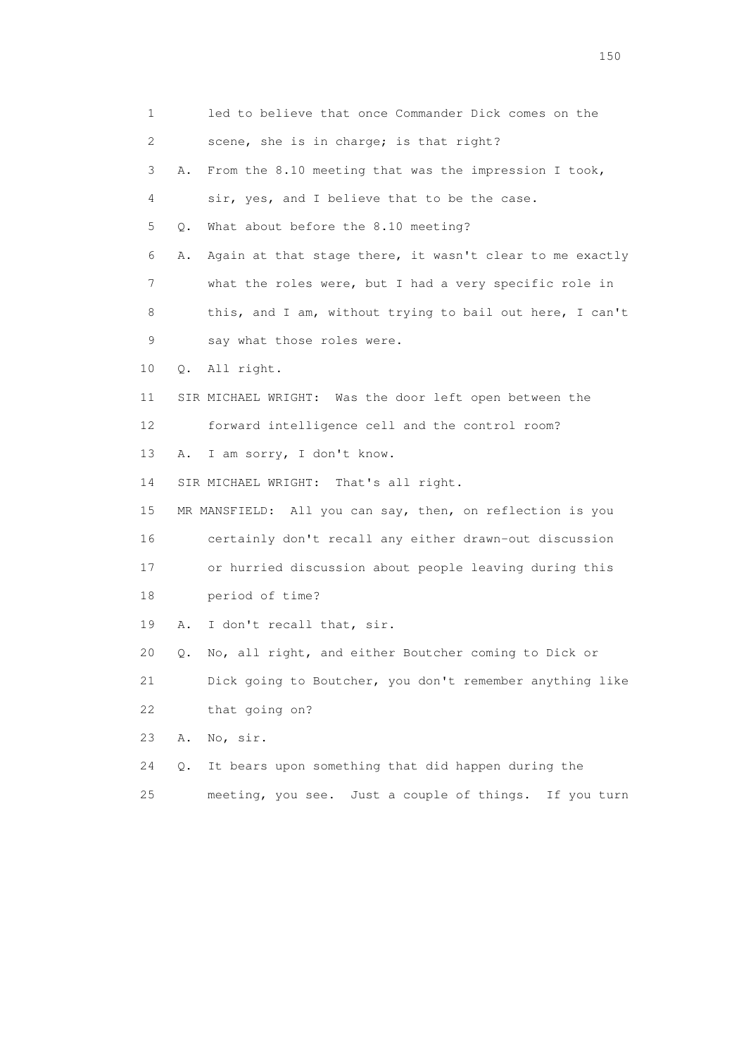1 led to believe that once Commander Dick comes on the
2 scene, she is in charge; is that right?
3 A. From the 8.10 meeting that was the impression I took,
4 sir, yes, and I believe that to be the case.
5 Q. What about before the 8.10 meeting?
6 A. Again at that stage there, it wasn't clear to me exactly
7 what the roles were, but I had a very specific role in
8 this, and I am, without trying to bail out here, I can't
9 say what those roles were.
10 Q. All right.
11 SIR MICHAEL WRIGHT: Was the door left open between the
12 forward intelligence cell and the control room?
13 A. I am sorry, I don't know.
14 SIR MICHAEL WRIGHT: That's all right.
15 MR MANSFIELD: All you can say, then, on reflection is you
16 certainly don't recall any either drawn-out discussion
17 or hurried discussion about people leaving during this
18 period of time?
19 A. I don't recall that, sir.
20 Q. No, all right, and either Boutcher coming to Dick or
21 Dick going to Boutcher, you don't remember anything like
22 that going on?
23 A. No, sir.
24 Q. It bears upon something that did happen during the
25 meeting, you see. Just a couple of things. If you turn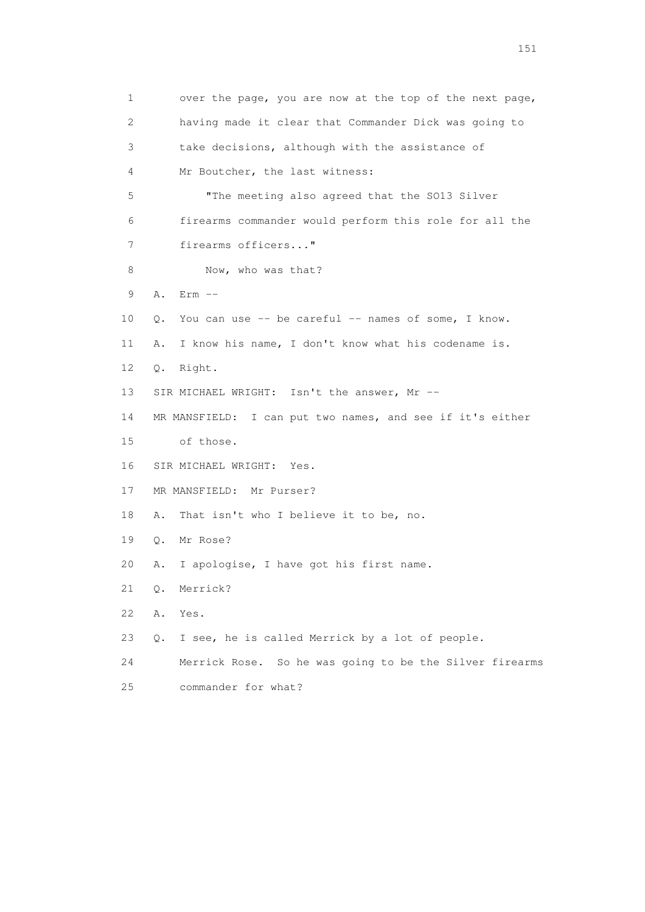1 over the page, you are now at the top of the next page,
2 having made it clear that Commander Dick was going to
3 take decisions, although with the assistance of
4 Mr Boutcher, the last witness:

5 "The meeting also agreed that the SO13 Silver
6 firearms commander would perform this role for all the
7 firearms officers..."

8 Now, who was that?

9 A. Erm --

10 Q. You can use -- be careful -- names of some, I know.

11 A. I know his name, I don't know what his codename is.

12 Q. Right.

13 SIR MICHAEL WRIGHT: Isn't the answer, Mr --

14 MR MANSFIELD: I can put two names, and see if it's either
15 of those.

16 SIR MICHAEL WRIGHT: Yes.

17 MR MANSFIELD: Mr Purser?

18 A. That isn't who I believe it to be, no.

19 Q. Mr Rose?

20 A. I apologise, I have got his first name.

21 Q. Merrick?

22 A. Yes.

23 Q. I see, he is called Merrick by a lot of people.
24 Merrick Rose. So he was going to be the Silver firearms
25 commander for what?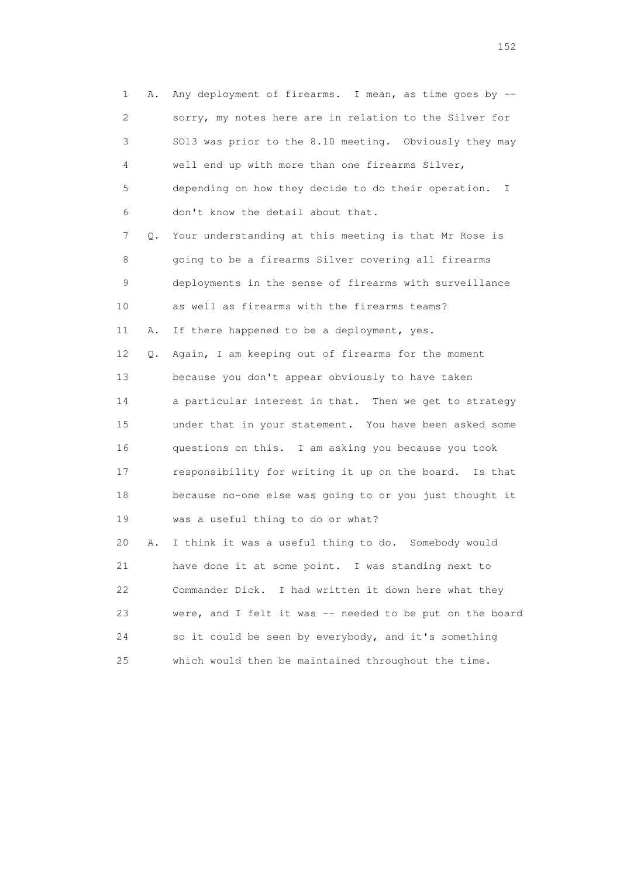1 A. Any deployment of firearms. I mean, as time goes by --
2 sorry, my notes here are in relation to the Silver for
3 SO13 was prior to the 8.10 meeting. Obviously they may
4 well end up with more than one firearms Silver,
5 depending on how they decide to do their operation. I
6 don't know the detail about that.
7 Q. Your understanding at this meeting is that Mr Rose is
8 going to be a firearms Silver covering all firearms
9 deployments in the sense of firearms with surveillance
10 as well as firearms with the firearms teams?
11 A. If there happened to be a deployment, yes.
12 Q. Again, I am keeping out of firearms for the moment
13 because you don't appear obviously to have taken
14 a particular interest in that. Then we get to strategy
15 under that in your statement. You have been asked some
16 questions on this. I am asking you because you took
17 responsibility for writing it up on the board. Is that
18 because no-one else was going to or you just thought it
19 was a useful thing to do or what?
20 A. I think it was a useful thing to do. Somebody would
21 have done it at some point. I was standing next to
22 Commander Dick. I had written it down here what they
23 were, and I felt it was -- needed to be put on the board
24 so it could be seen by everybody, and it's something
25 which would then be maintained throughout the time.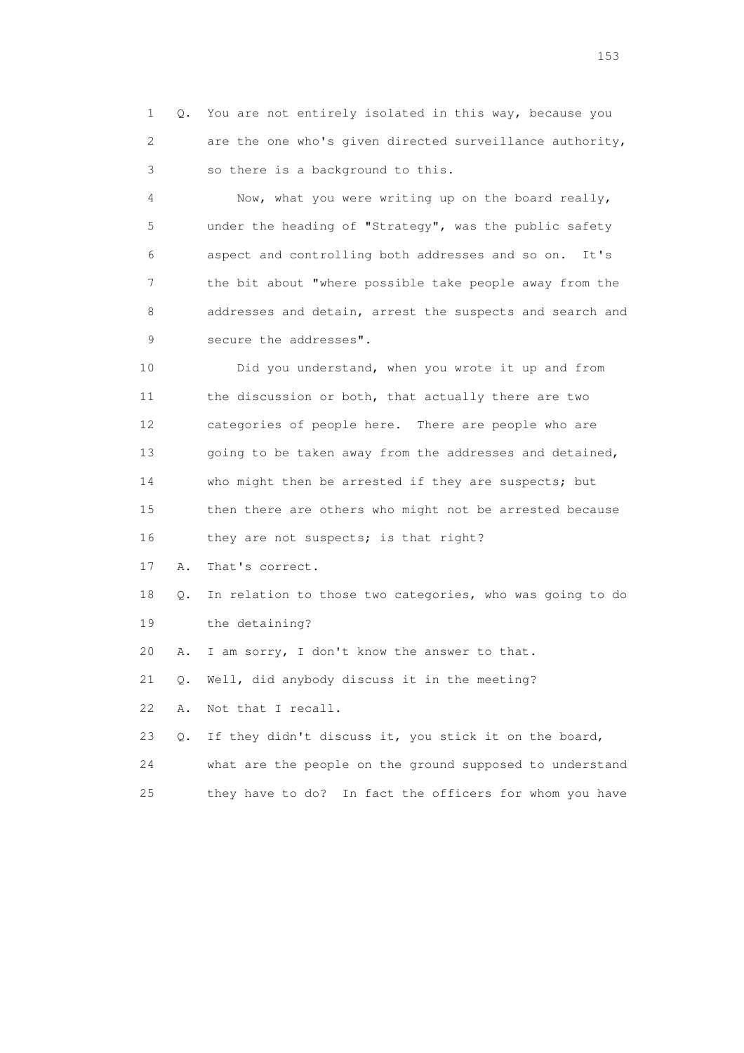1 Q. You are not entirely isolated in this way, because you
2 are the one who's given directed surveillance authority,
3 so there is a background to this.

4 Now, what you were writing up on the board really,
5 under the heading of "Strategy", was the public safety
6 aspect and controlling both addresses and so on. It's
7 the bit about "where possible take people away from the
8 addresses and detain, arrest the suspects and search and
9 secure the addresses".

10 Did you understand, when you wrote it up and from
11 the discussion or both, that actually there are two
12 categories of people here. There are people who are
13 going to be taken away from the addresses and detained,
14 who might then be arrested if they are suspects; but
15 then there are others who might not be arrested because
16 they are not suspects; is that right?

17 A. That's correct.

18 Q. In relation to those two categories, who was going to do
19 the detaining?

20 A. I am sorry, I don't know the answer to that.

21 Q. Well, did anybody discuss it in the meeting?

22 A. Not that I recall.

23 Q. If they didn't discuss it, you stick it on the board,
24 what are the people on the ground supposed to understand
25 they have to do? In fact the officers for whom you have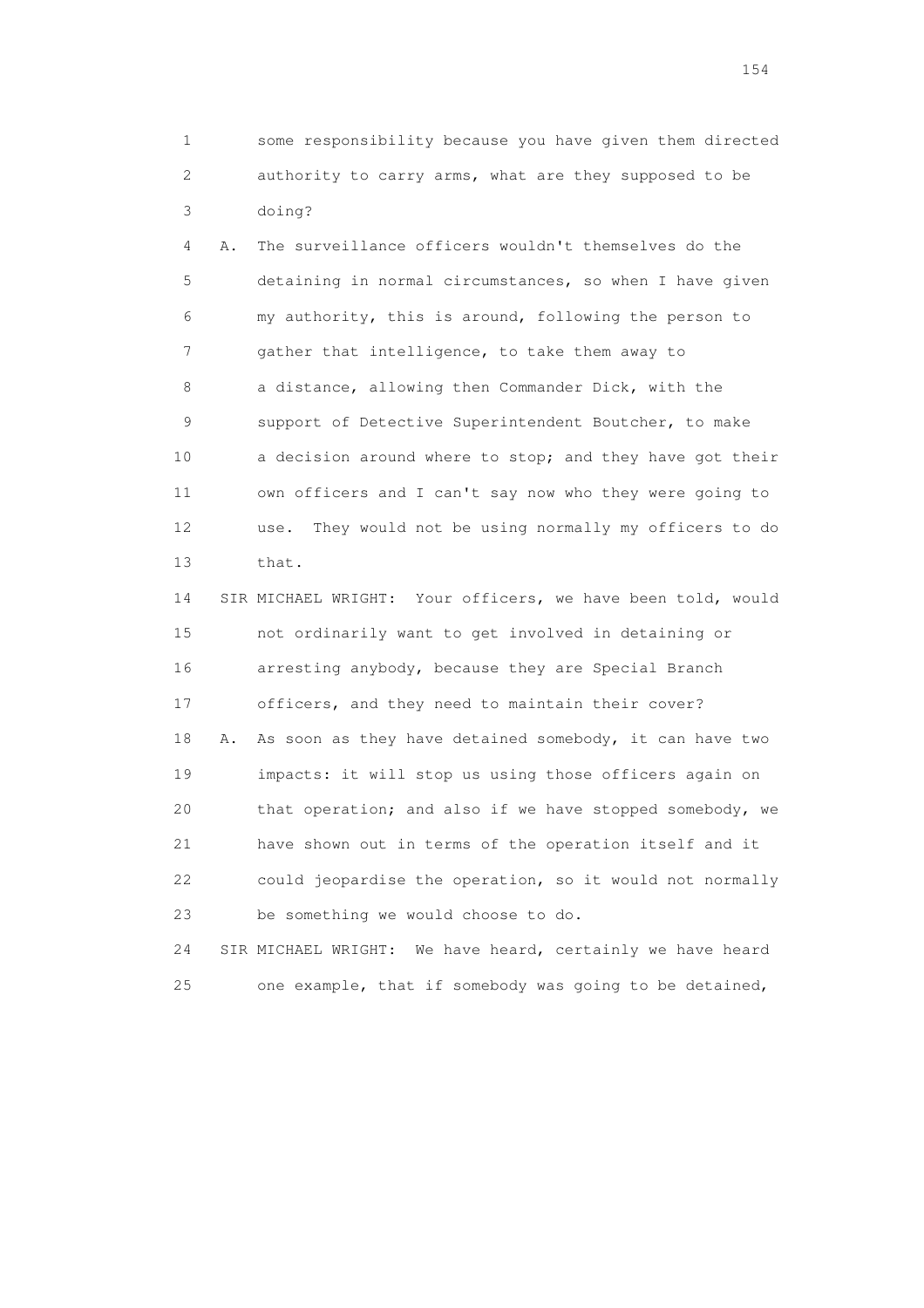1 some responsibility because you have given them directed
2 authority to carry arms, what are they supposed to be
3 doing?

4 A. The surveillance officers wouldn't themselves do the
5 detaining in normal circumstances, so when I have given
6 my authority, this is around, following the person to
7 gather that intelligence, to take them away to
8 a distance, allowing then Commander Dick, with the
9 support of Detective Superintendent Boutcher, to make
10 a decision around where to stop; and they have got their
11 own officers and I can't say now who they were going to
12 use. They would not be using normally my officers to do
13 that.

14 SIR MICHAEL WRIGHT: Your officers, we have been told, would
15 not ordinarily want to get involved in detaining or
16 arresting anybody, because they are Special Branch
17 officers, and they need to maintain their cover?

18 A. As soon as they have detained somebody, it can have two
19 impacts: it will stop us using those officers again on
20 that operation; and also if we have stopped somebody, we
21 have shown out in terms of the operation itself and it
22 could jeopardise the operation, so it would not normally
23 be something we would choose to do.

24 SIR MICHAEL WRIGHT: We have heard, certainly we have heard
25 one example, that if somebody was going to be detained,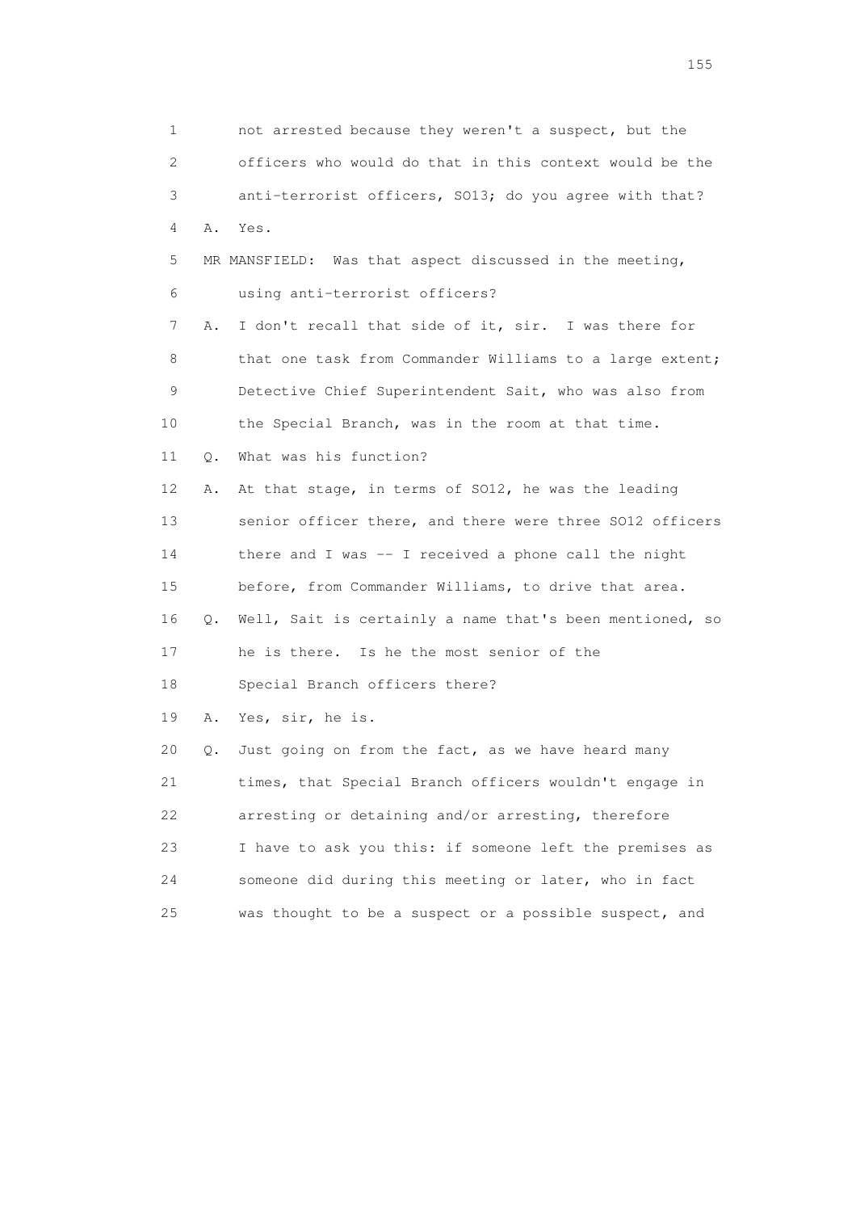1 not arrested because they weren't a suspect, but the
2 officers who would do that in this context would be the
3 anti-terrorist officers, SO13; do you agree with that?
4 A. Yes.
5 MR MANSFIELD: Was that aspect discussed in the meeting,
6 using anti-terrorist officers?
7 A. I don't recall that side of it, sir. I was there for
8 that one task from Commander Williams to a large extent;
9 Detective Chief Superintendent Sait, who was also from
10 the Special Branch, was in the room at that time.
11 Q. What was his function?
12 A. At that stage, in terms of SO12, he was the leading
13 senior officer there, and there were three SO12 officers
14 there and I was -- I received a phone call the night
15 before, from Commander Williams, to drive that area.
16 Q. Well, Sait is certainly a name that's been mentioned, so
17 he is there. Is he the most senior of the
18 Special Branch officers there?
19 A. Yes, sir, he is.
20 Q. Just going on from the fact, as we have heard many
21 times, that Special Branch officers wouldn't engage in
22 arresting or detaining and/or arresting, therefore
23 I have to ask you this: if someone left the premises as
24 someone did during this meeting or later, who in fact
25 was thought to be a suspect or a possible suspect, and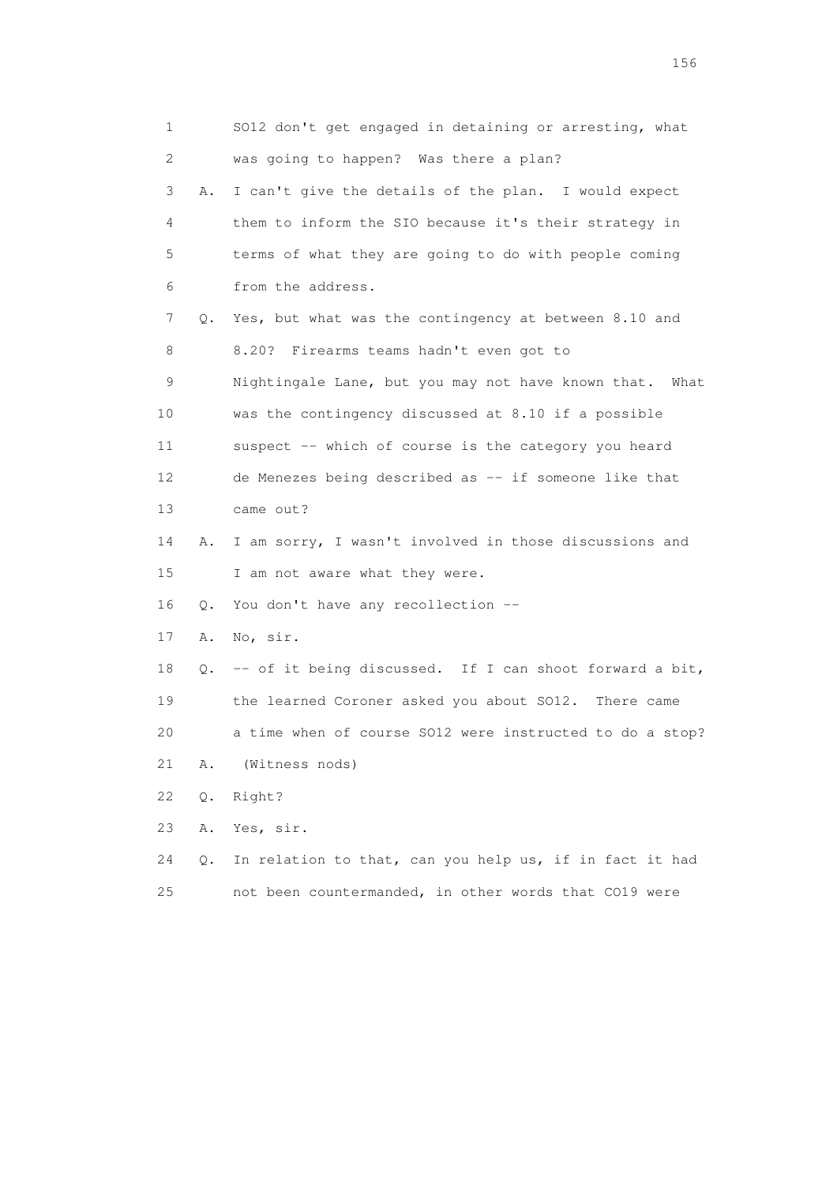1 SO12 don't get engaged in detaining or arresting, what
2 was going to happen? Was there a plan?
3 A. I can't give the details of the plan. I would expect
4 them to inform the SIO because it's their strategy in
5 terms of what they are going to do with people coming
6 from the address.
7 Q. Yes, but what was the contingency at between 8.10 and
8 8.20? Firearms teams hadn't even got to
9 Nightingale Lane, but you may not have known that. What
10 was the contingency discussed at 8.10 if a possible
11 suspect -- which of course is the category you heard
12 de Menezes being described as -- if someone like that
13 came out?
14 A. I am sorry, I wasn't involved in those discussions and
15 I am not aware what they were.
16 Q. You don't have any recollection --
17 A. No, sir.
18 Q. -- of it being discussed. If I can shoot forward a bit,
19 the learned Coroner asked you about SO12. There came
20 a time when of course SO12 were instructed to do a stop?
21 A. (Witness nods)
22 Q. Right?
23 A. Yes, sir.
24 Q. In relation to that, can you help us, if in fact it had
25 not been countermanded, in other words that CO19 were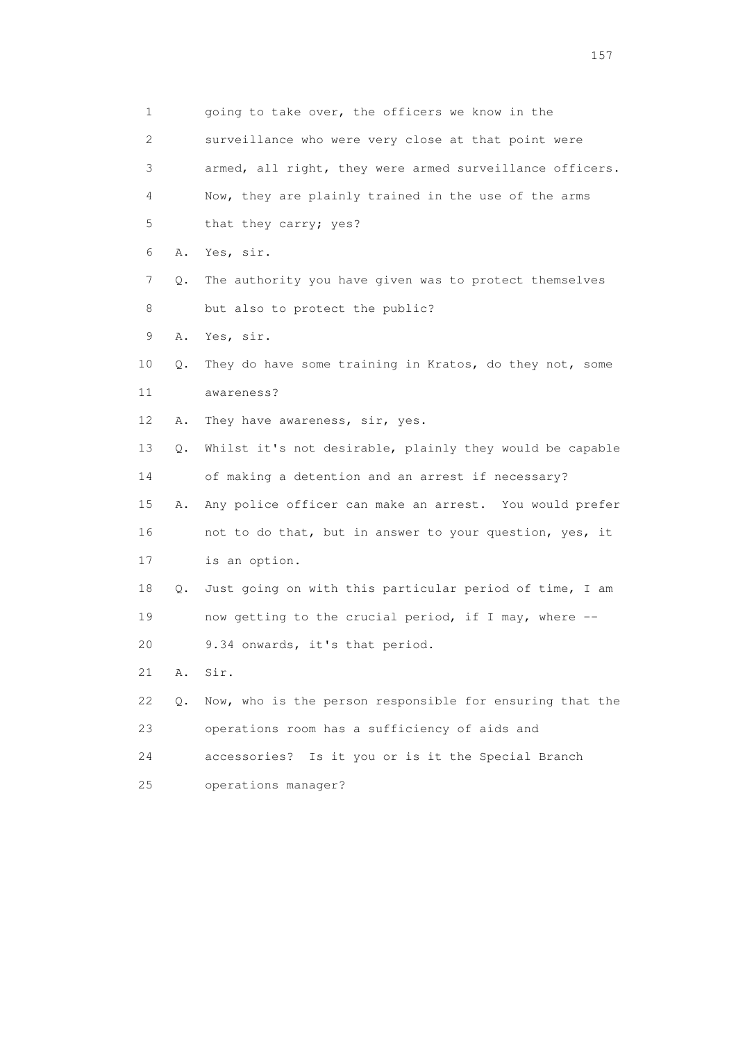1        going to take over, the officers we know in the
2        surveillance who were very close at that point were
3        armed, all right, they were armed surveillance officers.
4        Now, they are plainly trained in the use of the arms
5        that they carry; yes?
6    A.  Yes, sir.
7    Q.  The authority you have given was to protect themselves
8        but also to protect the public?
9    A.  Yes, sir.
10   Q.  They do have some training in Kratos, do they not, some
11       awareness?
12   A.  They have awareness, sir, yes.
13   Q.  Whilst it's not desirable, plainly they would be capable
14       of making a detention and an arrest if necessary?
15   A.  Any police officer can make an arrest.  You would prefer
16       not to do that, but in answer to your question, yes, it
17       is an option.
18   Q.  Just going on with this particular period of time, I am
19       now getting to the crucial period, if I may, where --
20       9.34 onwards, it's that period.
21   A.  Sir.
22   Q.  Now, who is the person responsible for ensuring that the
23       operations room has a sufficiency of aids and
24       accessories?  Is it you or is it the Special Branch
25       operations manager?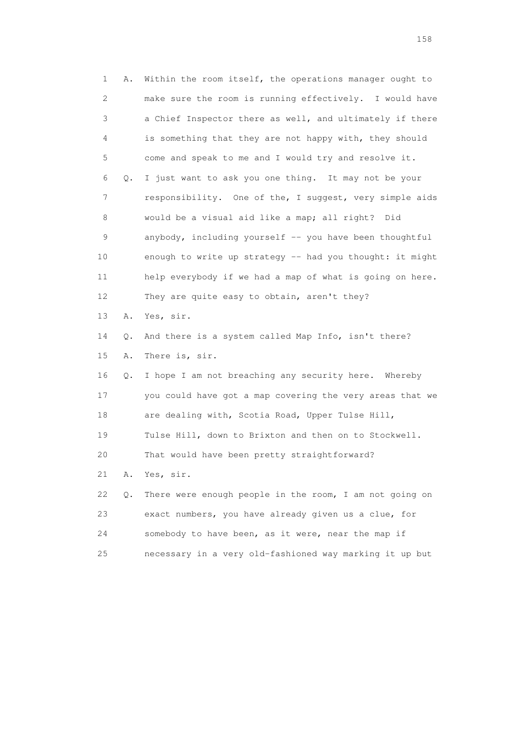1 A. Within the room itself, the operations manager ought to
2 make sure the room is running effectively. I would have
3 a Chief Inspector there as well, and ultimately if there
4 is something that they are not happy with, they should
5 come and speak to me and I would try and resolve it.
6 Q. I just want to ask you one thing. It may not be your
7 responsibility. One of the, I suggest, very simple aids
8 would be a visual aid like a map; all right? Did
9 anybody, including yourself -- you have been thoughtful
10 enough to write up strategy -- had you thought: it might
11 help everybody if we had a map of what is going on here.
12 They are quite easy to obtain, aren't they?
13 A. Yes, sir.
14 Q. And there is a system called Map Info, isn't there?
15 A. There is, sir.
16 Q. I hope I am not breaching any security here. Whereby
17 you could have got a map covering the very areas that we
18 are dealing with, Scotia Road, Upper Tulse Hill,
19 Tulse Hill, down to Brixton and then on to Stockwell.
20 That would have been pretty straightforward?
21 A. Yes, sir.
22 Q. There were enough people in the room, I am not going on
23 exact numbers, you have already given us a clue, for
24 somebody to have been, as it were, near the map if
25 necessary in a very old-fashioned way marking it up but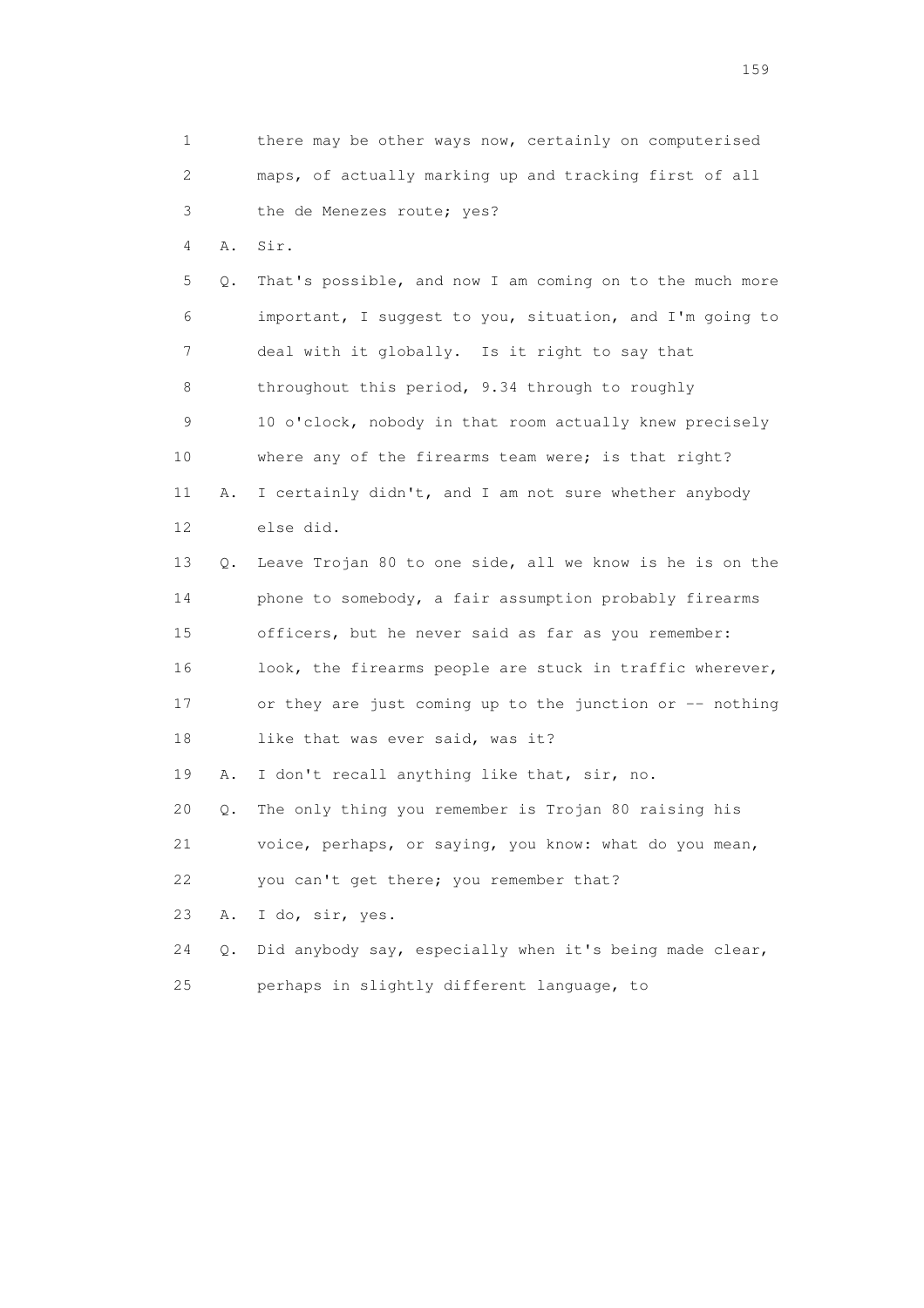1 there may be other ways now, certainly on computerised
2 maps, of actually marking up and tracking first of all
3 the de Menezes route; yes?

4 A. Sir.

5 Q. That's possible, and now I am coming on to the much more
6 important, I suggest to you, situation, and I'm going to
7 deal with it globally. Is it right to say that
8 throughout this period, 9.34 through to roughly
9 10 o'clock, nobody in that room actually knew precisely
10 where any of the firearms team were; is that right?

11 A. I certainly didn't, and I am not sure whether anybody
12 else did.

13 Q. Leave Trojan 80 to one side, all we know is he is on the
14 phone to somebody, a fair assumption probably firearms
15 officers, but he never said as far as you remember:
16 look, the firearms people are stuck in traffic wherever,
17 or they are just coming up to the junction or -- nothing
18 like that was ever said, was it?

19 A. I don't recall anything like that, sir, no.

20 Q. The only thing you remember is Trojan 80 raising his
21 voice, perhaps, or saying, you know: what do you mean,
22 you can't get there; you remember that?

23 A. I do, sir, yes.

24 Q. Did anybody say, especially when it's being made clear,
25 perhaps in slightly different language, to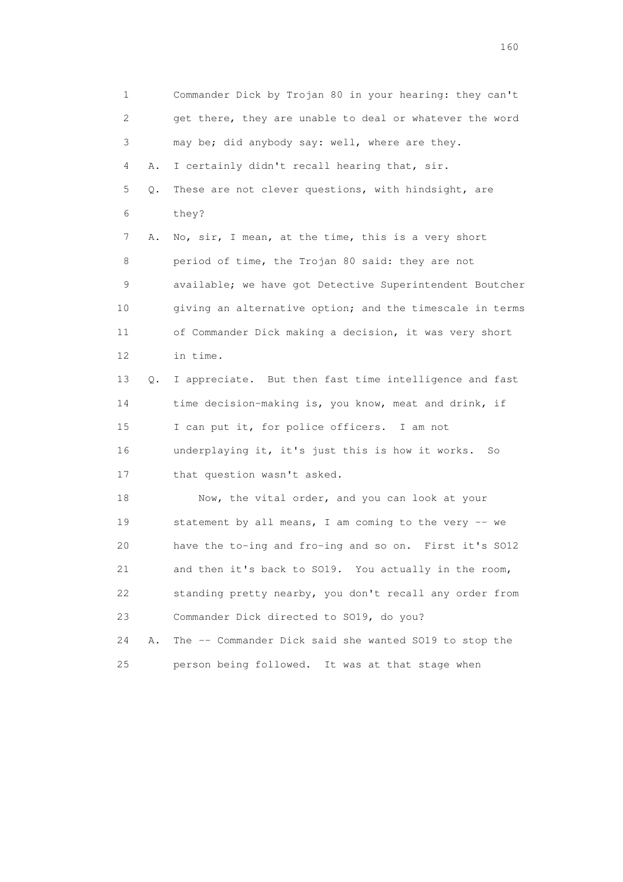1 Commander Dick by Trojan 80 in your hearing: they can't
2 get there, they are unable to deal or whatever the word
3 may be; did anybody say: well, where are they.
4 A. I certainly didn't recall hearing that, sir.
5 Q. These are not clever questions, with hindsight, are
6 they?
7 A. No, sir, I mean, at the time, this is a very short
8 period of time, the Trojan 80 said: they are not
9 available; we have got Detective Superintendent Boutcher
10 giving an alternative option; and the timescale in terms
11 of Commander Dick making a decision, it was very short
12 in time.
13 Q. I appreciate. But then fast time intelligence and fast
14 time decision-making is, you know, meat and drink, if
15 I can put it, for police officers. I am not
16 underplaying it, it's just this is how it works. So
17 that question wasn't asked.
18 Now, the vital order, and you can look at your
19 statement by all means, I am coming to the very -- we
20 have the to-ing and fro-ing and so on. First it's SO12
21 and then it's back to SO19. You actually in the room,
22 standing pretty nearby, you don't recall any order from
23 Commander Dick directed to SO19, do you?
24 A. The -- Commander Dick said she wanted SO19 to stop the
25 person being followed. It was at that stage when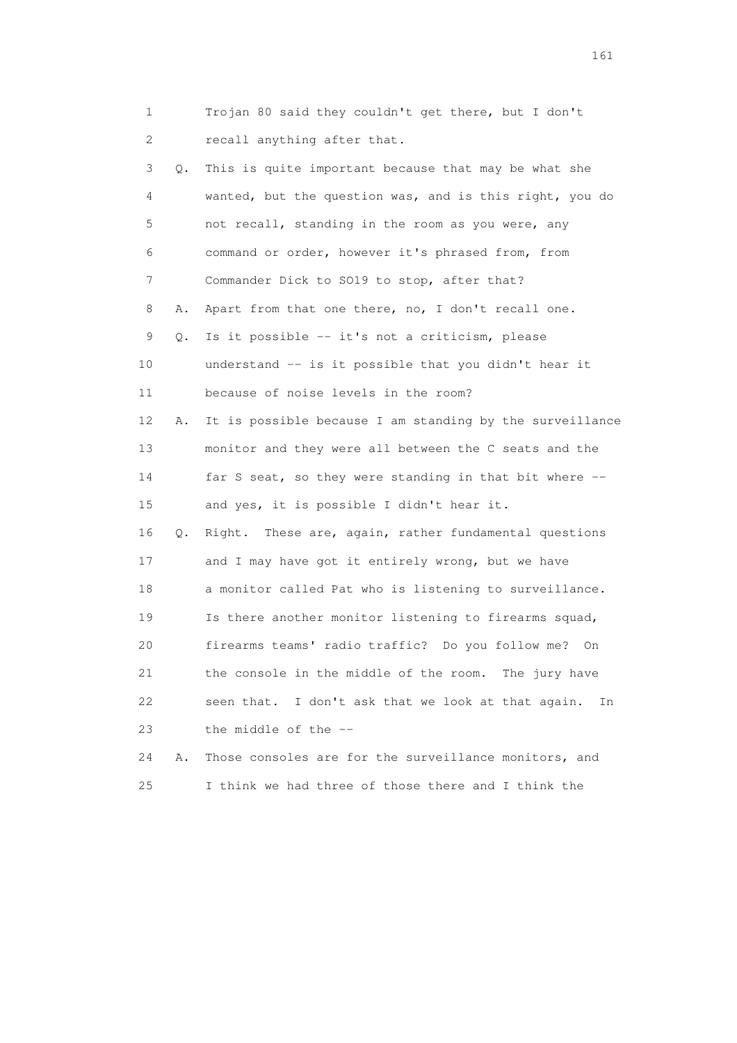1 Trojan 80 said they couldn't get there, but I don't
2 recall anything after that.
3 Q. This is quite important because that may be what she
4 wanted, but the question was, and is this right, you do
5 not recall, standing in the room as you were, any
6 command or order, however it's phrased from, from
7 Commander Dick to SO19 to stop, after that?
8 A. Apart from that one there, no, I don't recall one.
9 Q. Is it possible -- it's not a criticism, please
10 understand -- is it possible that you didn't hear it
11 because of noise levels in the room?
12 A. It is possible because I am standing by the surveillance
13 monitor and they were all between the C seats and the
14 far S seat, so they were standing in that bit where --
15 and yes, it is possible I didn't hear it.
16 Q. Right. These are, again, rather fundamental questions
17 and I may have got it entirely wrong, but we have
18 a monitor called Pat who is listening to surveillance.
19 Is there another monitor listening to firearms squad,
20 firearms teams' radio traffic? Do you follow me? On
21 the console in the middle of the room. The jury have
22 seen that. I don't ask that we look at that again. In
23 the middle of the --
24 A. Those consoles are for the surveillance monitors, and
25 I think we had three of those there and I think the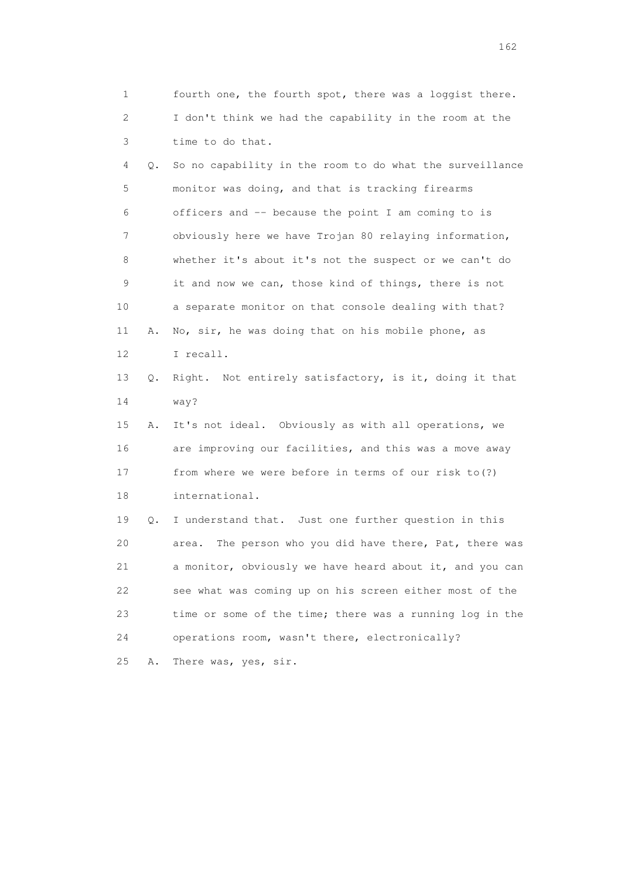1 fourth one, the fourth spot, there was a loggist there.
2 I don't think we had the capability in the room at the
3 time to do that.

4 Q. So no capability in the room to do what the surveillance
5 monitor was doing, and that is tracking firearms
6 officers and -- because the point I am coming to is
7 obviously here we have Trojan 80 relaying information,
8 whether it's about it's not the suspect or we can't do
9 it and now we can, those kind of things, there is not
10 a separate monitor on that console dealing with that?

11 A. No, sir, he was doing that on his mobile phone, as
12 I recall.

13 Q. Right. Not entirely satisfactory, is it, doing it that
14 way?

15 A. It's not ideal. Obviously as with all operations, we
16 are improving our facilities, and this was a move away
17 from where we were before in terms of our risk to(?)
18 international.

19 Q. I understand that. Just one further question in this
20 area. The person who you did have there, Pat, there was
21 a monitor, obviously we have heard about it, and you can
22 see what was coming up on his screen either most of the
23 time or some of the time; there was a running log in the
24 operations room, wasn't there, electronically?

25 A. There was, yes, sir.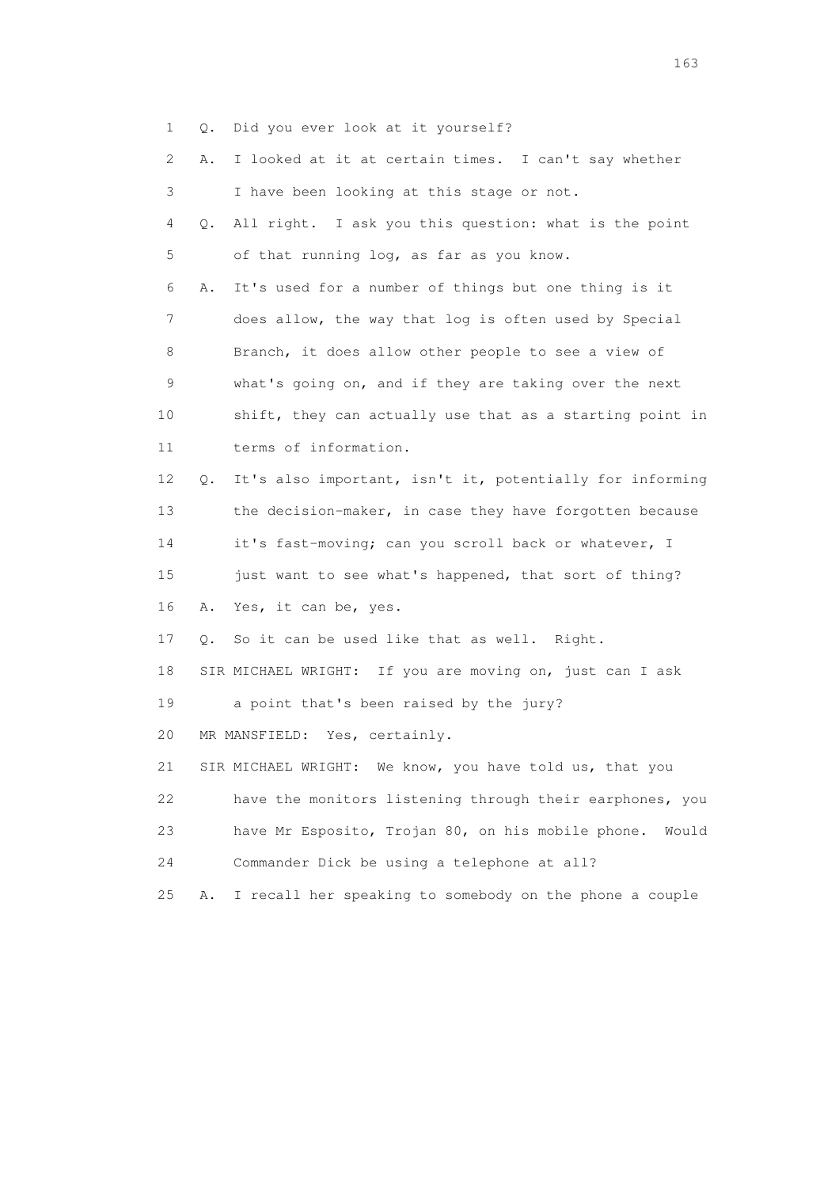1 Q. Did you ever look at it yourself?

2 A. I looked at it at certain times. I can't say whether

3 I have been looking at this stage or not.

4 Q. All right. I ask you this question: what is the point

5 of that running log, as far as you know.

6 A. It's used for a number of things but one thing is it

7 does allow, the way that log is often used by Special

8 Branch, it does allow other people to see a view of

9 what's going on, and if they are taking over the next

10 shift, they can actually use that as a starting point in

11 terms of information.

12 Q. It's also important, isn't it, potentially for informing

13 the decision-maker, in case they have forgotten because

14 it's fast-moving; can you scroll back or whatever, I

15 just want to see what's happened, that sort of thing?

16 A. Yes, it can be, yes.

17 Q. So it can be used like that as well. Right.

18 SIR MICHAEL WRIGHT: If you are moving on, just can I ask

19 a point that's been raised by the jury?

20 MR MANSFIELD: Yes, certainly.

21 SIR MICHAEL WRIGHT: We know, you have told us, that you

22 have the monitors listening through their earphones, you

23 have Mr Esposito, Trojan 80, on his mobile phone. Would

24 Commander Dick be using a telephone at all?

25 A. I recall her speaking to somebody on the phone a couple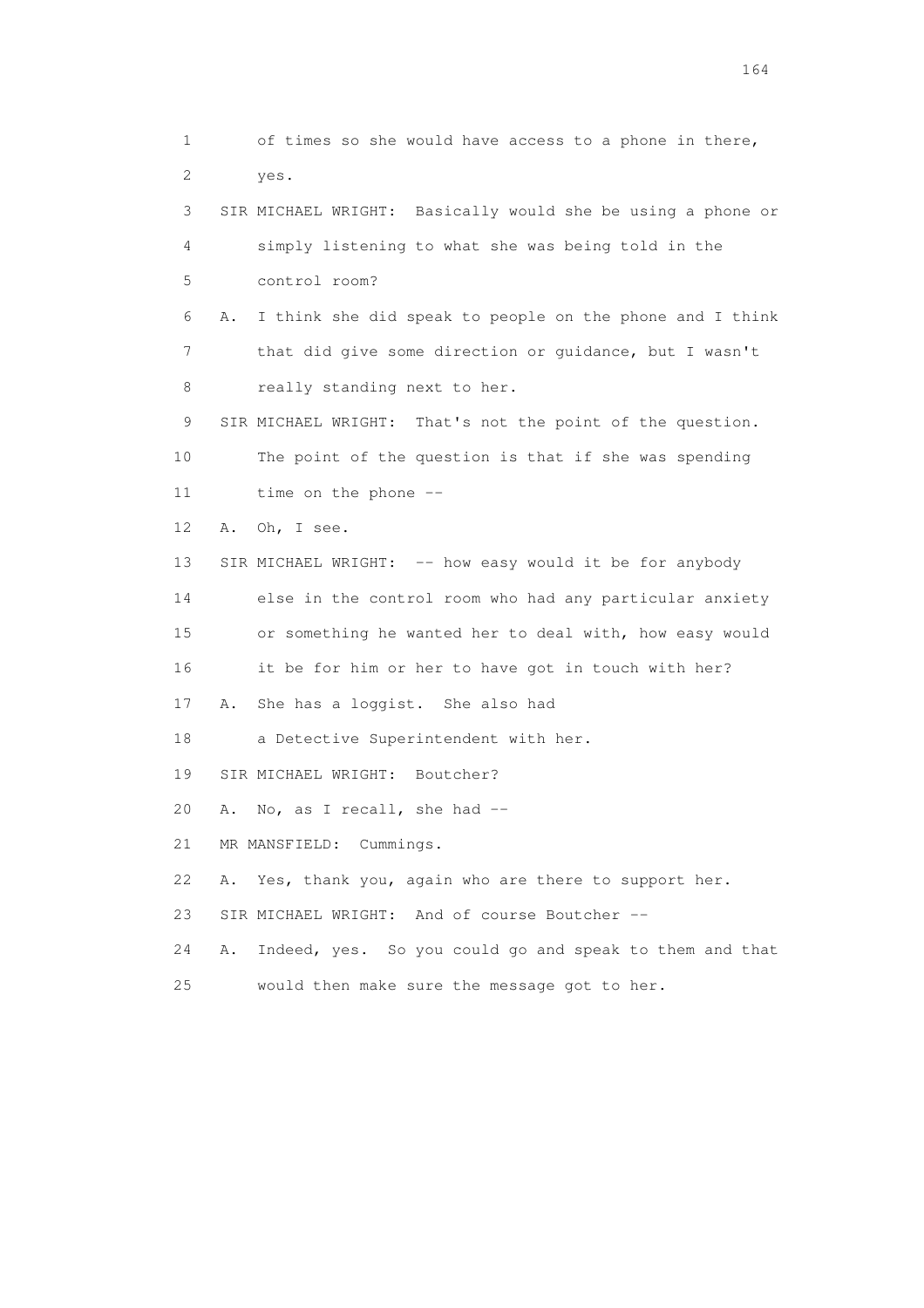1 of times so she would have access to a phone in there,
2 yes.
3 SIR MICHAEL WRIGHT: Basically would she be using a phone or
4 simply listening to what she was being told in the
5 control room?
6 A. I think she did speak to people on the phone and I think
7 that did give some direction or guidance, but I wasn't
8 really standing next to her.
9 SIR MICHAEL WRIGHT: That's not the point of the question.
10 The point of the question is that if she was spending
11 time on the phone --
12 A. Oh, I see.
13 SIR MICHAEL WRIGHT: -- how easy would it be for anybody
14 else in the control room who had any particular anxiety
15 or something he wanted her to deal with, how easy would
16 it be for him or her to have got in touch with her?
17 A. She has a loggist. She also had
18 a Detective Superintendent with her.
19 SIR MICHAEL WRIGHT: Boutcher?
20 A. No, as I recall, she had --
21 MR MANSFIELD: Cummings.
22 A. Yes, thank you, again who are there to support her.
23 SIR MICHAEL WRIGHT: And of course Boutcher --
24 A. Indeed, yes. So you could go and speak to them and that
25 would then make sure the message got to her.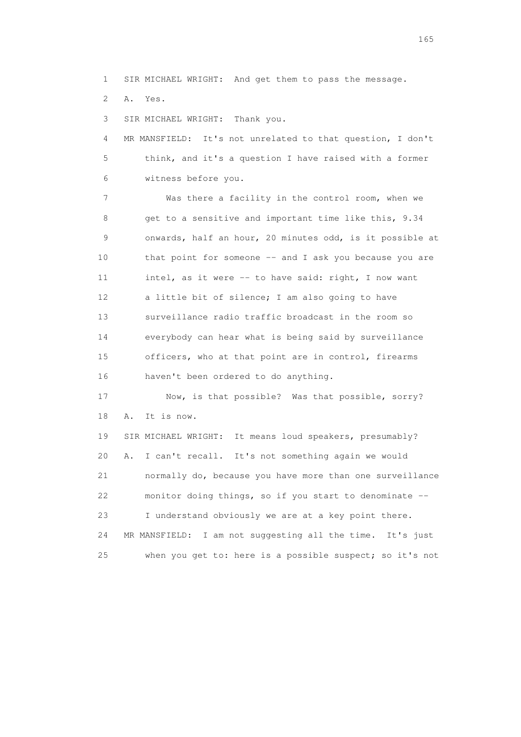1 SIR MICHAEL WRIGHT: And get them to pass the message.

2 A. Yes.

3 SIR MICHAEL WRIGHT: Thank you.

4 MR MANSFIELD: It's not unrelated to that question, I don't
5 think, and it's a question I have raised with a former
6 witness before you.

7 Was there a facility in the control room, when we
8 get to a sensitive and important time like this, 9.34
9 onwards, half an hour, 20 minutes odd, is it possible at
10 that point for someone -- and I ask you because you are
11 intel, as it were -- to have said: right, I now want
12 a little bit of silence; I am also going to have
13 surveillance radio traffic broadcast in the room so
14 everybody can hear what is being said by surveillance
15 officers, who at that point are in control, firearms
16 haven't been ordered to do anything.

17 Now, is that possible? Was that possible, sorry?

18 A. It is now.

19 SIR MICHAEL WRIGHT: It means loud speakers, presumably?

20 A. I can't recall. It's not something again we would
21 normally do, because you have more than one surveillance
22 monitor doing things, so if you start to denominate --
23 I understand obviously we are at a key point there.

24 MR MANSFIELD: I am not suggesting all the time. It's just
25 when you get to: here is a possible suspect; so it's not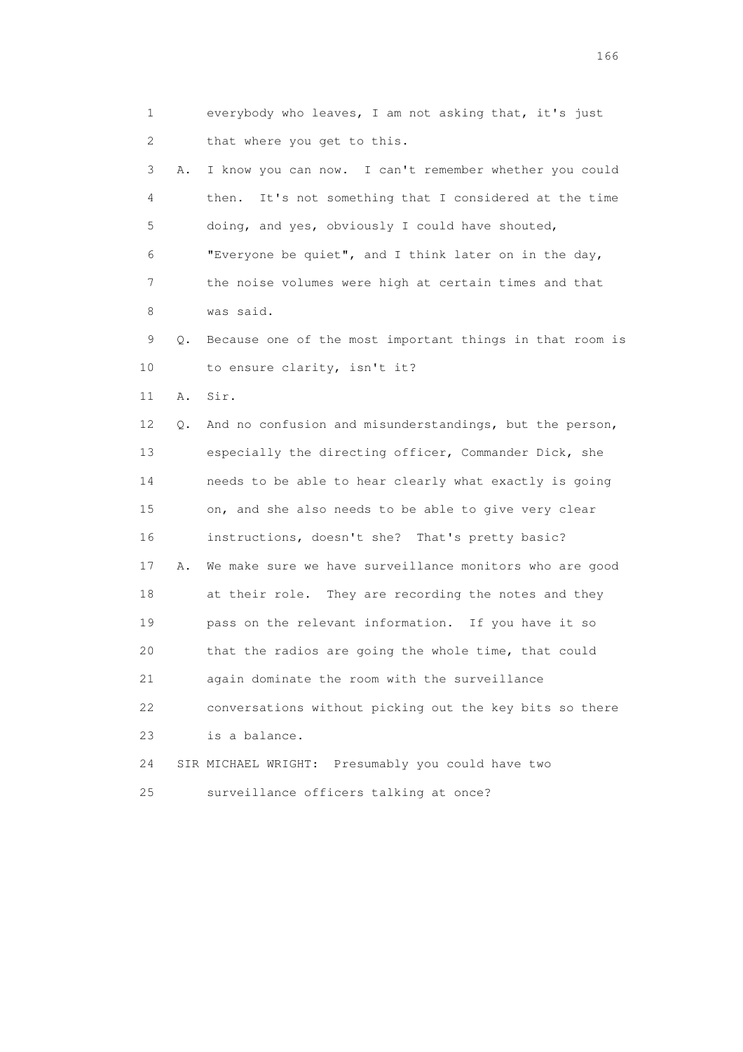1 everybody who leaves, I am not asking that, it's just
2 that where you get to this.

3 A. I know you can now. I can't remember whether you could
4 then. It's not something that I considered at the time
5 doing, and yes, obviously I could have shouted,
6 "Everyone be quiet", and I think later on in the day,
7 the noise volumes were high at certain times and that
8 was said.

9 Q. Because one of the most important things in that room is
10 to ensure clarity, isn't it?

11 A. Sir.

12 Q. And no confusion and misunderstandings, but the person,
13 especially the directing officer, Commander Dick, she
14 needs to be able to hear clearly what exactly is going
15 on, and she also needs to be able to give very clear
16 instructions, doesn't she? That's pretty basic?

17 A. We make sure we have surveillance monitors who are good
18 at their role. They are recording the notes and they
19 pass on the relevant information. If you have it so
20 that the radios are going the whole time, that could
21 again dominate the room with the surveillance
22 conversations without picking out the key bits so there
23 is a balance.

24 SIR MICHAEL WRIGHT: Presumably you could have two
25 surveillance officers talking at once?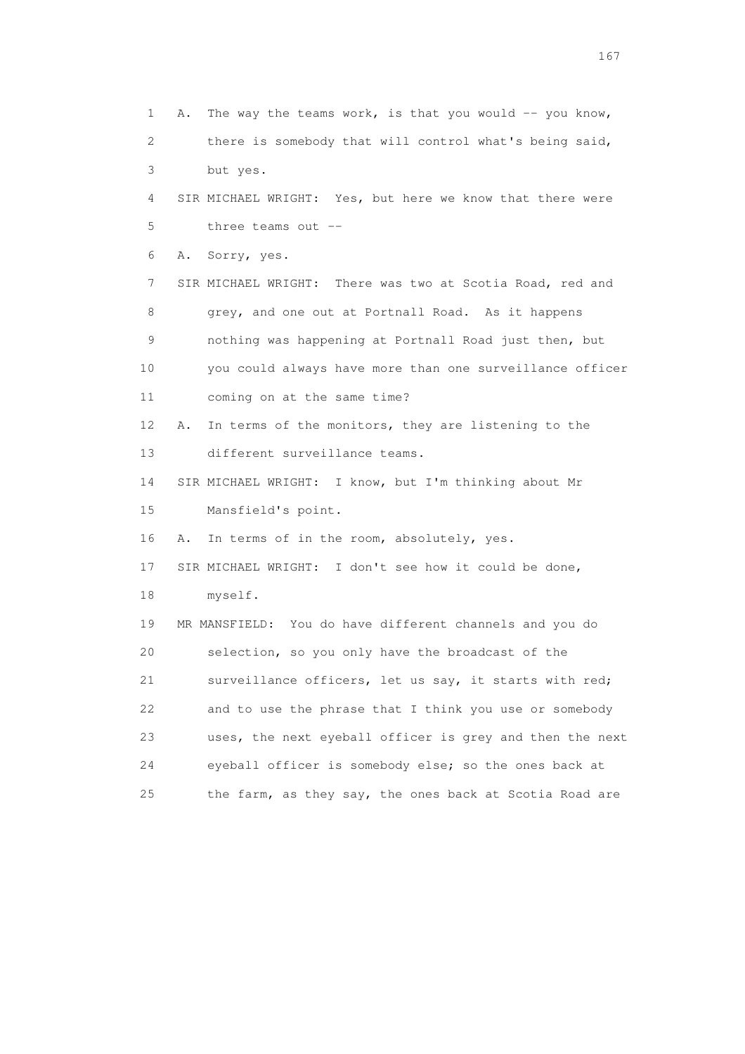1 A. The way the teams work, is that you would -- you know,
2 there is somebody that will control what's being said,
3 but yes.
4 SIR MICHAEL WRIGHT: Yes, but here we know that there were
5 three teams out --
6 A. Sorry, yes.
7 SIR MICHAEL WRIGHT: There was two at Scotia Road, red and
8 grey, and one out at Portnall Road. As it happens
9 nothing was happening at Portnall Road just then, but
10 you could always have more than one surveillance officer
11 coming on at the same time?
12 A. In terms of the monitors, they are listening to the
13 different surveillance teams.
14 SIR MICHAEL WRIGHT: I know, but I'm thinking about Mr
15 Mansfield's point.
16 A. In terms of in the room, absolutely, yes.
17 SIR MICHAEL WRIGHT: I don't see how it could be done,
18 myself.
19 MR MANSFIELD: You do have different channels and you do
20 selection, so you only have the broadcast of the
21 surveillance officers, let us say, it starts with red;
22 and to use the phrase that I think you use or somebody
23 uses, the next eyeball officer is grey and then the next
24 eyeball officer is somebody else; so the ones back at
25 the farm, as they say, the ones back at Scotia Road are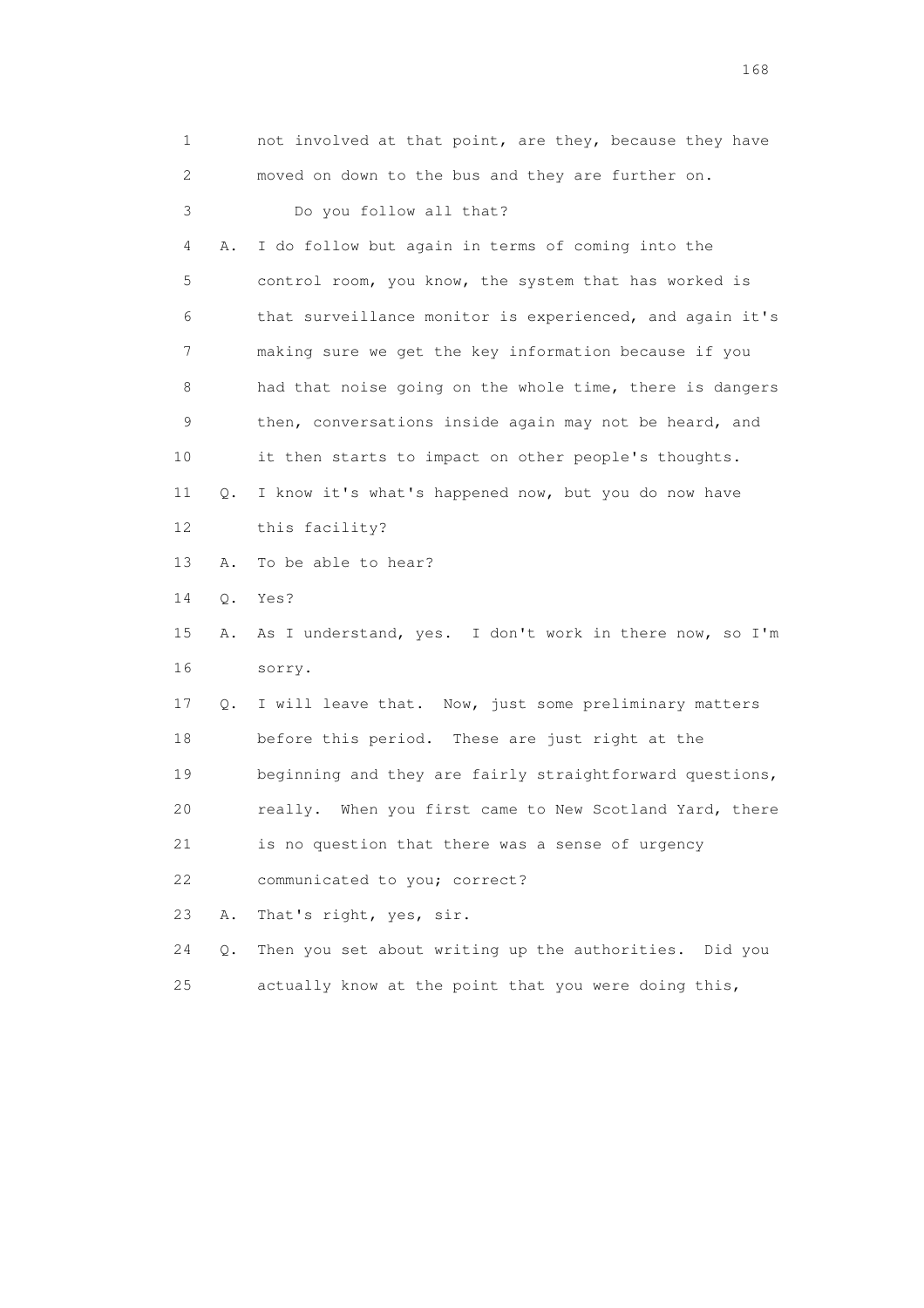1 not involved at that point, are they, because they have
2 moved on down to the bus and they are further on.
3 Do you follow all that?
4 A. I do follow but again in terms of coming into the
5 control room, you know, the system that has worked is
6 that surveillance monitor is experienced, and again it's
7 making sure we get the key information because if you
8 had that noise going on the whole time, there is dangers
9 then, conversations inside again may not be heard, and
10 it then starts to impact on other people's thoughts.
11 Q. I know it's what's happened now, but you do now have
12 this facility?
13 A. To be able to hear?
14 Q. Yes?
15 A. As I understand, yes. I don't work in there now, so I'm
16 sorry.
17 Q. I will leave that. Now, just some preliminary matters
18 before this period. These are just right at the
19 beginning and they are fairly straightforward questions,
20 really. When you first came to New Scotland Yard, there
21 is no question that there was a sense of urgency
22 communicated to you; correct?
23 A. That's right, yes, sir.
24 Q. Then you set about writing up the authorities. Did you
25 actually know at the point that you were doing this,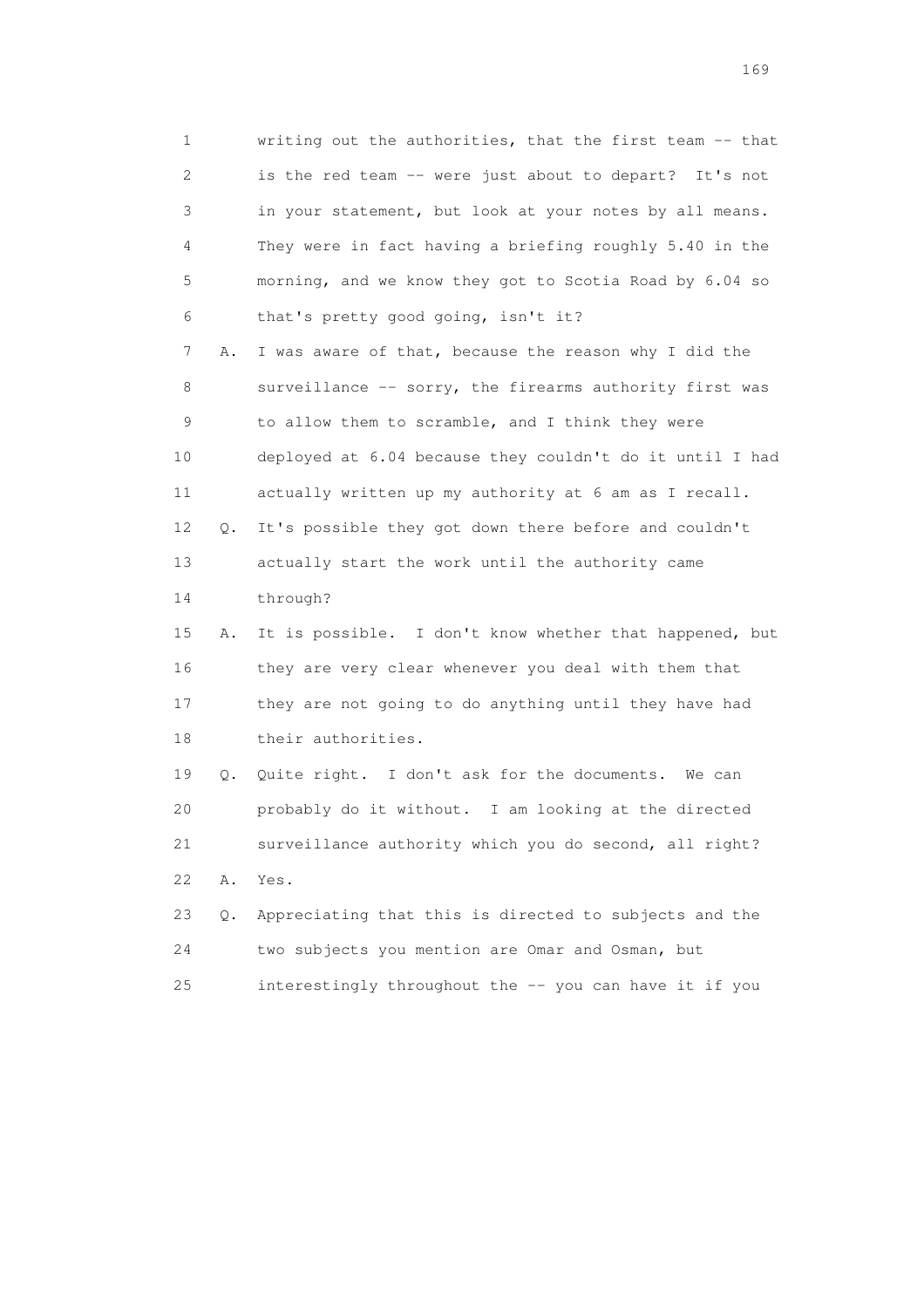1 writing out the authorities, that the first team -- that
2 is the red team -- were just about to depart? It's not
3 in your statement, but look at your notes by all means.
4 They were in fact having a briefing roughly 5.40 in the
5 morning, and we know they got to Scotia Road by 6.04 so
6 that's pretty good going, isn't it?

7 A. I was aware of that, because the reason why I did the
8 surveillance -- sorry, the firearms authority first was
9 to allow them to scramble, and I think they were
10 deployed at 6.04 because they couldn't do it until I had
11 actually written up my authority at 6 am as I recall.

12 Q. It's possible they got down there before and couldn't
13 actually start the work until the authority came
14 through?

15 A. It is possible. I don't know whether that happened, but
16 they are very clear whenever you deal with them that
17 they are not going to do anything until they have had
18 their authorities.

19 Q. Quite right. I don't ask for the documents. We can
20 probably do it without. I am looking at the directed
21 surveillance authority which you do second, all right?

22 A. Yes.

23 Q. Appreciating that this is directed to subjects and the
24 two subjects you mention are Omar and Osman, but
25 interestingly throughout the -- you can have it if you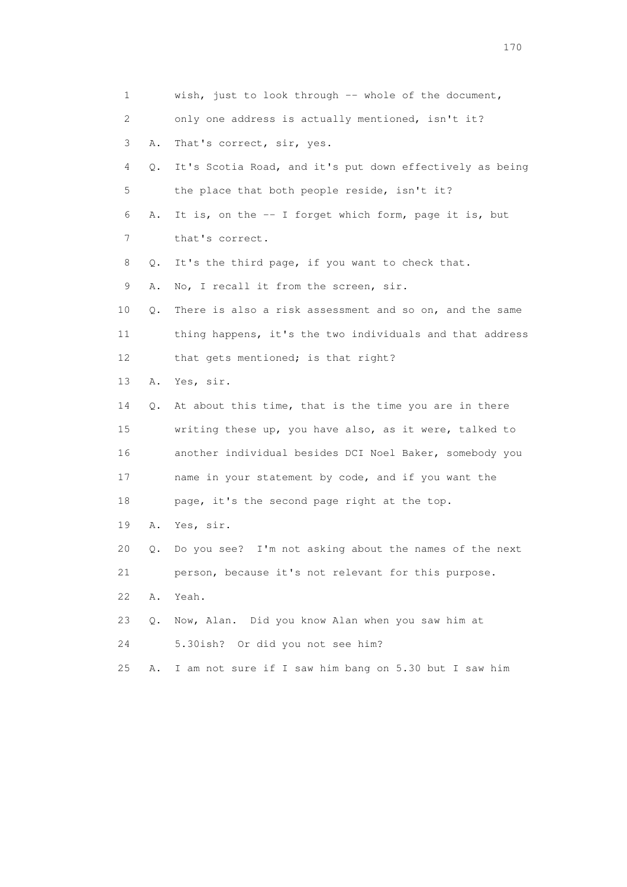1 wish, just to look through -- whole of the document,
2 only one address is actually mentioned, isn't it?
3 A. That's correct, sir, yes.
4 Q. It's Scotia Road, and it's put down effectively as being
5 the place that both people reside, isn't it?
6 A. It is, on the -- I forget which form, page it is, but
7 that's correct.
8 Q. It's the third page, if you want to check that.
9 A. No, I recall it from the screen, sir.
10 Q. There is also a risk assessment and so on, and the same
11 thing happens, it's the two individuals and that address
12 that gets mentioned; is that right?
13 A. Yes, sir.
14 Q. At about this time, that is the time you are in there
15 writing these up, you have also, as it were, talked to
16 another individual besides DCI Noel Baker, somebody you
17 name in your statement by code, and if you want the
18 page, it's the second page right at the top.
19 A. Yes, sir.
20 Q. Do you see? I'm not asking about the names of the next
21 person, because it's not relevant for this purpose.
22 A. Yeah.
23 Q. Now, Alan. Did you know Alan when you saw him at
24 5.30ish? Or did you not see him?
25 A. I am not sure if I saw him bang on 5.30 but I saw him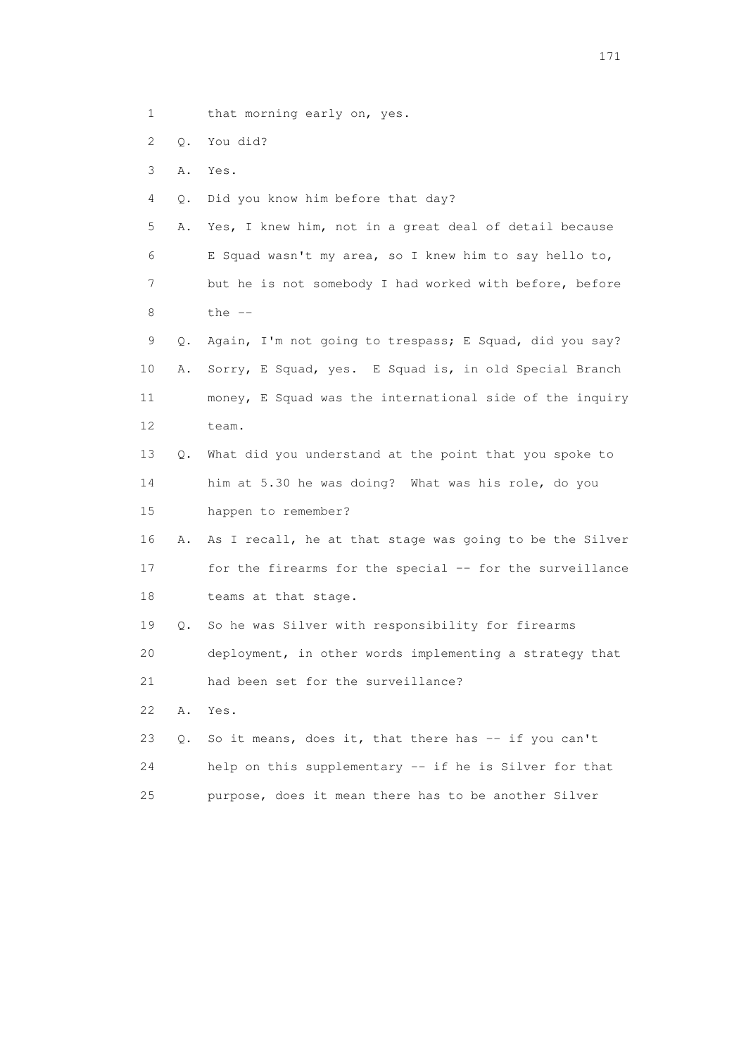1 that morning early on, yes.

2 Q. You did?

3 A. Yes.

4 Q. Did you know him before that day?

5 A. Yes, I knew him, not in a great deal of detail because

6 E Squad wasn't my area, so I knew him to say hello to,

7 but he is not somebody I had worked with before, before

8 the --

9 Q. Again, I'm not going to trespass; E Squad, did you say?

10 A. Sorry, E Squad, yes. E Squad is, in old Special Branch

11 money, E Squad was the international side of the inquiry

12 team.

13 Q. What did you understand at the point that you spoke to

14 him at 5.30 he was doing? What was his role, do you

15 happen to remember?

16 A. As I recall, he at that stage was going to be the Silver

17 for the firearms for the special -- for the surveillance

18 teams at that stage.

19 Q. So he was Silver with responsibility for firearms

20 deployment, in other words implementing a strategy that

21 had been set for the surveillance?

22 A. Yes.

23 Q. So it means, does it, that there has -- if you can't

24 help on this supplementary -- if he is Silver for that

25 purpose, does it mean there has to be another Silver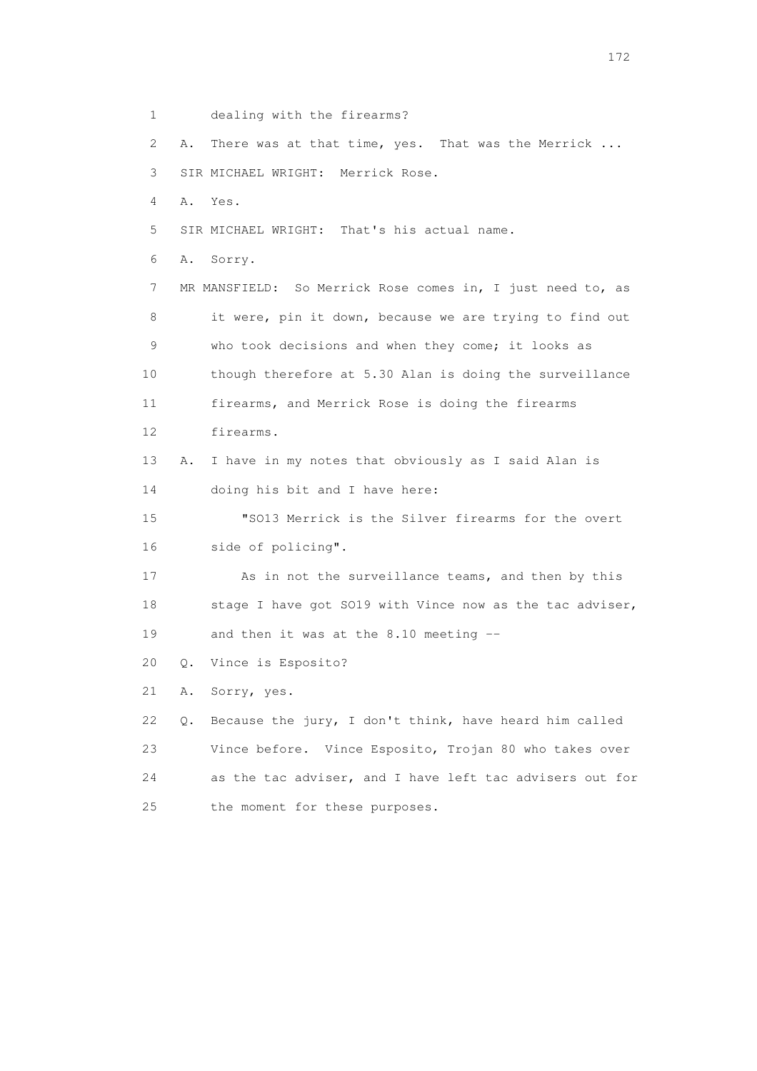1 dealing with the firearms?

2 A. There was at that time, yes. That was the Merrick ...

3 SIR MICHAEL WRIGHT: Merrick Rose.

4 A. Yes.

5 SIR MICHAEL WRIGHT: That's his actual name.

6 A. Sorry.

7 MR MANSFIELD: So Merrick Rose comes in, I just need to, as

8 it were, pin it down, because we are trying to find out

9 who took decisions and when they come; it looks as

10 though therefore at 5.30 Alan is doing the surveillance

11 firearms, and Merrick Rose is doing the firearms

12 firearms.

13 A. I have in my notes that obviously as I said Alan is

14 doing his bit and I have here:

15 "SO13 Merrick is the Silver firearms for the overt

16 side of policing".

17 As in not the surveillance teams, and then by this

18 stage I have got SO19 with Vince now as the tac adviser,

19 and then it was at the 8.10 meeting --

20 Q. Vince is Esposito?

21 A. Sorry, yes.

22 Q. Because the jury, I don't think, have heard him called

23 Vince before. Vince Esposito, Trojan 80 who takes over

24 as the tac adviser, and I have left tac advisers out for

25 the moment for these purposes.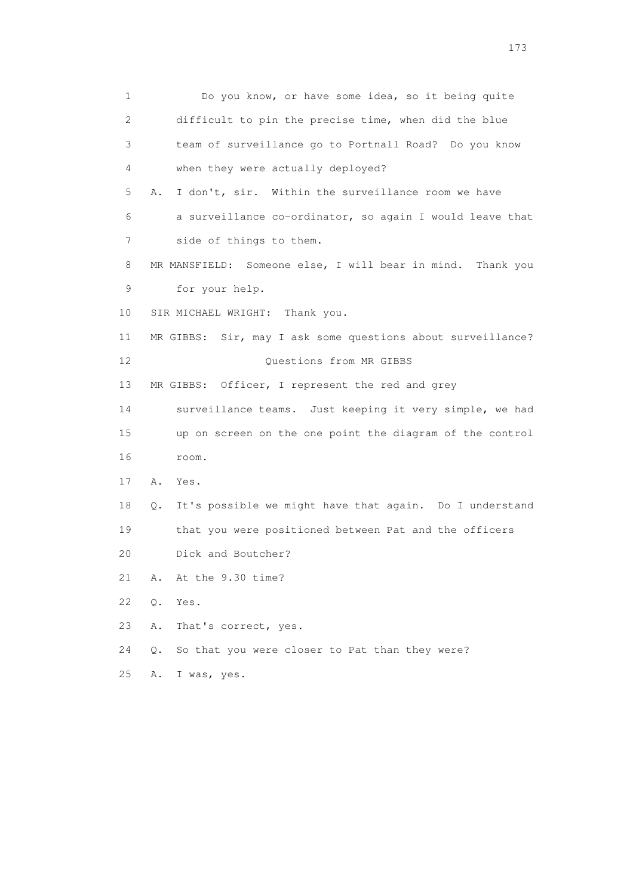1 Do you know, or have some idea, so it being quite
2 difficult to pin the precise time, when did the blue
3 team of surveillance go to Portnall Road? Do you know
4 when they were actually deployed?

5 A. I don't, sir. Within the surveillance room we have
6 a surveillance co-ordinator, so again I would leave that
7 side of things to them.

8 MR MANSFIELD: Someone else, I will bear in mind. Thank you
9 for your help.

10 SIR MICHAEL WRIGHT: Thank you.

11 MR GIBBS: Sir, may I ask some questions about surveillance?

12 Questions from MR GIBBS

13 MR GIBBS: Officer, I represent the red and grey
14 surveillance teams. Just keeping it very simple, we had
15 up on screen on the one point the diagram of the control
16 room.

17 A. Yes.

18 Q. It's possible we might have that again. Do I understand
19 that you were positioned between Pat and the officers
20 Dick and Boutcher?

21 A. At the 9.30 time?

22 Q. Yes.

23 A. That's correct, yes.

24 Q. So that you were closer to Pat than they were?

25 A. I was, yes.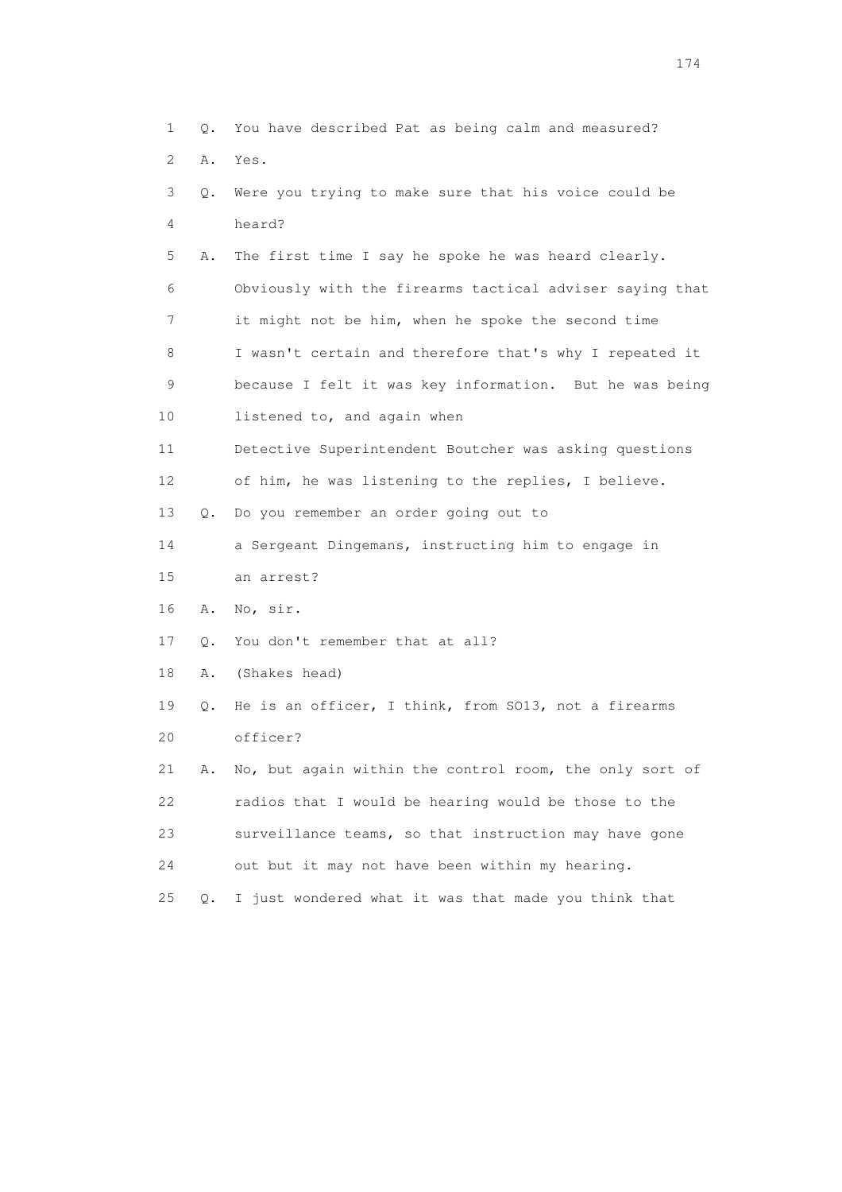1 Q. You have described Pat as being calm and measured?

2 A. Yes.

3 Q. Were you trying to make sure that his voice could be
4 heard?

5 A. The first time I say he spoke he was heard clearly.
6 Obviously with the firearms tactical adviser saying that
7 it might not be him, when he spoke the second time
8 I wasn't certain and therefore that's why I repeated it
9 because I felt it was key information. But he was being
10 listened to, and again when
11 Detective Superintendent Boutcher was asking questions
12 of him, he was listening to the replies, I believe.

13 Q. Do you remember an order going out to
14 a Sergeant Dingemans, instructing him to engage in
15 an arrest?

16 A. No, sir.

17 Q. You don't remember that at all?

18 A. (Shakes head)

19 Q. He is an officer, I think, from SO13, not a firearms
20 officer?

21 A. No, but again within the control room, the only sort of
22 radios that I would be hearing would be those to the
23 surveillance teams, so that instruction may have gone
24 out but it may not have been within my hearing.

25 Q. I just wondered what it was that made you think that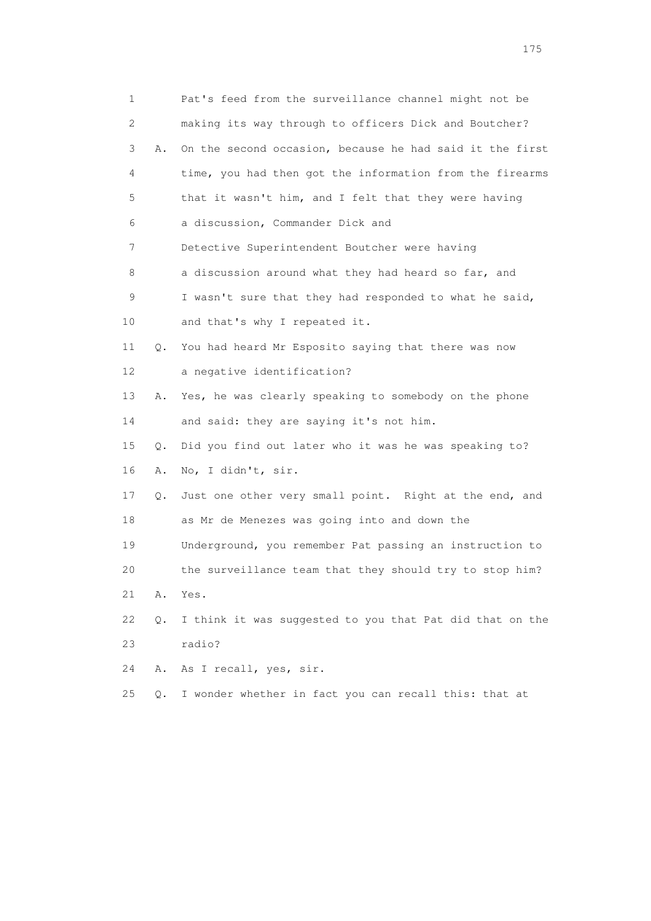1 Pat's feed from the surveillance channel might not be
2 making its way through to officers Dick and Boutcher?
3 A. On the second occasion, because he had said it the first
4 time, you had then got the information from the firearms
5 that it wasn't him, and I felt that they were having
6 a discussion, Commander Dick and
7 Detective Superintendent Boutcher were having
8 a discussion around what they had heard so far, and
9 I wasn't sure that they had responded to what he said,
10 and that's why I repeated it.
11 Q. You had heard Mr Esposito saying that there was now
12 a negative identification?
13 A. Yes, he was clearly speaking to somebody on the phone
14 and said: they are saying it's not him.
15 Q. Did you find out later who it was he was speaking to?
16 A. No, I didn't, sir.
17 Q. Just one other very small point. Right at the end, and
18 as Mr de Menezes was going into and down the
19 Underground, you remember Pat passing an instruction to
20 the surveillance team that they should try to stop him?
21 A. Yes.
22 Q. I think it was suggested to you that Pat did that on the
23 radio?
24 A. As I recall, yes, sir.
25 Q. I wonder whether in fact you can recall this: that at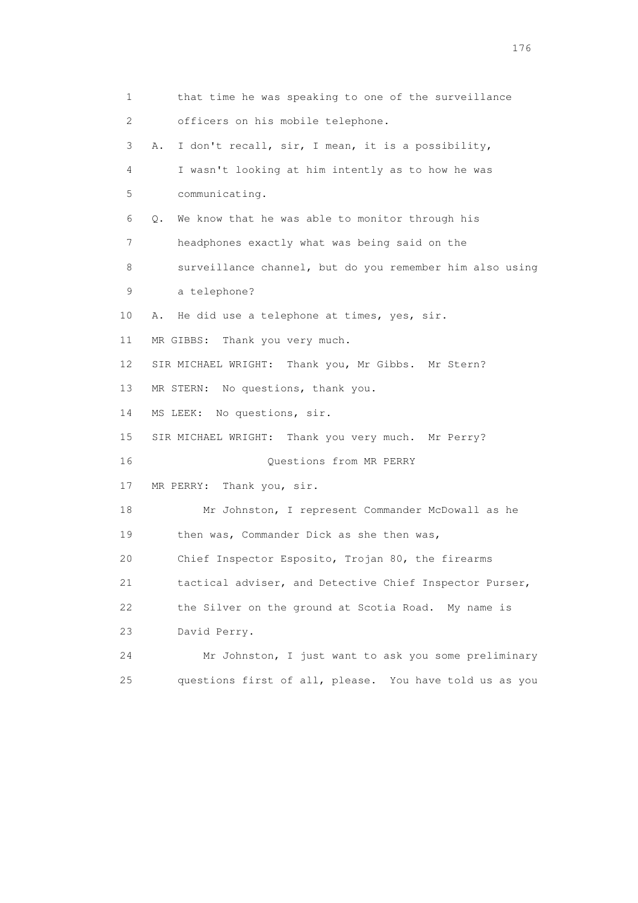1 that time he was speaking to one of the surveillance
2 officers on his mobile telephone.
3 A. I don't recall, sir, I mean, it is a possibility,
4 I wasn't looking at him intently as to how he was
5 communicating.
6 Q. We know that he was able to monitor through his
7 headphones exactly what was being said on the
8 surveillance channel, but do you remember him also using
9 a telephone?
10 A. He did use a telephone at times, yes, sir.
11 MR GIBBS: Thank you very much.
12 SIR MICHAEL WRIGHT: Thank you, Mr Gibbs. Mr Stern?
13 MR STERN: No questions, thank you.
14 MS LEEK: No questions, sir.
15 SIR MICHAEL WRIGHT: Thank you very much. Mr Perry?
16 Questions from MR PERRY
17 MR PERRY: Thank you, sir.
18 Mr Johnston, I represent Commander McDowall as he
19 then was, Commander Dick as she then was,
20 Chief Inspector Esposito, Trojan 80, the firearms
21 tactical adviser, and Detective Chief Inspector Purser,
22 the Silver on the ground at Scotia Road. My name is
23 David Perry.
24 Mr Johnston, I just want to ask you some preliminary
25 questions first of all, please. You have told us as you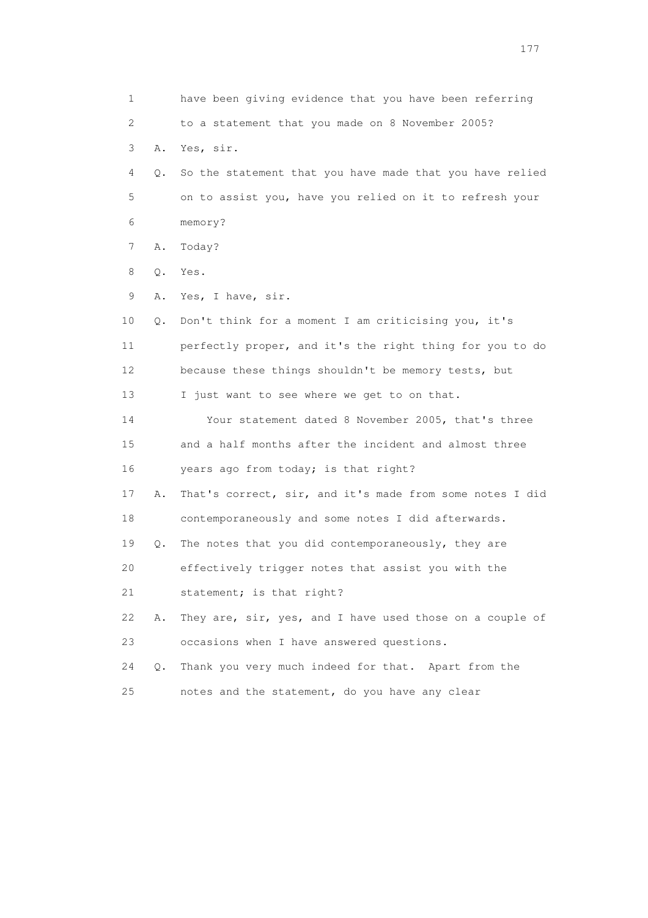1 have been giving evidence that you have been referring
2 to a statement that you made on 8 November 2005?
3 A. Yes, sir.
4 Q. So the statement that you have made that you have relied
5 on to assist you, have you relied on it to refresh your
6 memory?
7 A. Today?
8 Q. Yes.
9 A. Yes, I have, sir.
10 Q. Don't think for a moment I am criticising you, it's
11 perfectly proper, and it's the right thing for you to do
12 because these things shouldn't be memory tests, but
13 I just want to see where we get to on that.
14 Your statement dated 8 November 2005, that's three
15 and a half months after the incident and almost three
16 years ago from today; is that right?
17 A. That's correct, sir, and it's made from some notes I did
18 contemporaneously and some notes I did afterwards.
19 Q. The notes that you did contemporaneously, they are
20 effectively trigger notes that assist you with the
21 statement; is that right?
22 A. They are, sir, yes, and I have used those on a couple of
23 occasions when I have answered questions.
24 Q. Thank you very much indeed for that. Apart from the
25 notes and the statement, do you have any clear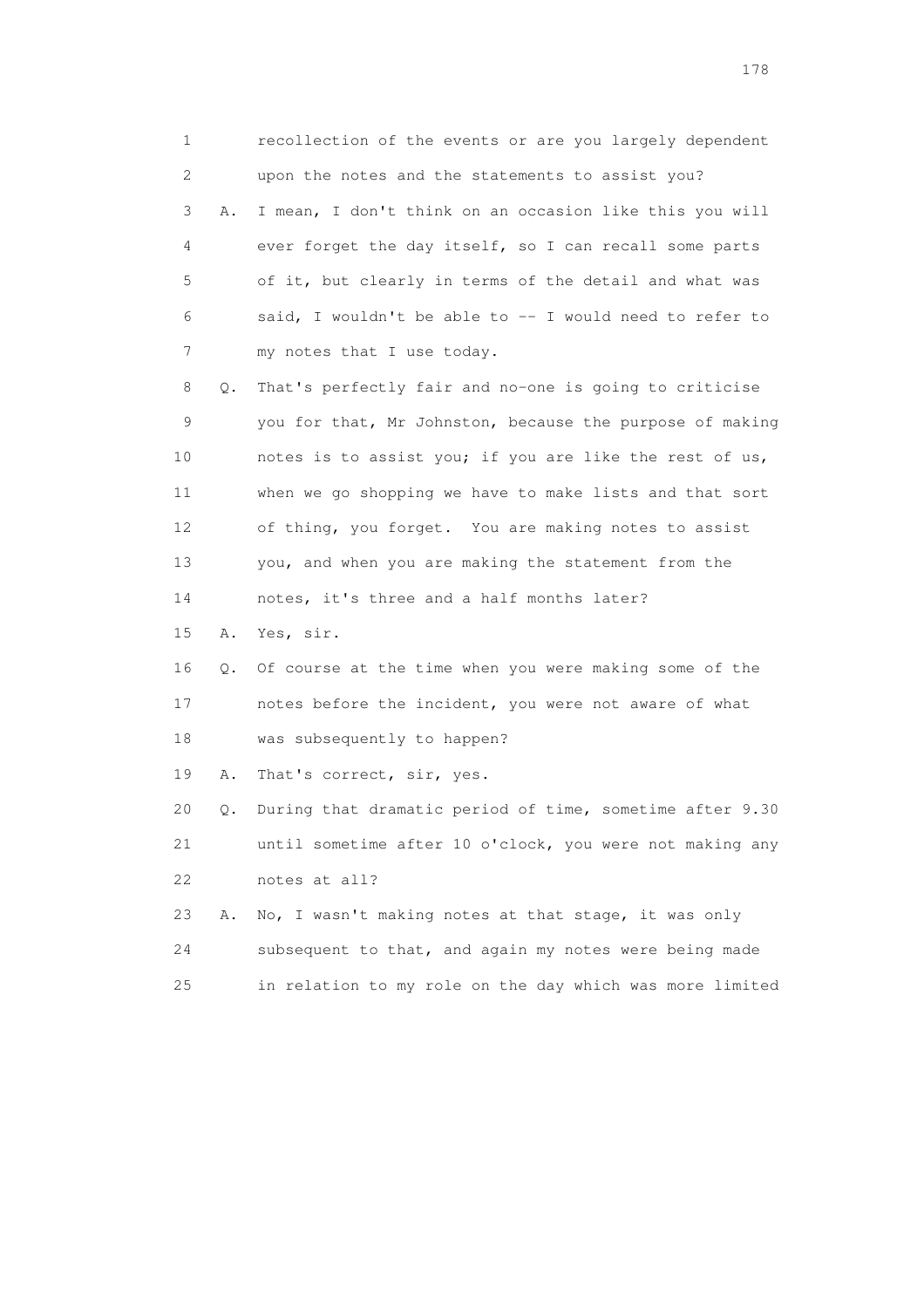1 recollection of the events or are you largely dependent
2 upon the notes and the statements to assist you?
3 A. I mean, I don't think on an occasion like this you will
4 ever forget the day itself, so I can recall some parts
5 of it, but clearly in terms of the detail and what was
6 said, I wouldn't be able to -- I would need to refer to
7 my notes that I use today.
8 Q. That's perfectly fair and no-one is going to criticise
9 you for that, Mr Johnston, because the purpose of making
10 notes is to assist you; if you are like the rest of us,
11 when we go shopping we have to make lists and that sort
12 of thing, you forget. You are making notes to assist
13 you, and when you are making the statement from the
14 notes, it's three and a half months later?
15 A. Yes, sir.
16 Q. Of course at the time when you were making some of the
17 notes before the incident, you were not aware of what
18 was subsequently to happen?
19 A. That's correct, sir, yes.
20 Q. During that dramatic period of time, sometime after 9.30
21 until sometime after 10 o'clock, you were not making any
22 notes at all?
23 A. No, I wasn't making notes at that stage, it was only
24 subsequent to that, and again my notes were being made
25 in relation to my role on the day which was more limited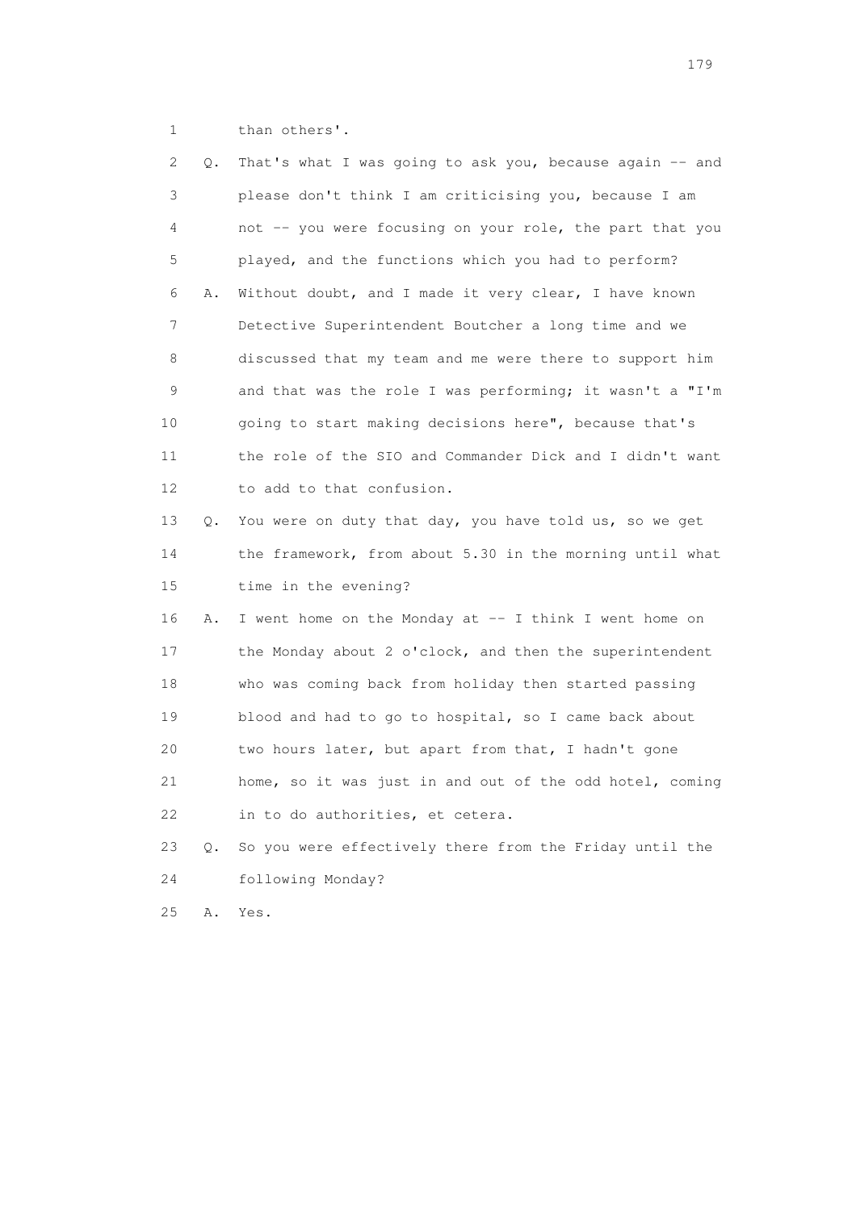1 than others'.

2 Q. That's what I was going to ask you, because again -- and
3 please don't think I am criticising you, because I am
4 not -- you were focusing on your role, the part that you
5 played, and the functions which you had to perform?

6 A. Without doubt, and I made it very clear, I have known
7 Detective Superintendent Boutcher a long time and we
8 discussed that my team and me were there to support him
9 and that was the role I was performing; it wasn't a "I'm
10 going to start making decisions here", because that's
11 the role of the SIO and Commander Dick and I didn't want
12 to add to that confusion.

13 Q. You were on duty that day, you have told us, so we get
14 the framework, from about 5.30 in the morning until what
15 time in the evening?

16 A. I went home on the Monday at -- I think I went home on
17 the Monday about 2 o'clock, and then the superintendent
18 who was coming back from holiday then started passing
19 blood and had to go to hospital, so I came back about
20 two hours later, but apart from that, I hadn't gone
21 home, so it was just in and out of the odd hotel, coming
22 in to do authorities, et cetera.

23 Q. So you were effectively there from the Friday until the
24 following Monday?

25 A. Yes.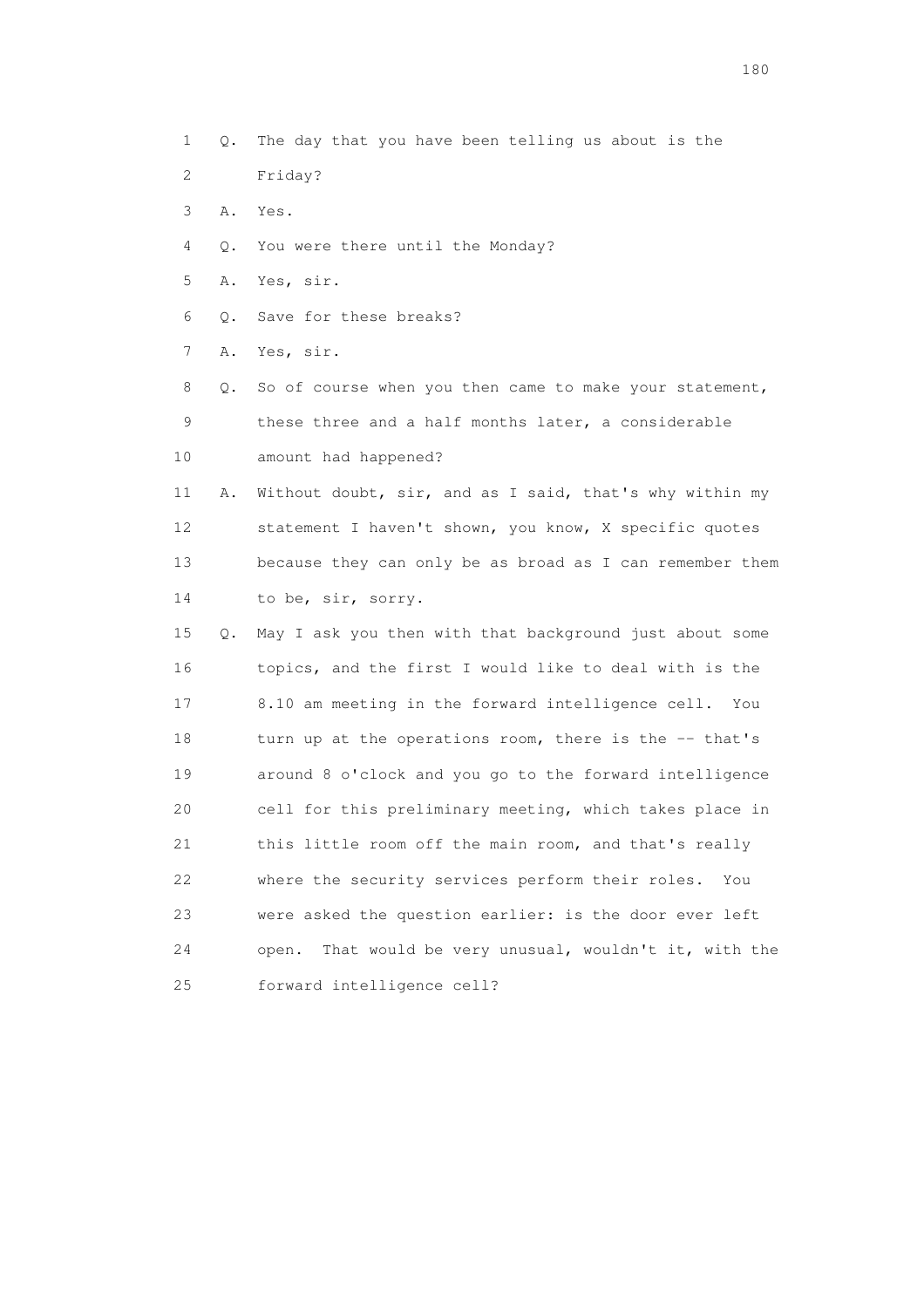1 Q. The day that you have been telling us about is the
2 Friday?
3 A. Yes.
4 Q. You were there until the Monday?
5 A. Yes, sir.
6 Q. Save for these breaks?
7 A. Yes, sir.
8 Q. So of course when you then came to make your statement,
9 these three and a half months later, a considerable
10 amount had happened?
11 A. Without doubt, sir, and as I said, that's why within my
12 statement I haven't shown, you know, X specific quotes
13 because they can only be as broad as I can remember them
14 to be, sir, sorry.
15 Q. May I ask you then with that background just about some
16 topics, and the first I would like to deal with is the
17 8.10 am meeting in the forward intelligence cell. You
18 turn up at the operations room, there is the -- that's
19 around 8 o'clock and you go to the forward intelligence
20 cell for this preliminary meeting, which takes place in
21 this little room off the main room, and that's really
22 where the security services perform their roles. You
23 were asked the question earlier: is the door ever left
24 open. That would be very unusual, wouldn't it, with the
25 forward intelligence cell?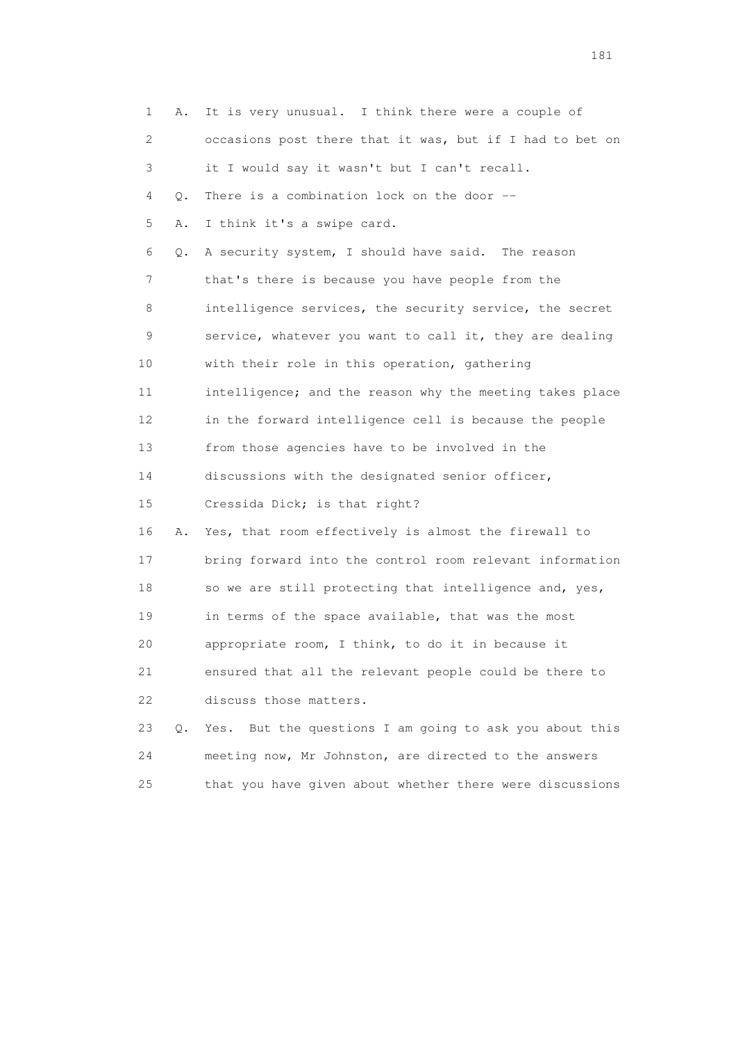1 A. It is very unusual. I think there were a couple of
2 occasions post there that it was, but if I had to bet on
3 it I would say it wasn't but I can't recall.
4 Q. There is a combination lock on the door --
5 A. I think it's a swipe card.
6 Q. A security system, I should have said. The reason
7 that's there is because you have people from the
8 intelligence services, the security service, the secret
9 service, whatever you want to call it, they are dealing
10 with their role in this operation, gathering
11 intelligence; and the reason why the meeting takes place
12 in the forward intelligence cell is because the people
13 from those agencies have to be involved in the
14 discussions with the designated senior officer,
15 Cressida Dick; is that right?
16 A. Yes, that room effectively is almost the firewall to
17 bring forward into the control room relevant information
18 so we are still protecting that intelligence and, yes,
19 in terms of the space available, that was the most
20 appropriate room, I think, to do it in because it
21 ensured that all the relevant people could be there to
22 discuss those matters.
23 Q. Yes. But the questions I am going to ask you about this
24 meeting now, Mr Johnston, are directed to the answers
25 that you have given about whether there were discussions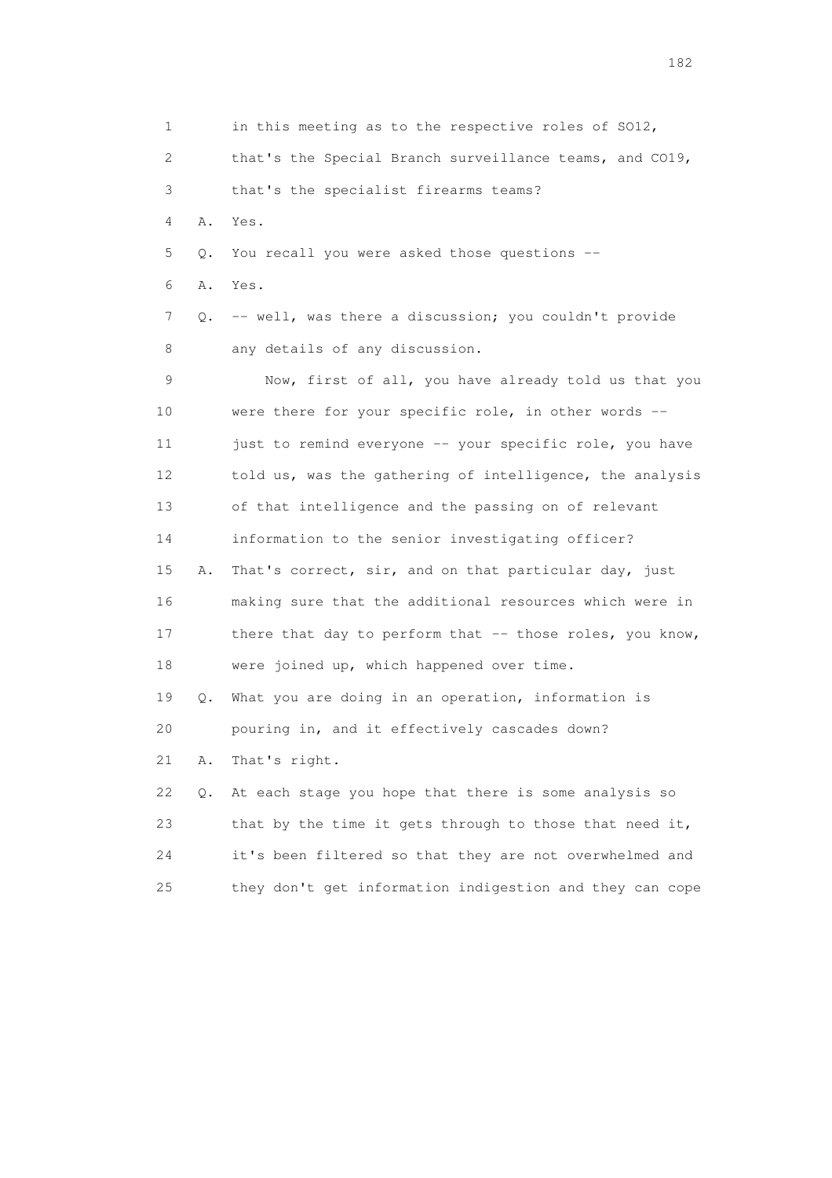1 in this meeting as to the respective roles of SO12,

2 that's the Special Branch surveillance teams, and CO19,

3 that's the specialist firearms teams?

4 A. Yes.

5 Q. You recall you were asked those questions --

6 A. Yes.

7 Q. -- well, was there a discussion; you couldn't provide

8 any details of any discussion.

9 Now, first of all, you have already told us that you

10 were there for your specific role, in other words --

11 just to remind everyone -- your specific role, you have

12 told us, was the gathering of intelligence, the analysis

13 of that intelligence and the passing on of relevant

14 information to the senior investigating officer?

15 A. That's correct, sir, and on that particular day, just

16 making sure that the additional resources which were in

17 there that day to perform that -- those roles, you know,

18 were joined up, which happened over time.

19 Q. What you are doing in an operation, information is

20 pouring in, and it effectively cascades down?

21 A. That's right.

22 Q. At each stage you hope that there is some analysis so

23 that by the time it gets through to those that need it,

24 it's been filtered so that they are not overwhelmed and

25 they don't get information indigestion and they can cope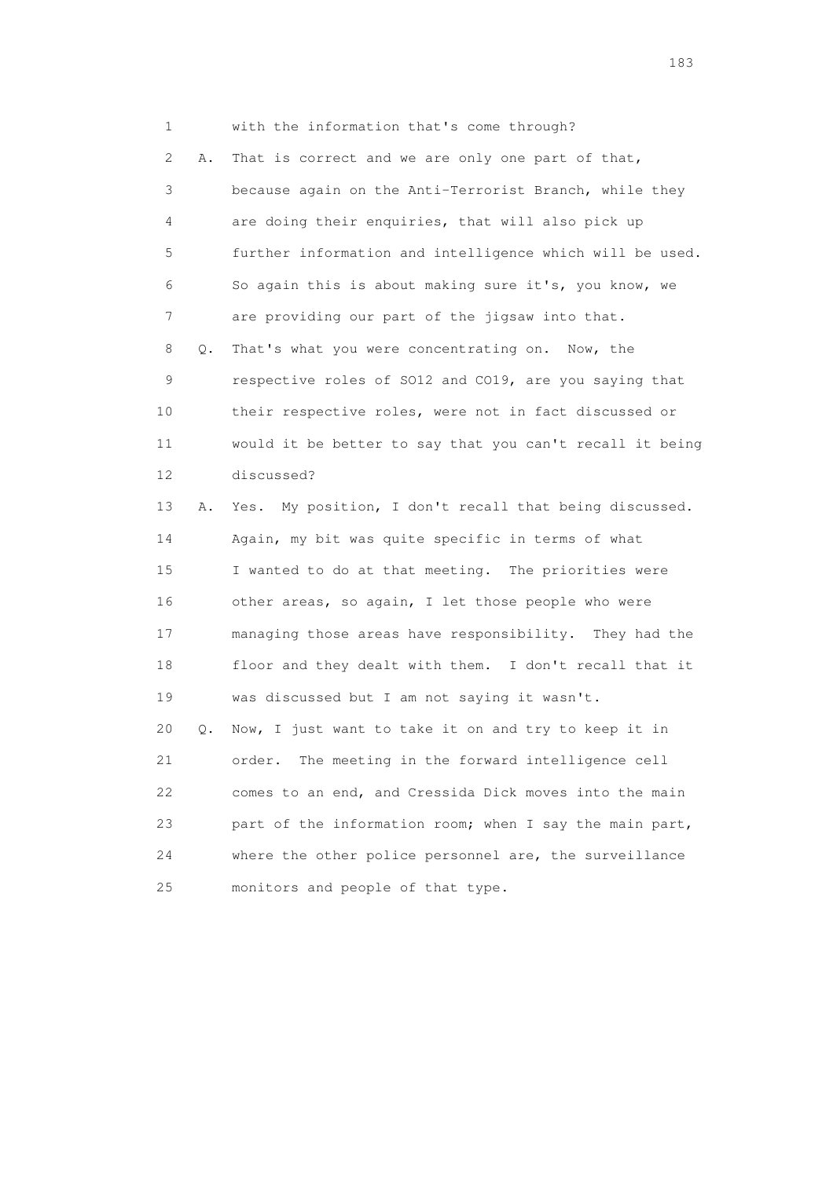1 with the information that's come through?

2 A. That is correct and we are only one part of that,

3 because again on the Anti-Terrorist Branch, while they

4 are doing their enquiries, that will also pick up

5 further information and intelligence which will be used.

6 So again this is about making sure it's, you know, we

7 are providing our part of the jigsaw into that.

8 Q. That's what you were concentrating on. Now, the

9 respective roles of SO12 and CO19, are you saying that

10 their respective roles, were not in fact discussed or

11 would it be better to say that you can't recall it being

12 discussed?

13 A. Yes. My position, I don't recall that being discussed.

14 Again, my bit was quite specific in terms of what

15 I wanted to do at that meeting. The priorities were

16 other areas, so again, I let those people who were

17 managing those areas have responsibility. They had the

18 floor and they dealt with them. I don't recall that it

19 was discussed but I am not saying it wasn't.

20 Q. Now, I just want to take it on and try to keep it in

21 order. The meeting in the forward intelligence cell

22 comes to an end, and Cressida Dick moves into the main

23 part of the information room; when I say the main part,

24 where the other police personnel are, the surveillance

25 monitors and people of that type.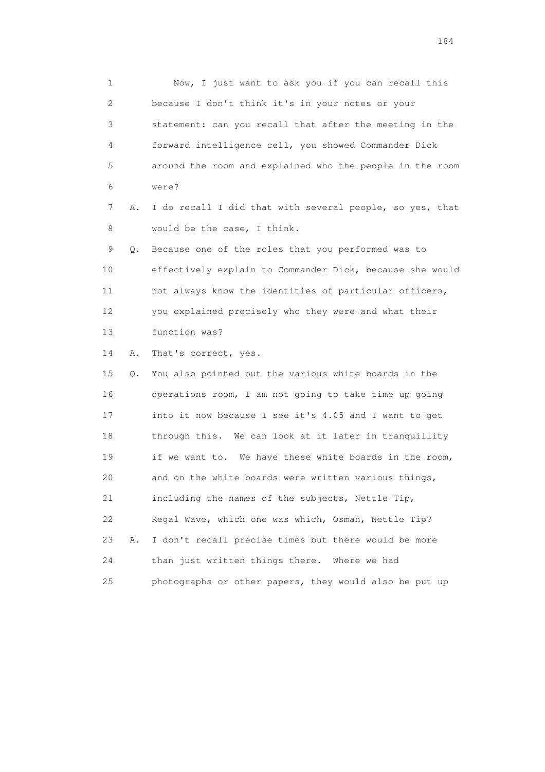1 Now, I just want to ask you if you can recall this
2 because I don't think it's in your notes or your
3 statement: can you recall that after the meeting in the
4 forward intelligence cell, you showed Commander Dick
5 around the room and explained who the people in the room
6 were?

7 A. I do recall I did that with several people, so yes, that
8 would be the case, I think.

9 Q. Because one of the roles that you performed was to
10 effectively explain to Commander Dick, because she would
11 not always know the identities of particular officers,
12 you explained precisely who they were and what their
13 function was?

14 A. That's correct, yes.

15 Q. You also pointed out the various white boards in the
16 operations room, I am not going to take time up going
17 into it now because I see it's 4.05 and I want to get
18 through this. We can look at it later in tranquillity
19 if we want to. We have these white boards in the room,
20 and on the white boards were written various things,
21 including the names of the subjects, Nettle Tip,
22 Regal Wave, which one was which, Osman, Nettle Tip?

23 A. I don't recall precise times but there would be more
24 than just written things there. Where we had
25 photographs or other papers, they would also be put up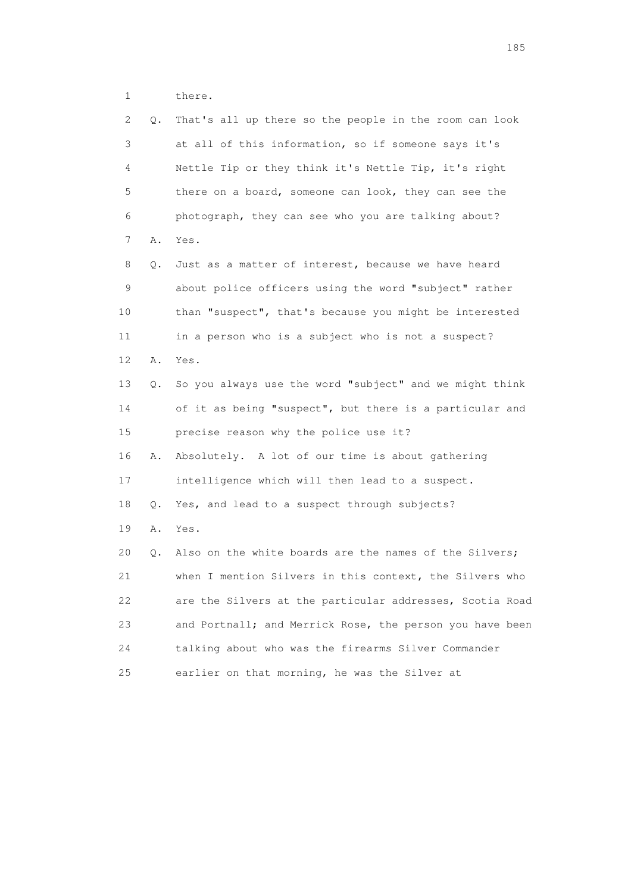1 there.

2 Q. That's all up there so the people in the room can look

3 at all of this information, so if someone says it's

4 Nettle Tip or they think it's Nettle Tip, it's right

5 there on a board, someone can look, they can see the

6 photograph, they can see who you are talking about?

7 A. Yes.

8 Q. Just as a matter of interest, because we have heard

9 about police officers using the word "subject" rather

10 than "suspect", that's because you might be interested

11 in a person who is a subject who is not a suspect?

12 A. Yes.

13 Q. So you always use the word "subject" and we might think

14 of it as being "suspect", but there is a particular and

15 precise reason why the police use it?

16 A. Absolutely. A lot of our time is about gathering

17 intelligence which will then lead to a suspect.

18 Q. Yes, and lead to a suspect through subjects?

19 A. Yes.

20 Q. Also on the white boards are the names of the Silvers;

21 when I mention Silvers in this context, the Silvers who

22 are the Silvers at the particular addresses, Scotia Road

23 and Portnall; and Merrick Rose, the person you have been

24 talking about who was the firearms Silver Commander

25 earlier on that morning, he was the Silver at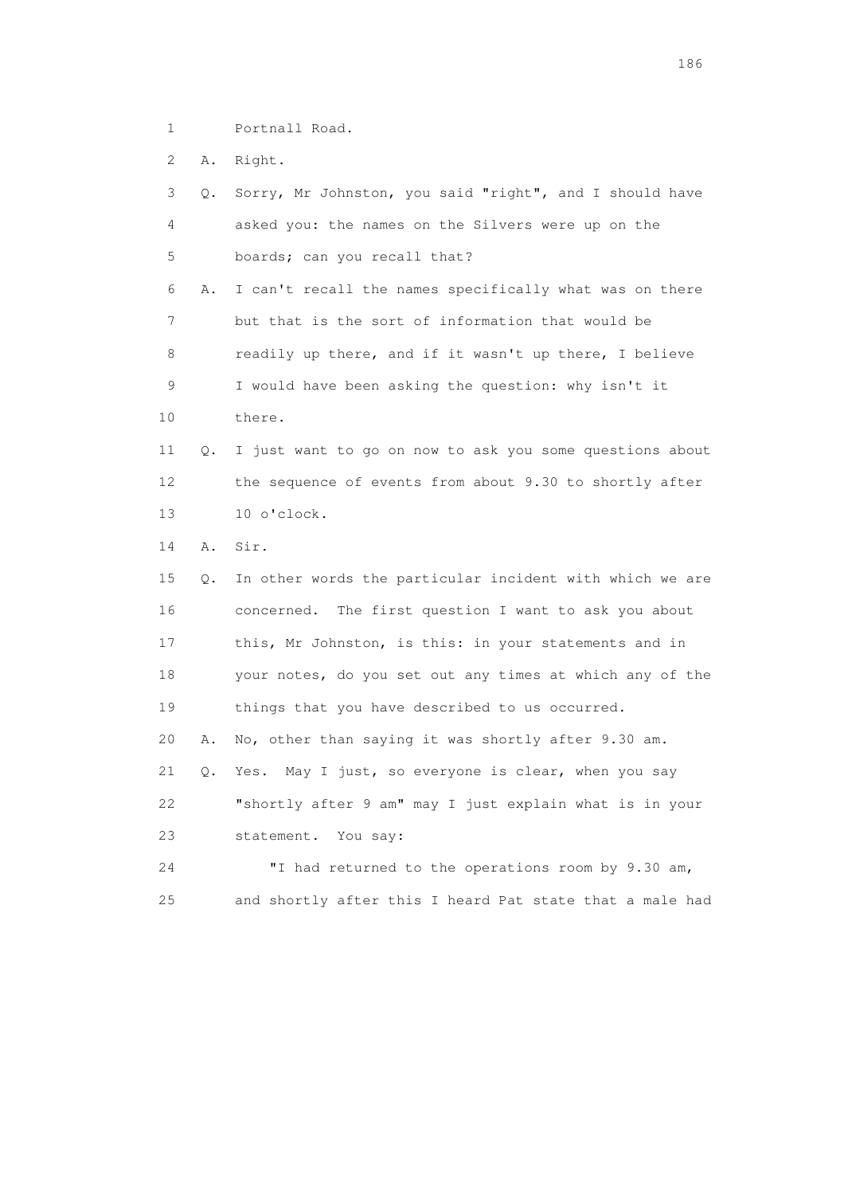1 Portnall Road.

2 A. Right.

3 Q. Sorry, Mr Johnston, you said "right", and I should have
4 asked you: the names on the Silvers were up on the
5 boards; can you recall that?

6 A. I can't recall the names specifically what was on there
7 but that is the sort of information that would be
8 readily up there, and if it wasn't up there, I believe
9 I would have been asking the question: why isn't it
10 there.

11 Q. I just want to go on now to ask you some questions about
12 the sequence of events from about 9.30 to shortly after
13 10 o'clock.

14 A. Sir.

15 Q. In other words the particular incident with which we are
16 concerned. The first question I want to ask you about
17 this, Mr Johnston, is this: in your statements and in
18 your notes, do you set out any times at which any of the
19 things that you have described to us occurred.

20 A. No, other than saying it was shortly after 9.30 am.

21 Q. Yes. May I just, so everyone is clear, when you say
22 "shortly after 9 am" may I just explain what is in your
23 statement. You say:

24 "I had returned to the operations room by 9.30 am,
25 and shortly after this I heard Pat state that a male had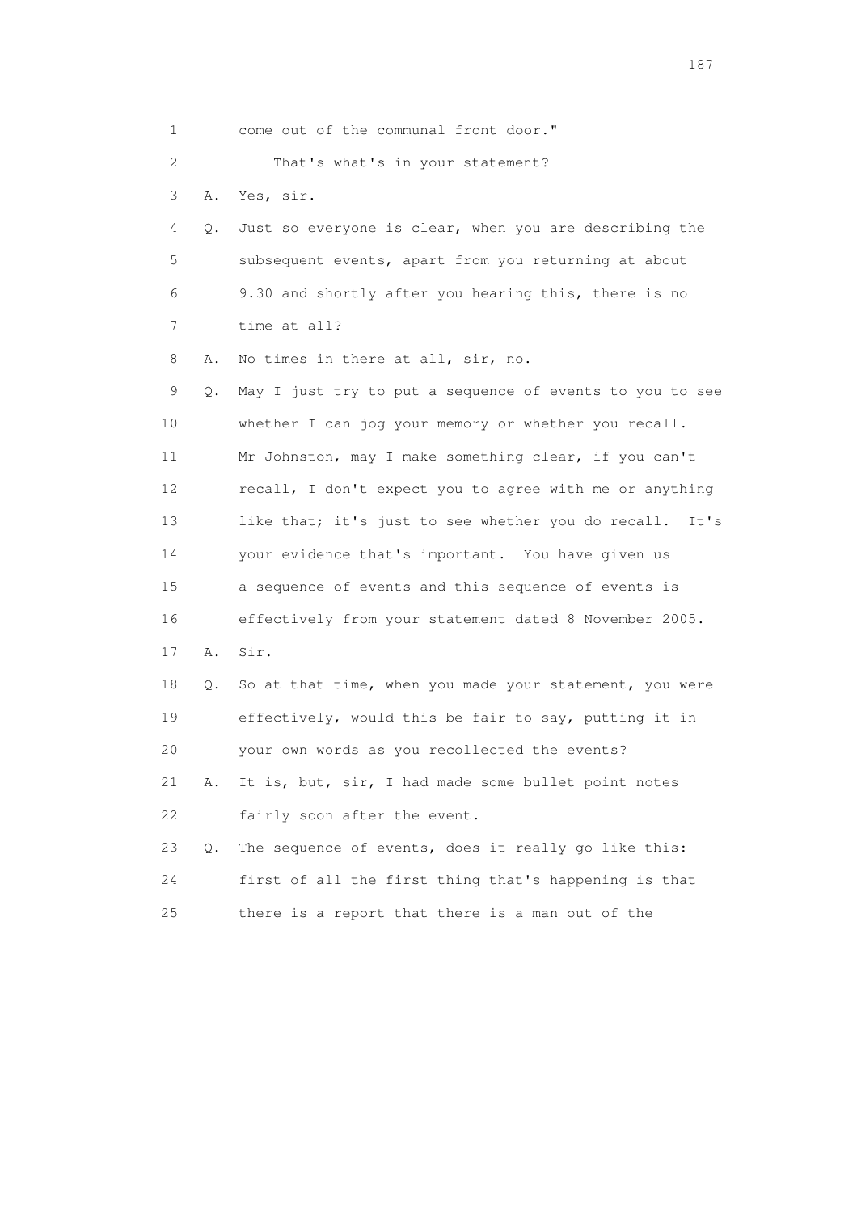1 come out of the communal front door."

2 That's what's in your statement?

3 A. Yes, sir.

4 Q. Just so everyone is clear, when you are describing the

5 subsequent events, apart from you returning at about

6 9.30 and shortly after you hearing this, there is no

7 time at all?

8 A. No times in there at all, sir, no.

9 Q. May I just try to put a sequence of events to you to see

10 whether I can jog your memory or whether you recall.

11 Mr Johnston, may I make something clear, if you can't

12 recall, I don't expect you to agree with me or anything

13 like that; it's just to see whether you do recall. It's

14 your evidence that's important. You have given us

15 a sequence of events and this sequence of events is

16 effectively from your statement dated 8 November 2005.

17 A. Sir.

18 Q. So at that time, when you made your statement, you were

19 effectively, would this be fair to say, putting it in

20 your own words as you recollected the events?

21 A. It is, but, sir, I had made some bullet point notes

22 fairly soon after the event.

23 Q. The sequence of events, does it really go like this:

24 first of all the first thing that's happening is that

25 there is a report that there is a man out of the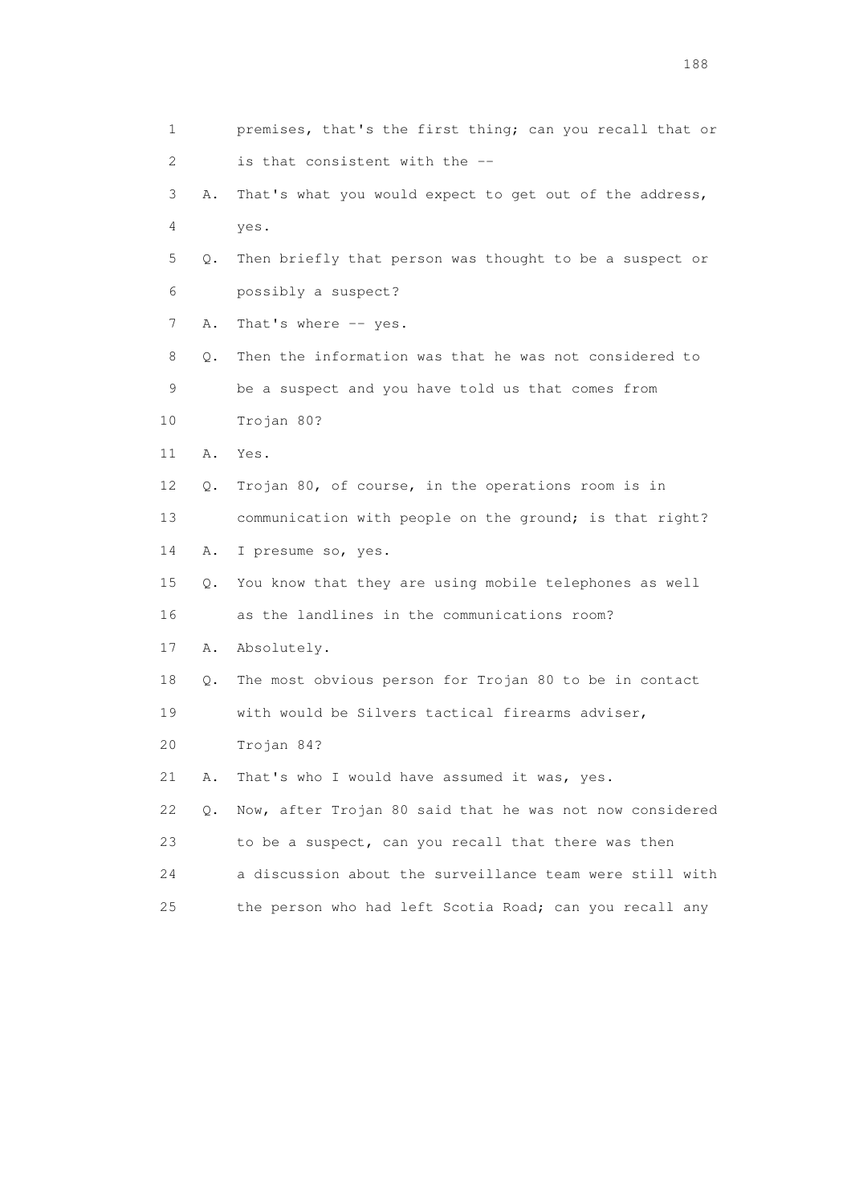1 premises, that's the first thing; can you recall that or
2 is that consistent with the --
3 A. That's what you would expect to get out of the address,
4 yes.
5 Q. Then briefly that person was thought to be a suspect or
6 possibly a suspect?
7 A. That's where -- yes.
8 Q. Then the information was that he was not considered to
9 be a suspect and you have told us that comes from
10 Trojan 80?
11 A. Yes.
12 Q. Trojan 80, of course, in the operations room is in
13 communication with people on the ground; is that right?
14 A. I presume so, yes.
15 Q. You know that they are using mobile telephones as well
16 as the landlines in the communications room?
17 A. Absolutely.
18 Q. The most obvious person for Trojan 80 to be in contact
19 with would be Silvers tactical firearms adviser,
20 Trojan 84?
21 A. That's who I would have assumed it was, yes.
22 Q. Now, after Trojan 80 said that he was not now considered
23 to be a suspect, can you recall that there was then
24 a discussion about the surveillance team were still with
25 the person who had left Scotia Road; can you recall any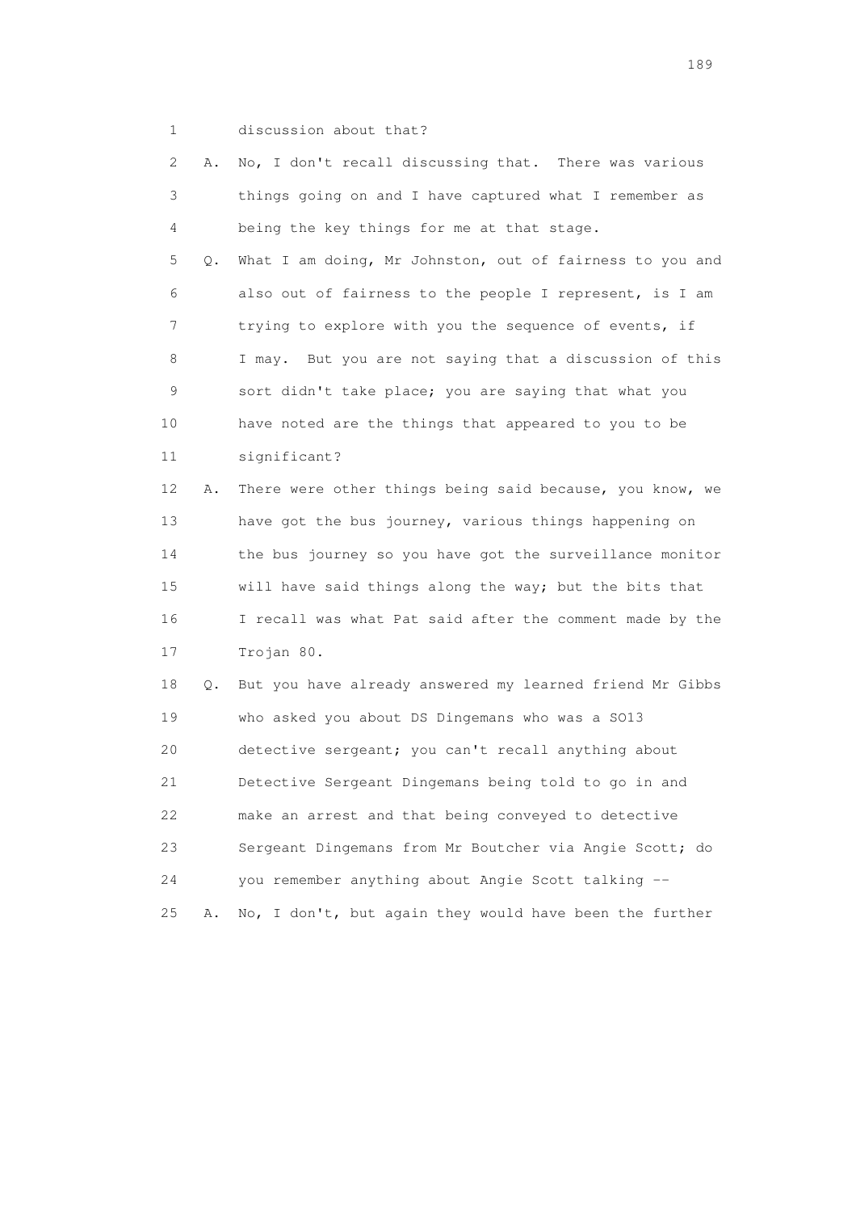1 discussion about that?

2 A. No, I don't recall discussing that. There was various

3 things going on and I have captured what I remember as

4 being the key things for me at that stage.

5 Q. What I am doing, Mr Johnston, out of fairness to you and

6 also out of fairness to the people I represent, is I am

7 trying to explore with you the sequence of events, if

8 I may. But you are not saying that a discussion of this

9 sort didn't take place; you are saying that what you

10 have noted are the things that appeared to you to be

11 significant?

12 A. There were other things being said because, you know, we

13 have got the bus journey, various things happening on

14 the bus journey so you have got the surveillance monitor

15 will have said things along the way; but the bits that

16 I recall was what Pat said after the comment made by the

17 Trojan 80.

18 Q. But you have already answered my learned friend Mr Gibbs

19 who asked you about DS Dingemans who was a SO13

20 detective sergeant; you can't recall anything about

21 Detective Sergeant Dingemans being told to go in and

22 make an arrest and that being conveyed to detective

23 Sergeant Dingemans from Mr Boutcher via Angie Scott; do

24 you remember anything about Angie Scott talking --

25 A. No, I don't, but again they would have been the further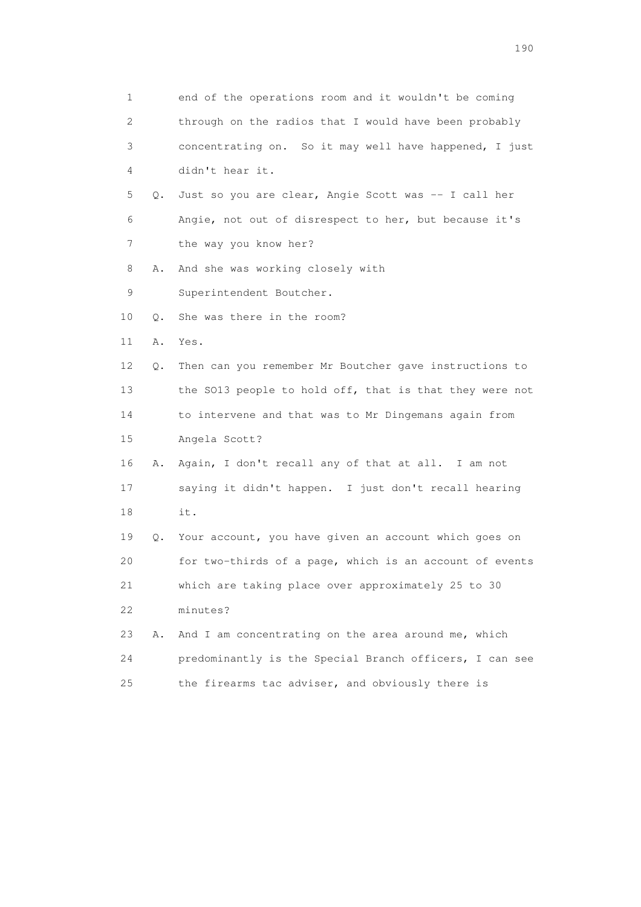1 end of the operations room and it wouldn't be coming
2 through on the radios that I would have been probably
3 concentrating on. So it may well have happened, I just
4 didn't hear it.

5 Q. Just so you are clear, Angie Scott was -- I call her
6 Angie, not out of disrespect to her, but because it's
7 the way you know her?

8 A. And she was working closely with
9 Superintendent Boutcher.

10 Q. She was there in the room?

11 A. Yes.

12 Q. Then can you remember Mr Boutcher gave instructions to
13 the SO13 people to hold off, that is that they were not
14 to intervene and that was to Mr Dingemans again from
15 Angela Scott?

16 A. Again, I don't recall any of that at all. I am not
17 saying it didn't happen. I just don't recall hearing
18 it.

19 Q. Your account, you have given an account which goes on
20 for two-thirds of a page, which is an account of events
21 which are taking place over approximately 25 to 30
22 minutes?

23 A. And I am concentrating on the area around me, which
24 predominantly is the Special Branch officers, I can see
25 the firearms tac adviser, and obviously there is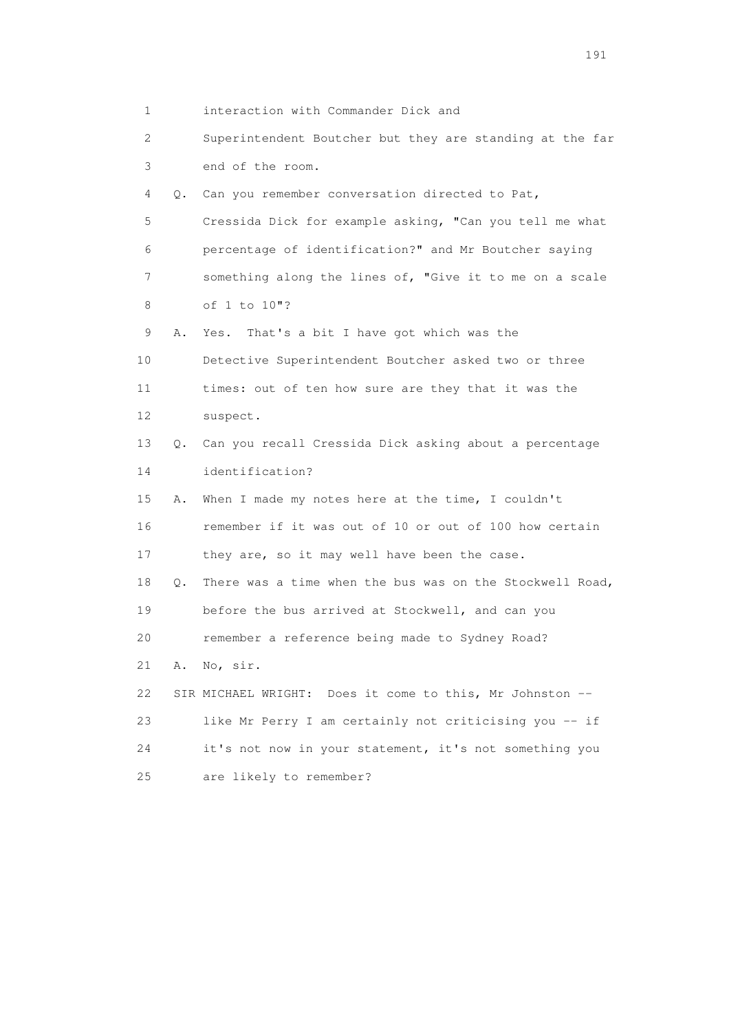1 interaction with Commander Dick and

2 Superintendent Boutcher but they are standing at the far

3 end of the room.

4 Q. Can you remember conversation directed to Pat,

5 Cressida Dick for example asking, "Can you tell me what

6 percentage of identification?" and Mr Boutcher saying

7 something along the lines of, "Give it to me on a scale

8 of 1 to 10"?

9 A. Yes. That's a bit I have got which was the

10 Detective Superintendent Boutcher asked two or three

11 times: out of ten how sure are they that it was the

12 suspect.

13 Q. Can you recall Cressida Dick asking about a percentage

14 identification?

15 A. When I made my notes here at the time, I couldn't

16 remember if it was out of 10 or out of 100 how certain

17 they are, so it may well have been the case.

18 Q. There was a time when the bus was on the Stockwell Road,

19 before the bus arrived at Stockwell, and can you

20 remember a reference being made to Sydney Road?

21 A. No, sir.

22 SIR MICHAEL WRIGHT: Does it come to this, Mr Johnston --

23 like Mr Perry I am certainly not criticising you -- if

24 it's not now in your statement, it's not something you

25 are likely to remember?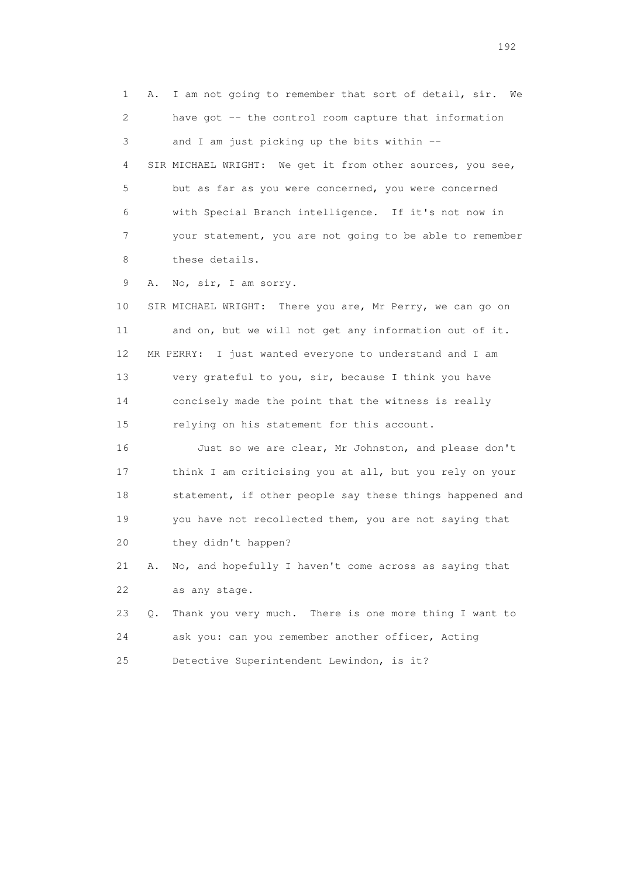1 A. I am not going to remember that sort of detail, sir. We
2 have got -- the control room capture that information
3 and I am just picking up the bits within --
4 SIR MICHAEL WRIGHT: We get it from other sources, you see,
5 but as far as you were concerned, you were concerned
6 with Special Branch intelligence. If it's not now in
7 your statement, you are not going to be able to remember
8 these details.
9 A. No, sir, I am sorry.
10 SIR MICHAEL WRIGHT: There you are, Mr Perry, we can go on
11 and on, but we will not get any information out of it.
12 MR PERRY: I just wanted everyone to understand and I am
13 very grateful to you, sir, because I think you have
14 concisely made the point that the witness is really
15 relying on his statement for this account.
16 Just so we are clear, Mr Johnston, and please don't
17 think I am criticising you at all, but you rely on your
18 statement, if other people say these things happened and
19 you have not recollected them, you are not saying that
20 they didn't happen?
21 A. No, and hopefully I haven't come across as saying that
22 as any stage.
23 Q. Thank you very much. There is one more thing I want to
24 ask you: can you remember another officer, Acting
25 Detective Superintendent Lewindon, is it?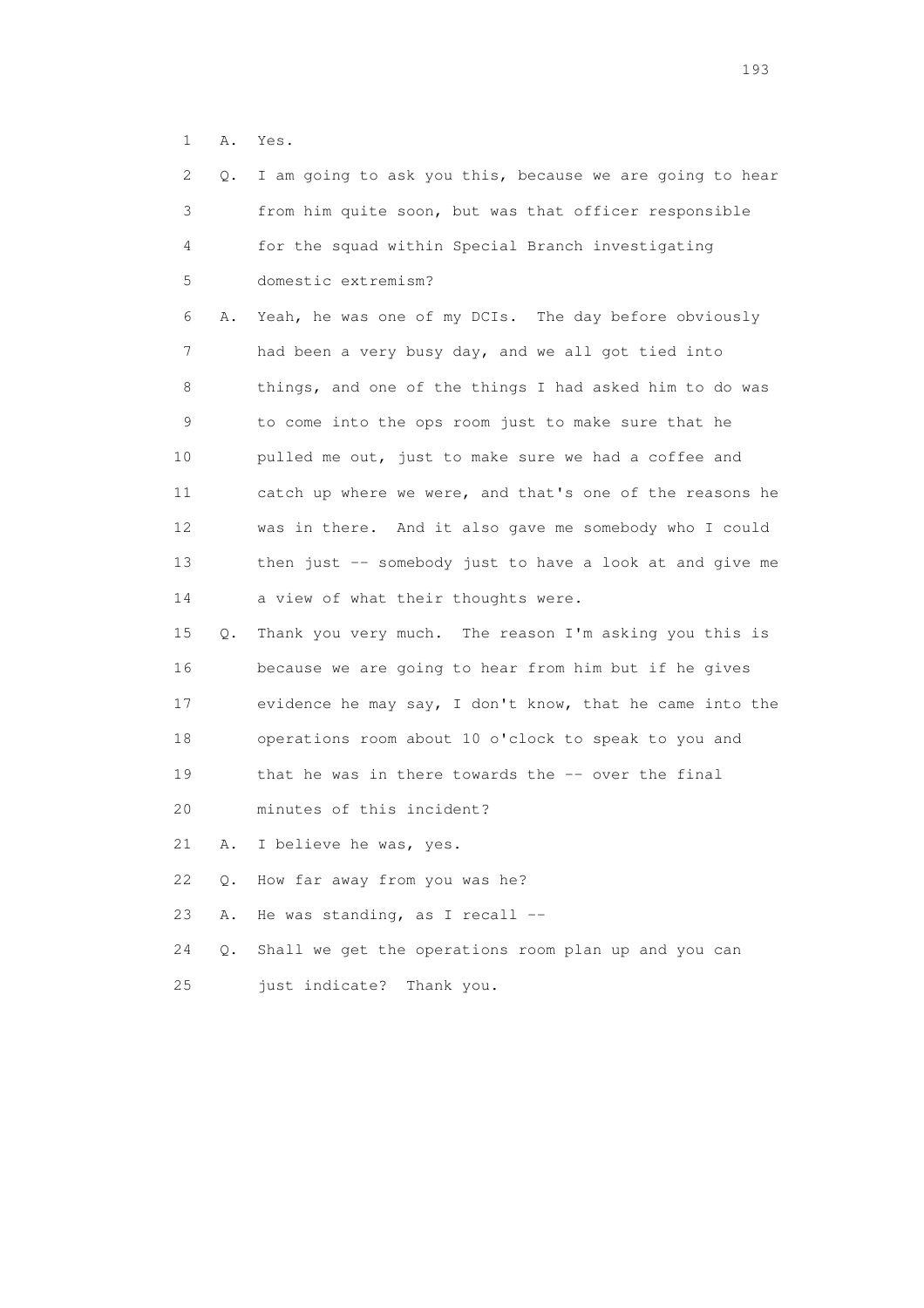1 A. Yes.

2 Q. I am going to ask you this, because we are going to hear
3 from him quite soon, but was that officer responsible
4 for the squad within Special Branch investigating
5 domestic extremism?

6 A. Yeah, he was one of my DCIs. The day before obviously
7 had been a very busy day, and we all got tied into
8 things, and one of the things I had asked him to do was
9 to come into the ops room just to make sure that he
10 pulled me out, just to make sure we had a coffee and
11 catch up where we were, and that's one of the reasons he
12 was in there. And it also gave me somebody who I could
13 then just -- somebody just to have a look at and give me
14 a view of what their thoughts were.

15 Q. Thank you very much. The reason I'm asking you this is
16 because we are going to hear from him but if he gives
17 evidence he may say, I don't know, that he came into the
18 operations room about 10 o'clock to speak to you and
19 that he was in there towards the -- over the final
20 minutes of this incident?

21 A. I believe he was, yes.

22 Q. How far away from you was he?

23 A. He was standing, as I recall --

24 Q. Shall we get the operations room plan up and you can
25 just indicate? Thank you.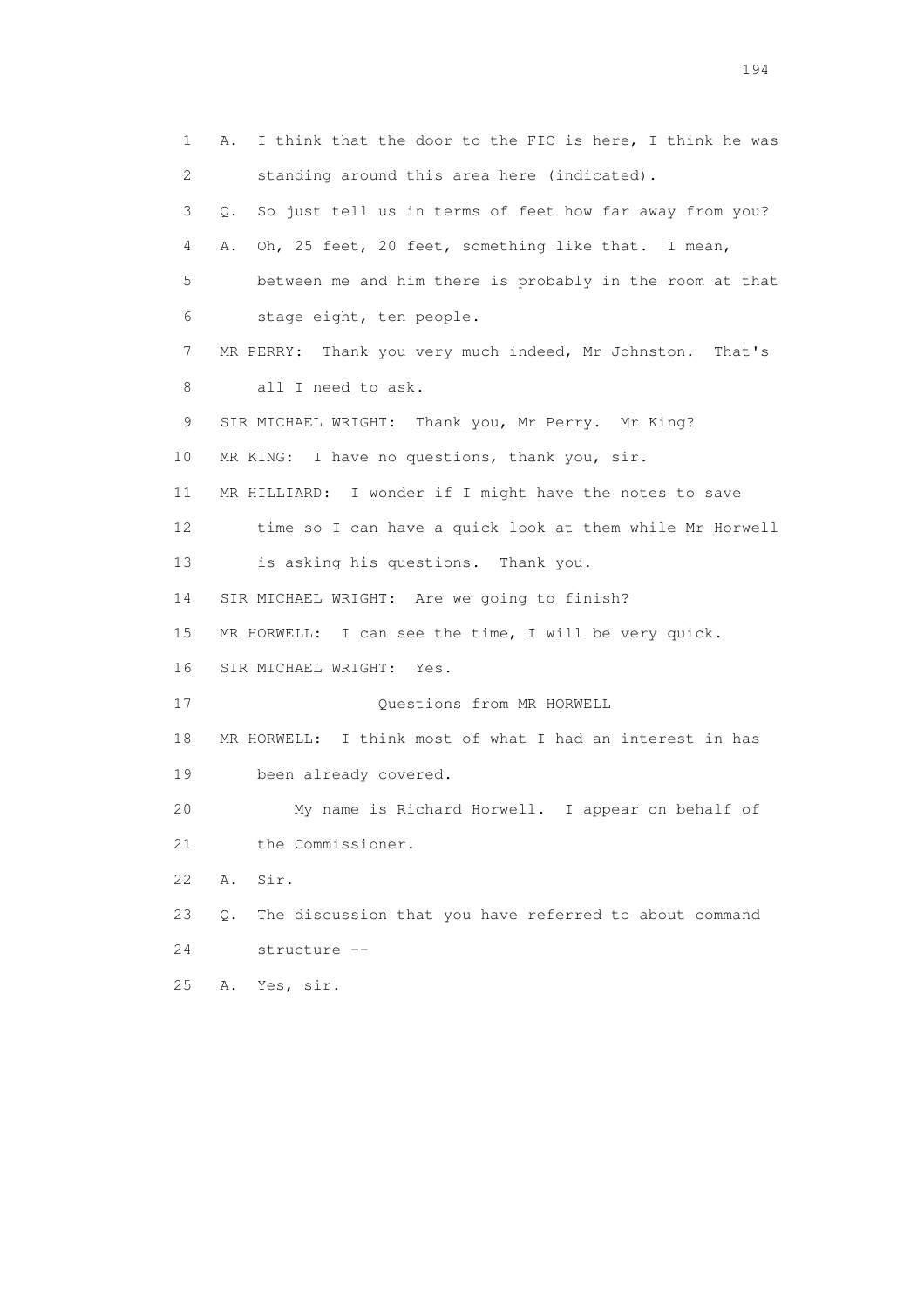1 A. I think that the door to the FIC is here, I think he was
2 standing around this area here (indicated).
3 Q. So just tell us in terms of feet how far away from you?
4 A. Oh, 25 feet, 20 feet, something like that. I mean,
5 between me and him there is probably in the room at that
6 stage eight, ten people.
7 MR PERRY: Thank you very much indeed, Mr Johnston. That's
8 all I need to ask.
9 SIR MICHAEL WRIGHT: Thank you, Mr Perry. Mr King?
10 MR KING: I have no questions, thank you, sir.
11 MR HILLIARD: I wonder if I might have the notes to save
12 time so I can have a quick look at them while Mr Horwell
13 is asking his questions. Thank you.
14 SIR MICHAEL WRIGHT: Are we going to finish?
15 MR HORWELL: I can see the time, I will be very quick.
16 SIR MICHAEL WRIGHT: Yes.
17 Questions from MR HORWELL
18 MR HORWELL: I think most of what I had an interest in has
19 been already covered.
20 My name is Richard Horwell. I appear on behalf of
21 the Commissioner.
22 A. Sir.
23 Q. The discussion that you have referred to about command
24 structure --
25 A. Yes, sir.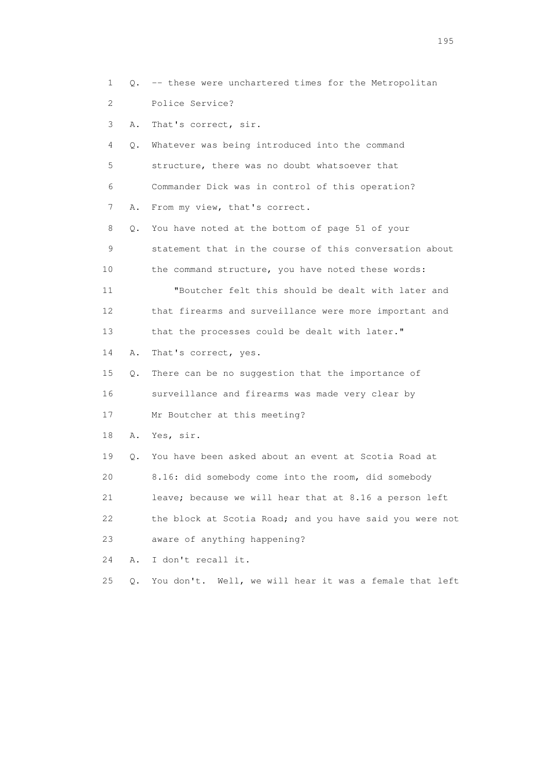1 Q. -- these were unchartered times for the Metropolitan
2 Police Service?
3 A. That's correct, sir.
4 Q. Whatever was being introduced into the command
5 structure, there was no doubt whatsoever that
6 Commander Dick was in control of this operation?
7 A. From my view, that's correct.
8 Q. You have noted at the bottom of page 51 of your
9 statement that in the course of this conversation about
10 the command structure, you have noted these words:
11 "Boutcher felt this should be dealt with later and
12 that firearms and surveillance were more important and
13 that the processes could be dealt with later."
14 A. That's correct, yes.
15 Q. There can be no suggestion that the importance of
16 surveillance and firearms was made very clear by
17 Mr Boutcher at this meeting?
18 A. Yes, sir.
19 Q. You have been asked about an event at Scotia Road at
20 8.16: did somebody come into the room, did somebody
21 leave; because we will hear that at 8.16 a person left
22 the block at Scotia Road; and you have said you were not
23 aware of anything happening?
24 A. I don't recall it.
25 Q. You don't. Well, we will hear it was a female that left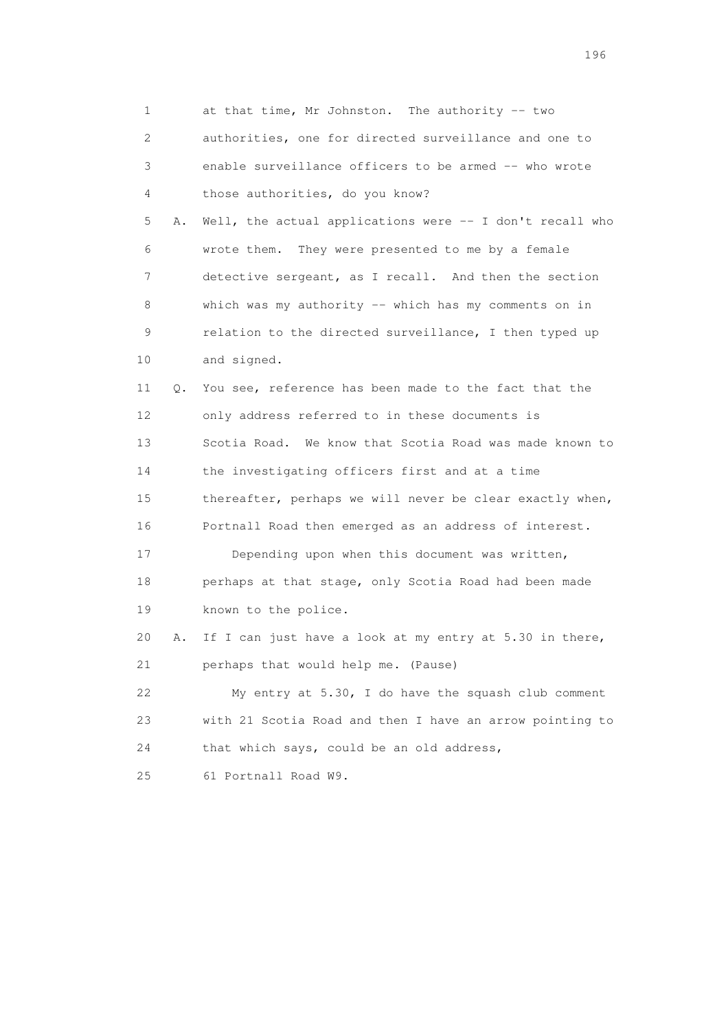1 at that time, Mr Johnston. The authority -- two
2 authorities, one for directed surveillance and one to
3 enable surveillance officers to be armed -- who wrote
4 those authorities, do you know?
5 A. Well, the actual applications were -- I don't recall who
6 wrote them. They were presented to me by a female
7 detective sergeant, as I recall. And then the section
8 which was my authority -- which has my comments on in
9 relation to the directed surveillance, I then typed up
10 and signed.
11 Q. You see, reference has been made to the fact that the
12 only address referred to in these documents is
13 Scotia Road. We know that Scotia Road was made known to
14 the investigating officers first and at a time
15 thereafter, perhaps we will never be clear exactly when,
16 Portnall Road then emerged as an address of interest.
17 Depending upon when this document was written,
18 perhaps at that stage, only Scotia Road had been made
19 known to the police.
20 A. If I can just have a look at my entry at 5.30 in there,
21 perhaps that would help me. (Pause)
22 My entry at 5.30, I do have the squash club comment
23 with 21 Scotia Road and then I have an arrow pointing to
24 that which says, could be an old address,
25 61 Portnall Road W9.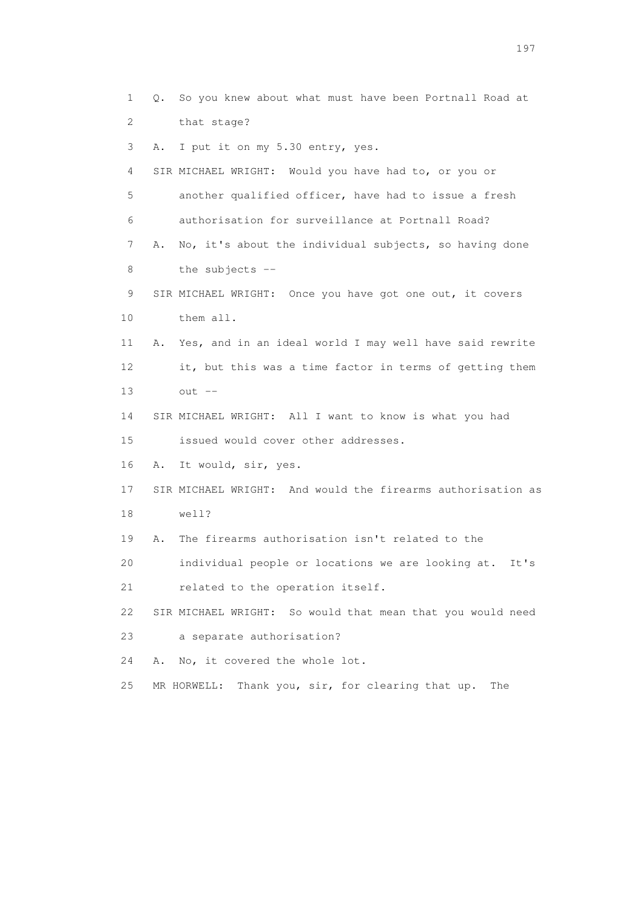1 Q. So you knew about what must have been Portnall Road at
2 that stage?

3 A. I put it on my 5.30 entry, yes.

4 SIR MICHAEL WRIGHT: Would you have had to, or you or
5 another qualified officer, have had to issue a fresh
6 authorisation for surveillance at Portnall Road?

7 A. No, it's about the individual subjects, so having done
8 the subjects --

9 SIR MICHAEL WRIGHT: Once you have got one out, it covers
10 them all.

11 A. Yes, and in an ideal world I may well have said rewrite
12 it, but this was a time factor in terms of getting them
13 out --

14 SIR MICHAEL WRIGHT: All I want to know is what you had
15 issued would cover other addresses.

16 A. It would, sir, yes.

17 SIR MICHAEL WRIGHT: And would the firearms authorisation as
18 well?

19 A. The firearms authorisation isn't related to the
20 individual people or locations we are looking at. It's
21 related to the operation itself.

22 SIR MICHAEL WRIGHT: So would that mean that you would need
23 a separate authorisation?

24 A. No, it covered the whole lot.

25 MR HORWELL: Thank you, sir, for clearing that up. The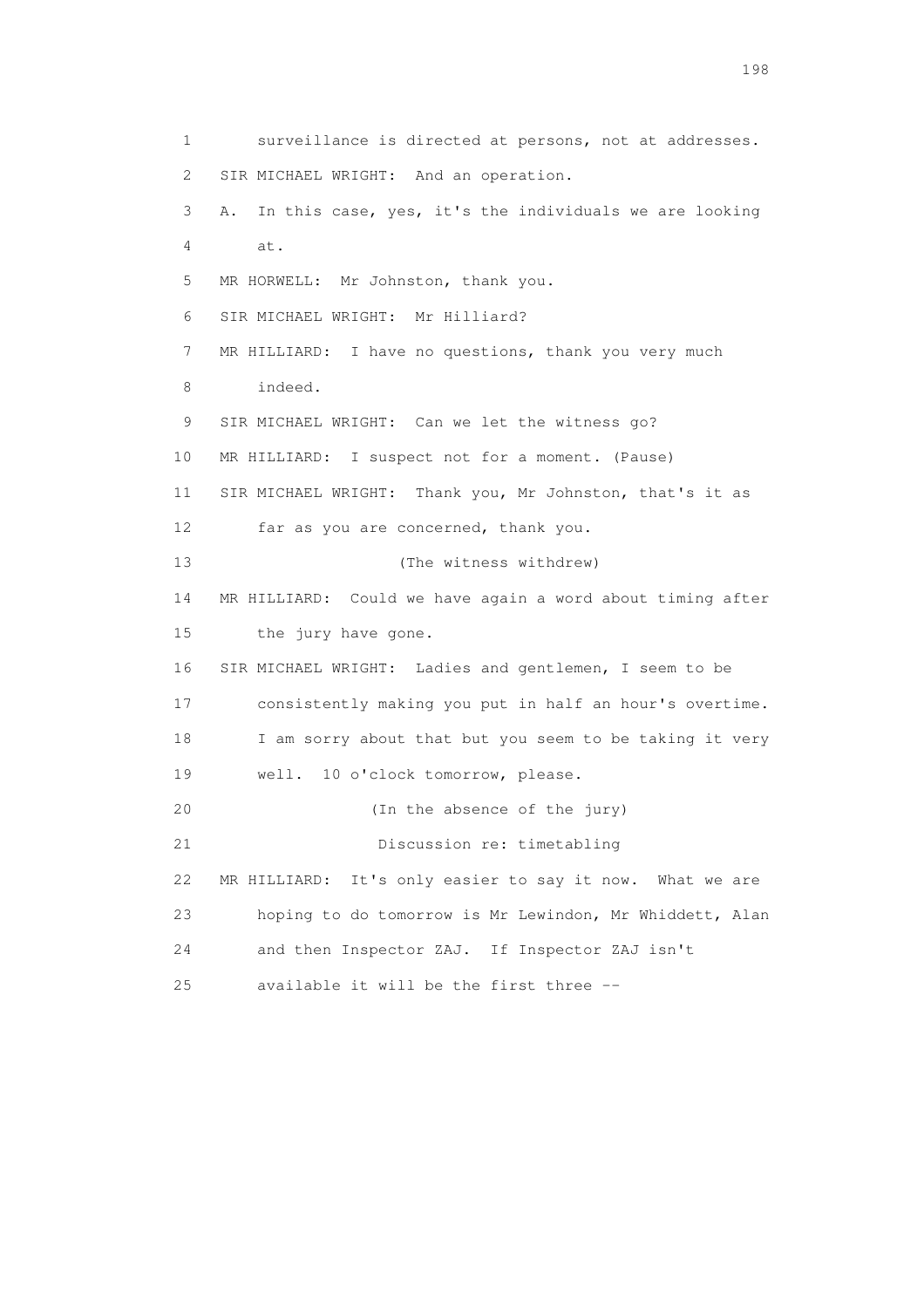1 surveillance is directed at persons, not at addresses.

2 SIR MICHAEL WRIGHT: And an operation.

3 A. In this case, yes, it's the individuals we are looking

4 at.

5 MR HORWELL: Mr Johnston, thank you.

6 SIR MICHAEL WRIGHT: Mr Hilliard?

7 MR HILLIARD: I have no questions, thank you very much

8 indeed.

9 SIR MICHAEL WRIGHT: Can we let the witness go?

10 MR HILLIARD: I suspect not for a moment. (Pause)

11 SIR MICHAEL WRIGHT: Thank you, Mr Johnston, that's it as

12 far as you are concerned, thank you.

13 (The witness withdrew)

14 MR HILLIARD: Could we have again a word about timing after

15 the jury have gone.

16 SIR MICHAEL WRIGHT: Ladies and gentlemen, I seem to be

17 consistently making you put in half an hour's overtime.

18 I am sorry about that but you seem to be taking it very

19 well. 10 o'clock tomorrow, please.

20 (In the absence of the jury)

21 Discussion re: timetabling

22 MR HILLIARD: It's only easier to say it now. What we are

23 hoping to do tomorrow is Mr Lewindon, Mr Whiddett, Alan

24 and then Inspector ZAJ. If Inspector ZAJ isn't

25 available it will be the first three --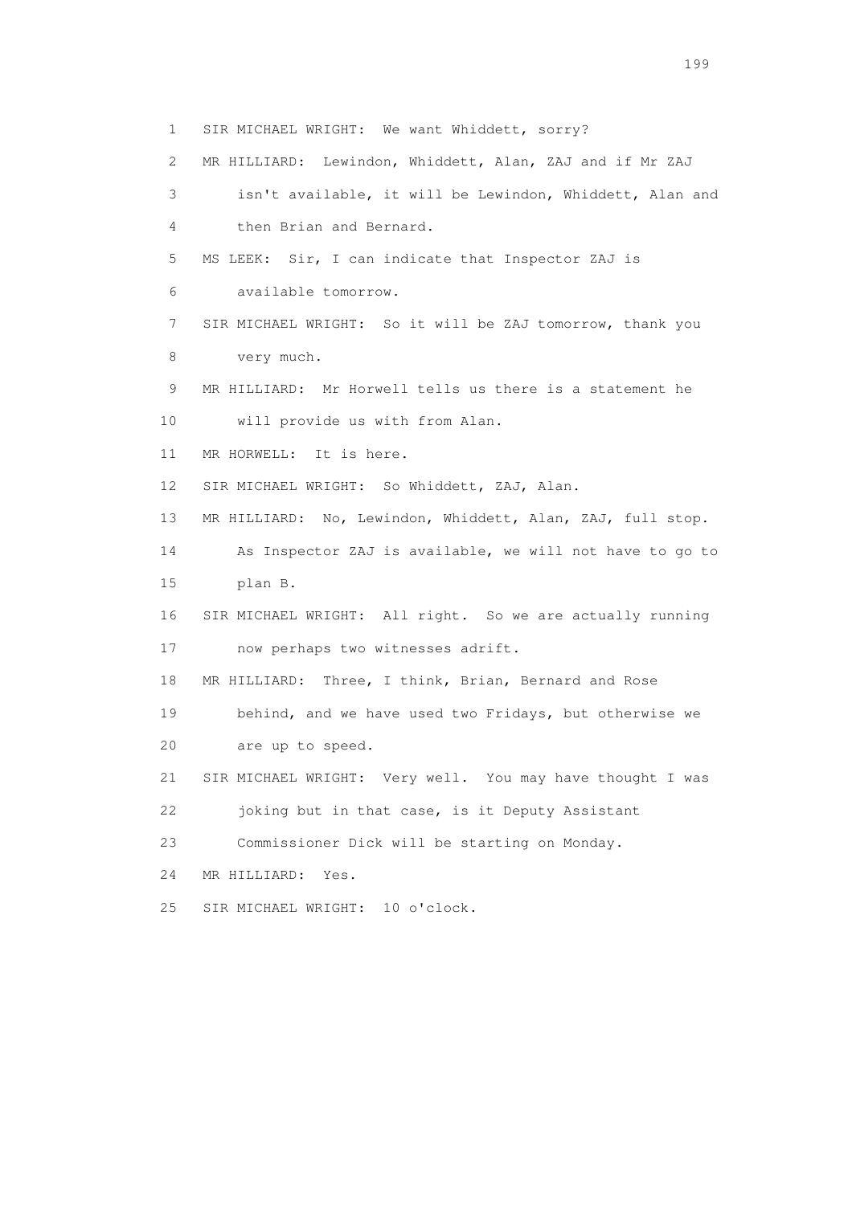1 SIR MICHAEL WRIGHT: We want Whiddett, sorry?

2 MR HILLIARD: Lewindon, Whiddett, Alan, ZAJ and if Mr ZAJ

3 isn't available, it will be Lewindon, Whiddett, Alan and

4 then Brian and Bernard.

5 MS LEEK: Sir, I can indicate that Inspector ZAJ is

6 available tomorrow.

7 SIR MICHAEL WRIGHT: So it will be ZAJ tomorrow, thank you

8 very much.

9 MR HILLIARD: Mr Horwell tells us there is a statement he

10 will provide us with from Alan.

11 MR HORWELL: It is here.

12 SIR MICHAEL WRIGHT: So Whiddett, ZAJ, Alan.

13 MR HILLIARD: No, Lewindon, Whiddett, Alan, ZAJ, full stop.

14 As Inspector ZAJ is available, we will not have to go to

15 plan B.

16 SIR MICHAEL WRIGHT: All right. So we are actually running

17 now perhaps two witnesses adrift.

18 MR HILLIARD: Three, I think, Brian, Bernard and Rose

19 behind, and we have used two Fridays, but otherwise we

20 are up to speed.

21 SIR MICHAEL WRIGHT: Very well. You may have thought I was

22 joking but in that case, is it Deputy Assistant

23 Commissioner Dick will be starting on Monday.

24 MR HILLIARD: Yes.

25 SIR MICHAEL WRIGHT: 10 o'clock.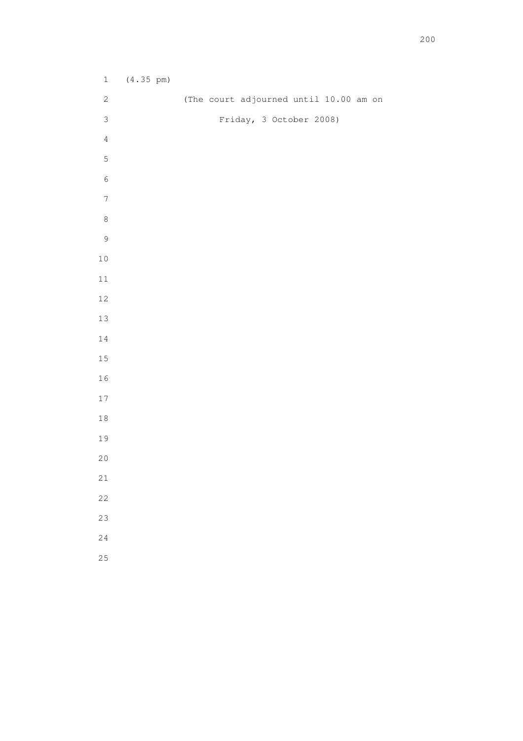(4.35 pm)

(The court adjourned until 10.00 am on

Friday, 3 October 2008)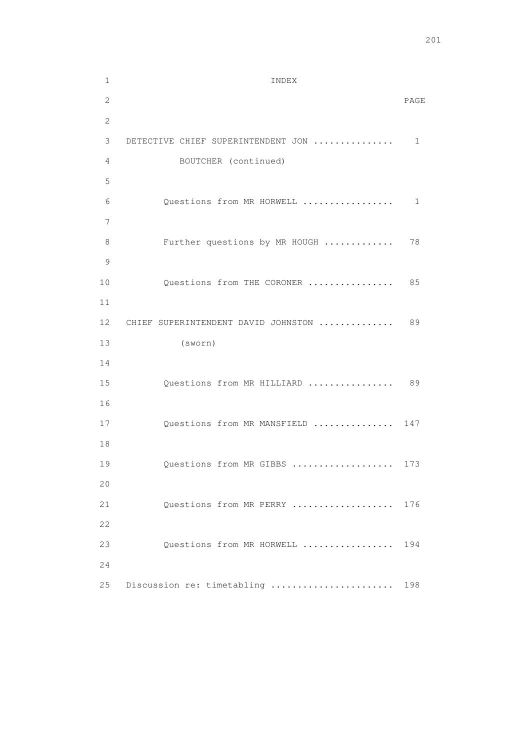# INDEX

PAGE

DETECTIVE CHIEF SUPERINTENDENT JON ............... 1
BOUTCHER (continued)

Questions from MR HORWELL ................. 1

Further questions by MR HOUGH ............. 78

Questions from THE CORONER ................ 85

CHIEF SUPERINTENDENT DAVID JOHNSTON .............. 89
(sworn)

Questions from MR HILLIARD ................ 89

Questions from MR MANSFIELD ............... 147

Questions from MR GIBBS ................... 173

Questions from MR PERRY ................... 176

Questions from MR HORWELL ................. 194

Discussion re: timetabling ....................... 198